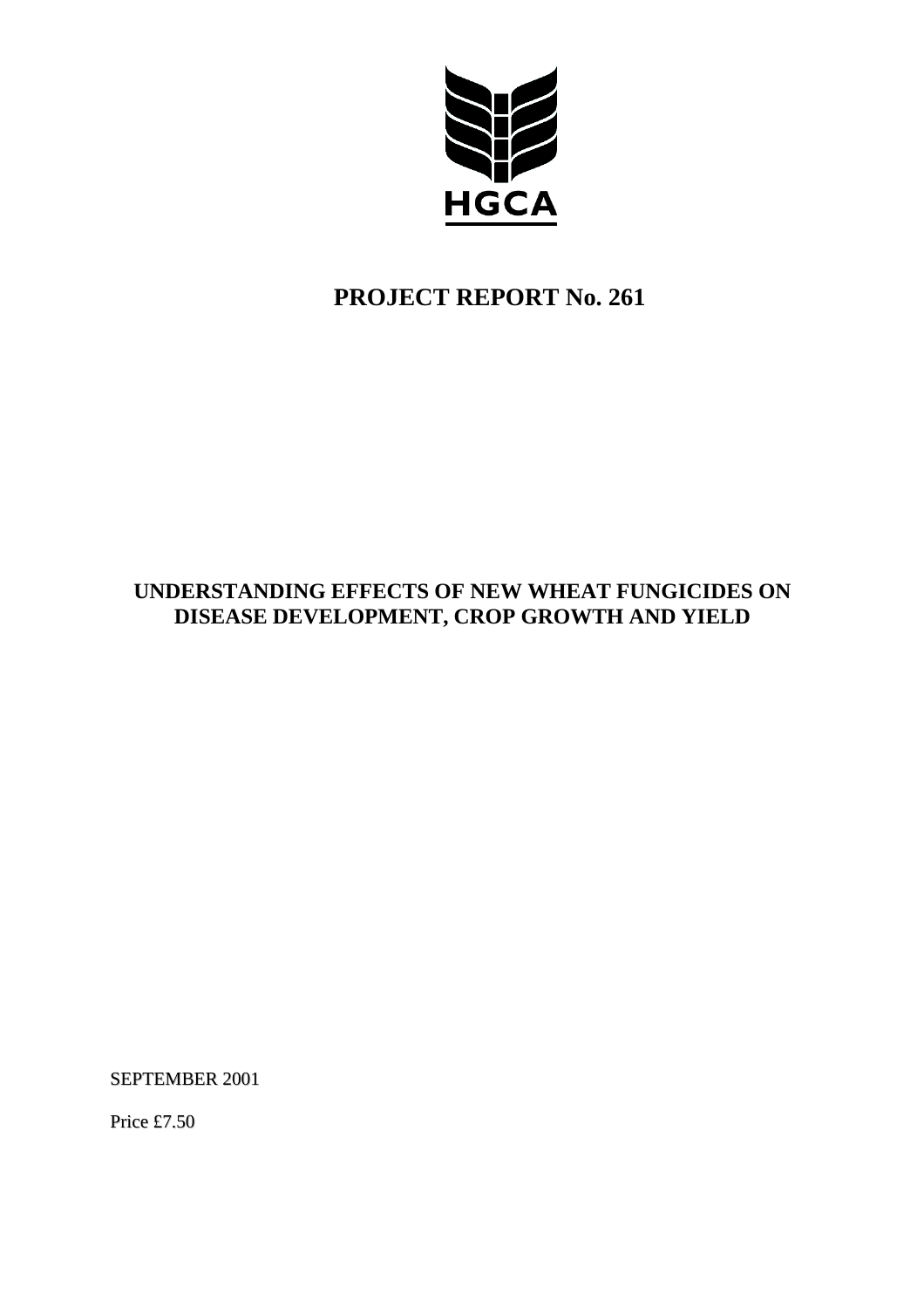HGCA

# PROJECT REPORT No. 261

## UNDERSTANDING EFFECTS OF NEW WHEAT FUNGICIDES ON DISEASE DEVELOPMENT, CROP GROWTH AND YIELD

SEPTEMBER 2001

Price £7.50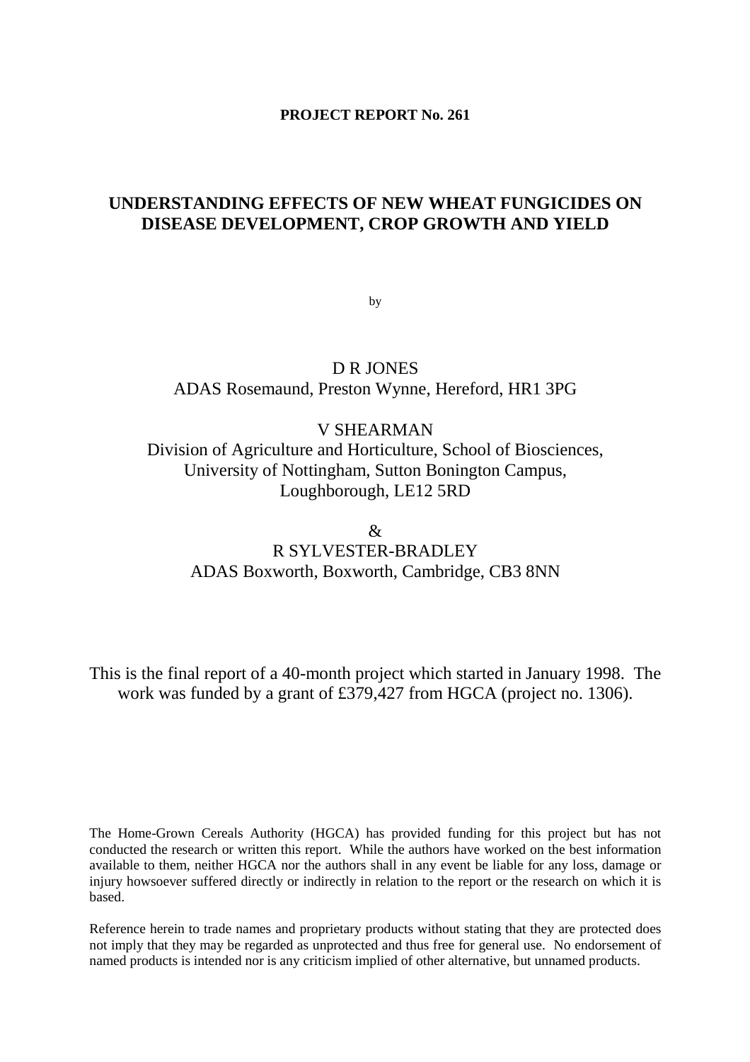**PROJECT REPORT No. 261**

# UNDERSTANDING EFFECTS OF NEW WHEAT FUNGICIDES ON DISEASE DEVELOPMENT, CROP GROWTH AND YIELD

by

D R JONES
ADAS Rosemaund, Preston Wynne, Hereford, HR1 3PG

V SHEARMAN
Division of Agriculture and Horticulture, School of Biosciences,
University of Nottingham, Sutton Bonington Campus,
Loughborough, LE12 5RD

&
R SYLVESTER-BRADLEY
ADAS Boxworth, Boxworth, Cambridge, CB3 8NN

This is the final report of a 40-month project which started in January 1998. The work was funded by a grant of £379,427 from HGCA (project no. 1306).

The Home-Grown Cereals Authority (HGCA) has provided funding for this project but has not conducted the research or written this report. While the authors have worked on the best information available to them, neither HGCA nor the authors shall in any event be liable for any loss, damage or injury howsoever suffered directly or indirectly in relation to the report or the research on which it is based.

Reference herein to trade names and proprietary products without stating that they are protected does not imply that they may be regarded as unprotected and thus free for general use. No endorsement of named products is intended nor is any criticism implied of other alternative, but unnamed products.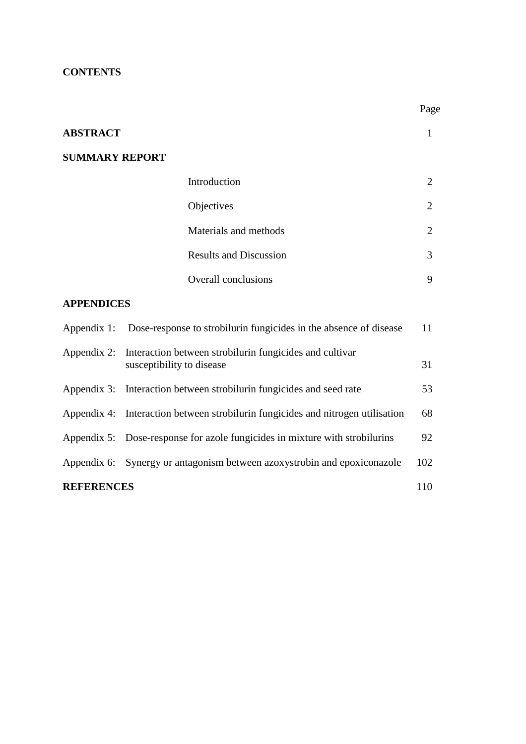**CONTENTS**

| | | Page |
|---|---|---|
| **ABSTRACT** | | 1 |
| **SUMMARY REPORT** | | |
| | Introduction | 2 |
| | Objectives | 2 |
| | Materials and methods | 2 |
| | Results and Discussion | 3 |
| | Overall conclusions | 9 |
| **APPENDICES** | | |
| Appendix 1: | Dose-response to strobilurin fungicides in the absence of disease | 11 |
| Appendix 2: | Interaction between strobilurin fungicides and cultivar susceptibility to disease | 31 |
| Appendix 3: | Interaction between strobilurin fungicides and seed rate | 53 |
| Appendix 4: | Interaction between strobilurin fungicides and nitrogen utilisation | 68 |
| Appendix 5: | Dose-response for azole fungicides in mixture with strobilurins | 92 |
| Appendix 6: | Synergy or antagonism between azoxystrobin and epoxiconazole | 102 |
| **REFERENCES** | | 110 |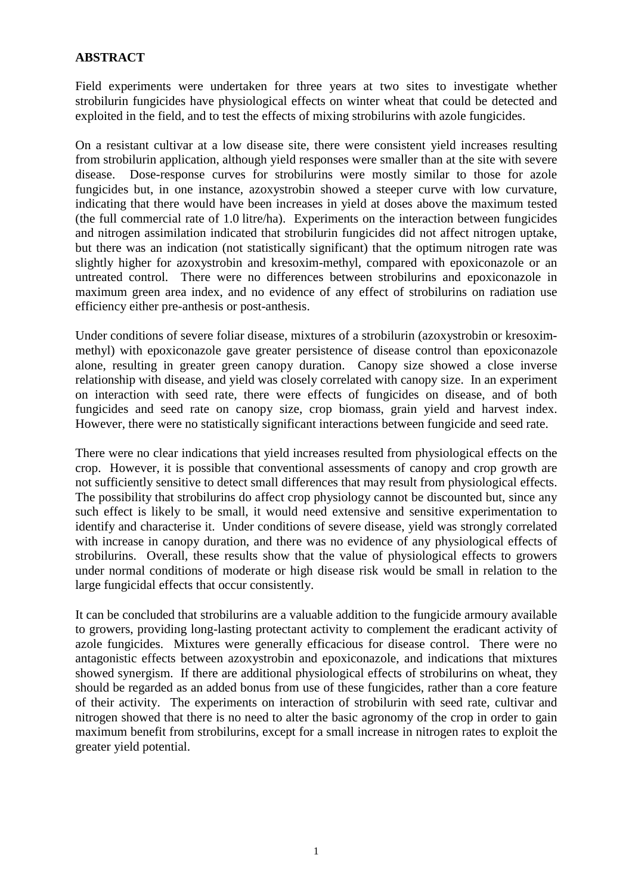## ABSTRACT

Field experiments were undertaken for three years at two sites to investigate whether strobilurin fungicides have physiological effects on winter wheat that could be detected and exploited in the field, and to test the effects of mixing strobilurins with azole fungicides.

On a resistant cultivar at a low disease site, there were consistent yield increases resulting from strobilurin application, although yield responses were smaller than at the site with severe disease. Dose-response curves for strobilurins were mostly similar to those for azole fungicides but, in one instance, azoxystrobin showed a steeper curve with low curvature, indicating that there would have been increases in yield at doses above the maximum tested (the full commercial rate of 1.0 litre/ha). Experiments on the interaction between fungicides and nitrogen assimilation indicated that strobilurin fungicides did not affect nitrogen uptake, but there was an indication (not statistically significant) that the optimum nitrogen rate was slightly higher for azoxystrobin and kresoxim-methyl, compared with epoxiconazole or an untreated control. There were no differences between strobilurins and epoxiconazole in maximum green area index, and no evidence of any effect of strobilurins on radiation use efficiency either pre-anthesis or post-anthesis.

Under conditions of severe foliar disease, mixtures of a strobilurin (azoxystrobin or kresoxim-methyl) with epoxiconazole gave greater persistence of disease control than epoxiconazole alone, resulting in greater green canopy duration. Canopy size showed a close inverse relationship with disease, and yield was closely correlated with canopy size. In an experiment on interaction with seed rate, there were effects of fungicides on disease, and of both fungicides and seed rate on canopy size, crop biomass, grain yield and harvest index. However, there were no statistically significant interactions between fungicide and seed rate.

There were no clear indications that yield increases resulted from physiological effects on the crop. However, it is possible that conventional assessments of canopy and crop growth are not sufficiently sensitive to detect small differences that may result from physiological effects. The possibility that strobilurins do affect crop physiology cannot be discounted but, since any such effect is likely to be small, it would need extensive and sensitive experimentation to identify and characterise it. Under conditions of severe disease, yield was strongly correlated with increase in canopy duration, and there was no evidence of any physiological effects of strobilurins. Overall, these results show that the value of physiological effects to growers under normal conditions of moderate or high disease risk would be small in relation to the large fungicidal effects that occur consistently.

It can be concluded that strobilurins are a valuable addition to the fungicide armoury available to growers, providing long-lasting protectant activity to complement the eradicant activity of azole fungicides. Mixtures were generally efficacious for disease control. There were no antagonistic effects between azoxystrobin and epoxiconazole, and indications that mixtures showed synergism. If there are additional physiological effects of strobilurins on wheat, they should be regarded as an added bonus from use of these fungicides, rather than a core feature of their activity. The experiments on interaction of strobilurin with seed rate, cultivar and nitrogen showed that there is no need to alter the basic agronomy of the crop in order to gain maximum benefit from strobilurins, except for a small increase in nitrogen rates to exploit the greater yield potential.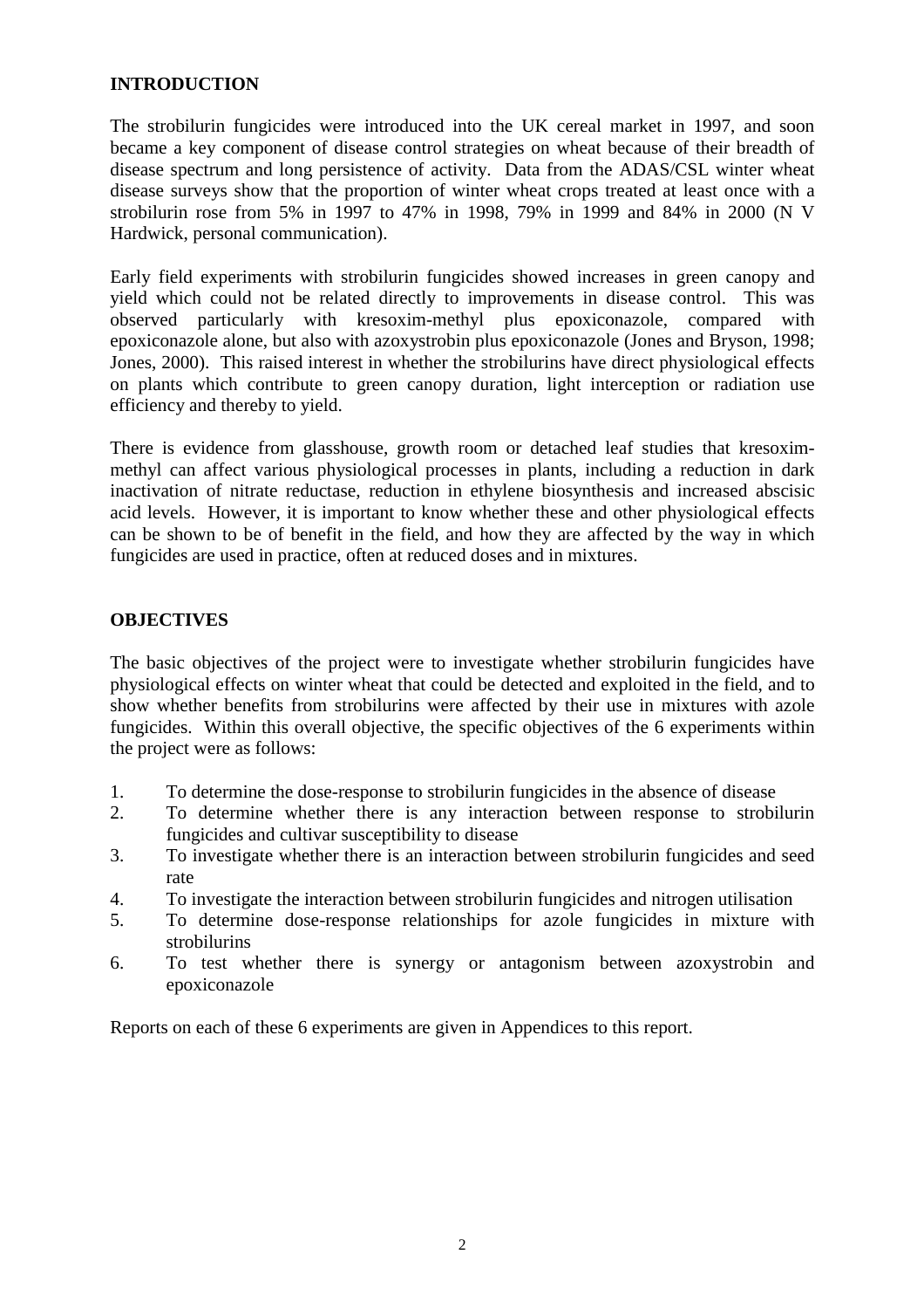## INTRODUCTION

The strobilurin fungicides were introduced into the UK cereal market in 1997, and soon became a key component of disease control strategies on wheat because of their breadth of disease spectrum and long persistence of activity. Data from the ADAS/CSL winter wheat disease surveys show that the proportion of winter wheat crops treated at least once with a strobilurin rose from 5% in 1997 to 47% in 1998, 79% in 1999 and 84% in 2000 (N V Hardwick, personal communication).

Early field experiments with strobilurin fungicides showed increases in green canopy and yield which could not be related directly to improvements in disease control. This was observed particularly with kresoxim-methyl plus epoxiconazole, compared with epoxiconazole alone, but also with azoxystrobin plus epoxiconazole (Jones and Bryson, 1998; Jones, 2000). This raised interest in whether the strobilurins have direct physiological effects on plants which contribute to green canopy duration, light interception or radiation use efficiency and thereby to yield.

There is evidence from glasshouse, growth room or detached leaf studies that kresoxim-methyl can affect various physiological processes in plants, including a reduction in dark inactivation of nitrate reductase, reduction in ethylene biosynthesis and increased abscisic acid levels. However, it is important to know whether these and other physiological effects can be shown to be of benefit in the field, and how they are affected by the way in which fungicides are used in practice, often at reduced doses and in mixtures.

## OBJECTIVES

The basic objectives of the project were to investigate whether strobilurin fungicides have physiological effects on winter wheat that could be detected and exploited in the field, and to show whether benefits from strobilurins were affected by their use in mixtures with azole fungicides. Within this overall objective, the specific objectives of the 6 experiments within the project were as follows:

1. To determine the dose-response to strobilurin fungicides in the absence of disease
2. To determine whether there is any interaction between response to strobilurin fungicides and cultivar susceptibility to disease
3. To investigate whether there is an interaction between strobilurin fungicides and seed rate
4. To investigate the interaction between strobilurin fungicides and nitrogen utilisation
5. To determine dose-response relationships for azole fungicides in mixture with strobilurins
6. To test whether there is synergy or antagonism between azoxystrobin and epoxiconazole

Reports on each of these 6 experiments are given in Appendices to this report.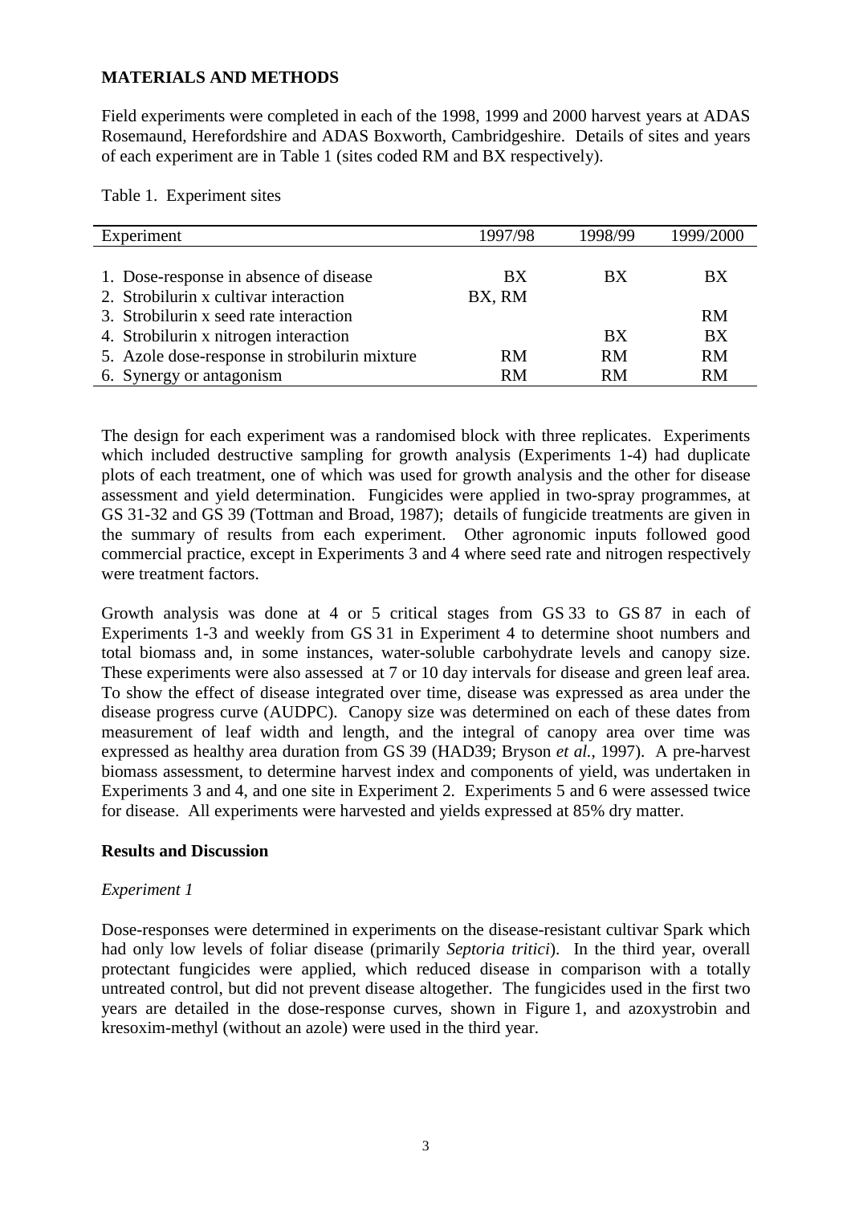## MATERIALS AND METHODS

Field experiments were completed in each of the 1998, 1999 and 2000 harvest years at ADAS Rosemaund, Herefordshire and ADAS Boxworth, Cambridgeshire. Details of sites and years of each experiment are in Table 1 (sites coded RM and BX respectively).

Table 1. Experiment sites

| Experiment | 1997/98 | 1998/99 | 1999/2000 |
|---|---|---|---|
| 1. Dose-response in absence of disease | BX | BX | BX |
| 2. Strobilurin x cultivar interaction | BX, RM | | |
| 3. Strobilurin x seed rate interaction | | | RM |
| 4. Strobilurin x nitrogen interaction | | BX | BX |
| 5. Azole dose-response in strobilurin mixture | RM | RM | RM |
| 6. Synergy or antagonism | RM | RM | RM |

The design for each experiment was a randomised block with three replicates. Experiments which included destructive sampling for growth analysis (Experiments 1-4) had duplicate plots of each treatment, one of which was used for growth analysis and the other for disease assessment and yield determination. Fungicides were applied in two-spray programmes, at GS 31-32 and GS 39 (Tottman and Broad, 1987); details of fungicide treatments are given in the summary of results from each experiment. Other agronomic inputs followed good commercial practice, except in Experiments 3 and 4 where seed rate and nitrogen respectively were treatment factors.

Growth analysis was done at 4 or 5 critical stages from GS 33 to GS 87 in each of Experiments 1-3 and weekly from GS 31 in Experiment 4 to determine shoot numbers and total biomass and, in some instances, water-soluble carbohydrate levels and canopy size. These experiments were also assessed at 7 or 10 day intervals for disease and green leaf area. To show the effect of disease integrated over time, disease was expressed as area under the disease progress curve (AUDPC). Canopy size was determined on each of these dates from measurement of leaf width and length, and the integral of canopy area over time was expressed as healthy area duration from GS 39 (HAD39; Bryson *et al.*, 1997). A pre-harvest biomass assessment, to determine harvest index and components of yield, was undertaken in Experiments 3 and 4, and one site in Experiment 2. Experiments 5 and 6 were assessed twice for disease. All experiments were harvested and yields expressed at 85% dry matter.

### Results and Discussion

*Experiment 1*

Dose-responses were determined in experiments on the disease-resistant cultivar Spark which had only low levels of foliar disease (primarily *Septoria tritici*). In the third year, overall protectant fungicides were applied, which reduced disease in comparison with a totally untreated control, but did not prevent disease altogether. The fungicides used in the first two years are detailed in the dose-response curves, shown in Figure 1, and azoxystrobin and kresoxim-methyl (without an azole) were used in the third year.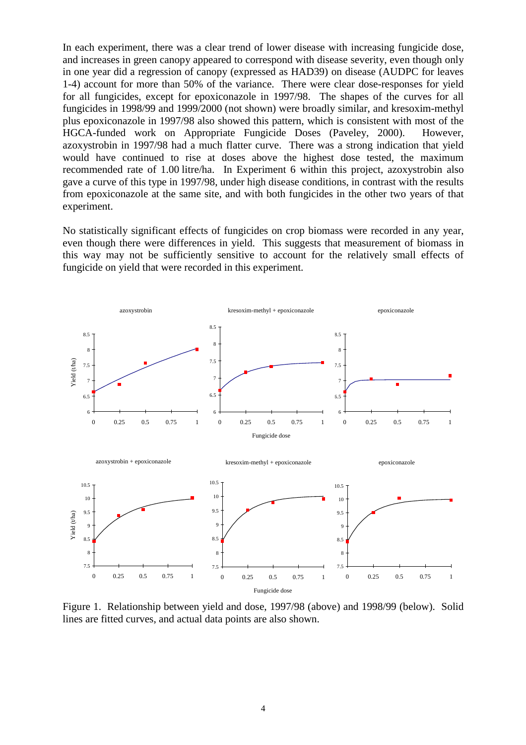In each experiment, there was a clear trend of lower disease with increasing fungicide dose, and increases in green canopy appeared to correspond with disease severity, even though only in one year did a regression of canopy (expressed as HAD39) on disease (AUDPC for leaves 1-4) account for more than 50% of the variance. There were clear dose-responses for yield for all fungicides, except for epoxiconazole in 1997/98. The shapes of the curves for all fungicides in 1998/99 and 1999/2000 (not shown) were broadly similar, and kresoxim-methyl plus epoxiconazole in 1997/98 also showed this pattern, which is consistent with most of the HGCA-funded work on Appropriate Fungicide Doses (Paveley, 2000). However, azoxystrobin in 1997/98 had a much flatter curve. There was a strong indication that yield would have continued to rise at doses above the highest dose tested, the maximum recommended rate of 1.00 litre/ha. In Experiment 6 within this project, azoxystrobin also gave a curve of this type in 1997/98, under high disease conditions, in contrast with the results from epoxiconazole at the same site, and with both fungicides in the other two years of that experiment.

No statistically significant effects of fungicides on crop biomass were recorded in any year, even though there were differences in yield. This suggests that measurement of biomass in this way may not be sufficiently sensitive to account for the relatively small effects of fungicide on yield that were recorded in this experiment.

Figure 1. Relationship between yield and dose, 1997/98 (above) and 1998/99 (below). Solid lines are fitted curves, and actual data points are also shown.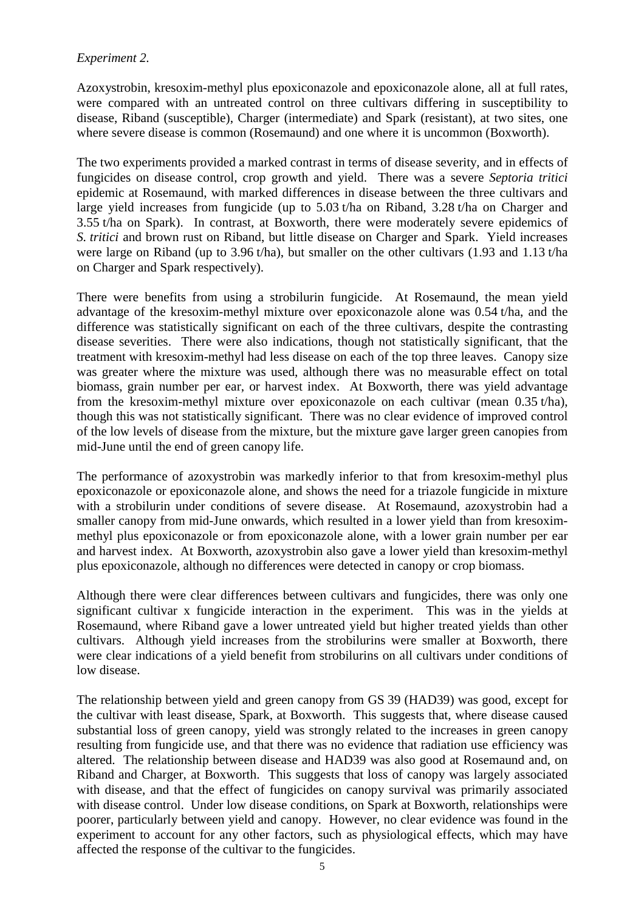*Experiment 2.*

Azoxystrobin, kresoxim-methyl plus epoxiconazole and epoxiconazole alone, all at full rates, were compared with an untreated control on three cultivars differing in susceptibility to disease, Riband (susceptible), Charger (intermediate) and Spark (resistant), at two sites, one where severe disease is common (Rosemaund) and one where it is uncommon (Boxworth).

The two experiments provided a marked contrast in terms of disease severity, and in effects of fungicides on disease control, crop growth and yield. There was a severe *Septoria tritici* epidemic at Rosemaund, with marked differences in disease between the three cultivars and large yield increases from fungicide (up to 5.03 t/ha on Riband, 3.28 t/ha on Charger and 3.55 t/ha on Spark). In contrast, at Boxworth, there were moderately severe epidemics of *S. tritici* and brown rust on Riband, but little disease on Charger and Spark. Yield increases were large on Riband (up to 3.96 t/ha), but smaller on the other cultivars (1.93 and 1.13 t/ha on Charger and Spark respectively).

There were benefits from using a strobilurin fungicide. At Rosemaund, the mean yield advantage of the kresoxim-methyl mixture over epoxiconazole alone was 0.54 t/ha, and the difference was statistically significant on each of the three cultivars, despite the contrasting disease severities. There were also indications, though not statistically significant, that the treatment with kresoxim-methyl had less disease on each of the top three leaves. Canopy size was greater where the mixture was used, although there was no measurable effect on total biomass, grain number per ear, or harvest index. At Boxworth, there was yield advantage from the kresoxim-methyl mixture over epoxiconazole on each cultivar (mean 0.35 t/ha), though this was not statistically significant. There was no clear evidence of improved control of the low levels of disease from the mixture, but the mixture gave larger green canopies from mid-June until the end of green canopy life.

The performance of azoxystrobin was markedly inferior to that from kresoxim-methyl plus epoxiconazole or epoxiconazole alone, and shows the need for a triazole fungicide in mixture with a strobilurin under conditions of severe disease. At Rosemaund, azoxystrobin had a smaller canopy from mid-June onwards, which resulted in a lower yield than from kresoxim-methyl plus epoxiconazole or from epoxiconazole alone, with a lower grain number per ear and harvest index. At Boxworth, azoxystrobin also gave a lower yield than kresoxim-methyl plus epoxiconazole, although no differences were detected in canopy or crop biomass.

Although there were clear differences between cultivars and fungicides, there was only one significant cultivar x fungicide interaction in the experiment. This was in the yields at Rosemaund, where Riband gave a lower untreated yield but higher treated yields than other cultivars. Although yield increases from the strobilurins were smaller at Boxworth, there were clear indications of a yield benefit from strobilurins on all cultivars under conditions of low disease.

The relationship between yield and green canopy from GS 39 (HAD39) was good, except for the cultivar with least disease, Spark, at Boxworth. This suggests that, where disease caused substantial loss of green canopy, yield was strongly related to the increases in green canopy resulting from fungicide use, and that there was no evidence that radiation use efficiency was altered. The relationship between disease and HAD39 was also good at Rosemaund and, on Riband and Charger, at Boxworth. This suggests that loss of canopy was largely associated with disease, and that the effect of fungicides on canopy survival was primarily associated with disease control. Under low disease conditions, on Spark at Boxworth, relationships were poorer, particularly between yield and canopy. However, no clear evidence was found in the experiment to account for any other factors, such as physiological effects, which may have affected the response of the cultivar to the fungicides.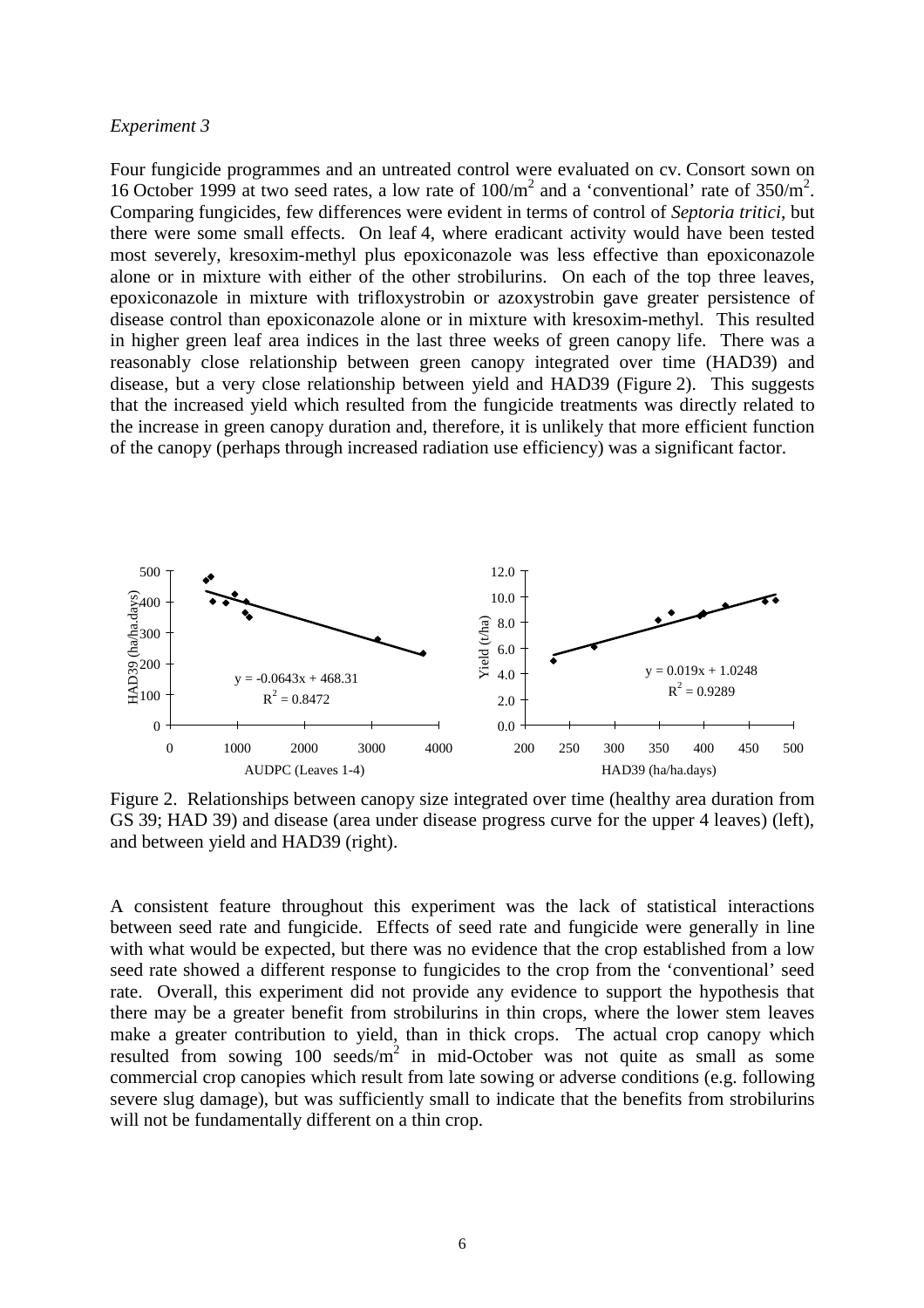*Experiment 3*

Four fungicide programmes and an untreated control were evaluated on cv. Consort sown on 16 October 1999 at two seed rates, a low rate of $100/m^2$ and a 'conventional' rate of $350/m^2$. Comparing fungicides, few differences were evident in terms of control of *Septoria tritici*, but there were some small effects. On leaf 4, where eradicant activity would have been tested most severely, kresoxim-methyl plus epoxiconazole was less effective than epoxiconazole alone or in mixture with either of the other strobilurins. On each of the top three leaves, epoxiconazole in mixture with trifloxystrobin or azoxystrobin gave greater persistence of disease control than epoxiconazole alone or in mixture with kresoxim-methyl. This resulted in higher green leaf area indices in the last three weeks of green canopy life. There was a reasonably close relationship between green canopy integrated over time (HAD39) and disease, but a very close relationship between yield and HAD39 (Figure 2). This suggests that the increased yield which resulted from the fungicide treatments was directly related to the increase in green canopy duration and, therefore, it is unlikely that more efficient function of the canopy (perhaps through increased radiation use efficiency) was a significant factor.

Figure 2. Relationships between canopy size integrated over time (healthy area duration from GS 39; HAD 39) and disease (area under disease progress curve for the upper 4 leaves) (left), and between yield and HAD39 (right).

Left panel: HAD39 (ha/ha.days) vs AUDPC (Leaves 1-4): $y = -0.0643x + 468.31$, $R^2 = 0.8472$

Right panel: Yield (t/ha) vs HAD39 (ha/ha.days): $y = 0.019x + 1.0248$, $R^2 = 0.9289$

A consistent feature throughout this experiment was the lack of statistical interactions between seed rate and fungicide. Effects of seed rate and fungicide were generally in line with what would be expected, but there was no evidence that the crop established from a low seed rate showed a different response to fungicides to the crop from the 'conventional' seed rate. Overall, this experiment did not provide any evidence to support the hypothesis that there may be a greater benefit from strobilurins in thin crops, where the lower stem leaves make a greater contribution to yield, than in thick crops. The actual crop canopy which resulted from sowing 100 $seeds/m^2$ in mid-October was not quite as small as some commercial crop canopies which result from late sowing or adverse conditions (e.g. following severe slug damage), but was sufficiently small to indicate that the benefits from strobilurins will not be fundamentally different on a thin crop.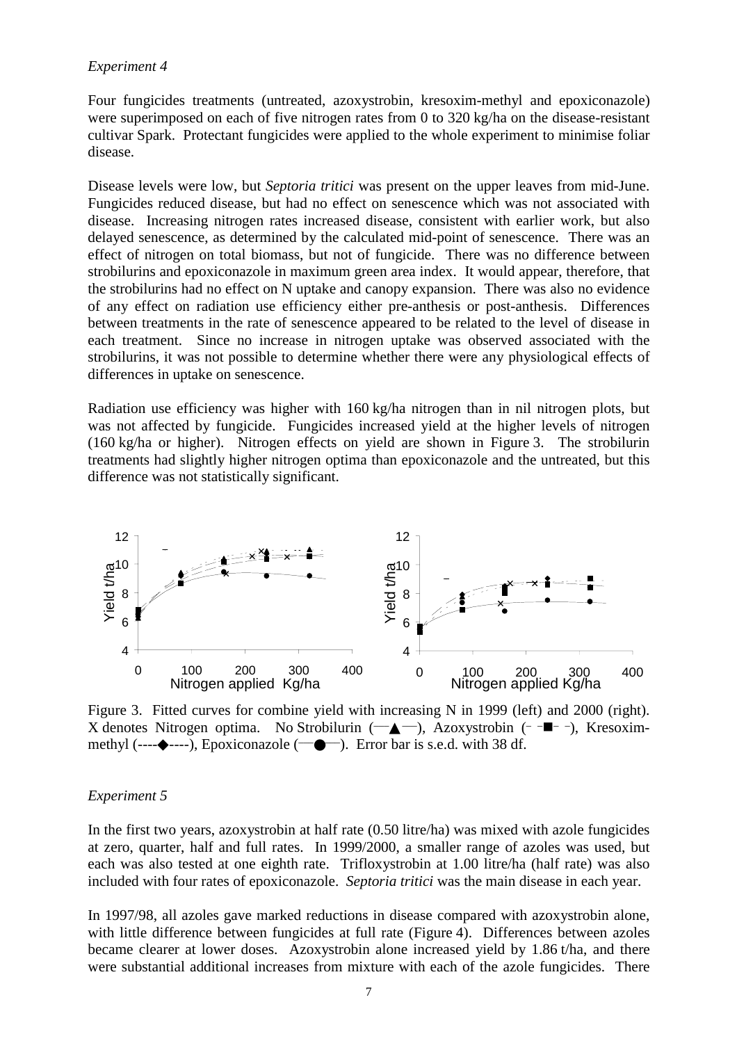*Experiment 4*

Four fungicides treatments (untreated, azoxystrobin, kresoxim-methyl and epoxiconazole) were superimposed on each of five nitrogen rates from 0 to 320 kg/ha on the disease-resistant cultivar Spark. Protectant fungicides were applied to the whole experiment to minimise foliar disease.

Disease levels were low, but *Septoria tritici* was present on the upper leaves from mid-June. Fungicides reduced disease, but had no effect on senescence which was not associated with disease. Increasing nitrogen rates increased disease, consistent with earlier work, but also delayed senescence, as determined by the calculated mid-point of senescence. There was an effect of nitrogen on total biomass, but not of fungicide. There was no difference between strobilurins and epoxiconazole in maximum green area index. It would appear, therefore, that the strobilurins had no effect on N uptake and canopy expansion. There was also no evidence of any effect on radiation use efficiency either pre-anthesis or post-anthesis. Differences between treatments in the rate of senescence appeared to be related to the level of disease in each treatment. Since no increase in nitrogen uptake was observed associated with the strobilurins, it was not possible to determine whether there were any physiological effects of differences in uptake on senescence.

Radiation use efficiency was higher with 160 kg/ha nitrogen than in nil nitrogen plots, but was not affected by fungicide. Fungicides increased yield at the higher levels of nitrogen (160 kg/ha or higher). Nitrogen effects on yield are shown in Figure 3. The strobilurin treatments had slightly higher nitrogen optima than epoxiconazole and the untreated, but this difference was not statistically significant.

Figure 3. Fitted curves for combine yield with increasing N in 1999 (left) and 2000 (right). X denotes Nitrogen optima. No Strobilurin (—▲—), Azoxystrobin (– –■– –), Kresoxim-methyl (----◆----), Epoxiconazole (—●—). Error bar is s.e.d. with 38 df.

*Experiment 5*

In the first two years, azoxystrobin at half rate (0.50 litre/ha) was mixed with azole fungicides at zero, quarter, half and full rates. In 1999/2000, a smaller range of azoles was used, but each was also tested at one eighth rate. Trifloxystrobin at 1.00 litre/ha (half rate) was also included with four rates of epoxiconazole. *Septoria tritici* was the main disease in each year.

In 1997/98, all azoles gave marked reductions in disease compared with azoxystrobin alone, with little difference between fungicides at full rate (Figure 4). Differences between azoles became clearer at lower doses. Azoxystrobin alone increased yield by 1.86 t/ha, and there were substantial additional increases from mixture with each of the azole fungicides. There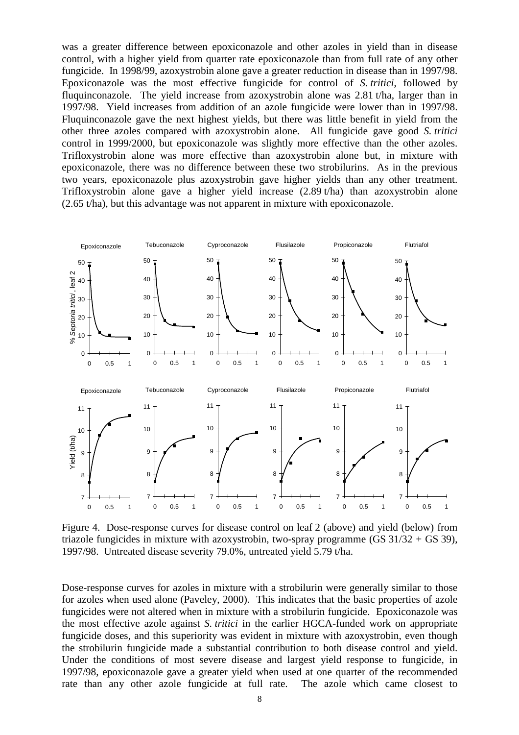was a greater difference between epoxiconazole and other azoles in yield than in disease control, with a higher yield from quarter rate epoxiconazole than from full rate of any other fungicide. In 1998/99, azoxystrobin alone gave a greater reduction in disease than in 1997/98. Epoxiconazole was the most effective fungicide for control of *S. tritici*, followed by fluquinconazole. The yield increase from azoxystrobin alone was 2.81 t/ha, larger than in 1997/98. Yield increases from addition of an azole fungicide were lower than in 1997/98. Fluquinconazole gave the next highest yields, but there was little benefit in yield from the other three azoles compared with azoxystrobin alone. All fungicide gave good *S. tritici* control in 1999/2000, but epoxiconazole was slightly more effective than the other azoles. Trifloxystrobin alone was more effective than azoxystrobin alone but, in mixture with epoxiconazole, there was no difference between these two strobilurins. As in the previous two years, epoxiconazole plus azoxystrobin gave higher yields than any other treatment. Trifloxystrobin alone gave a higher yield increase (2.89 t/ha) than azoxystrobin alone (2.65 t/ha), but this advantage was not apparent in mixture with epoxiconazole.

Figure 4. Dose-response curves for disease control on leaf 2 (above) and yield (below) from triazole fungicides in mixture with azoxystrobin, two-spray programme (GS 31/32 + GS 39), 1997/98. Untreated disease severity 79.0%, untreated yield 5.79 t/ha.

Dose-response curves for azoles in mixture with a strobilurin were generally similar to those for azoles when used alone (Paveley, 2000). This indicates that the basic properties of azole fungicides were not altered when in mixture with a strobilurin fungicide. Epoxiconazole was the most effective azole against *S. tritici* in the earlier HGCA-funded work on appropriate fungicide doses, and this superiority was evident in mixture with azoxystrobin, even though the strobilurin fungicide made a substantial contribution to both disease control and yield. Under the conditions of most severe disease and largest yield response to fungicide, in 1997/98, epoxiconazole gave a greater yield when used at one quarter of the recommended rate than any other azole fungicide at full rate. The azole which came closest to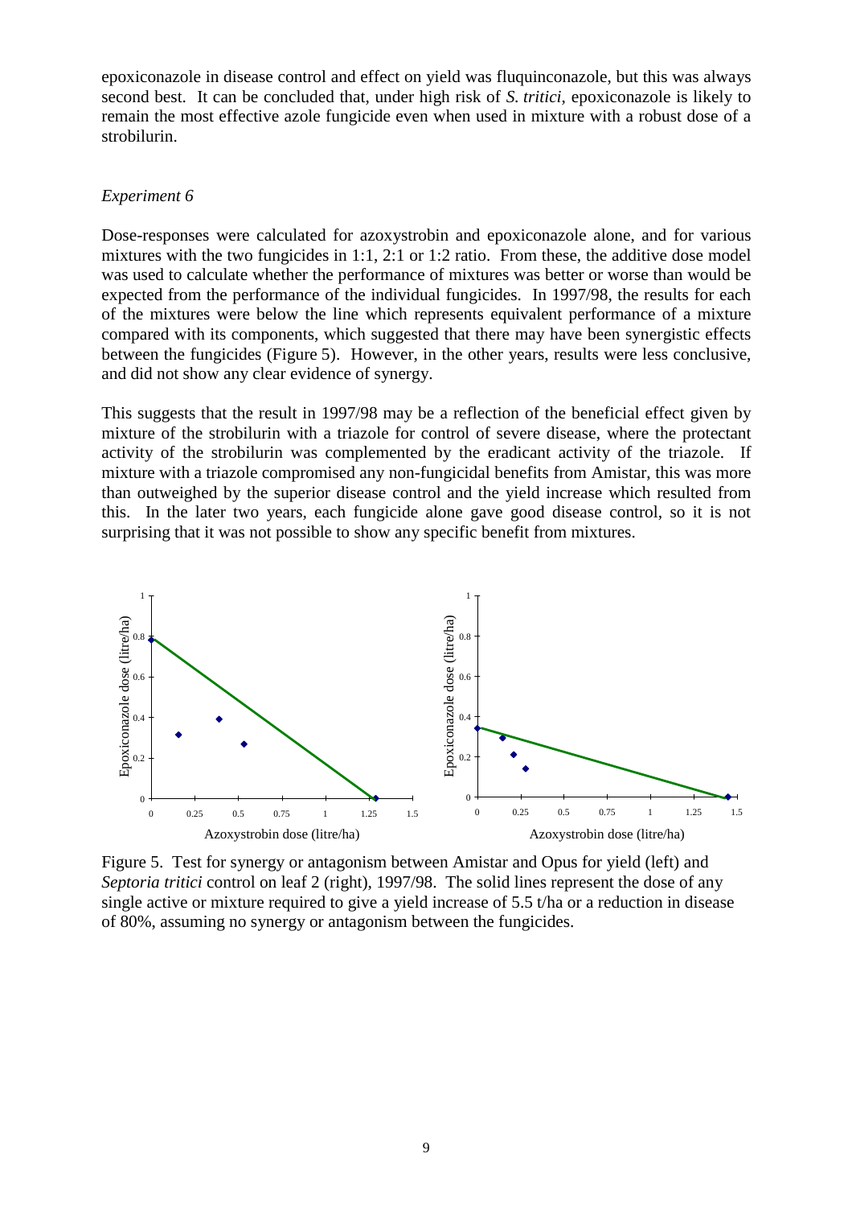epoxiconazole in disease control and effect on yield was fluquinconazole, but this was always second best. It can be concluded that, under high risk of *S. tritici*, epoxiconazole is likely to remain the most effective azole fungicide even when used in mixture with a robust dose of a strobilurin.

*Experiment 6*

Dose-responses were calculated for azoxystrobin and epoxiconazole alone, and for various mixtures with the two fungicides in 1:1, 2:1 or 1:2 ratio. From these, the additive dose model was used to calculate whether the performance of mixtures was better or worse than would be expected from the performance of the individual fungicides. In 1997/98, the results for each of the mixtures were below the line which represents equivalent performance of a mixture compared with its components, which suggested that there may have been synergistic effects between the fungicides (Figure 5). However, in the other years, results were less conclusive, and did not show any clear evidence of synergy.

This suggests that the result in 1997/98 may be a reflection of the beneficial effect given by mixture of the strobilurin with a triazole for control of severe disease, where the protectant activity of the strobilurin was complemented by the eradicant activity of the triazole. If mixture with a triazole compromised any non-fungicidal benefits from Amistar, this was more than outweighed by the superior disease control and the yield increase which resulted from this. In the later two years, each fungicide alone gave good disease control, so it is not surprising that it was not possible to show any specific benefit from mixtures.

Figure 5. Test for synergy or antagonism between Amistar and Opus for yield (left) and *Septoria tritici* control on leaf 2 (right), 1997/98. The solid lines represent the dose of any single active or mixture required to give a yield increase of 5.5 t/ha or a reduction in disease of 80%, assuming no synergy or antagonism between the fungicides.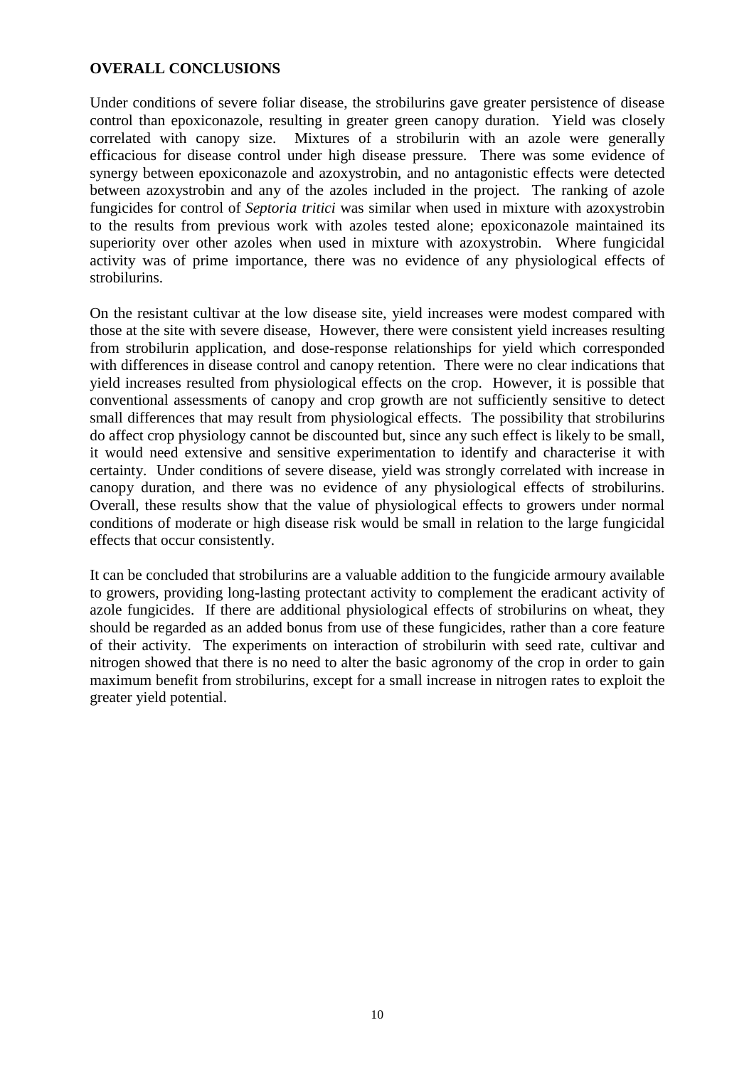## OVERALL CONCLUSIONS

Under conditions of severe foliar disease, the strobilurins gave greater persistence of disease control than epoxiconazole, resulting in greater green canopy duration. Yield was closely correlated with canopy size. Mixtures of a strobilurin with an azole were generally efficacious for disease control under high disease pressure. There was some evidence of synergy between epoxiconazole and azoxystrobin, and no antagonistic effects were detected between azoxystrobin and any of the azoles included in the project. The ranking of azole fungicides for control of *Septoria tritici* was similar when used in mixture with azoxystrobin to the results from previous work with azoles tested alone; epoxiconazole maintained its superiority over other azoles when used in mixture with azoxystrobin. Where fungicidal activity was of prime importance, there was no evidence of any physiological effects of strobilurins.

On the resistant cultivar at the low disease site, yield increases were modest compared with those at the site with severe disease, However, there were consistent yield increases resulting from strobilurin application, and dose-response relationships for yield which corresponded with differences in disease control and canopy retention. There were no clear indications that yield increases resulted from physiological effects on the crop. However, it is possible that conventional assessments of canopy and crop growth are not sufficiently sensitive to detect small differences that may result from physiological effects. The possibility that strobilurins do affect crop physiology cannot be discounted but, since any such effect is likely to be small, it would need extensive and sensitive experimentation to identify and characterise it with certainty. Under conditions of severe disease, yield was strongly correlated with increase in canopy duration, and there was no evidence of any physiological effects of strobilurins. Overall, these results show that the value of physiological effects to growers under normal conditions of moderate or high disease risk would be small in relation to the large fungicidal effects that occur consistently.

It can be concluded that strobilurins are a valuable addition to the fungicide armoury available to growers, providing long-lasting protectant activity to complement the eradicant activity of azole fungicides. If there are additional physiological effects of strobilurins on wheat, they should be regarded as an added bonus from use of these fungicides, rather than a core feature of their activity. The experiments on interaction of strobilurin with seed rate, cultivar and nitrogen showed that there is no need to alter the basic agronomy of the crop in order to gain maximum benefit from strobilurins, except for a small increase in nitrogen rates to exploit the greater yield potential.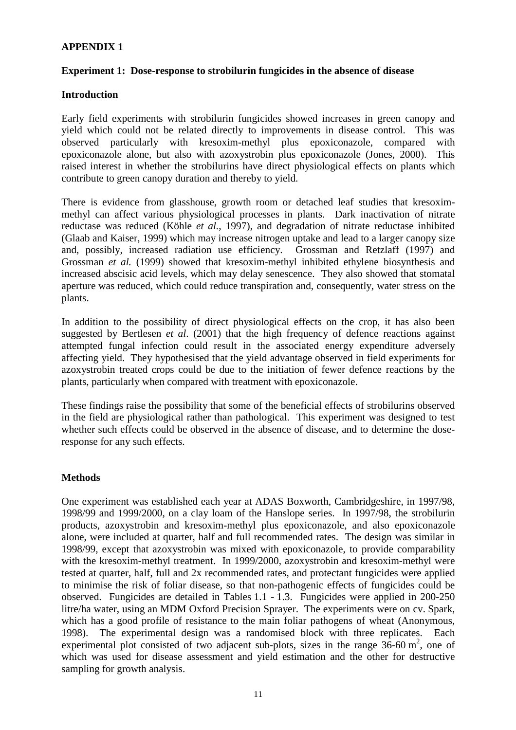# APPENDIX 1

## Experiment 1: Dose-response to strobilurin fungicides in the absence of disease

### Introduction

Early field experiments with strobilurin fungicides showed increases in green canopy and yield which could not be related directly to improvements in disease control. This was observed particularly with kresoxim-methyl plus epoxiconazole, compared with epoxiconazole alone, but also with azoxystrobin plus epoxiconazole (Jones, 2000). This raised interest in whether the strobilurins have direct physiological effects on plants which contribute to green canopy duration and thereby to yield.

There is evidence from glasshouse, growth room or detached leaf studies that kresoxim-methyl can affect various physiological processes in plants. Dark inactivation of nitrate reductase was reduced (Köhle *et al.*, 1997), and degradation of nitrate reductase inhibited (Glaab and Kaiser, 1999) which may increase nitrogen uptake and lead to a larger canopy size and, possibly, increased radiation use efficiency. Grossman and Retzlaff (1997) and Grossman *et al.* (1999) showed that kresoxim-methyl inhibited ethylene biosynthesis and increased abscisic acid levels, which may delay senescence. They also showed that stomatal aperture was reduced, which could reduce transpiration and, consequently, water stress on the plants.

In addition to the possibility of direct physiological effects on the crop, it has also been suggested by Bertlesen *et al*. (2001) that the high frequency of defence reactions against attempted fungal infection could result in the associated energy expenditure adversely affecting yield. They hypothesised that the yield advantage observed in field experiments for azoxystrobin treated crops could be due to the initiation of fewer defence reactions by the plants, particularly when compared with treatment with epoxiconazole.

These findings raise the possibility that some of the beneficial effects of strobilurins observed in the field are physiological rather than pathological. This experiment was designed to test whether such effects could be observed in the absence of disease, and to determine the dose-response for any such effects.

### Methods

One experiment was established each year at ADAS Boxworth, Cambridgeshire, in 1997/98, 1998/99 and 1999/2000, on a clay loam of the Hanslope series. In 1997/98, the strobilurin products, azoxystrobin and kresoxim-methyl plus epoxiconazole, and also epoxiconazole alone, were included at quarter, half and full recommended rates. The design was similar in 1998/99, except that azoxystrobin was mixed with epoxiconazole, to provide comparability with the kresoxim-methyl treatment. In 1999/2000, azoxystrobin and kresoxim-methyl were tested at quarter, half, full and 2x recommended rates, and protectant fungicides were applied to minimise the risk of foliar disease, so that non-pathogenic effects of fungicides could be observed. Fungicides are detailed in Tables 1.1 - 1.3. Fungicides were applied in 200-250 litre/ha water, using an MDM Oxford Precision Sprayer. The experiments were on cv. Spark, which has a good profile of resistance to the main foliar pathogens of wheat (Anonymous, 1998). The experimental design was a randomised block with three replicates. Each experimental plot consisted of two adjacent sub-plots, sizes in the range 36-60 $m^2$, one of which was used for disease assessment and yield estimation and the other for destructive sampling for growth analysis.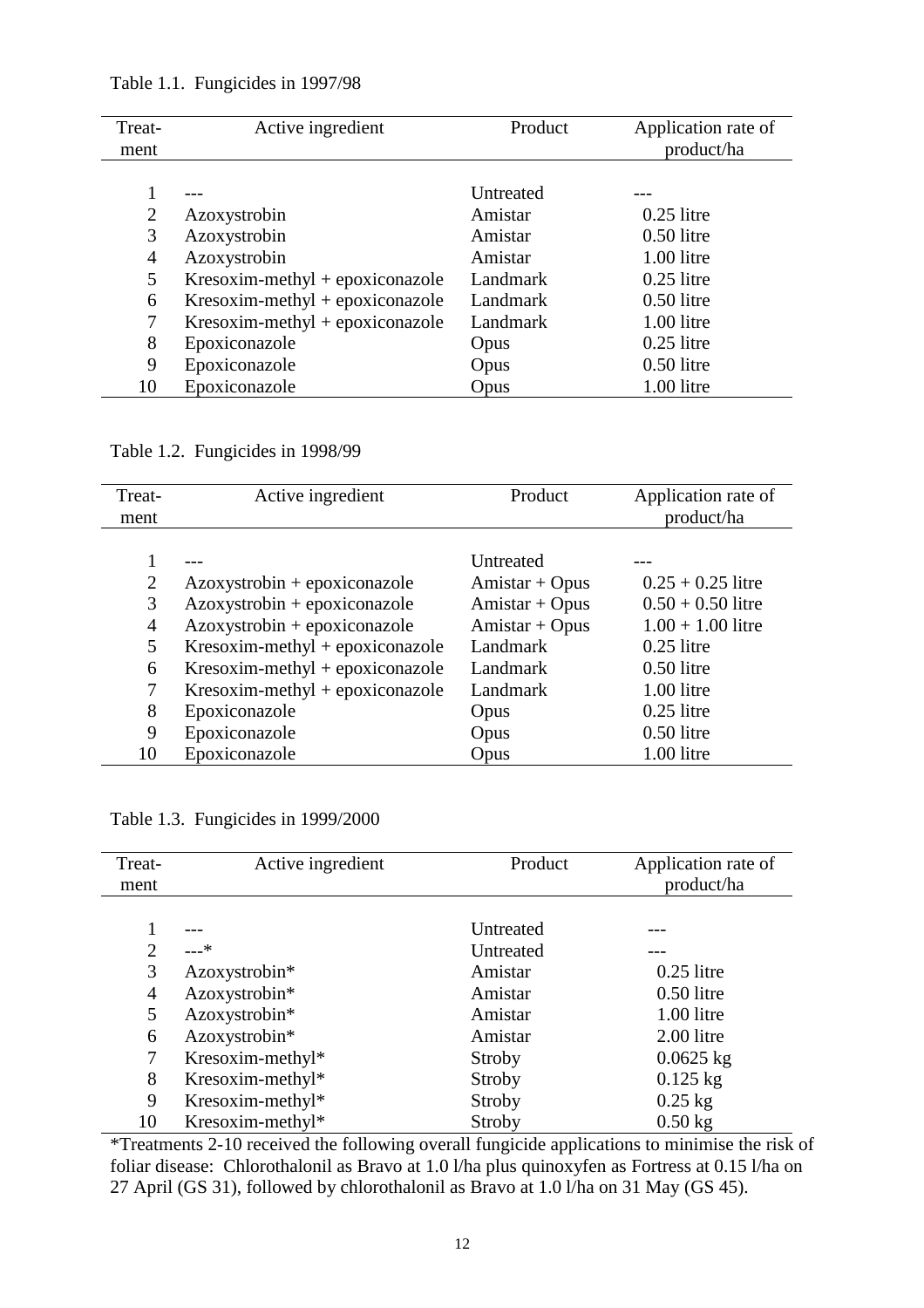Table 1.1. Fungicides in 1997/98

| Treat-ment | Active ingredient | Product | Application rate of product/ha |
|---|---|---|---|
| 1 | --- | Untreated | --- |
| 2 | Azoxystrobin | Amistar | 0.25 litre |
| 3 | Azoxystrobin | Amistar | 0.50 litre |
| 4 | Azoxystrobin | Amistar | 1.00 litre |
| 5 | Kresoxim-methyl + epoxiconazole | Landmark | 0.25 litre |
| 6 | Kresoxim-methyl + epoxiconazole | Landmark | 0.50 litre |
| 7 | Kresoxim-methyl + epoxiconazole | Landmark | 1.00 litre |
| 8 | Epoxiconazole | Opus | 0.25 litre |
| 9 | Epoxiconazole | Opus | 0.50 litre |
| 10 | Epoxiconazole | Opus | 1.00 litre |

Table 1.2. Fungicides in 1998/99

| Treat-ment | Active ingredient | Product | Application rate of product/ha |
|---|---|---|---|
| 1 | --- | Untreated | --- |
| 2 | Azoxystrobin + epoxiconazole | Amistar + Opus | 0.25 + 0.25 litre |
| 3 | Azoxystrobin + epoxiconazole | Amistar + Opus | 0.50 + 0.50 litre |
| 4 | Azoxystrobin + epoxiconazole | Amistar + Opus | 1.00 + 1.00 litre |
| 5 | Kresoxim-methyl + epoxiconazole | Landmark | 0.25 litre |
| 6 | Kresoxim-methyl + epoxiconazole | Landmark | 0.50 litre |
| 7 | Kresoxim-methyl + epoxiconazole | Landmark | 1.00 litre |
| 8 | Epoxiconazole | Opus | 0.25 litre |
| 9 | Epoxiconazole | Opus | 0.50 litre |
| 10 | Epoxiconazole | Opus | 1.00 litre |

Table 1.3. Fungicides in 1999/2000

| Treat-ment | Active ingredient | Product | Application rate of product/ha |
|---|---|---|---|
| 1 | --- | Untreated | --- |
| 2 | ---* | Untreated | --- |
| 3 | Azoxystrobin* | Amistar | 0.25 litre |
| 4 | Azoxystrobin* | Amistar | 0.50 litre |
| 5 | Azoxystrobin* | Amistar | 1.00 litre |
| 6 | Azoxystrobin* | Amistar | 2.00 litre |
| 7 | Kresoxim-methyl* | Stroby | 0.0625 kg |
| 8 | Kresoxim-methyl* | Stroby | 0.125 kg |
| 9 | Kresoxim-methyl* | Stroby | 0.25 kg |
| 10 | Kresoxim-methyl* | Stroby | 0.50 kg |

*Treatments 2-10 received the following overall fungicide applications to minimise the risk of foliar disease: Chlorothalonil as Bravo at 1.0 l/ha plus quinoxyfen as Fortress at 0.15 l/ha on 27 April (GS 31), followed by chlorothalonil as Bravo at 1.0 l/ha on 31 May (GS 45).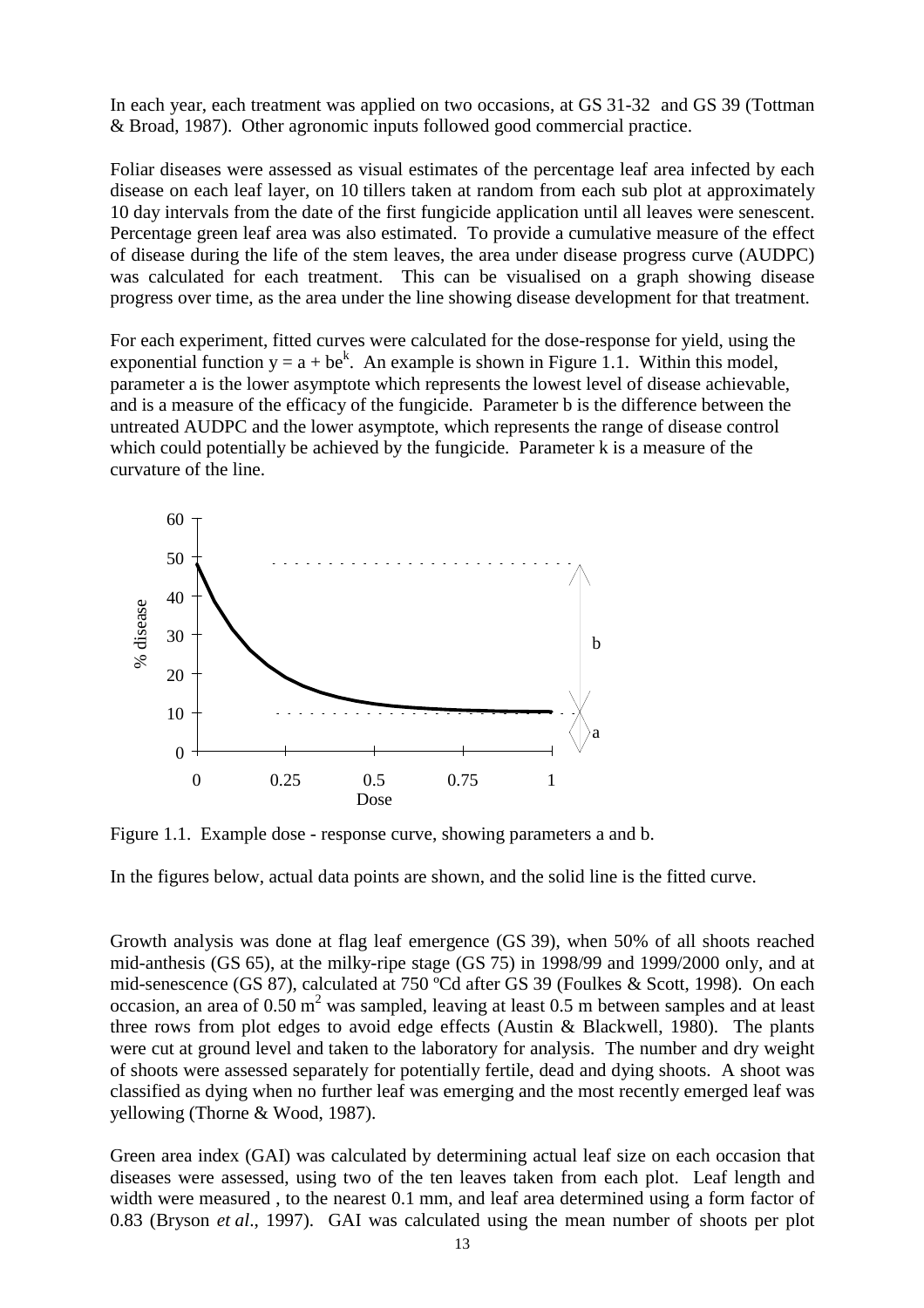In each year, each treatment was applied on two occasions, at GS 31-32 and GS 39 (Tottman & Broad, 1987). Other agronomic inputs followed good commercial practice.

Foliar diseases were assessed as visual estimates of the percentage leaf area infected by each disease on each leaf layer, on 10 tillers taken at random from each sub plot at approximately 10 day intervals from the date of the first fungicide application until all leaves were senescent. Percentage green leaf area was also estimated. To provide a cumulative measure of the effect of disease during the life of the stem leaves, the area under disease progress curve (AUDPC) was calculated for each treatment. This can be visualised on a graph showing disease progress over time, as the area under the line showing disease development for that treatment.

For each experiment, fitted curves were calculated for the dose-response for yield, using the exponential function $y = a + be^k$. An example is shown in Figure 1.1. Within this model, parameter a is the lower asymptote which represents the lowest level of disease achievable, and is a measure of the efficacy of the fungicide. Parameter b is the difference between the untreated AUDPC and the lower asymptote, which represents the range of disease control which could potentially be achieved by the fungicide. Parameter k is a measure of the curvature of the line.

Figure 1.1. Example dose - response curve, showing parameters a and b.

In the figures below, actual data points are shown, and the solid line is the fitted curve.

Growth analysis was done at flag leaf emergence (GS 39), when 50% of all shoots reached mid-anthesis (GS 65), at the milky-ripe stage (GS 75) in 1998/99 and 1999/2000 only, and at mid-senescence (GS 87), calculated at 750 ºCd after GS 39 (Foulkes & Scott, 1998). On each occasion, an area of 0.50 $m^2$ was sampled, leaving at least 0.5 m between samples and at least three rows from plot edges to avoid edge effects (Austin & Blackwell, 1980). The plants were cut at ground level and taken to the laboratory for analysis. The number and dry weight of shoots were assessed separately for potentially fertile, dead and dying shoots. A shoot was classified as dying when no further leaf was emerging and the most recently emerged leaf was yellowing (Thorne & Wood, 1987).

Green area index (GAI) was calculated by determining actual leaf size on each occasion that diseases were assessed, using two of the ten leaves taken from each plot. Leaf length and width were measured , to the nearest 0.1 mm, and leaf area determined using a form factor of 0.83 (Bryson *et al*., 1997). GAI was calculated using the mean number of shoots per plot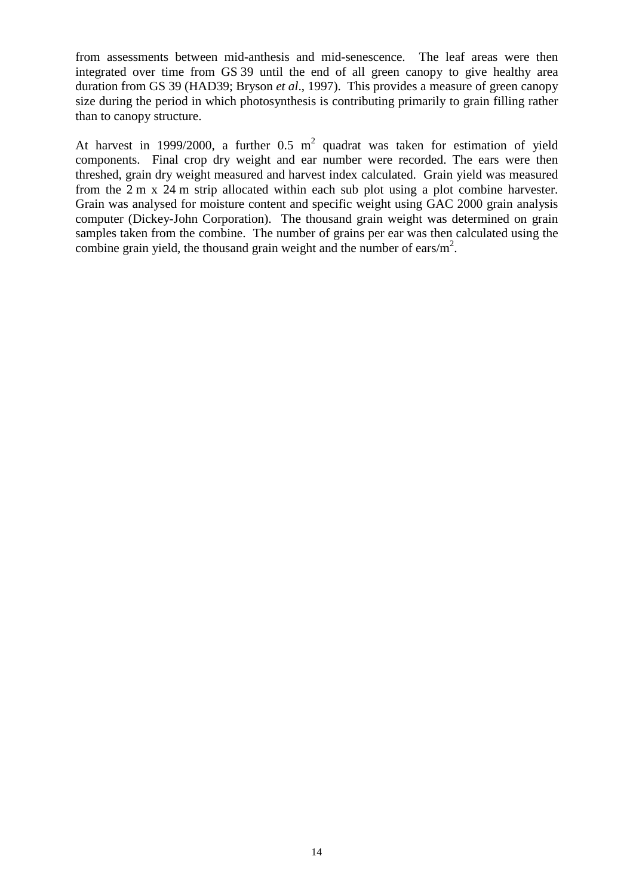from assessments between mid-anthesis and mid-senescence. The leaf areas were then integrated over time from GS 39 until the end of all green canopy to give healthy area duration from GS 39 (HAD39; Bryson *et al*., 1997). This provides a measure of green canopy size during the period in which photosynthesis is contributing primarily to grain filling rather than to canopy structure.

At harvest in 1999/2000, a further 0.5 $m^2$ quadrat was taken for estimation of yield components. Final crop dry weight and ear number were recorded. The ears were then threshed, grain dry weight measured and harvest index calculated. Grain yield was measured from the 2 m x 24 m strip allocated within each sub plot using a plot combine harvester. Grain was analysed for moisture content and specific weight using GAC 2000 grain analysis computer (Dickey-John Corporation). The thousand grain weight was determined on grain samples taken from the combine. The number of grains per ear was then calculated using the combine grain yield, the thousand grain weight and the number of ears/$m^2$.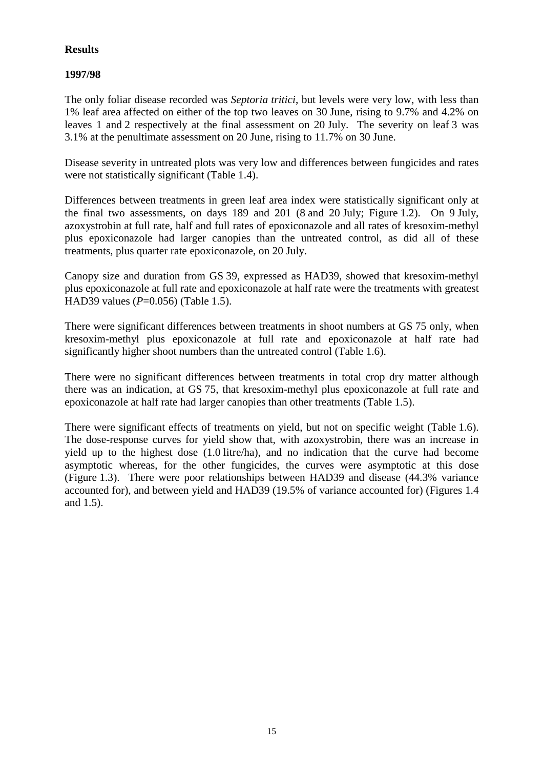**Results**

**1997/98**

The only foliar disease recorded was *Septoria tritici*, but levels were very low, with less than 1% leaf area affected on either of the top two leaves on 30 June, rising to 9.7% and 4.2% on leaves 1 and 2 respectively at the final assessment on 20 July. The severity on leaf 3 was 3.1% at the penultimate assessment on 20 June, rising to 11.7% on 30 June.

Disease severity in untreated plots was very low and differences between fungicides and rates were not statistically significant (Table 1.4).

Differences between treatments in green leaf area index were statistically significant only at the final two assessments, on days 189 and 201 (8 and 20 July; Figure 1.2). On 9 July, azoxystrobin at full rate, half and full rates of epoxiconazole and all rates of kresoxim-methyl plus epoxiconazole had larger canopies than the untreated control, as did all of these treatments, plus quarter rate epoxiconazole, on 20 July.

Canopy size and duration from GS 39, expressed as HAD39, showed that kresoxim-methyl plus epoxiconazole at full rate and epoxiconazole at half rate were the treatments with greatest HAD39 values ($P$=0.056) (Table 1.5).

There were significant differences between treatments in shoot numbers at GS 75 only, when kresoxim-methyl plus epoxiconazole at full rate and epoxiconazole at half rate had significantly higher shoot numbers than the untreated control (Table 1.6).

There were no significant differences between treatments in total crop dry matter although there was an indication, at GS 75, that kresoxim-methyl plus epoxiconazole at full rate and epoxiconazole at half rate had larger canopies than other treatments (Table 1.5).

There were significant effects of treatments on yield, but not on specific weight (Table 1.6). The dose-response curves for yield show that, with azoxystrobin, there was an increase in yield up to the highest dose (1.0 litre/ha), and no indication that the curve had become asymptotic whereas, for the other fungicides, the curves were asymptotic at this dose (Figure 1.3). There were poor relationships between HAD39 and disease (44.3% variance accounted for), and between yield and HAD39 (19.5% of variance accounted for) (Figures 1.4 and 1.5).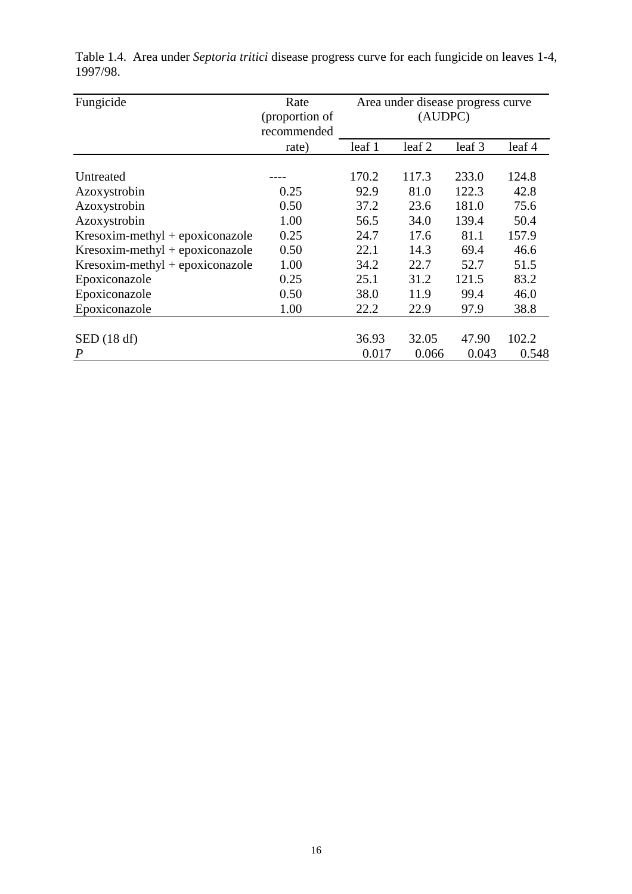Table 1.4. Area under *Septoria tritici* disease progress curve for each fungicide on leaves 1-4, 1997/98.

| Fungicide | Rate (proportion of recommended rate) | Area under disease progress curve (AUDPC) | | | |
|---|---|---|---|---|---|
| | | leaf 1 | leaf 2 | leaf 3 | leaf 4 |
| Untreated | ---- | 170.2 | 117.3 | 233.0 | 124.8 |
| Azoxystrobin | 0.25 | 92.9 | 81.0 | 122.3 | 42.8 |
| Azoxystrobin | 0.50 | 37.2 | 23.6 | 181.0 | 75.6 |
| Azoxystrobin | 1.00 | 56.5 | 34.0 | 139.4 | 50.4 |
| Kresoxim-methyl + epoxiconazole | 0.25 | 24.7 | 17.6 | 81.1 | 157.9 |
| Kresoxim-methyl + epoxiconazole | 0.50 | 22.1 | 14.3 | 69.4 | 46.6 |
| Kresoxim-methyl + epoxiconazole | 1.00 | 34.2 | 22.7 | 52.7 | 51.5 |
| Epoxiconazole | 0.25 | 25.1 | 31.2 | 121.5 | 83.2 |
| Epoxiconazole | 0.50 | 38.0 | 11.9 | 99.4 | 46.0 |
| Epoxiconazole | 1.00 | 22.2 | 22.9 | 97.9 | 38.8 |
| SED (18 df) | | 36.93 | 32.05 | 47.90 | 102.2 |
| *P* | | 0.017 | 0.066 | 0.043 | 0.548 |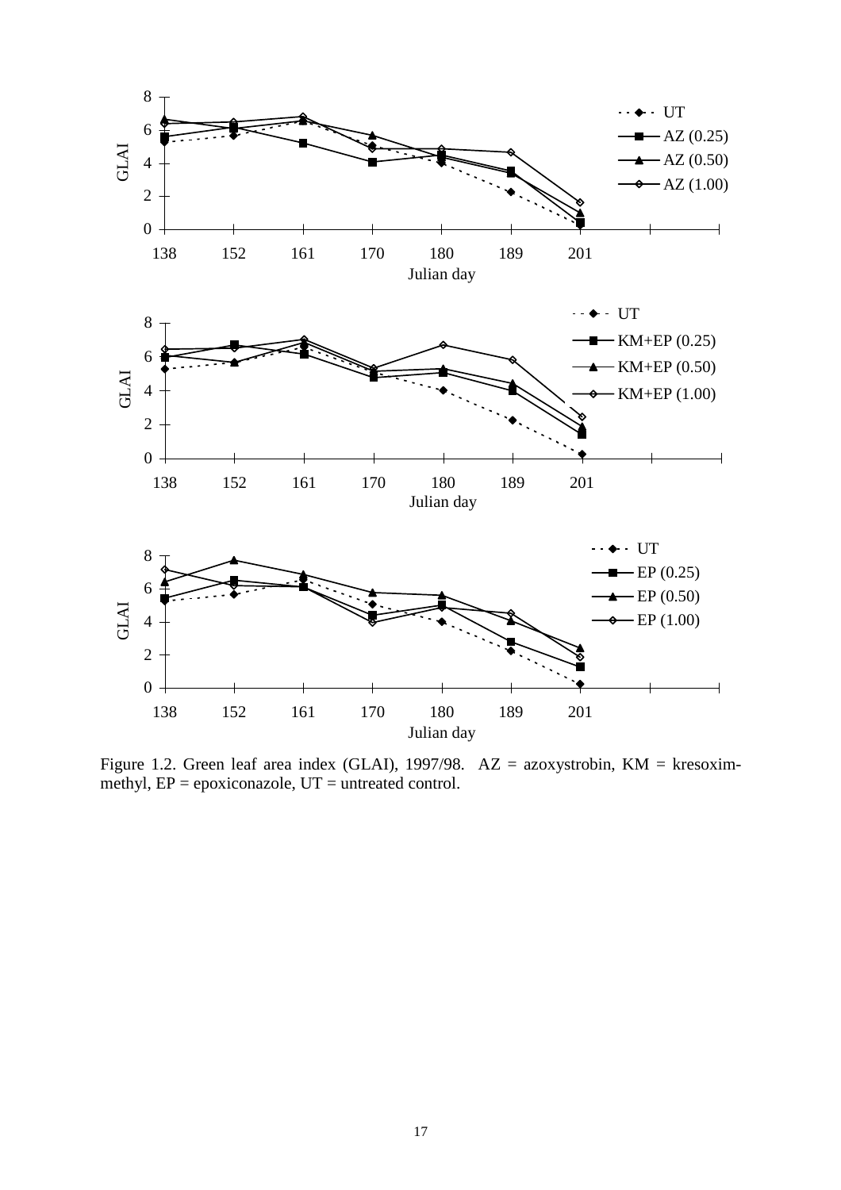Figure 1.2. Green leaf area index (GLAI), 1997/98. AZ = azoxystrobin, KM = kresoxim-methyl, EP = epoxiconazole, UT = untreated control.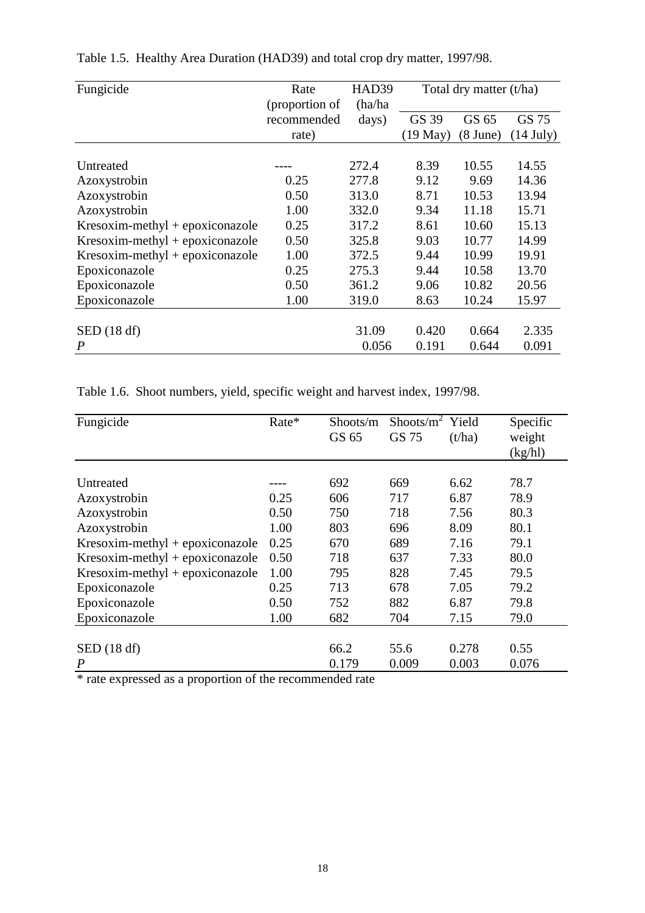Table 1.5. Healthy Area Duration (HAD39) and total crop dry matter, 1997/98.

| Fungicide | Rate (proportion of recommended rate) | HAD39 (ha/ha days) | Total dry matter (t/ha) | | |
|---|---|---|---|---|---|
| | | | GS 39 (19 May) | GS 65 (8 June) | GS 75 (14 July) |
| Untreated | ---- | 272.4 | 8.39 | 10.55 | 14.55 |
| Azoxystrobin | 0.25 | 277.8 | 9.12 | 9.69 | 14.36 |
| Azoxystrobin | 0.50 | 313.0 | 8.71 | 10.53 | 13.94 |
| Azoxystrobin | 1.00 | 332.0 | 9.34 | 11.18 | 15.71 |
| Kresoxim-methyl + epoxiconazole | 0.25 | 317.2 | 8.61 | 10.60 | 15.13 |
| Kresoxim-methyl + epoxiconazole | 0.50 | 325.8 | 9.03 | 10.77 | 14.99 |
| Kresoxim-methyl + epoxiconazole | 1.00 | 372.5 | 9.44 | 10.99 | 19.91 |
| Epoxiconazole | 0.25 | 275.3 | 9.44 | 10.58 | 13.70 |
| Epoxiconazole | 0.50 | 361.2 | 9.06 | 10.82 | 20.56 |
| Epoxiconazole | 1.00 | 319.0 | 8.63 | 10.24 | 15.97 |
| SED (18 df) | | 31.09 | 0.420 | 0.664 | 2.335 |
| *P* | | 0.056 | 0.191 | 0.644 | 0.091 |

Table 1.6. Shoot numbers, yield, specific weight and harvest index, 1997/98.

| Fungicide | Rate* | Shoots/m GS 65 | Shoots/m$^2$ GS 75 | Yield (t/ha) | Specific weight (kg/hl) |
|---|---|---|---|---|---|
| Untreated | ---- | 692 | 669 | 6.62 | 78.7 |
| Azoxystrobin | 0.25 | 606 | 717 | 6.87 | 78.9 |
| Azoxystrobin | 0.50 | 750 | 718 | 7.56 | 80.3 |
| Azoxystrobin | 1.00 | 803 | 696 | 8.09 | 80.1 |
| Kresoxim-methyl + epoxiconazole | 0.25 | 670 | 689 | 7.16 | 79.1 |
| Kresoxim-methyl + epoxiconazole | 0.50 | 718 | 637 | 7.33 | 80.0 |
| Kresoxim-methyl + epoxiconazole | 1.00 | 795 | 828 | 7.45 | 79.5 |
| Epoxiconazole | 0.25 | 713 | 678 | 7.05 | 79.2 |
| Epoxiconazole | 0.50 | 752 | 882 | 6.87 | 79.8 |
| Epoxiconazole | 1.00 | 682 | 704 | 7.15 | 79.0 |
| SED (18 df) | | 66.2 | 55.6 | 0.278 | 0.55 |
| *P* | | 0.179 | 0.009 | 0.003 | 0.076 |

\* rate expressed as a proportion of the recommended rate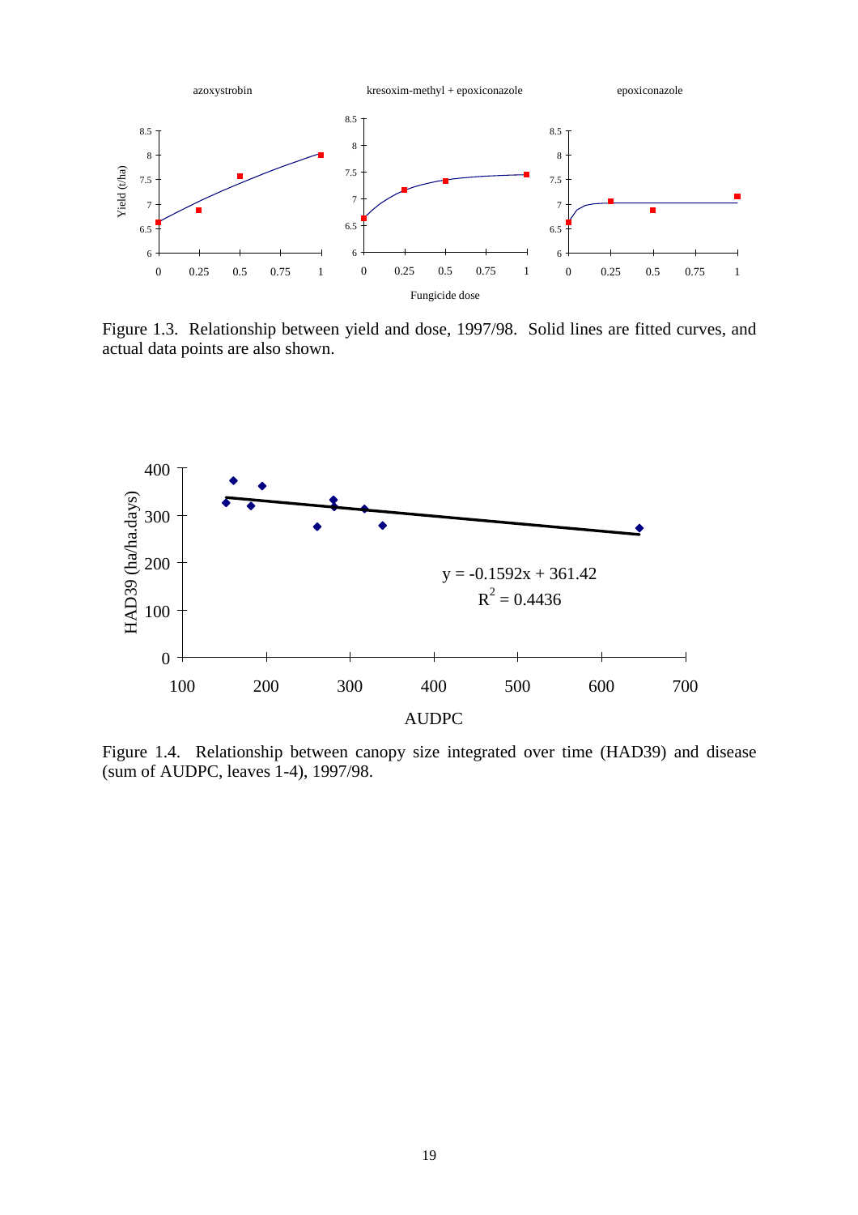Figure 1.3. Relationship between yield and dose, 1997/98. Solid lines are fitted curves, and actual data points are also shown.

Figure 1.4. Relationship between canopy size integrated over time (HAD39) and disease (sum of AUDPC, leaves 1-4), 1997/98.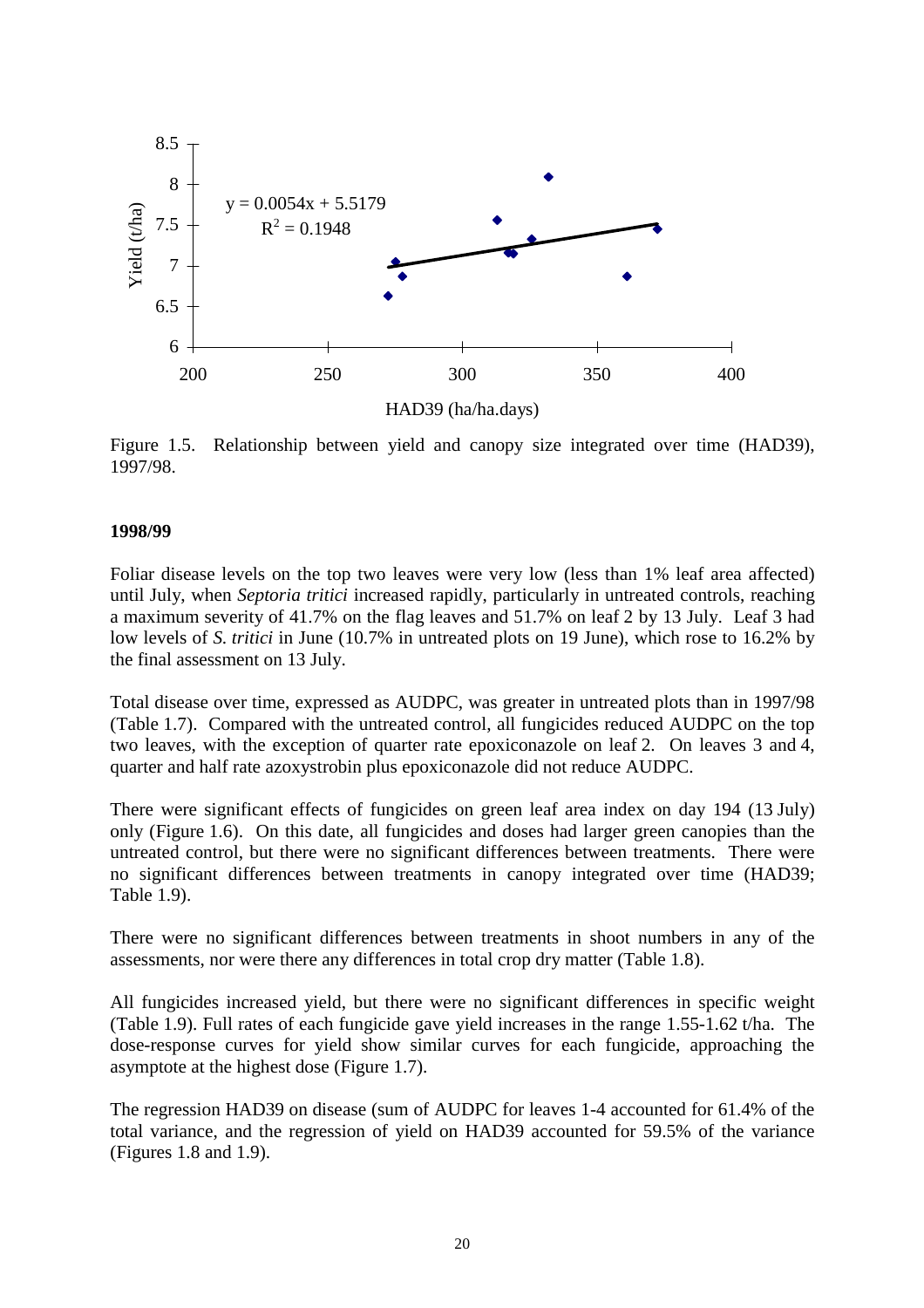Figure 1.5. Relationship between yield and canopy size integrated over time (HAD39), 1997/98.

**1998/99**

Foliar disease levels on the top two leaves were very low (less than 1% leaf area affected) until July, when *Septoria tritici* increased rapidly, particularly in untreated controls, reaching a maximum severity of 41.7% on the flag leaves and 51.7% on leaf 2 by 13 July. Leaf 3 had low levels of *S. tritici* in June (10.7% in untreated plots on 19 June), which rose to 16.2% by the final assessment on 13 July.

Total disease over time, expressed as AUDPC, was greater in untreated plots than in 1997/98 (Table 1.7). Compared with the untreated control, all fungicides reduced AUDPC on the top two leaves, with the exception of quarter rate epoxiconazole on leaf 2. On leaves 3 and 4, quarter and half rate azoxystrobin plus epoxiconazole did not reduce AUDPC.

There were significant effects of fungicides on green leaf area index on day 194 (13 July) only (Figure 1.6). On this date, all fungicides and doses had larger green canopies than the untreated control, but there were no significant differences between treatments. There were no significant differences between treatments in canopy integrated over time (HAD39; Table 1.9).

There were no significant differences between treatments in shoot numbers in any of the assessments, nor were there any differences in total crop dry matter (Table 1.8).

All fungicides increased yield, but there were no significant differences in specific weight (Table 1.9). Full rates of each fungicide gave yield increases in the range 1.55-1.62 t/ha. The dose-response curves for yield show similar curves for each fungicide, approaching the asymptote at the highest dose (Figure 1.7).

The regression HAD39 on disease (sum of AUDPC for leaves 1-4 accounted for 61.4% of the total variance, and the regression of yield on HAD39 accounted for 59.5% of the variance (Figures 1.8 and 1.9).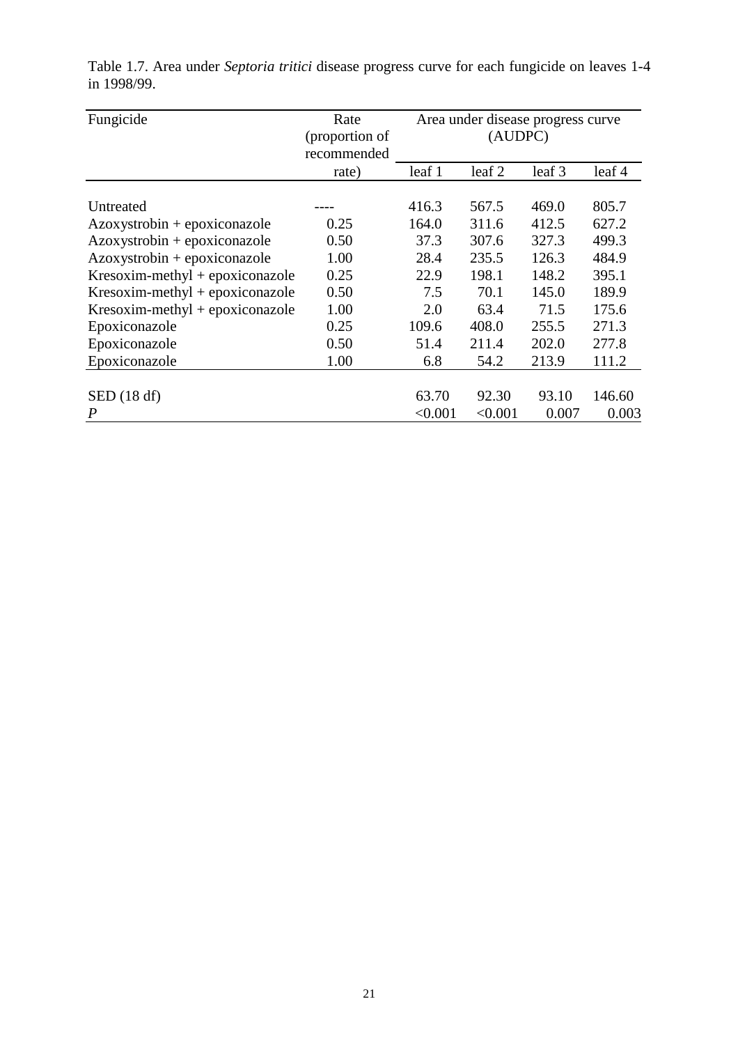Table 1.7. Area under *Septoria tritici* disease progress curve for each fungicide on leaves 1-4 in 1998/99.

| Fungicide | Rate (proportion of recommended rate) | Area under disease progress curve (AUDPC) | | | |
|---|---|---|---|---|---|
| | | leaf 1 | leaf 2 | leaf 3 | leaf 4 |
| Untreated | ---- | 416.3 | 567.5 | 469.0 | 805.7 |
| Azoxystrobin + epoxiconazole | 0.25 | 164.0 | 311.6 | 412.5 | 627.2 |
| Azoxystrobin + epoxiconazole | 0.50 | 37.3 | 307.6 | 327.3 | 499.3 |
| Azoxystrobin + epoxiconazole | 1.00 | 28.4 | 235.5 | 126.3 | 484.9 |
| Kresoxim-methyl + epoxiconazole | 0.25 | 22.9 | 198.1 | 148.2 | 395.1 |
| Kresoxim-methyl + epoxiconazole | 0.50 | 7.5 | 70.1 | 145.0 | 189.9 |
| Kresoxim-methyl + epoxiconazole | 1.00 | 2.0 | 63.4 | 71.5 | 175.6 |
| Epoxiconazole | 0.25 | 109.6 | 408.0 | 255.5 | 271.3 |
| Epoxiconazole | 0.50 | 51.4 | 211.4 | 202.0 | 277.8 |
| Epoxiconazole | 1.00 | 6.8 | 54.2 | 213.9 | 111.2 |
| SED (18 df) | | 63.70 | 92.30 | 93.10 | 146.60 |
| *P* | | <0.001 | <0.001 | 0.007 | 0.003 |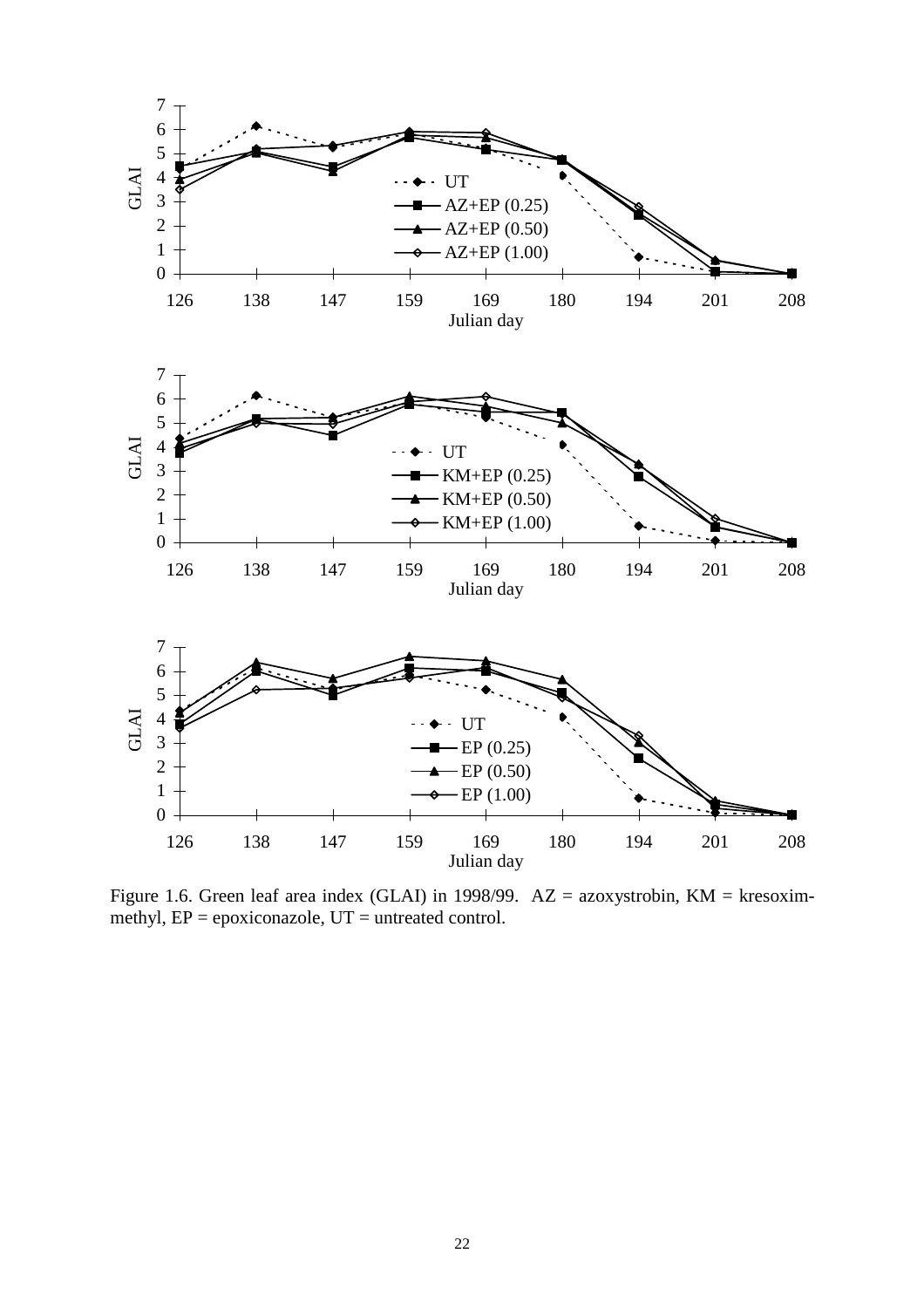Figure 1.6. Green leaf area index (GLAI) in 1998/99. AZ = azoxystrobin, KM = kresoxim-methyl, EP = epoxiconazole, UT = untreated control.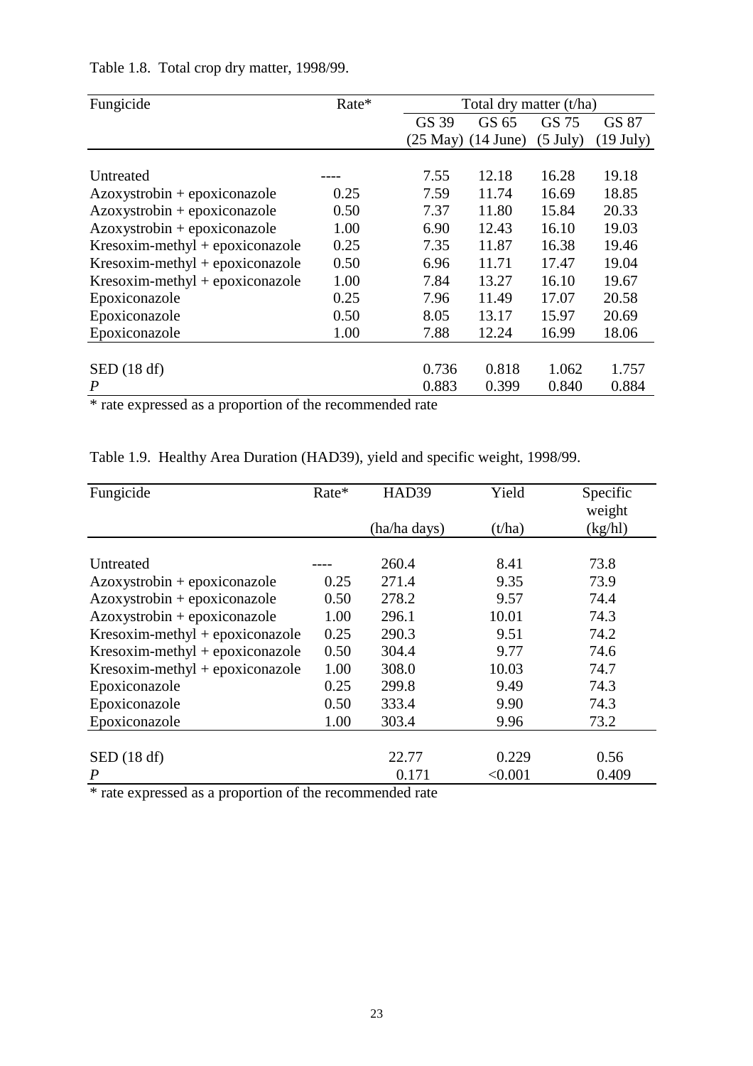Table 1.8. Total crop dry matter, 1998/99.

| Fungicide | Rate* | Total dry matter (t/ha) | | | |
|---|---|---|---|---|---|
| | | GS 39 (25 May) | GS 65 (14 June) | GS 75 (5 July) | GS 87 (19 July) |
| Untreated | ---- | 7.55 | 12.18 | 16.28 | 19.18 |
| Azoxystrobin + epoxiconazole | 0.25 | 7.59 | 11.74 | 16.69 | 18.85 |
| Azoxystrobin + epoxiconazole | 0.50 | 7.37 | 11.80 | 15.84 | 20.33 |
| Azoxystrobin + epoxiconazole | 1.00 | 6.90 | 12.43 | 16.10 | 19.03 |
| Kresoxim-methyl + epoxiconazole | 0.25 | 7.35 | 11.87 | 16.38 | 19.46 |
| Kresoxim-methyl + epoxiconazole | 0.50 | 6.96 | 11.71 | 17.47 | 19.04 |
| Kresoxim-methyl + epoxiconazole | 1.00 | 7.84 | 13.27 | 16.10 | 19.67 |
| Epoxiconazole | 0.25 | 7.96 | 11.49 | 17.07 | 20.58 |
| Epoxiconazole | 0.50 | 8.05 | 13.17 | 15.97 | 20.69 |
| Epoxiconazole | 1.00 | 7.88 | 12.24 | 16.99 | 18.06 |
| SED (18 df) | | 0.736 | 0.818 | 1.062 | 1.757 |
| *P* | | 0.883 | 0.399 | 0.840 | 0.884 |

* rate expressed as a proportion of the recommended rate

Table 1.9. Healthy Area Duration (HAD39), yield and specific weight, 1998/99.

| Fungicide | Rate* | HAD39 (ha/ha days) | Yield (t/ha) | Specific weight (kg/hl) |
|---|---|---|---|---|
| Untreated | ---- | 260.4 | 8.41 | 73.8 |
| Azoxystrobin + epoxiconazole | 0.25 | 271.4 | 9.35 | 73.9 |
| Azoxystrobin + epoxiconazole | 0.50 | 278.2 | 9.57 | 74.4 |
| Azoxystrobin + epoxiconazole | 1.00 | 296.1 | 10.01 | 74.3 |
| Kresoxim-methyl + epoxiconazole | 0.25 | 290.3 | 9.51 | 74.2 |
| Kresoxim-methyl + epoxiconazole | 0.50 | 304.4 | 9.77 | 74.6 |
| Kresoxim-methyl + epoxiconazole | 1.00 | 308.0 | 10.03 | 74.7 |
| Epoxiconazole | 0.25 | 299.8 | 9.49 | 74.3 |
| Epoxiconazole | 0.50 | 333.4 | 9.90 | 74.3 |
| Epoxiconazole | 1.00 | 303.4 | 9.96 | 73.2 |
| SED (18 df) | | 22.77 | 0.229 | 0.56 |
| *P* | | 0.171 | <0.001 | 0.409 |

* rate expressed as a proportion of the recommended rate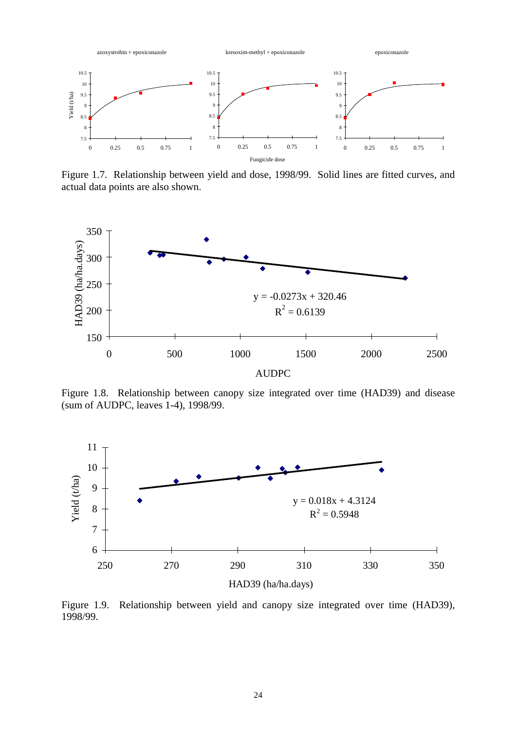Figure 1.7. Relationship between yield and dose, 1998/99. Solid lines are fitted curves, and actual data points are also shown.

Figure 1.8. Relationship between canopy size integrated over time (HAD39) and disease (sum of AUDPC, leaves 1-4), 1998/99.

Figure 1.9. Relationship between yield and canopy size integrated over time (HAD39), 1998/99.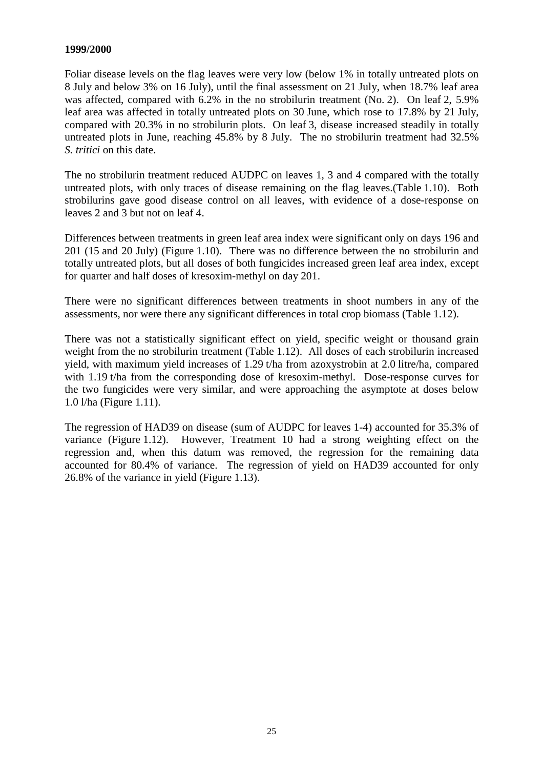**1999/2000**

Foliar disease levels on the flag leaves were very low (below 1% in totally untreated plots on 8 July and below 3% on 16 July), until the final assessment on 21 July, when 18.7% leaf area was affected, compared with 6.2% in the no strobilurin treatment (No. 2). On leaf 2, 5.9% leaf area was affected in totally untreated plots on 30 June, which rose to 17.8% by 21 July, compared with 20.3% in no strobilurin plots. On leaf 3, disease increased steadily in totally untreated plots in June, reaching 45.8% by 8 July. The no strobilurin treatment had 32.5% *S. tritici* on this date.

The no strobilurin treatment reduced AUDPC on leaves 1, 3 and 4 compared with the totally untreated plots, with only traces of disease remaining on the flag leaves.(Table 1.10). Both strobilurins gave good disease control on all leaves, with evidence of a dose-response on leaves 2 and 3 but not on leaf 4.

Differences between treatments in green leaf area index were significant only on days 196 and 201 (15 and 20 July) (Figure 1.10). There was no difference between the no strobilurin and totally untreated plots, but all doses of both fungicides increased green leaf area index, except for quarter and half doses of kresoxim-methyl on day 201.

There were no significant differences between treatments in shoot numbers in any of the assessments, nor were there any significant differences in total crop biomass (Table 1.12).

There was not a statistically significant effect on yield, specific weight or thousand grain weight from the no strobilurin treatment (Table 1.12). All doses of each strobilurin increased yield, with maximum yield increases of 1.29 t/ha from azoxystrobin at 2.0 litre/ha, compared with 1.19 t/ha from the corresponding dose of kresoxim-methyl. Dose-response curves for the two fungicides were very similar, and were approaching the asymptote at doses below 1.0 l/ha (Figure 1.11).

The regression of HAD39 on disease (sum of AUDPC for leaves 1-4) accounted for 35.3% of variance (Figure 1.12). However, Treatment 10 had a strong weighting effect on the regression and, when this datum was removed, the regression for the remaining data accounted for 80.4% of variance. The regression of yield on HAD39 accounted for only 26.8% of the variance in yield (Figure 1.13).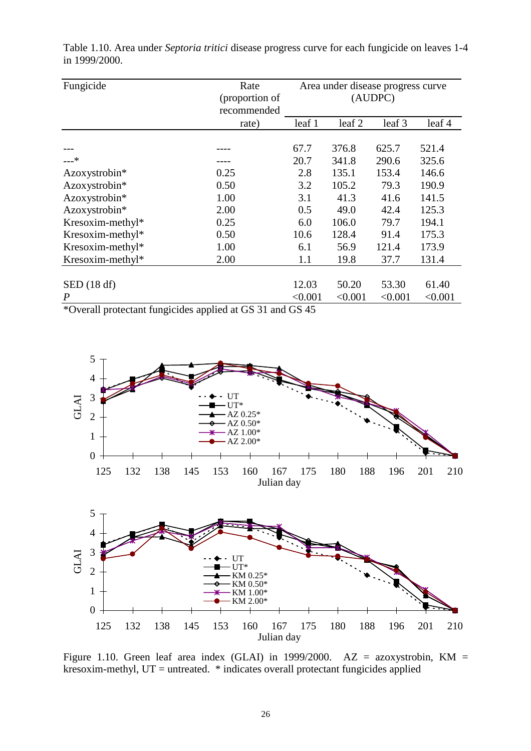Table 1.10. Area under *Septoria tritici* disease progress curve for each fungicide on leaves 1-4 in 1999/2000.

| Fungicide | Rate (proportion of recommended rate) | Area under disease progress curve (AUDPC) | | | |
|---|---|---|---|---|---|
| | | leaf 1 | leaf 2 | leaf 3 | leaf 4 |
| --- | ---- | 67.7 | 376.8 | 625.7 | 521.4 |
| ---* | ---- | 20.7 | 341.8 | 290.6 | 325.6 |
| Azoxystrobin* | 0.25 | 2.8 | 135.1 | 153.4 | 146.6 |
| Azoxystrobin* | 0.50 | 3.2 | 105.2 | 79.3 | 190.9 |
| Azoxystrobin* | 1.00 | 3.1 | 41.3 | 41.6 | 141.5 |
| Azoxystrobin* | 2.00 | 0.5 | 49.0 | 42.4 | 125.3 |
| Kresoxim-methyl* | 0.25 | 6.0 | 106.0 | 79.7 | 194.1 |
| Kresoxim-methyl* | 0.50 | 10.6 | 128.4 | 91.4 | 175.3 |
| Kresoxim-methyl* | 1.00 | 6.1 | 56.9 | 121.4 | 173.9 |
| Kresoxim-methyl* | 2.00 | 1.1 | 19.8 | 37.7 | 131.4 |
| SED (18 df) | | 12.03 | 50.20 | 53.30 | 61.40 |
| *P* | | <0.001 | <0.001 | <0.001 | <0.001 |

*Overall protectant fungicides applied at GS 31 and GS 45

Figure 1.10. Green leaf area index (GLAI) in 1999/2000. AZ = azoxystrobin, KM = kresoxim-methyl, UT = untreated. * indicates overall protectant fungicides applied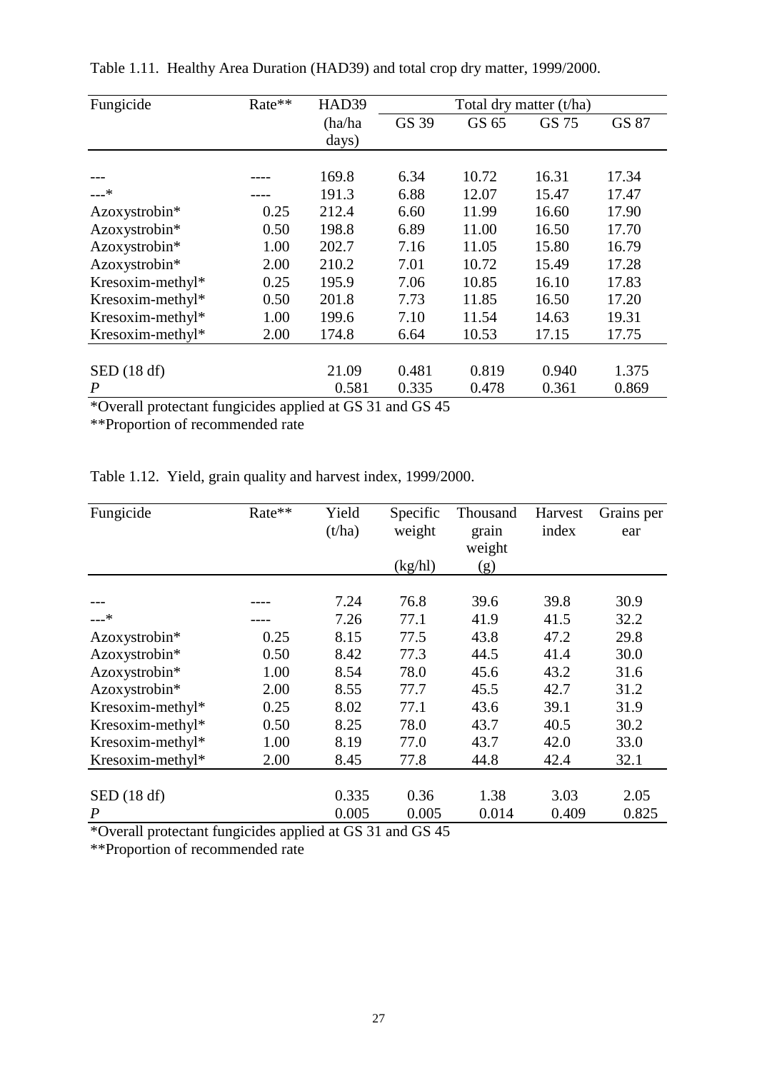Table 1.11. Healthy Area Duration (HAD39) and total crop dry matter, 1999/2000.

| Fungicide | Rate** | HAD39 (ha/ha days) | Total dry matter (t/ha) | | | |
|---|---|---|---|---|---|---|
| | | | GS 39 | GS 65 | GS 75 | GS 87 |
| --- | ---- | 169.8 | 6.34 | 10.72 | 16.31 | 17.34 |
| ---* | ---- | 191.3 | 6.88 | 12.07 | 15.47 | 17.47 |
| Azoxystrobin* | 0.25 | 212.4 | 6.60 | 11.99 | 16.60 | 17.90 |
| Azoxystrobin* | 0.50 | 198.8 | 6.89 | 11.00 | 16.50 | 17.70 |
| Azoxystrobin* | 1.00 | 202.7 | 7.16 | 11.05 | 15.80 | 16.79 |
| Azoxystrobin* | 2.00 | 210.2 | 7.01 | 10.72 | 15.49 | 17.28 |
| Kresoxim-methyl* | 0.25 | 195.9 | 7.06 | 10.85 | 16.10 | 17.83 |
| Kresoxim-methyl* | 0.50 | 201.8 | 7.73 | 11.85 | 16.50 | 17.20 |
| Kresoxim-methyl* | 1.00 | 199.6 | 7.10 | 11.54 | 14.63 | 19.31 |
| Kresoxim-methyl* | 2.00 | 174.8 | 6.64 | 10.53 | 17.15 | 17.75 |
| SED (18 df) | | 21.09 | 0.481 | 0.819 | 0.940 | 1.375 |
| *P* | | 0.581 | 0.335 | 0.478 | 0.361 | 0.869 |

*Overall protectant fungicides applied at GS 31 and GS 45

**Proportion of recommended rate

Table 1.12. Yield, grain quality and harvest index, 1999/2000.

| Fungicide | Rate** | Yield (t/ha) | Specific weight (kg/hl) | Thousand grain weight (g) | Harvest index | Grains per ear |
|---|---|---|---|---|---|---|
| --- | ---- | 7.24 | 76.8 | 39.6 | 39.8 | 30.9 |
| ---* | ---- | 7.26 | 77.1 | 41.9 | 41.5 | 32.2 |
| Azoxystrobin* | 0.25 | 8.15 | 77.5 | 43.8 | 47.2 | 29.8 |
| Azoxystrobin* | 0.50 | 8.42 | 77.3 | 44.5 | 41.4 | 30.0 |
| Azoxystrobin* | 1.00 | 8.54 | 78.0 | 45.6 | 43.2 | 31.6 |
| Azoxystrobin* | 2.00 | 8.55 | 77.7 | 45.5 | 42.7 | 31.2 |
| Kresoxim-methyl* | 0.25 | 8.02 | 77.1 | 43.6 | 39.1 | 31.9 |
| Kresoxim-methyl* | 0.50 | 8.25 | 78.0 | 43.7 | 40.5 | 30.2 |
| Kresoxim-methyl* | 1.00 | 8.19 | 77.0 | 43.7 | 42.0 | 33.0 |
| Kresoxim-methyl* | 2.00 | 8.45 | 77.8 | 44.8 | 42.4 | 32.1 |
| SED (18 df) | | 0.335 | 0.36 | 1.38 | 3.03 | 2.05 |
| *P* | | 0.005 | 0.005 | 0.014 | 0.409 | 0.825 |

*Overall protectant fungicides applied at GS 31 and GS 45

**Proportion of recommended rate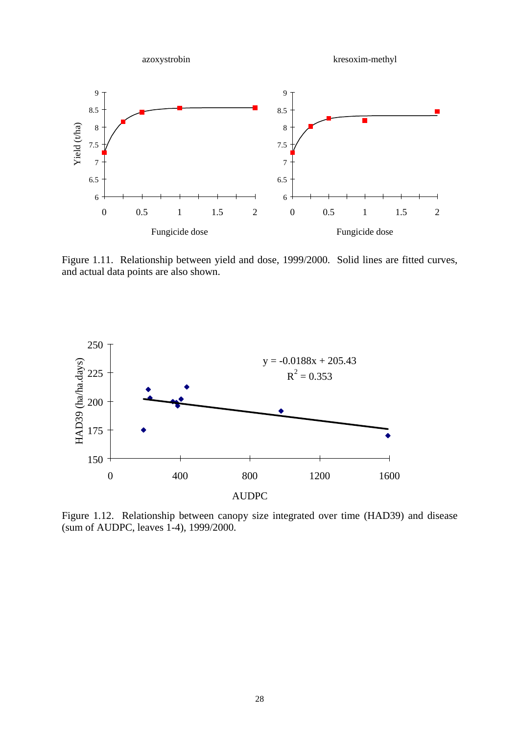Figure 1.11. Relationship between yield and dose, 1999/2000. Solid lines are fitted curves, and actual data points are also shown.

Figure 1.12. Relationship between canopy size integrated over time (HAD39) and disease (sum of AUDPC, leaves 1-4), 1999/2000.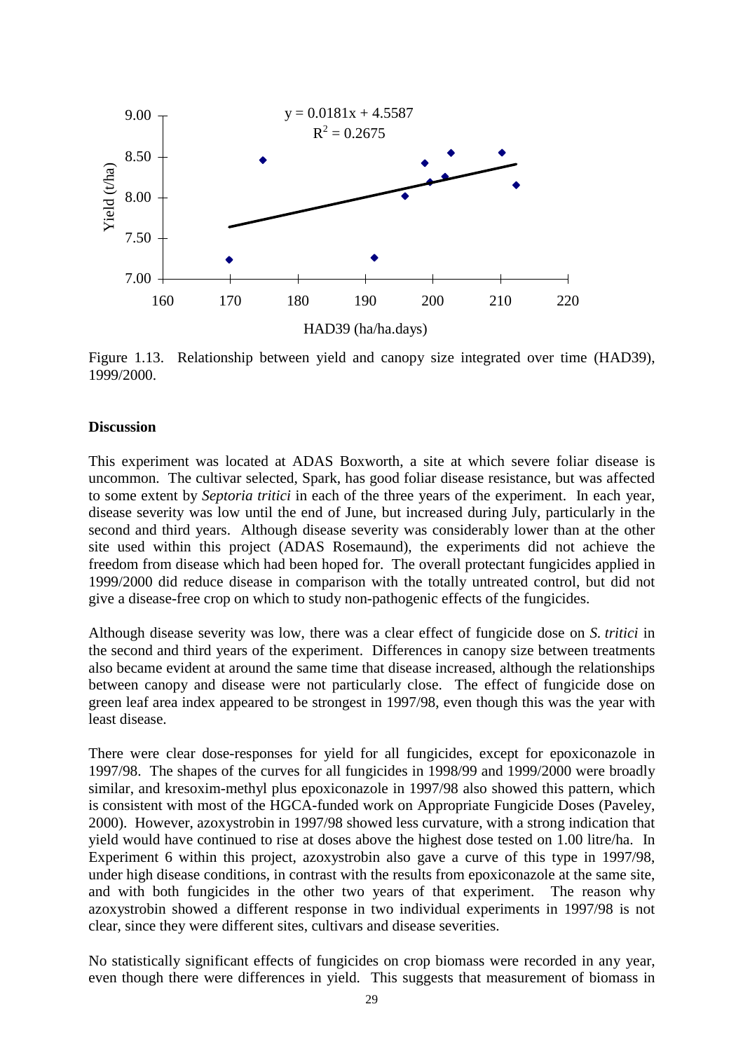Figure 1.13. Relationship between yield and canopy size integrated over time (HAD39), 1999/2000.

### Discussion

This experiment was located at ADAS Boxworth, a site at which severe foliar disease is uncommon. The cultivar selected, Spark, has good foliar disease resistance, but was affected to some extent by *Septoria tritici* in each of the three years of the experiment. In each year, disease severity was low until the end of June, but increased during July, particularly in the second and third years. Although disease severity was considerably lower than at the other site used within this project (ADAS Rosemaund), the experiments did not achieve the freedom from disease which had been hoped for. The overall protectant fungicides applied in 1999/2000 did reduce disease in comparison with the totally untreated control, but did not give a disease-free crop on which to study non-pathogenic effects of the fungicides.

Although disease severity was low, there was a clear effect of fungicide dose on *S. tritici* in the second and third years of the experiment. Differences in canopy size between treatments also became evident at around the same time that disease increased, although the relationships between canopy and disease were not particularly close. The effect of fungicide dose on green leaf area index appeared to be strongest in 1997/98, even though this was the year with least disease.

There were clear dose-responses for yield for all fungicides, except for epoxiconazole in 1997/98. The shapes of the curves for all fungicides in 1998/99 and 1999/2000 were broadly similar, and kresoxim-methyl plus epoxiconazole in 1997/98 also showed this pattern, which is consistent with most of the HGCA-funded work on Appropriate Fungicide Doses (Paveley, 2000). However, azoxystrobin in 1997/98 showed less curvature, with a strong indication that yield would have continued to rise at doses above the highest dose tested on 1.00 litre/ha. In Experiment 6 within this project, azoxystrobin also gave a curve of this type in 1997/98, under high disease conditions, in contrast with the results from epoxiconazole at the same site, and with both fungicides in the other two years of that experiment. The reason why azoxystrobin showed a different response in two individual experiments in 1997/98 is not clear, since they were different sites, cultivars and disease severities.

No statistically significant effects of fungicides on crop biomass were recorded in any year, even though there were differences in yield. This suggests that measurement of biomass in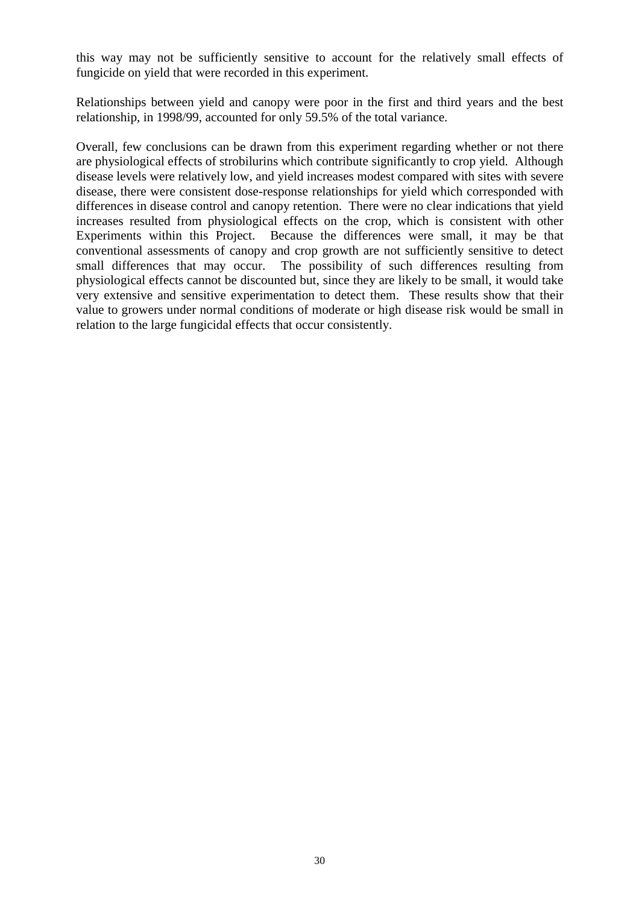this way may not be sufficiently sensitive to account for the relatively small effects of fungicide on yield that were recorded in this experiment.

Relationships between yield and canopy were poor in the first and third years and the best relationship, in 1998/99, accounted for only 59.5% of the total variance.

Overall, few conclusions can be drawn from this experiment regarding whether or not there are physiological effects of strobilurins which contribute significantly to crop yield. Although disease levels were relatively low, and yield increases modest compared with sites with severe disease, there were consistent dose-response relationships for yield which corresponded with differences in disease control and canopy retention. There were no clear indications that yield increases resulted from physiological effects on the crop, which is consistent with other Experiments within this Project. Because the differences were small, it may be that conventional assessments of canopy and crop growth are not sufficiently sensitive to detect small differences that may occur. The possibility of such differences resulting from physiological effects cannot be discounted but, since they are likely to be small, it would take very extensive and sensitive experimentation to detect them. These results show that their value to growers under normal conditions of moderate or high disease risk would be small in relation to the large fungicidal effects that occur consistently.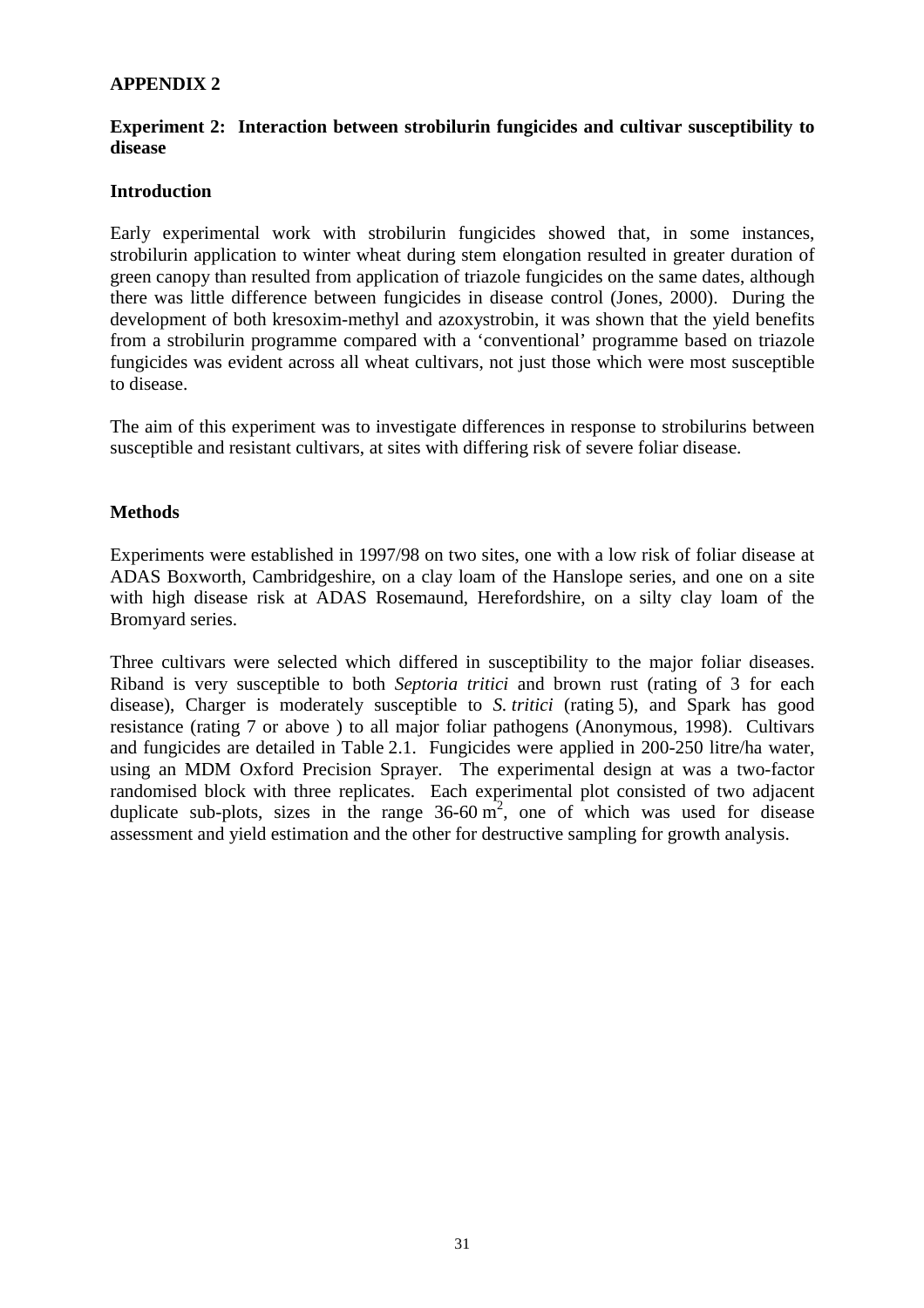**APPENDIX 2**

**Experiment 2: Interaction between strobilurin fungicides and cultivar susceptibility to disease**

**Introduction**

Early experimental work with strobilurin fungicides showed that, in some instances, strobilurin application to winter wheat during stem elongation resulted in greater duration of green canopy than resulted from application of triazole fungicides on the same dates, although there was little difference between fungicides in disease control (Jones, 2000). During the development of both kresoxim-methyl and azoxystrobin, it was shown that the yield benefits from a strobilurin programme compared with a 'conventional' programme based on triazole fungicides was evident across all wheat cultivars, not just those which were most susceptible to disease.

The aim of this experiment was to investigate differences in response to strobilurins between susceptible and resistant cultivars, at sites with differing risk of severe foliar disease.

**Methods**

Experiments were established in 1997/98 on two sites, one with a low risk of foliar disease at ADAS Boxworth, Cambridgeshire, on a clay loam of the Hanslope series, and one on a site with high disease risk at ADAS Rosemaund, Herefordshire, on a silty clay loam of the Bromyard series.

Three cultivars were selected which differed in susceptibility to the major foliar diseases. Riband is very susceptible to both *Septoria tritici* and brown rust (rating of 3 for each disease), Charger is moderately susceptible to *S. tritici* (rating 5), and Spark has good resistance (rating 7 or above ) to all major foliar pathogens (Anonymous, 1998). Cultivars and fungicides are detailed in Table 2.1. Fungicides were applied in 200-250 litre/ha water, using an MDM Oxford Precision Sprayer. The experimental design at was a two-factor randomised block with three replicates. Each experimental plot consisted of two adjacent duplicate sub-plots, sizes in the range 36-60 $m^2$, one of which was used for disease assessment and yield estimation and the other for destructive sampling for growth analysis.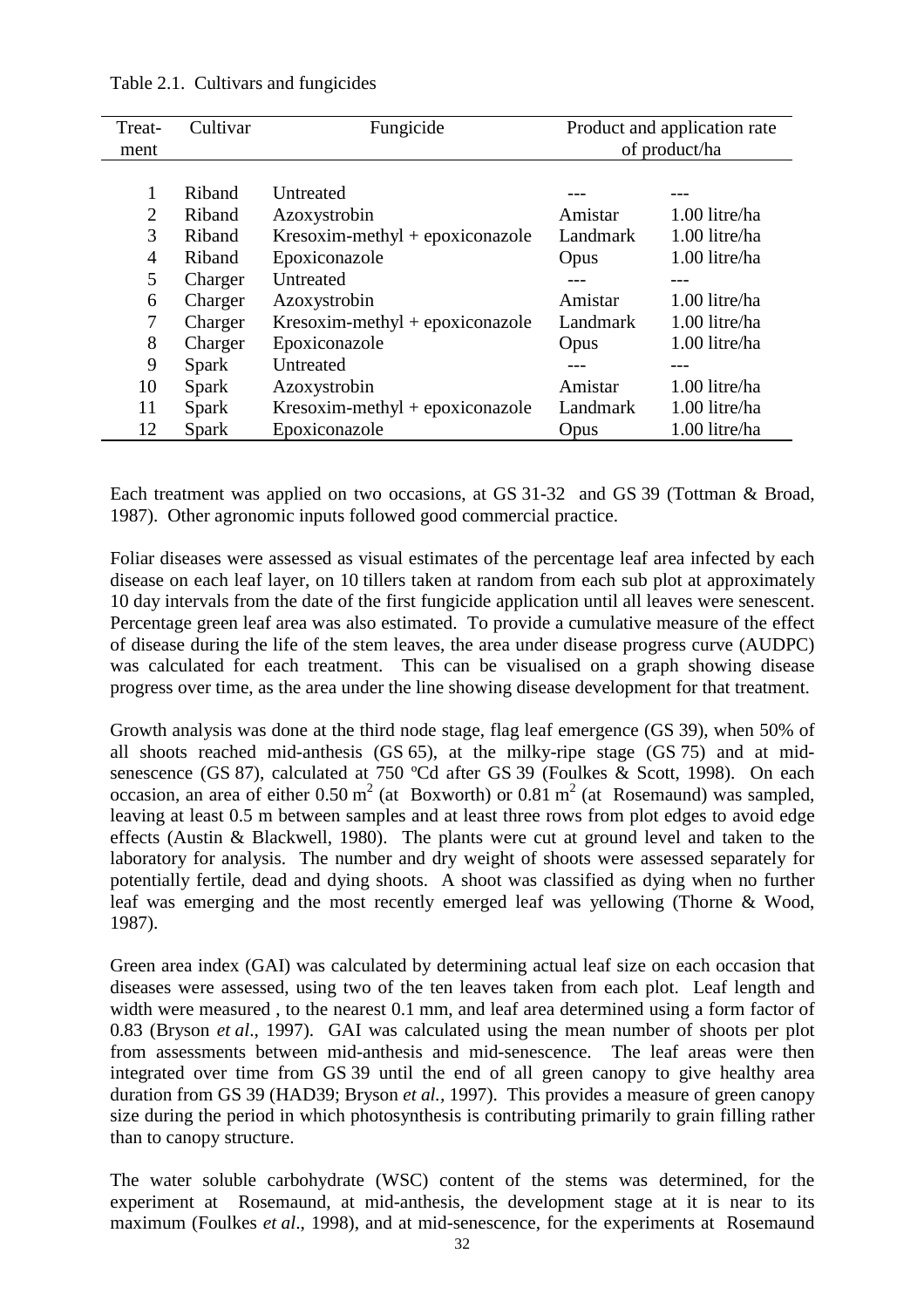Table 2.1. Cultivars and fungicides

| Treat-ment | Cultivar | Fungicide | Product and application rate of product/ha | |
|---|---|---|---|---|
| 1 | Riband | Untreated | --- | --- |
| 2 | Riband | Azoxystrobin | Amistar | 1.00 litre/ha |
| 3 | Riband | Kresoxim-methyl + epoxiconazole | Landmark | 1.00 litre/ha |
| 4 | Riband | Epoxiconazole | Opus | 1.00 litre/ha |
| 5 | Charger | Untreated | --- | --- |
| 6 | Charger | Azoxystrobin | Amistar | 1.00 litre/ha |
| 7 | Charger | Kresoxim-methyl + epoxiconazole | Landmark | 1.00 litre/ha |
| 8 | Charger | Epoxiconazole | Opus | 1.00 litre/ha |
| 9 | Spark | Untreated | --- | --- |
| 10 | Spark | Azoxystrobin | Amistar | 1.00 litre/ha |
| 11 | Spark | Kresoxim-methyl + epoxiconazole | Landmark | 1.00 litre/ha |
| 12 | Spark | Epoxiconazole | Opus | 1.00 litre/ha |

Each treatment was applied on two occasions, at GS 31-32 and GS 39 (Tottman & Broad, 1987). Other agronomic inputs followed good commercial practice.

Foliar diseases were assessed as visual estimates of the percentage leaf area infected by each disease on each leaf layer, on 10 tillers taken at random from each sub plot at approximately 10 day intervals from the date of the first fungicide application until all leaves were senescent. Percentage green leaf area was also estimated. To provide a cumulative measure of the effect of disease during the life of the stem leaves, the area under disease progress curve (AUDPC) was calculated for each treatment. This can be visualised on a graph showing disease progress over time, as the area under the line showing disease development for that treatment.

Growth analysis was done at the third node stage, flag leaf emergence (GS 39), when 50% of all shoots reached mid-anthesis (GS 65), at the milky-ripe stage (GS 75) and at mid-senescence (GS 87), calculated at 750 ºCd after GS 39 (Foulkes & Scott, 1998). On each occasion, an area of either 0.50 $m^2$ (at Boxworth) or 0.81 $m^2$ (at Rosemaund) was sampled, leaving at least 0.5 m between samples and at least three rows from plot edges to avoid edge effects (Austin & Blackwell, 1980). The plants were cut at ground level and taken to the laboratory for analysis. The number and dry weight of shoots were assessed separately for potentially fertile, dead and dying shoots. A shoot was classified as dying when no further leaf was emerging and the most recently emerged leaf was yellowing (Thorne & Wood, 1987).

Green area index (GAI) was calculated by determining actual leaf size on each occasion that diseases were assessed, using two of the ten leaves taken from each plot. Leaf length and width were measured , to the nearest 0.1 mm, and leaf area determined using a form factor of 0.83 (Bryson *et al*., 1997). GAI was calculated using the mean number of shoots per plot from assessments between mid-anthesis and mid-senescence. The leaf areas were then integrated over time from GS 39 until the end of all green canopy to give healthy area duration from GS 39 (HAD39; Bryson *et al.*, 1997). This provides a measure of green canopy size during the period in which photosynthesis is contributing primarily to grain filling rather than to canopy structure.

The water soluble carbohydrate (WSC) content of the stems was determined, for the experiment at Rosemaund, at mid-anthesis, the development stage at it is near to its maximum (Foulkes *et al*., 1998), and at mid-senescence, for the experiments at Rosemaund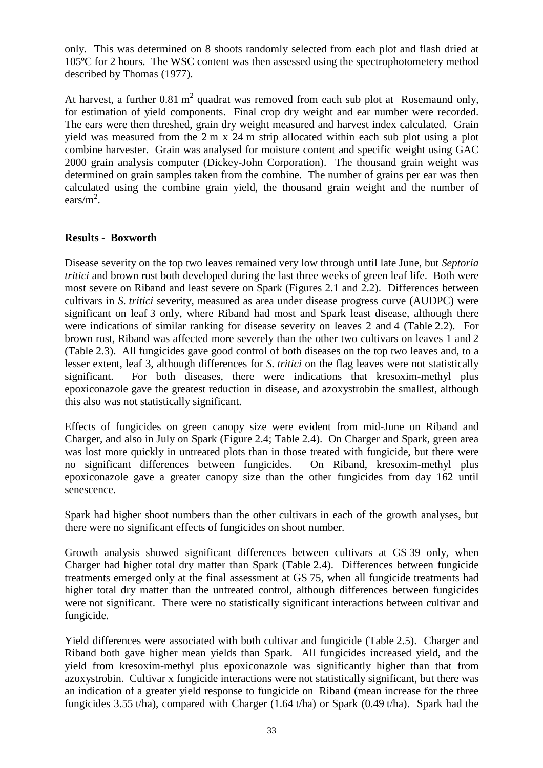only. This was determined on 8 shoots randomly selected from each plot and flash dried at 105ºC for 2 hours. The WSC content was then assessed using the spectrophotometery method described by Thomas (1977).

At harvest, a further 0.81 $m^2$ quadrat was removed from each sub plot at Rosemaund only, for estimation of yield components. Final crop dry weight and ear number were recorded. The ears were then threshed, grain dry weight measured and harvest index calculated. Grain yield was measured from the 2 m x 24 m strip allocated within each sub plot using a plot combine harvester. Grain was analysed for moisture content and specific weight using GAC 2000 grain analysis computer (Dickey-John Corporation). The thousand grain weight was determined on grain samples taken from the combine. The number of grains per ear was then calculated using the combine grain yield, the thousand grain weight and the number of ears/$m^2$.

**Results - Boxworth**

Disease severity on the top two leaves remained very low through until late June, but *Septoria tritici* and brown rust both developed during the last three weeks of green leaf life. Both were most severe on Riband and least severe on Spark (Figures 2.1 and 2.2). Differences between cultivars in *S. tritici* severity, measured as area under disease progress curve (AUDPC) were significant on leaf 3 only, where Riband had most and Spark least disease, although there were indications of similar ranking for disease severity on leaves 2 and 4 (Table 2.2). For brown rust, Riband was affected more severely than the other two cultivars on leaves 1 and 2 (Table 2.3). All fungicides gave good control of both diseases on the top two leaves and, to a lesser extent, leaf 3, although differences for *S. tritici* on the flag leaves were not statistically significant. For both diseases, there were indications that kresoxim-methyl plus epoxiconazole gave the greatest reduction in disease, and azoxystrobin the smallest, although this also was not statistically significant.

Effects of fungicides on green canopy size were evident from mid-June on Riband and Charger, and also in July on Spark (Figure 2.4; Table 2.4). On Charger and Spark, green area was lost more quickly in untreated plots than in those treated with fungicide, but there were no significant differences between fungicides. On Riband, kresoxim-methyl plus epoxiconazole gave a greater canopy size than the other fungicides from day 162 until senescence.

Spark had higher shoot numbers than the other cultivars in each of the growth analyses, but there were no significant effects of fungicides on shoot number.

Growth analysis showed significant differences between cultivars at GS 39 only, when Charger had higher total dry matter than Spark (Table 2.4). Differences between fungicide treatments emerged only at the final assessment at GS 75, when all fungicide treatments had higher total dry matter than the untreated control, although differences between fungicides were not significant. There were no statistically significant interactions between cultivar and fungicide.

Yield differences were associated with both cultivar and fungicide (Table 2.5). Charger and Riband both gave higher mean yields than Spark. All fungicides increased yield, and the yield from kresoxim-methyl plus epoxiconazole was significantly higher than that from azoxystrobin. Cultivar x fungicide interactions were not statistically significant, but there was an indication of a greater yield response to fungicide on Riband (mean increase for the three fungicides 3.55 t/ha), compared with Charger (1.64 t/ha) or Spark (0.49 t/ha). Spark had the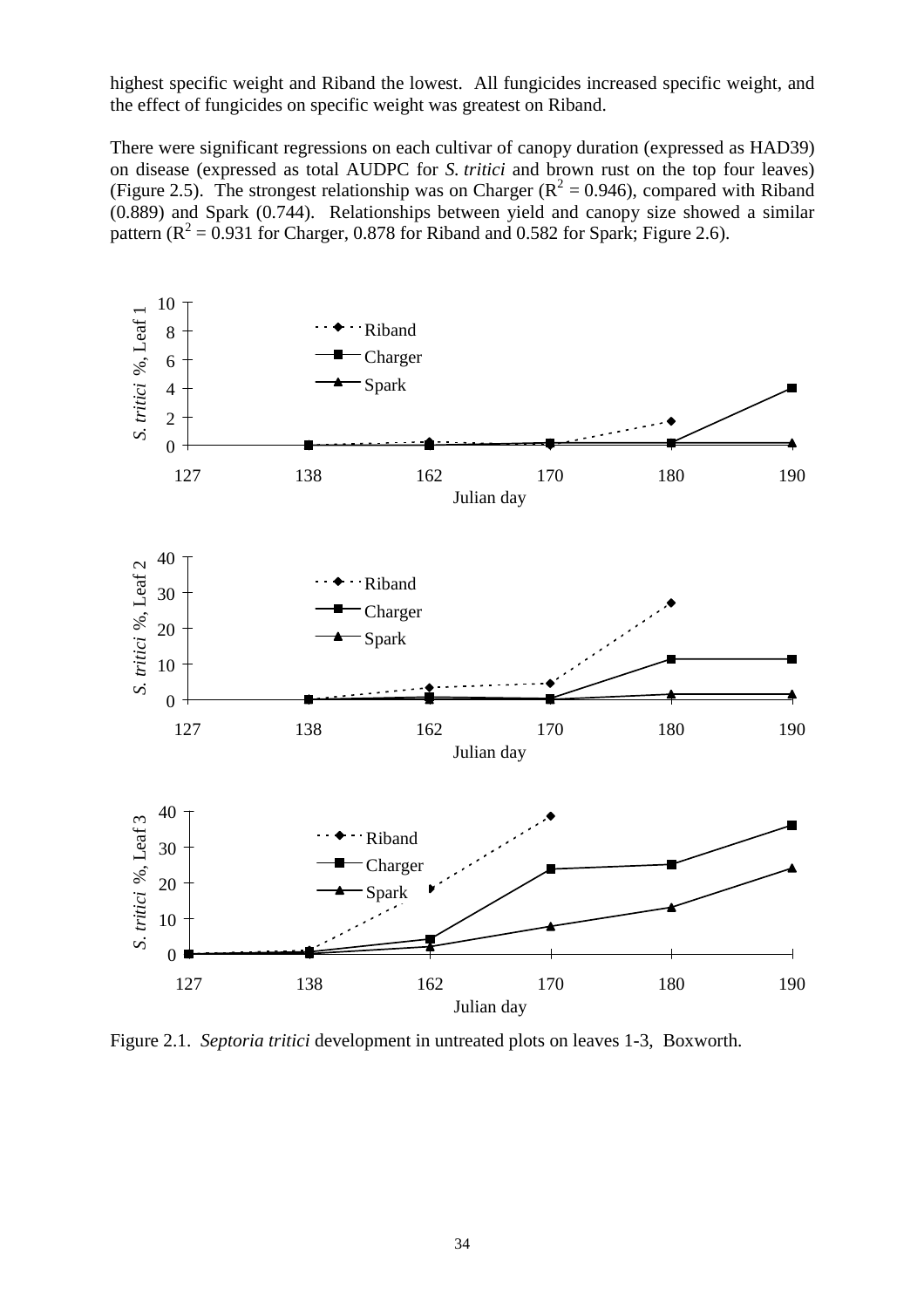highest specific weight and Riband the lowest. All fungicides increased specific weight, and the effect of fungicides on specific weight was greatest on Riband.

There were significant regressions on each cultivar of canopy duration (expressed as HAD39) on disease (expressed as total AUDPC for *S. tritici* and brown rust on the top four leaves) (Figure 2.5). The strongest relationship was on Charger ($R^2$ = 0.946), compared with Riband (0.889) and Spark (0.744). Relationships between yield and canopy size showed a similar pattern ($R^2$ = 0.931 for Charger, 0.878 for Riband and 0.582 for Spark; Figure 2.6).

Figure 2.1. *Septoria tritici* development in untreated plots on leaves 1-3, Boxworth.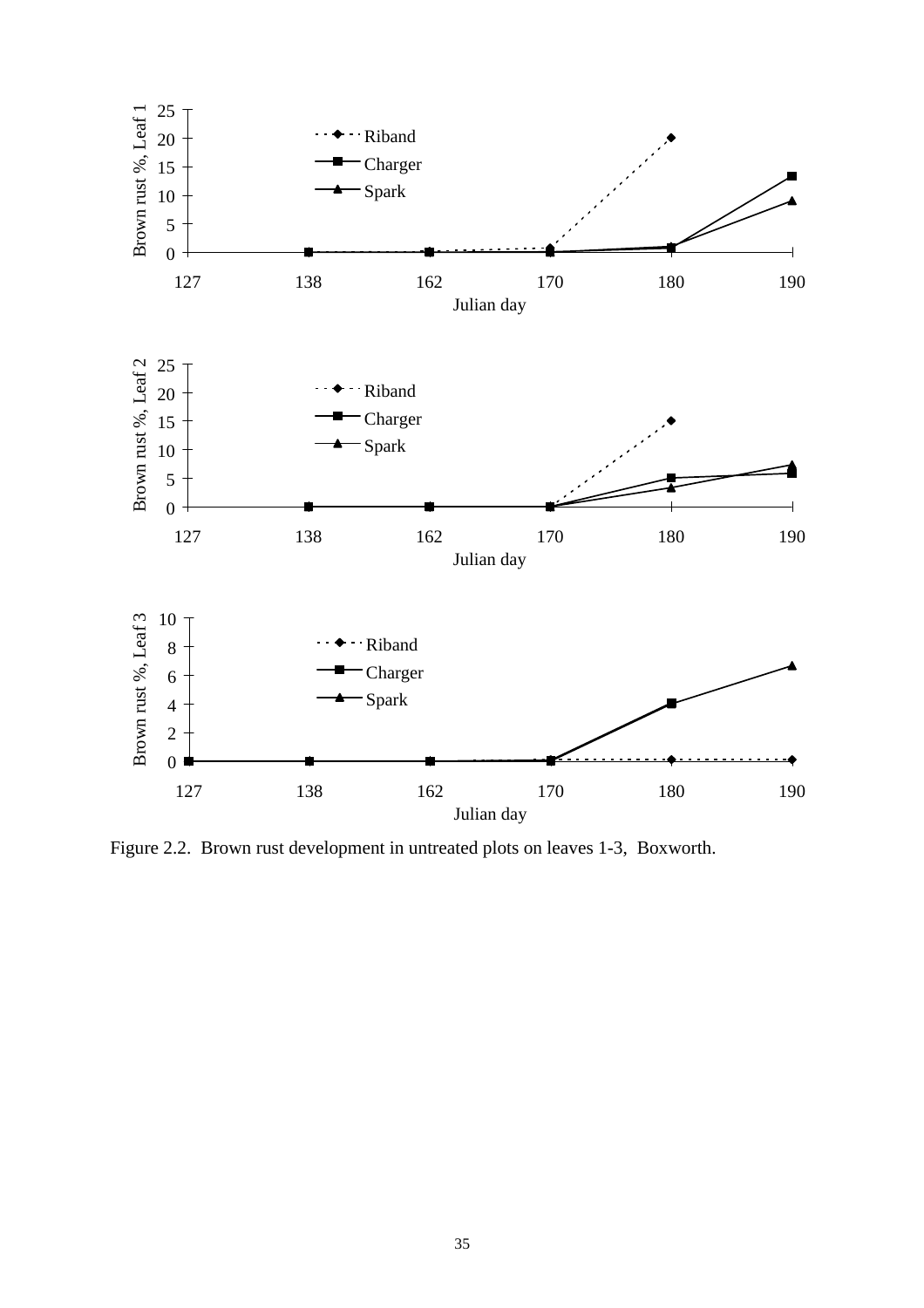Figure 2.2. Brown rust development in untreated plots on leaves 1-3, Boxworth.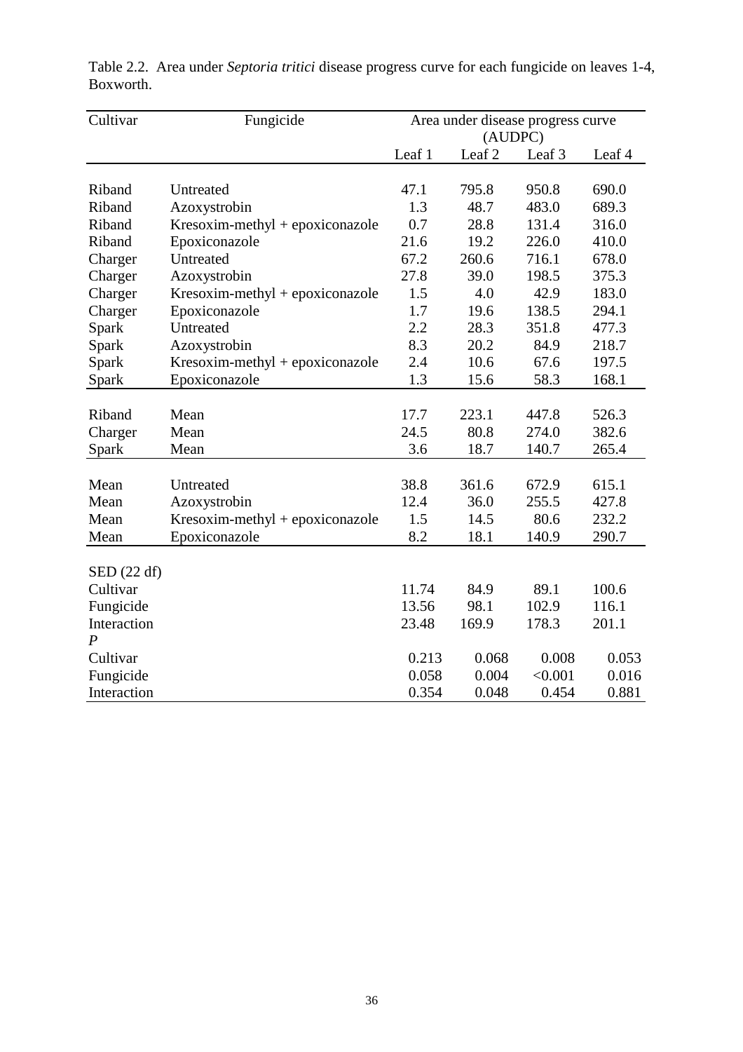Table 2.2. Area under *Septoria tritici* disease progress curve for each fungicide on leaves 1-4, Boxworth.

| Cultivar | Fungicide | Area under disease progress curve (AUDPC) | | | |
|---|---|---|---|---|---|
| | | Leaf 1 | Leaf 2 | Leaf 3 | Leaf 4 |
| Riband | Untreated | 47.1 | 795.8 | 950.8 | 690.0 |
| Riband | Azoxystrobin | 1.3 | 48.7 | 483.0 | 689.3 |
| Riband | Kresoxim-methyl + epoxiconazole | 0.7 | 28.8 | 131.4 | 316.0 |
| Riband | Epoxiconazole | 21.6 | 19.2 | 226.0 | 410.0 |
| Charger | Untreated | 67.2 | 260.6 | 716.1 | 678.0 |
| Charger | Azoxystrobin | 27.8 | 39.0 | 198.5 | 375.3 |
| Charger | Kresoxim-methyl + epoxiconazole | 1.5 | 4.0 | 42.9 | 183.0 |
| Charger | Epoxiconazole | 1.7 | 19.6 | 138.5 | 294.1 |
| Spark | Untreated | 2.2 | 28.3 | 351.8 | 477.3 |
| Spark | Azoxystrobin | 8.3 | 20.2 | 84.9 | 218.7 |
| Spark | Kresoxim-methyl + epoxiconazole | 2.4 | 10.6 | 67.6 | 197.5 |
| Spark | Epoxiconazole | 1.3 | 15.6 | 58.3 | 168.1 |
| Riband | Mean | 17.7 | 223.1 | 447.8 | 526.3 |
| Charger | Mean | 24.5 | 80.8 | 274.0 | 382.6 |
| Spark | Mean | 3.6 | 18.7 | 140.7 | 265.4 |
| Mean | Untreated | 38.8 | 361.6 | 672.9 | 615.1 |
| Mean | Azoxystrobin | 12.4 | 36.0 | 255.5 | 427.8 |
| Mean | Kresoxim-methyl + epoxiconazole | 1.5 | 14.5 | 80.6 | 232.2 |
| Mean | Epoxiconazole | 8.2 | 18.1 | 140.9 | 290.7 |
| SED (22 df) | | | | | |
| Cultivar | | 11.74 | 84.9 | 89.1 | 100.6 |
| Fungicide | | 13.56 | 98.1 | 102.9 | 116.1 |
| Interaction | | 23.48 | 169.9 | 178.3 | 201.1 |
| *P* | | | | | |
| Cultivar | | 0.213 | 0.068 | 0.008 | 0.053 |
| Fungicide | | 0.058 | 0.004 | <0.001 | 0.016 |
| Interaction | | 0.354 | 0.048 | 0.454 | 0.881 |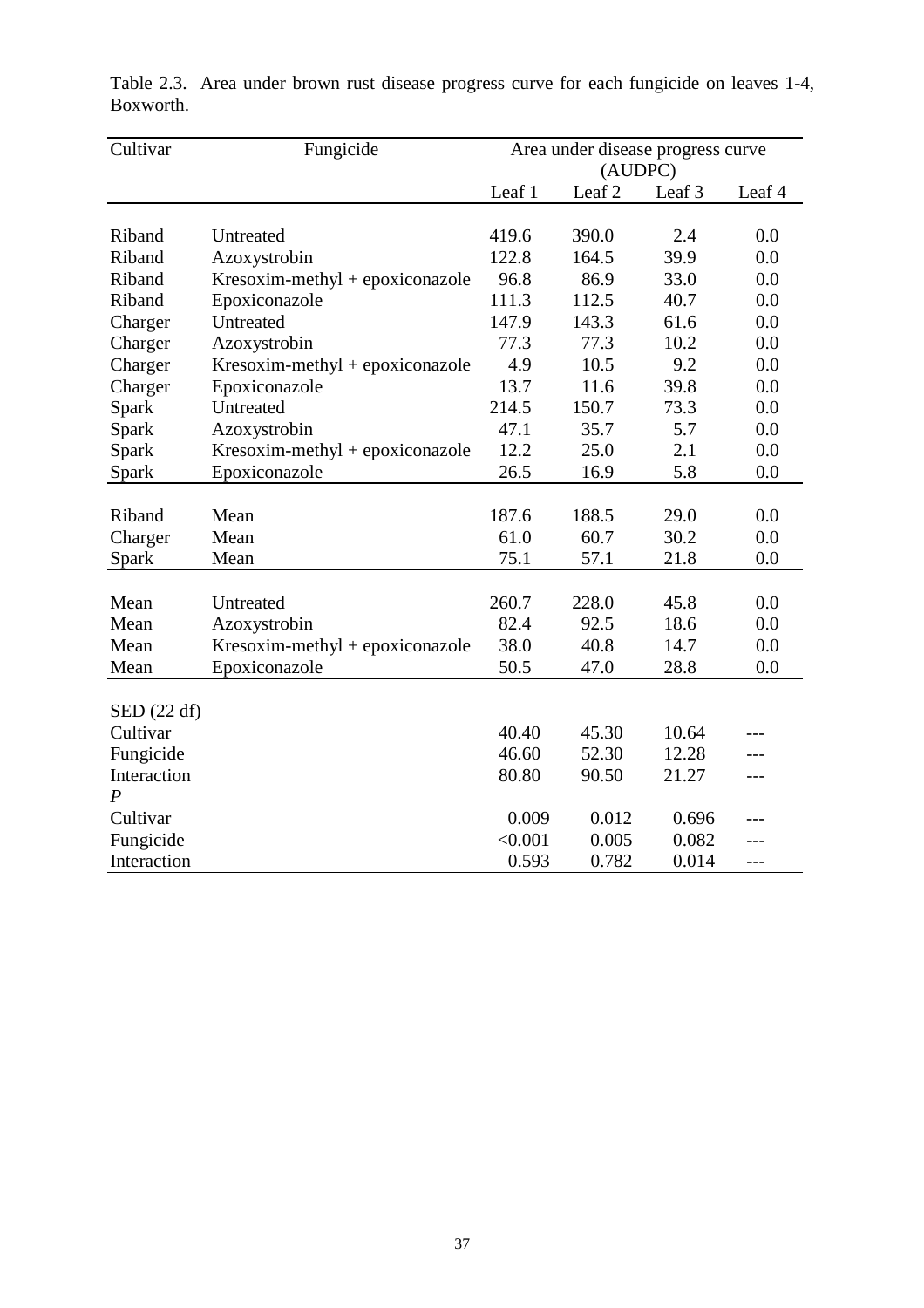Table 2.3. Area under brown rust disease progress curve for each fungicide on leaves 1-4, Boxworth.

| Cultivar | Fungicide | Area under disease progress curve (AUDPC) | | | |
|---|---|---|---|---|---|
| | | Leaf 1 | Leaf 2 | Leaf 3 | Leaf 4 |
| Riband | Untreated | 419.6 | 390.0 | 2.4 | 0.0 |
| Riband | Azoxystrobin | 122.8 | 164.5 | 39.9 | 0.0 |
| Riband | Kresoxim-methyl + epoxiconazole | 96.8 | 86.9 | 33.0 | 0.0 |
| Riband | Epoxiconazole | 111.3 | 112.5 | 40.7 | 0.0 |
| Charger | Untreated | 147.9 | 143.3 | 61.6 | 0.0 |
| Charger | Azoxystrobin | 77.3 | 77.3 | 10.2 | 0.0 |
| Charger | Kresoxim-methyl + epoxiconazole | 4.9 | 10.5 | 9.2 | 0.0 |
| Charger | Epoxiconazole | 13.7 | 11.6 | 39.8 | 0.0 |
| Spark | Untreated | 214.5 | 150.7 | 73.3 | 0.0 |
| Spark | Azoxystrobin | 47.1 | 35.7 | 5.7 | 0.0 |
| Spark | Kresoxim-methyl + epoxiconazole | 12.2 | 25.0 | 2.1 | 0.0 |
| Spark | Epoxiconazole | 26.5 | 16.9 | 5.8 | 0.0 |
| Riband | Mean | 187.6 | 188.5 | 29.0 | 0.0 |
| Charger | Mean | 61.0 | 60.7 | 30.2 | 0.0 |
| Spark | Mean | 75.1 | 57.1 | 21.8 | 0.0 |
| Mean | Untreated | 260.7 | 228.0 | 45.8 | 0.0 |
| Mean | Azoxystrobin | 82.4 | 92.5 | 18.6 | 0.0 |
| Mean | Kresoxim-methyl + epoxiconazole | 38.0 | 40.8 | 14.7 | 0.0 |
| Mean | Epoxiconazole | 50.5 | 47.0 | 28.8 | 0.0 |
| SED (22 df) | | | | | |
| Cultivar | | 40.40 | 45.30 | 10.64 | --- |
| Fungicide | | 46.60 | 52.30 | 12.28 | --- |
| Interaction | | 80.80 | 90.50 | 21.27 | --- |
| *P* | | | | | |
| Cultivar | | 0.009 | 0.012 | 0.696 | --- |
| Fungicide | | <0.001 | 0.005 | 0.082 | --- |
| Interaction | | 0.593 | 0.782 | 0.014 | --- |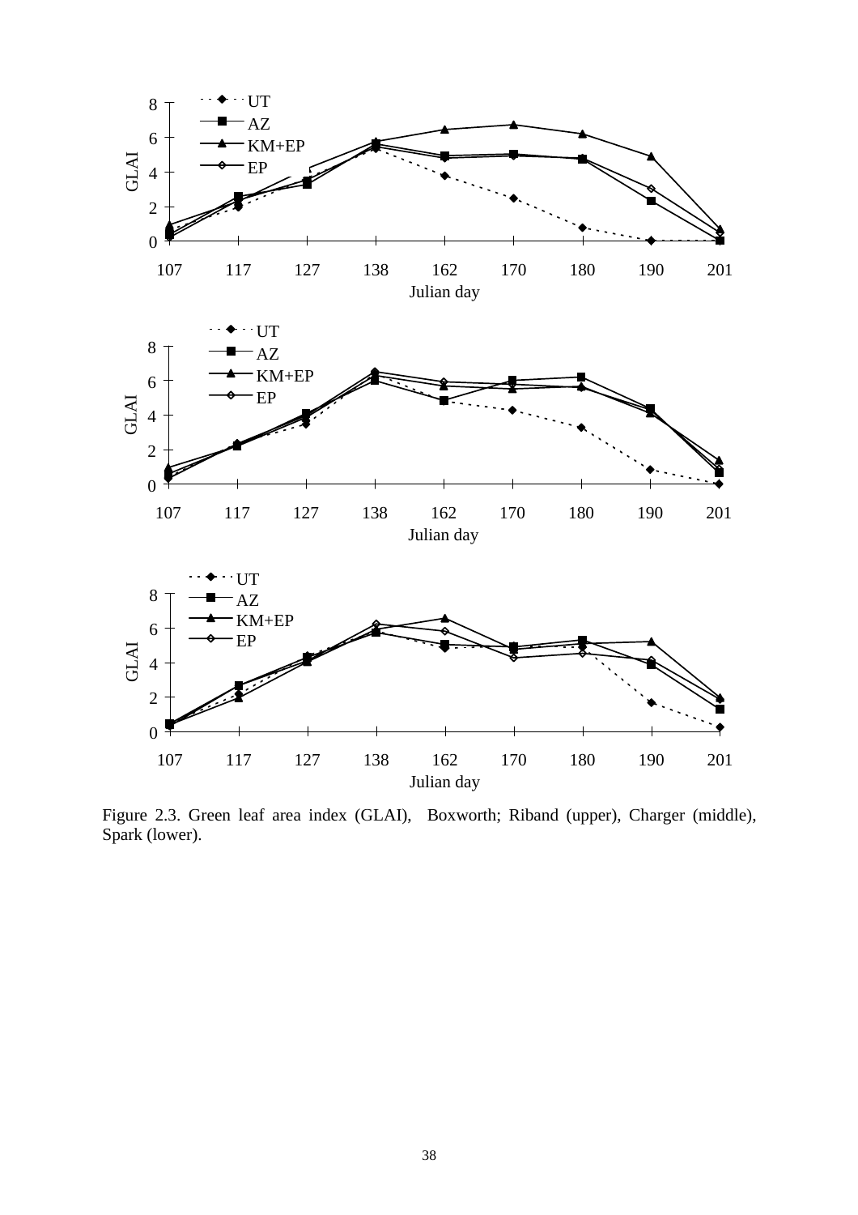Figure 2.3. Green leaf area index (GLAI), Boxworth; Riband (upper), Charger (middle), Spark (lower).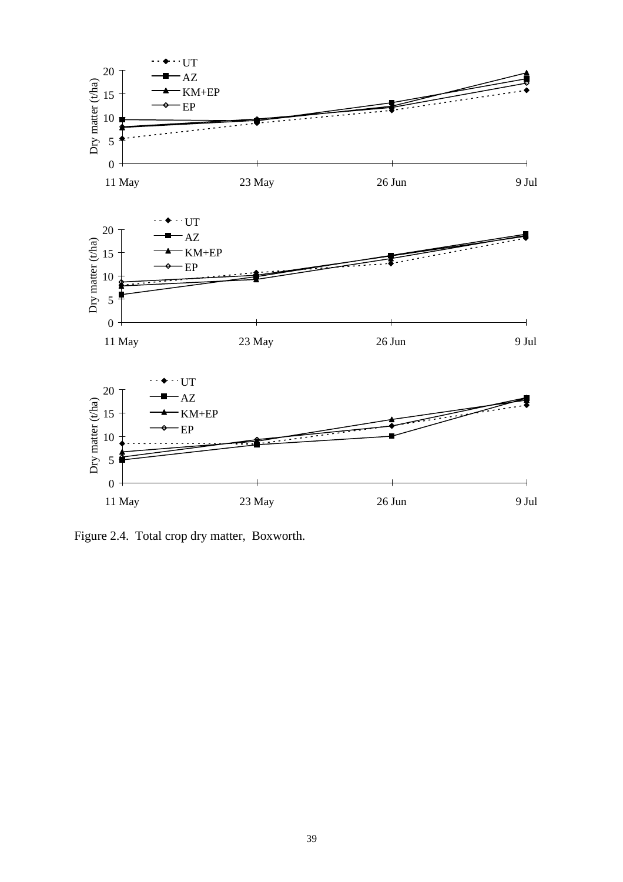Figure 2.4. Total crop dry matter, Boxworth.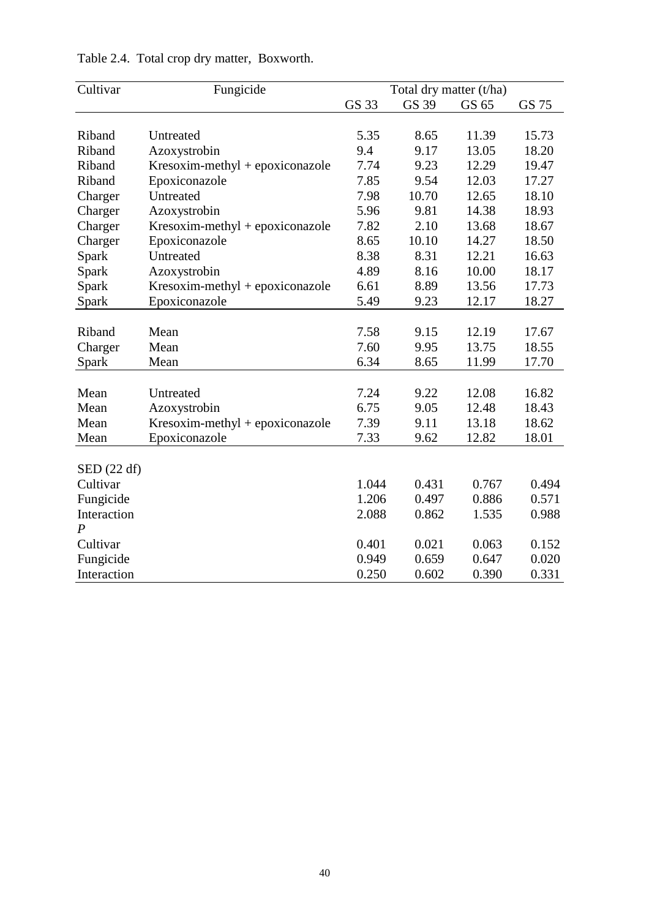Table 2.4. Total crop dry matter, Boxworth.

| Cultivar | Fungicide | Total dry matter (t/ha) | | | |
|---|---|---|---|---|---|
| | | GS 33 | GS 39 | GS 65 | GS 75 |
| Riband | Untreated | 5.35 | 8.65 | 11.39 | 15.73 |
| Riband | Azoxystrobin | 9.4 | 9.17 | 13.05 | 18.20 |
| Riband | Kresoxim-methyl + epoxiconazole | 7.74 | 9.23 | 12.29 | 19.47 |
| Riband | Epoxiconazole | 7.85 | 9.54 | 12.03 | 17.27 |
| Charger | Untreated | 7.98 | 10.70 | 12.65 | 18.10 |
| Charger | Azoxystrobin | 5.96 | 9.81 | 14.38 | 18.93 |
| Charger | Kresoxim-methyl + epoxiconazole | 7.82 | 2.10 | 13.68 | 18.67 |
| Charger | Epoxiconazole | 8.65 | 10.10 | 14.27 | 18.50 |
| Spark | Untreated | 8.38 | 8.31 | 12.21 | 16.63 |
| Spark | Azoxystrobin | 4.89 | 8.16 | 10.00 | 18.17 |
| Spark | Kresoxim-methyl + epoxiconazole | 6.61 | 8.89 | 13.56 | 17.73 |
| Spark | Epoxiconazole | 5.49 | 9.23 | 12.17 | 18.27 |
| Riband | Mean | 7.58 | 9.15 | 12.19 | 17.67 |
| Charger | Mean | 7.60 | 9.95 | 13.75 | 18.55 |
| Spark | Mean | 6.34 | 8.65 | 11.99 | 17.70 |
| Mean | Untreated | 7.24 | 9.22 | 12.08 | 16.82 |
| Mean | Azoxystrobin | 6.75 | 9.05 | 12.48 | 18.43 |
| Mean | Kresoxim-methyl + epoxiconazole | 7.39 | 9.11 | 13.18 | 18.62 |
| Mean | Epoxiconazole | 7.33 | 9.62 | 12.82 | 18.01 |
| SED (22 df) | | | | | |
| Cultivar | | 1.044 | 0.431 | 0.767 | 0.494 |
| Fungicide | | 1.206 | 0.497 | 0.886 | 0.571 |
| Interaction | | 2.088 | 0.862 | 1.535 | 0.988 |
| *P* | | | | | |
| Cultivar | | 0.401 | 0.021 | 0.063 | 0.152 |
| Fungicide | | 0.949 | 0.659 | 0.647 | 0.020 |
| Interaction | | 0.250 | 0.602 | 0.390 | 0.331 |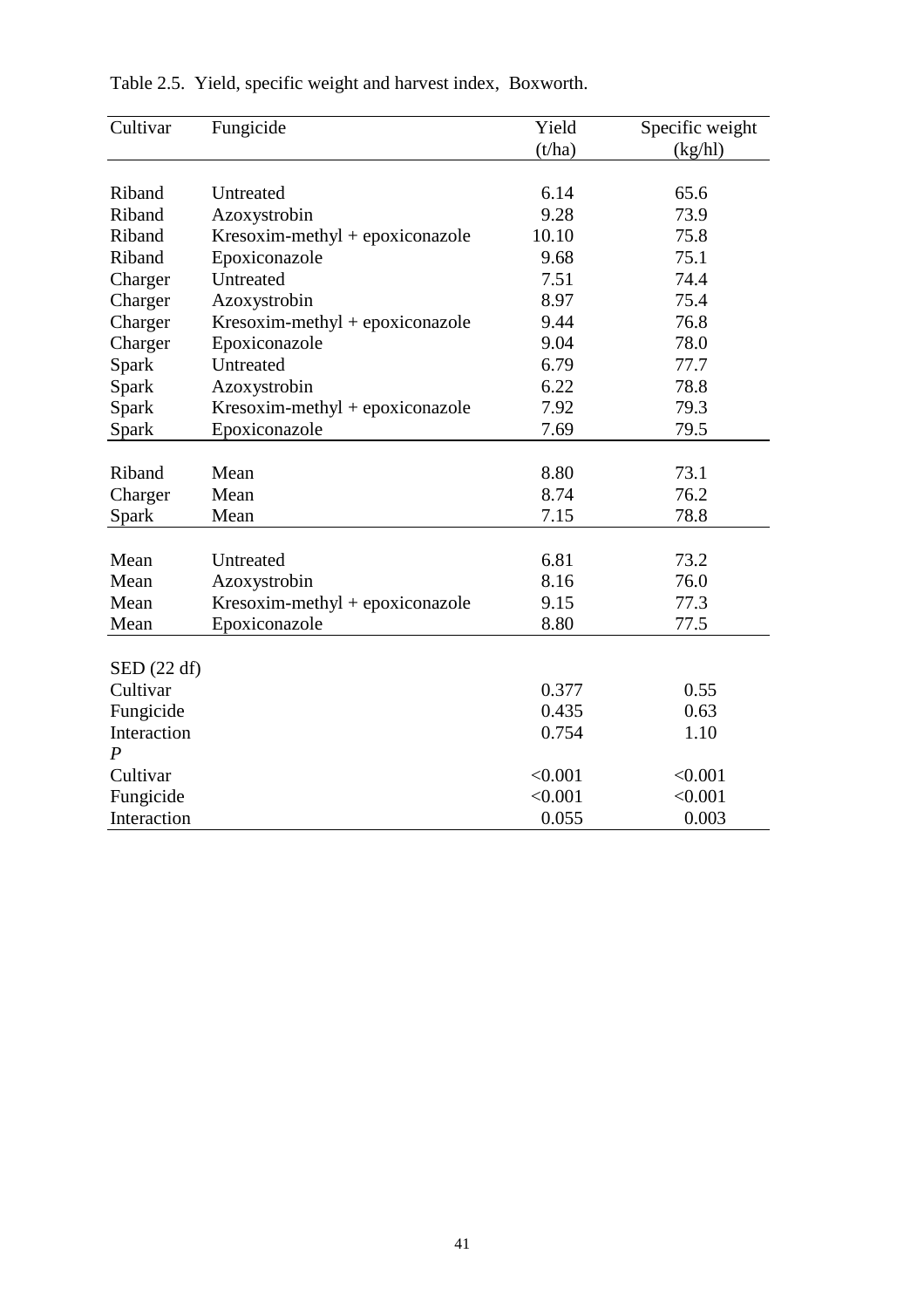Table 2.5. Yield, specific weight and harvest index, Boxworth.

| Cultivar | Fungicide | Yield (t/ha) | Specific weight (kg/hl) |
|---|---|---|---|
| Riband | Untreated | 6.14 | 65.6 |
| Riband | Azoxystrobin | 9.28 | 73.9 |
| Riband | Kresoxim-methyl + epoxiconazole | 10.10 | 75.8 |
| Riband | Epoxiconazole | 9.68 | 75.1 |
| Charger | Untreated | 7.51 | 74.4 |
| Charger | Azoxystrobin | 8.97 | 75.4 |
| Charger | Kresoxim-methyl + epoxiconazole | 9.44 | 76.8 |
| Charger | Epoxiconazole | 9.04 | 78.0 |
| Spark | Untreated | 6.79 | 77.7 |
| Spark | Azoxystrobin | 6.22 | 78.8 |
| Spark | Kresoxim-methyl + epoxiconazole | 7.92 | 79.3 |
| Spark | Epoxiconazole | 7.69 | 79.5 |
| Riband | Mean | 8.80 | 73.1 |
| Charger | Mean | 8.74 | 76.2 |
| Spark | Mean | 7.15 | 78.8 |
| Mean | Untreated | 6.81 | 73.2 |
| Mean | Azoxystrobin | 8.16 | 76.0 |
| Mean | Kresoxim-methyl + epoxiconazole | 9.15 | 77.3 |
| Mean | Epoxiconazole | 8.80 | 77.5 |
| SED (22 df) | | | |
| Cultivar | | 0.377 | 0.55 |
| Fungicide | | 0.435 | 0.63 |
| Interaction | | 0.754 | 1.10 |
| *P* | | | |
| Cultivar | | <0.001 | <0.001 |
| Fungicide | | <0.001 | <0.001 |
| Interaction | | 0.055 | 0.003 |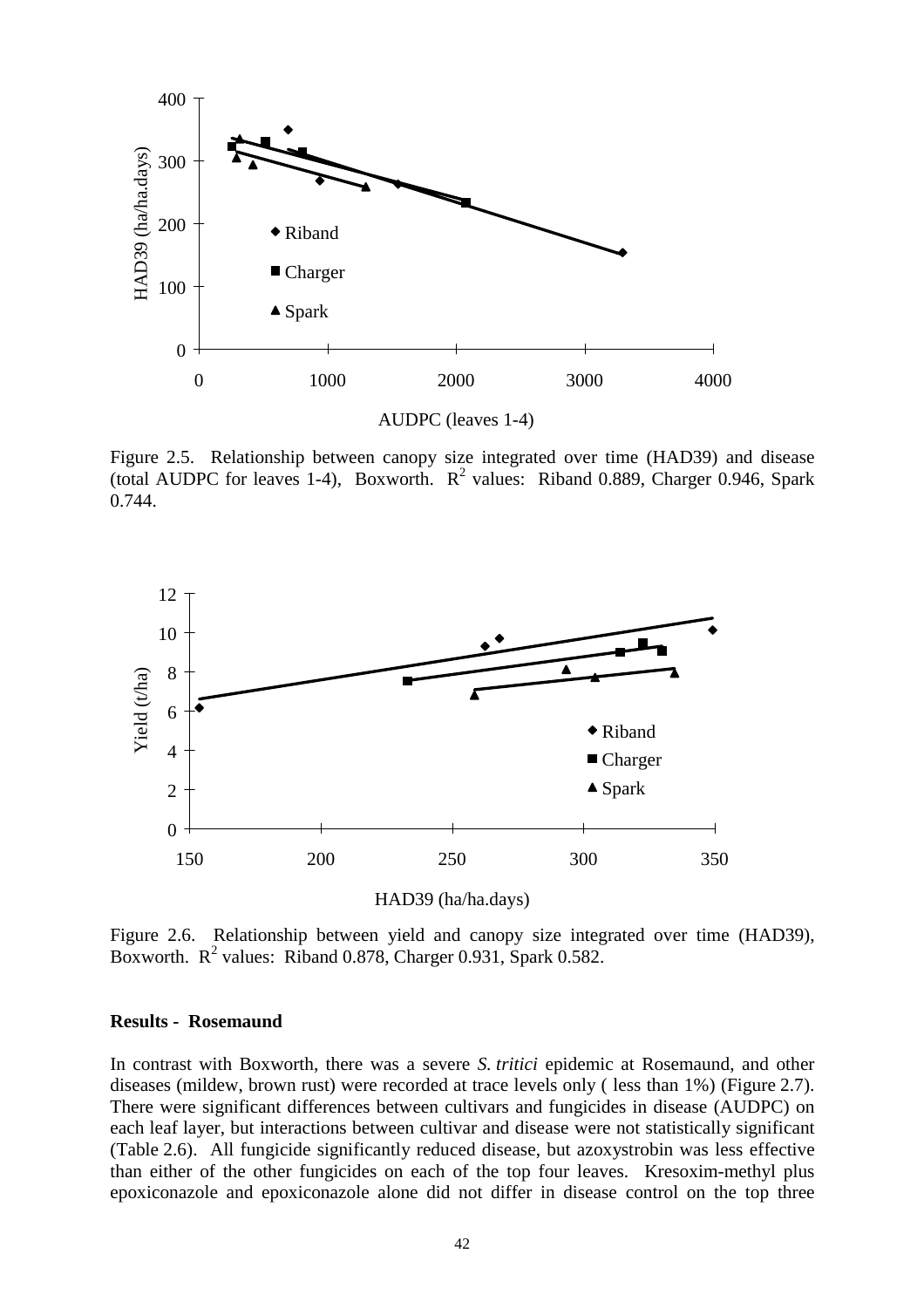Figure 2.5. Relationship between canopy size integrated over time (HAD39) and disease (total AUDPC for leaves 1-4), Boxworth. $R^2$ values: Riband 0.889, Charger 0.946, Spark 0.744.

Figure 2.6. Relationship between yield and canopy size integrated over time (HAD39), Boxworth. $R^2$ values: Riband 0.878, Charger 0.931, Spark 0.582.

**Results - Rosemaund**

In contrast with Boxworth, there was a severe *S. tritici* epidemic at Rosemaund, and other diseases (mildew, brown rust) were recorded at trace levels only ( less than 1%) (Figure 2.7). There were significant differences between cultivars and fungicides in disease (AUDPC) on each leaf layer, but interactions between cultivar and disease were not statistically significant (Table 2.6). All fungicide significantly reduced disease, but azoxystrobin was less effective than either of the other fungicides on each of the top four leaves. Kresoxim-methyl plus epoxiconazole and epoxiconazole alone did not differ in disease control on the top three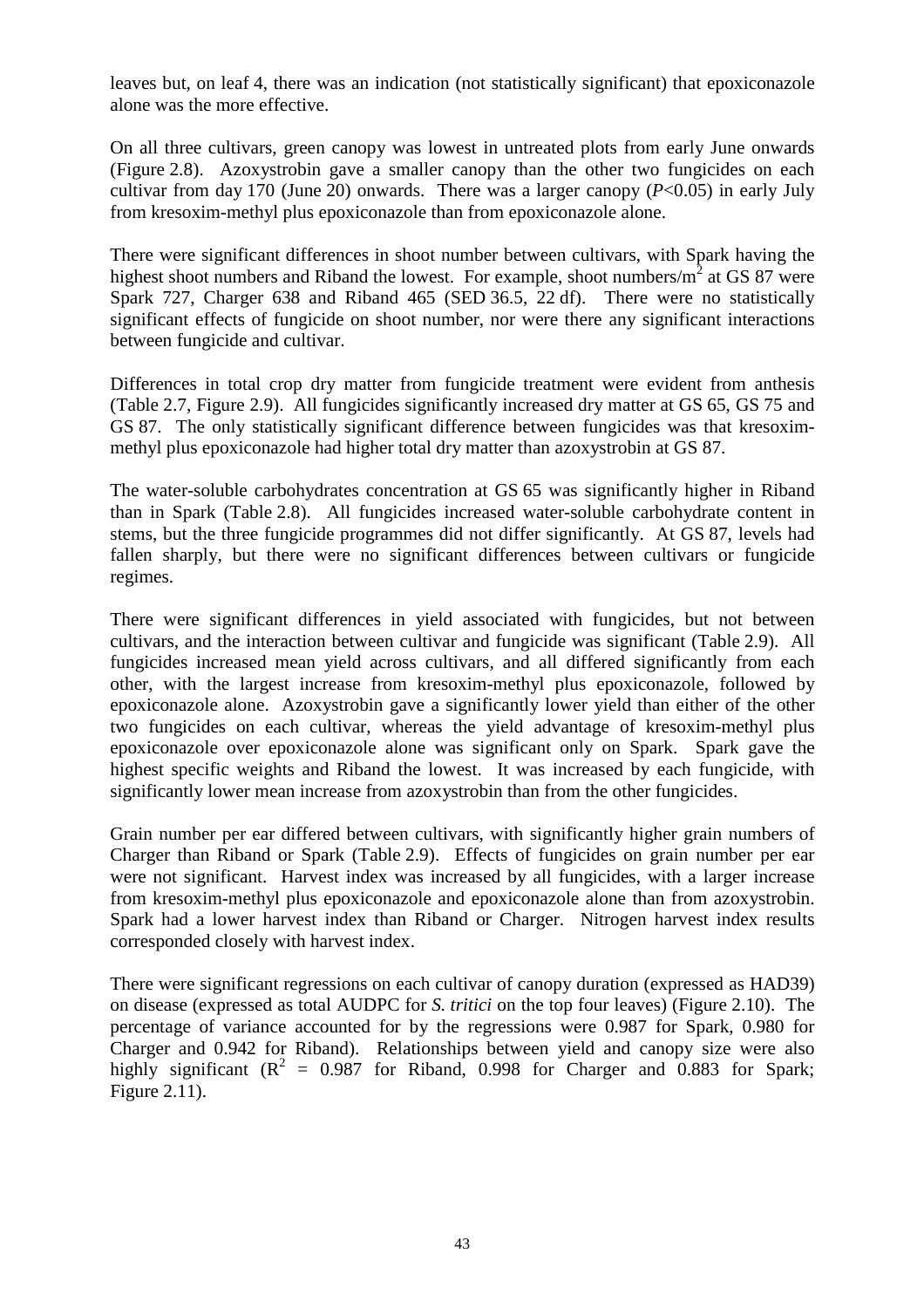leaves but, on leaf 4, there was an indication (not statistically significant) that epoxiconazole alone was the more effective.

On all three cultivars, green canopy was lowest in untreated plots from early June onwards (Figure 2.8). Azoxystrobin gave a smaller canopy than the other two fungicides on each cultivar from day 170 (June 20) onwards. There was a larger canopy ($P$<0.05) in early July from kresoxim-methyl plus epoxiconazole than from epoxiconazole alone.

There were significant differences in shoot number between cultivars, with Spark having the highest shoot numbers and Riband the lowest. For example, shoot numbers/m$^2$ at GS 87 were Spark 727, Charger 638 and Riband 465 (SED 36.5, 22 df). There were no statistically significant effects of fungicide on shoot number, nor were there any significant interactions between fungicide and cultivar.

Differences in total crop dry matter from fungicide treatment were evident from anthesis (Table 2.7, Figure 2.9). All fungicides significantly increased dry matter at GS 65, GS 75 and GS 87. The only statistically significant difference between fungicides was that kresoxim-methyl plus epoxiconazole had higher total dry matter than azoxystrobin at GS 87.

The water-soluble carbohydrates concentration at GS 65 was significantly higher in Riband than in Spark (Table 2.8). All fungicides increased water-soluble carbohydrate content in stems, but the three fungicide programmes did not differ significantly. At GS 87, levels had fallen sharply, but there were no significant differences between cultivars or fungicide regimes.

There were significant differences in yield associated with fungicides, but not between cultivars, and the interaction between cultivar and fungicide was significant (Table 2.9). All fungicides increased mean yield across cultivars, and all differed significantly from each other, with the largest increase from kresoxim-methyl plus epoxiconazole, followed by epoxiconazole alone. Azoxystrobin gave a significantly lower yield than either of the other two fungicides on each cultivar, whereas the yield advantage of kresoxim-methyl plus epoxiconazole over epoxiconazole alone was significant only on Spark. Spark gave the highest specific weights and Riband the lowest. It was increased by each fungicide, with significantly lower mean increase from azoxystrobin than from the other fungicides.

Grain number per ear differed between cultivars, with significantly higher grain numbers of Charger than Riband or Spark (Table 2.9). Effects of fungicides on grain number per ear were not significant. Harvest index was increased by all fungicides, with a larger increase from kresoxim-methyl plus epoxiconazole and epoxiconazole alone than from azoxystrobin. Spark had a lower harvest index than Riband or Charger. Nitrogen harvest index results corresponded closely with harvest index.

There were significant regressions on each cultivar of canopy duration (expressed as HAD39) on disease (expressed as total AUDPC for *S. tritici* on the top four leaves) (Figure 2.10). The percentage of variance accounted for by the regressions were 0.987 for Spark, 0.980 for Charger and 0.942 for Riband). Relationships between yield and canopy size were also highly significant ($R^2$ = 0.987 for Riband, 0.998 for Charger and 0.883 for Spark; Figure 2.11).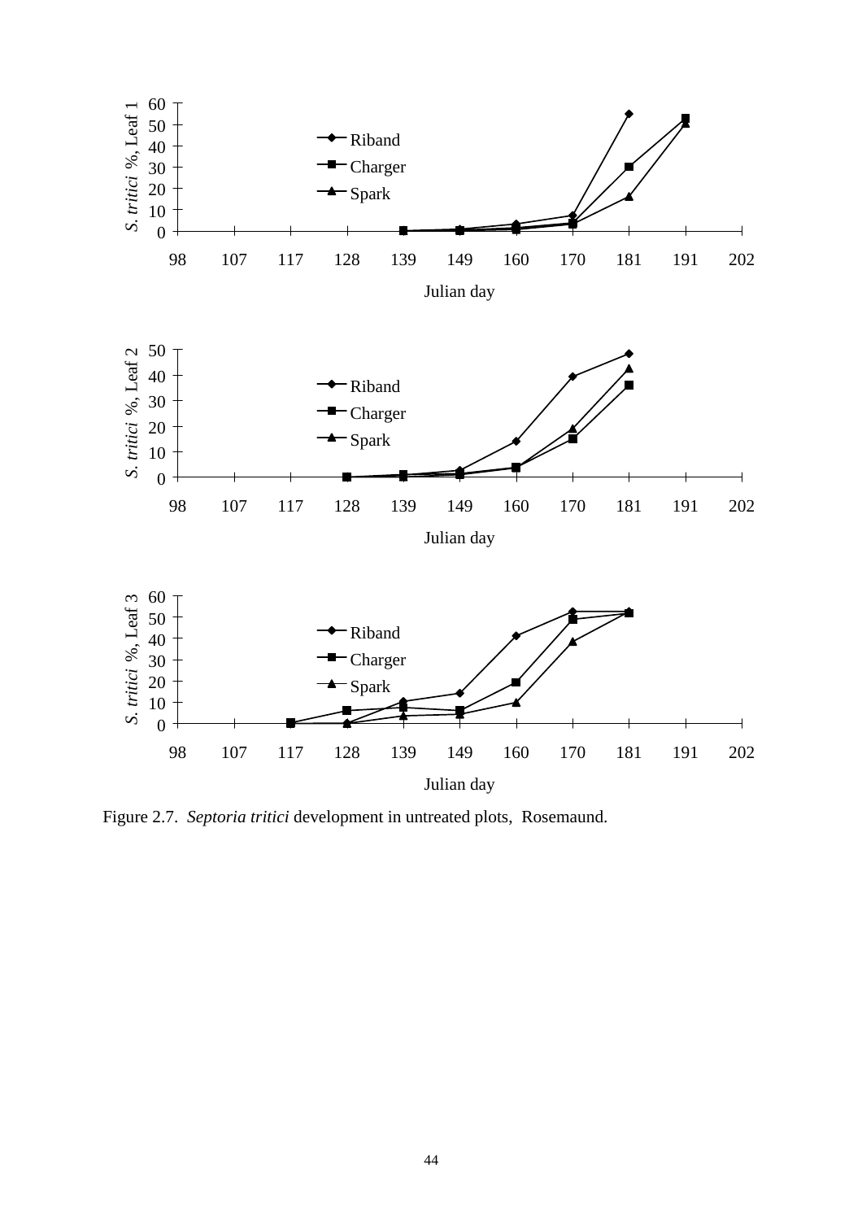Figure 2.7. *Septoria tritici* development in untreated plots, Rosemaund.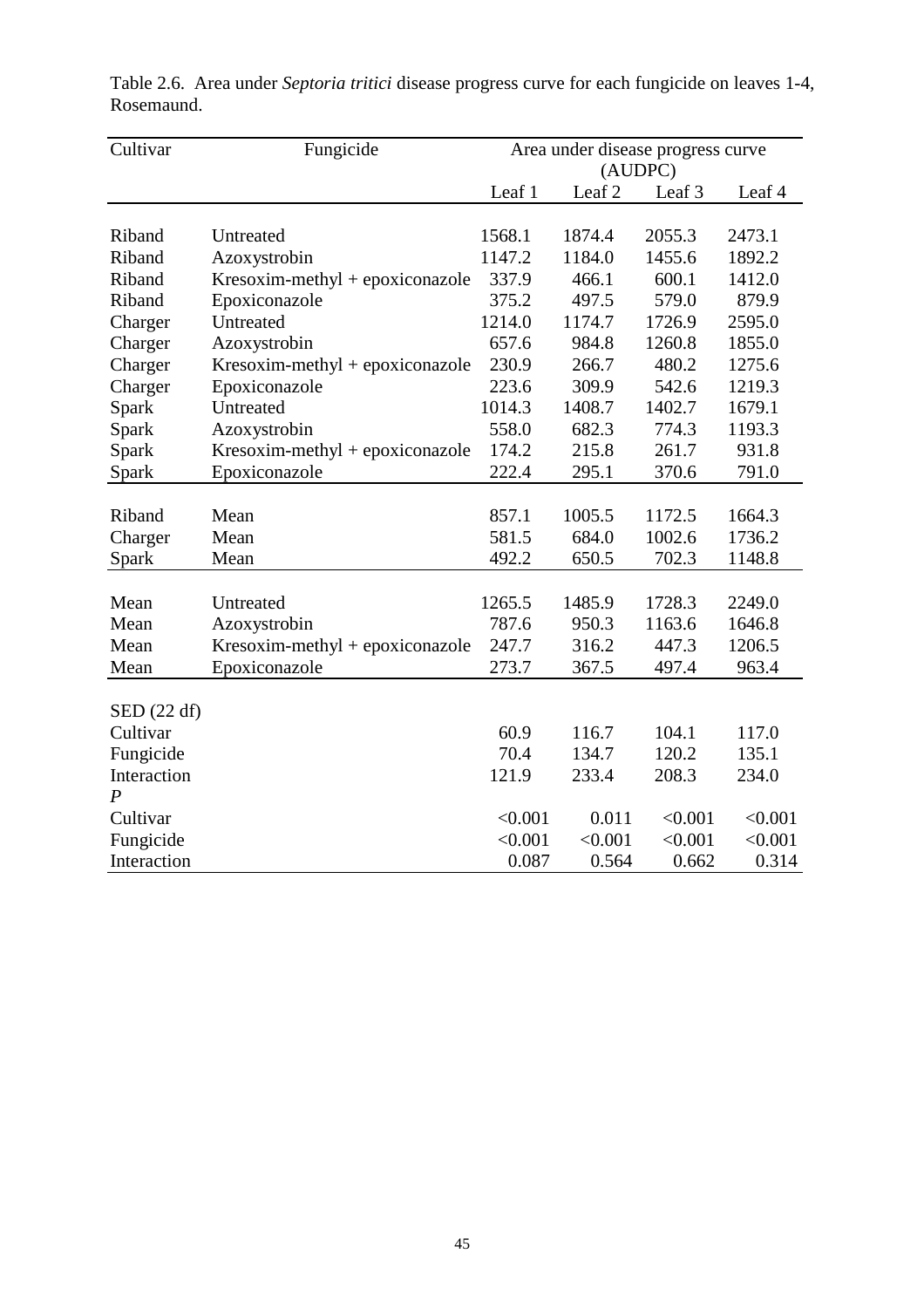Table 2.6. Area under *Septoria tritici* disease progress curve for each fungicide on leaves 1-4, Rosemaund.

| Cultivar | Fungicide | Area under disease progress curve (AUDPC) | | | |
|---|---|---|---|---|---|
| | | Leaf 1 | Leaf 2 | Leaf 3 | Leaf 4 |
| Riband | Untreated | 1568.1 | 1874.4 | 2055.3 | 2473.1 |
| Riband | Azoxystrobin | 1147.2 | 1184.0 | 1455.6 | 1892.2 |
| Riband | Kresoxim-methyl + epoxiconazole | 337.9 | 466.1 | 600.1 | 1412.0 |
| Riband | Epoxiconazole | 375.2 | 497.5 | 579.0 | 879.9 |
| Charger | Untreated | 1214.0 | 1174.7 | 1726.9 | 2595.0 |
| Charger | Azoxystrobin | 657.6 | 984.8 | 1260.8 | 1855.0 |
| Charger | Kresoxim-methyl + epoxiconazole | 230.9 | 266.7 | 480.2 | 1275.6 |
| Charger | Epoxiconazole | 223.6 | 309.9 | 542.6 | 1219.3 |
| Spark | Untreated | 1014.3 | 1408.7 | 1402.7 | 1679.1 |
| Spark | Azoxystrobin | 558.0 | 682.3 | 774.3 | 1193.3 |
| Spark | Kresoxim-methyl + epoxiconazole | 174.2 | 215.8 | 261.7 | 931.8 |
| Spark | Epoxiconazole | 222.4 | 295.1 | 370.6 | 791.0 |
| Riband | Mean | 857.1 | 1005.5 | 1172.5 | 1664.3 |
| Charger | Mean | 581.5 | 684.0 | 1002.6 | 1736.2 |
| Spark | Mean | 492.2 | 650.5 | 702.3 | 1148.8 |
| Mean | Untreated | 1265.5 | 1485.9 | 1728.3 | 2249.0 |
| Mean | Azoxystrobin | 787.6 | 950.3 | 1163.6 | 1646.8 |
| Mean | Kresoxim-methyl + epoxiconazole | 247.7 | 316.2 | 447.3 | 1206.5 |
| Mean | Epoxiconazole | 273.7 | 367.5 | 497.4 | 963.4 |
| SED (22 df) | | | | | |
| Cultivar | | 60.9 | 116.7 | 104.1 | 117.0 |
| Fungicide | | 70.4 | 134.7 | 120.2 | 135.1 |
| Interaction | | 121.9 | 233.4 | 208.3 | 234.0 |
| *P* | | | | | |
| Cultivar | | <0.001 | 0.011 | <0.001 | <0.001 |
| Fungicide | | <0.001 | <0.001 | <0.001 | <0.001 |
| Interaction | | 0.087 | 0.564 | 0.662 | 0.314 |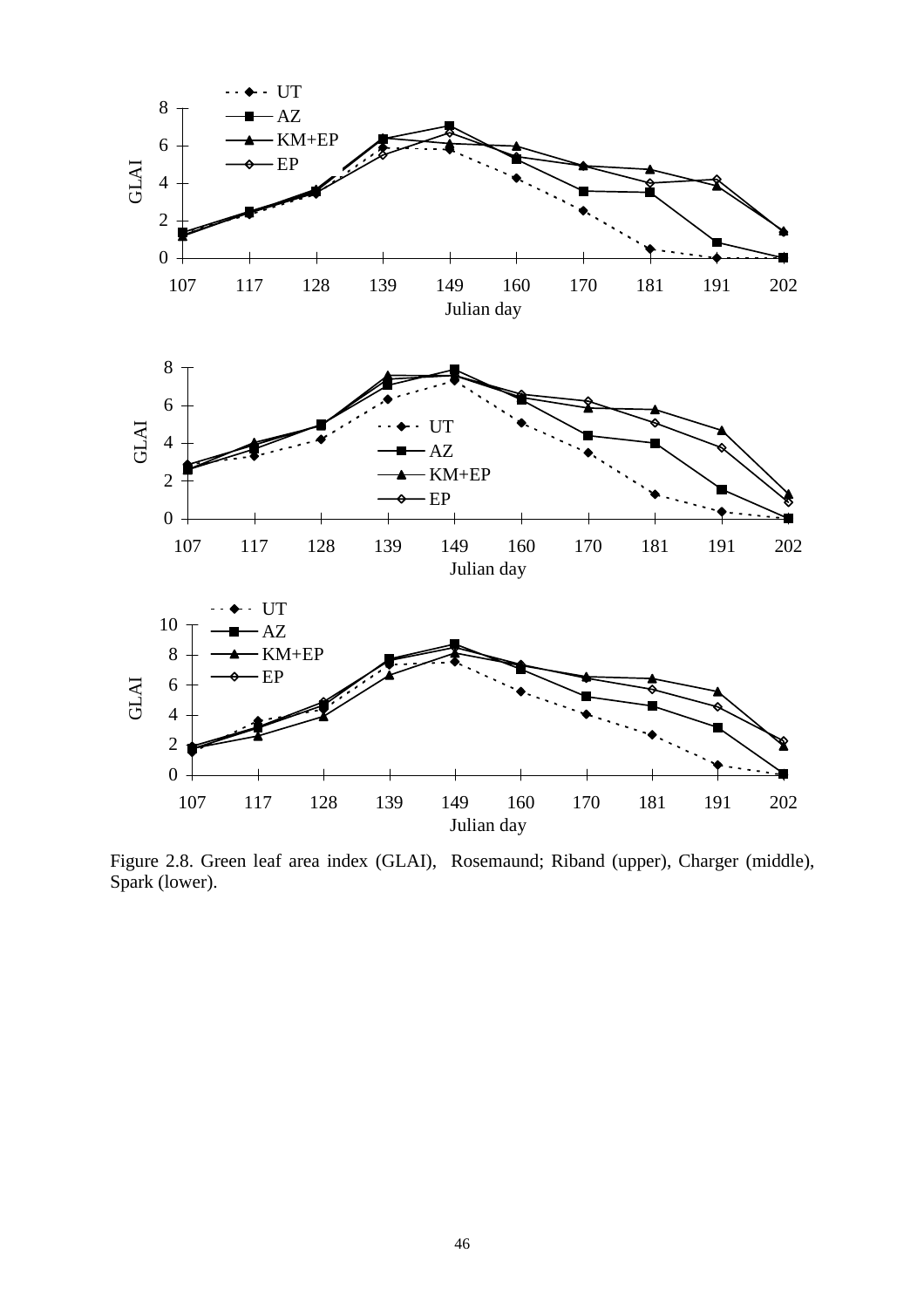Figure 2.8. Green leaf area index (GLAI), Rosemaund; Riband (upper), Charger (middle), Spark (lower).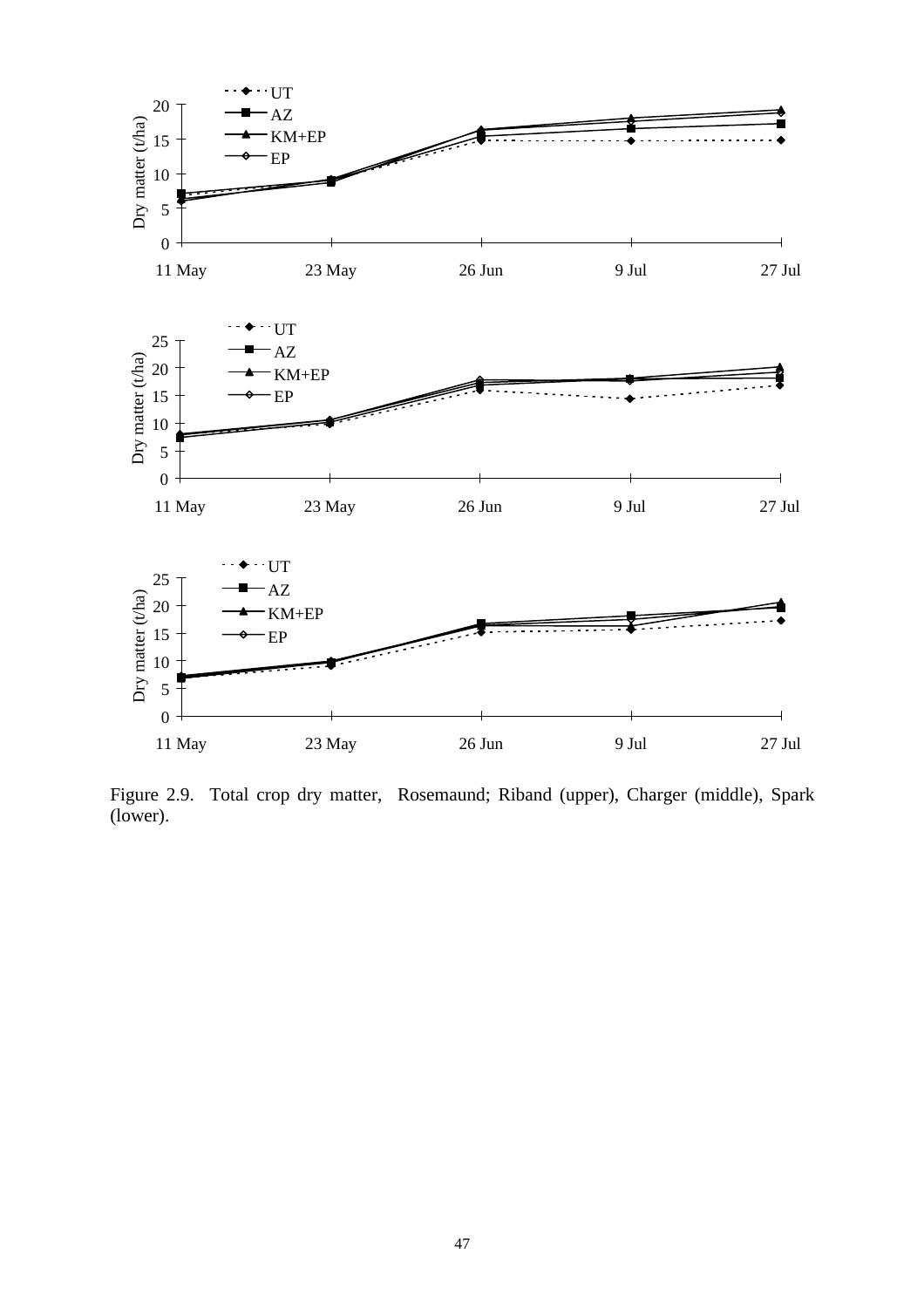Figure 2.9. Total crop dry matter, Rosemaund; Riband (upper), Charger (middle), Spark (lower).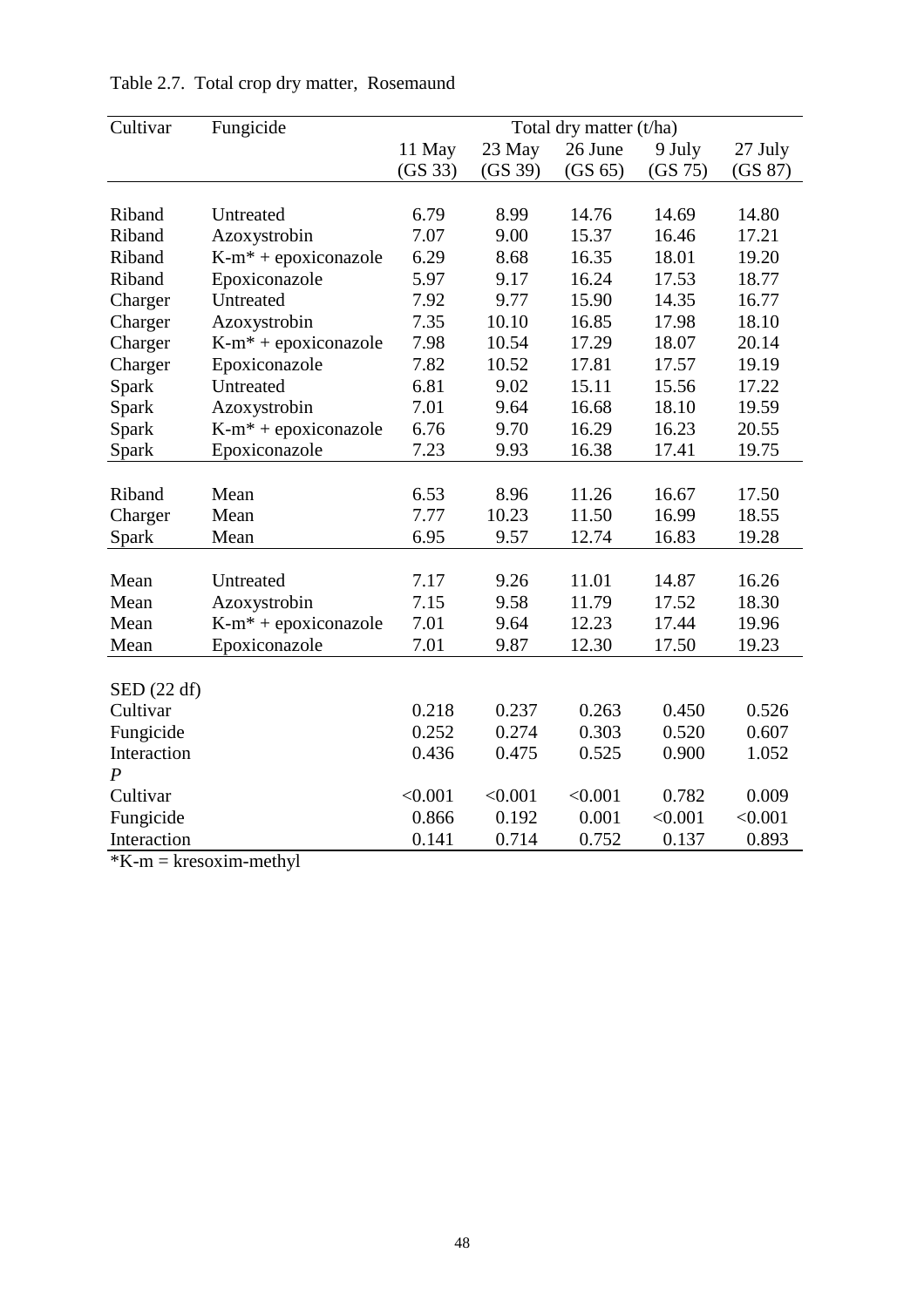Table 2.7. Total crop dry matter, Rosemaund

| Cultivar | Fungicide | Total dry matter (t/ha) | | | | |
|---|---|---|---|---|---|---|
| | | 11 May (GS 33) | 23 May (GS 39) | 26 June (GS 65) | 9 July (GS 75) | 27 July (GS 87) |
| Riband | Untreated | 6.79 | 8.99 | 14.76 | 14.69 | 14.80 |
| Riband | Azoxystrobin | 7.07 | 9.00 | 15.37 | 16.46 | 17.21 |
| Riband | K-m* + epoxiconazole | 6.29 | 8.68 | 16.35 | 18.01 | 19.20 |
| Riband | Epoxiconazole | 5.97 | 9.17 | 16.24 | 17.53 | 18.77 |
| Charger | Untreated | 7.92 | 9.77 | 15.90 | 14.35 | 16.77 |
| Charger | Azoxystrobin | 7.35 | 10.10 | 16.85 | 17.98 | 18.10 |
| Charger | K-m* + epoxiconazole | 7.98 | 10.54 | 17.29 | 18.07 | 20.14 |
| Charger | Epoxiconazole | 7.82 | 10.52 | 17.81 | 17.57 | 19.19 |
| Spark | Untreated | 6.81 | 9.02 | 15.11 | 15.56 | 17.22 |
| Spark | Azoxystrobin | 7.01 | 9.64 | 16.68 | 18.10 | 19.59 |
| Spark | K-m* + epoxiconazole | 6.76 | 9.70 | 16.29 | 16.23 | 20.55 |
| Spark | Epoxiconazole | 7.23 | 9.93 | 16.38 | 17.41 | 19.75 |
| Riband | Mean | 6.53 | 8.96 | 11.26 | 16.67 | 17.50 |
| Charger | Mean | 7.77 | 10.23 | 11.50 | 16.99 | 18.55 |
| Spark | Mean | 6.95 | 9.57 | 12.74 | 16.83 | 19.28 |
| Mean | Untreated | 7.17 | 9.26 | 11.01 | 14.87 | 16.26 |
| Mean | Azoxystrobin | 7.15 | 9.58 | 11.79 | 17.52 | 18.30 |
| Mean | K-m* + epoxiconazole | 7.01 | 9.64 | 12.23 | 17.44 | 19.96 |
| Mean | Epoxiconazole | 7.01 | 9.87 | 12.30 | 17.50 | 19.23 |
| SED (22 df) | | | | | | |
| Cultivar | | 0.218 | 0.237 | 0.263 | 0.450 | 0.526 |
| Fungicide | | 0.252 | 0.274 | 0.303 | 0.520 | 0.607 |
| Interaction | | 0.436 | 0.475 | 0.525 | 0.900 | 1.052 |
| *P* | | | | | | |
| Cultivar | | <0.001 | <0.001 | <0.001 | 0.782 | 0.009 |
| Fungicide | | 0.866 | 0.192 | 0.001 | <0.001 | <0.001 |
| Interaction | | 0.141 | 0.714 | 0.752 | 0.137 | 0.893 |

*K-m = kresoxim-methyl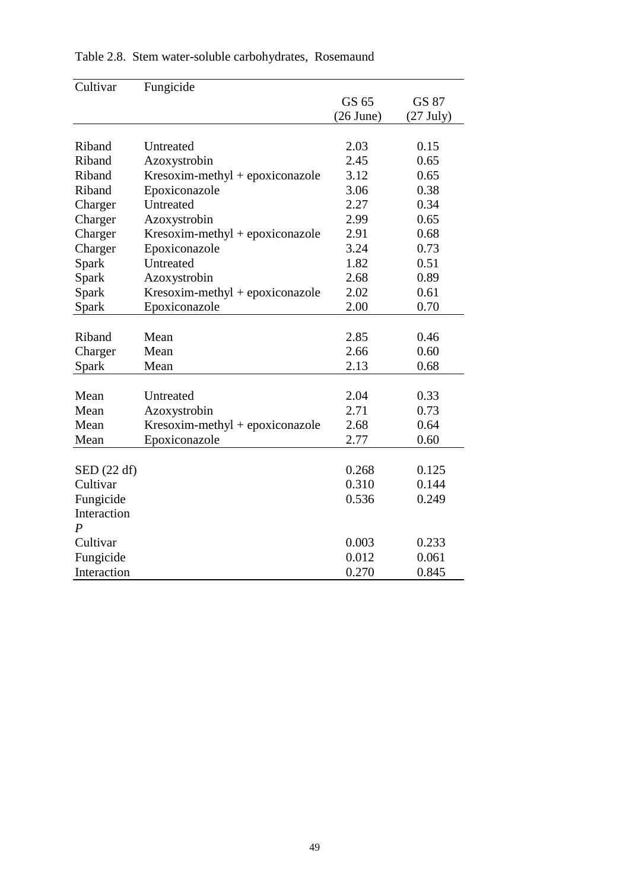Table 2.8. Stem water-soluble carbohydrates, Rosemaund

| Cultivar | Fungicide | GS 65 (26 June) | GS 87 (27 July) |
|---|---|---|---|
| Riband | Untreated | 2.03 | 0.15 |
| Riband | Azoxystrobin | 2.45 | 0.65 |
| Riband | Kresoxim-methyl + epoxiconazole | 3.12 | 0.65 |
| Riband | Epoxiconazole | 3.06 | 0.38 |
| Charger | Untreated | 2.27 | 0.34 |
| Charger | Azoxystrobin | 2.99 | 0.65 |
| Charger | Kresoxim-methyl + epoxiconazole | 2.91 | 0.68 |
| Charger | Epoxiconazole | 3.24 | 0.73 |
| Spark | Untreated | 1.82 | 0.51 |
| Spark | Azoxystrobin | 2.68 | 0.89 |
| Spark | Kresoxim-methyl + epoxiconazole | 2.02 | 0.61 |
| Spark | Epoxiconazole | 2.00 | 0.70 |
| Riband | Mean | 2.85 | 0.46 |
| Charger | Mean | 2.66 | 0.60 |
| Spark | Mean | 2.13 | 0.68 |
| Mean | Untreated | 2.04 | 0.33 |
| Mean | Azoxystrobin | 2.71 | 0.73 |
| Mean | Kresoxim-methyl + epoxiconazole | 2.68 | 0.64 |
| Mean | Epoxiconazole | 2.77 | 0.60 |
| SED (22 df) | | 0.268 | 0.125 |
| Cultivar | | 0.310 | 0.144 |
| Fungicide | | 0.536 | 0.249 |
| Interaction | | | |
| *P* | | | |
| Cultivar | | 0.003 | 0.233 |
| Fungicide | | 0.012 | 0.061 |
| Interaction | | 0.270 | 0.845 |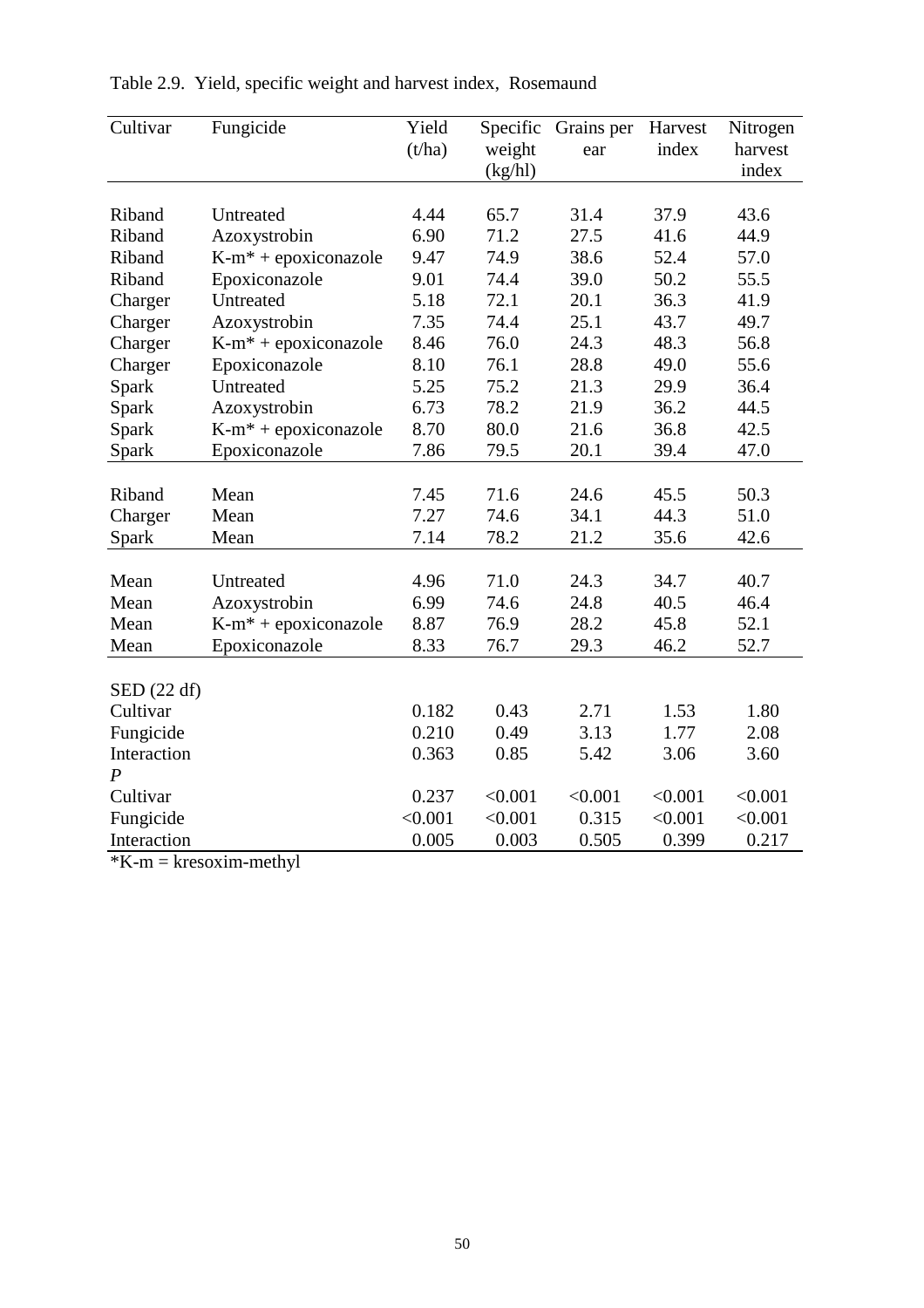Table 2.9. Yield, specific weight and harvest index, Rosemaund

| Cultivar | Fungicide | Yield (t/ha) | Specific weight (kg/hl) | Grains per ear | Harvest index | Nitrogen harvest index |
|---|---|---|---|---|---|---|
| Riband | Untreated | 4.44 | 65.7 | 31.4 | 37.9 | 43.6 |
| Riband | Azoxystrobin | 6.90 | 71.2 | 27.5 | 41.6 | 44.9 |
| Riband | K-m* + epoxiconazole | 9.47 | 74.9 | 38.6 | 52.4 | 57.0 |
| Riband | Epoxiconazole | 9.01 | 74.4 | 39.0 | 50.2 | 55.5 |
| Charger | Untreated | 5.18 | 72.1 | 20.1 | 36.3 | 41.9 |
| Charger | Azoxystrobin | 7.35 | 74.4 | 25.1 | 43.7 | 49.7 |
| Charger | K-m* + epoxiconazole | 8.46 | 76.0 | 24.3 | 48.3 | 56.8 |
| Charger | Epoxiconazole | 8.10 | 76.1 | 28.8 | 49.0 | 55.6 |
| Spark | Untreated | 5.25 | 75.2 | 21.3 | 29.9 | 36.4 |
| Spark | Azoxystrobin | 6.73 | 78.2 | 21.9 | 36.2 | 44.5 |
| Spark | K-m* + epoxiconazole | 8.70 | 80.0 | 21.6 | 36.8 | 42.5 |
| Spark | Epoxiconazole | 7.86 | 79.5 | 20.1 | 39.4 | 47.0 |
| Riband | Mean | 7.45 | 71.6 | 24.6 | 45.5 | 50.3 |
| Charger | Mean | 7.27 | 74.6 | 34.1 | 44.3 | 51.0 |
| Spark | Mean | 7.14 | 78.2 | 21.2 | 35.6 | 42.6 |
| Mean | Untreated | 4.96 | 71.0 | 24.3 | 34.7 | 40.7 |
| Mean | Azoxystrobin | 6.99 | 74.6 | 24.8 | 40.5 | 46.4 |
| Mean | K-m* + epoxiconazole | 8.87 | 76.9 | 28.2 | 45.8 | 52.1 |
| Mean | Epoxiconazole | 8.33 | 76.7 | 29.3 | 46.2 | 52.7 |
| SED (22 df) | | | | | | |
| Cultivar | | 0.182 | 0.43 | 2.71 | 1.53 | 1.80 |
| Fungicide | | 0.210 | 0.49 | 3.13 | 1.77 | 2.08 |
| Interaction | | 0.363 | 0.85 | 5.42 | 3.06 | 3.60 |
| *P* | | | | | | |
| Cultivar | | 0.237 | <0.001 | <0.001 | <0.001 | <0.001 |
| Fungicide | | <0.001 | <0.001 | 0.315 | <0.001 | <0.001 |
| Interaction | | 0.005 | 0.003 | 0.505 | 0.399 | 0.217 |

*K-m = kresoxim-methyl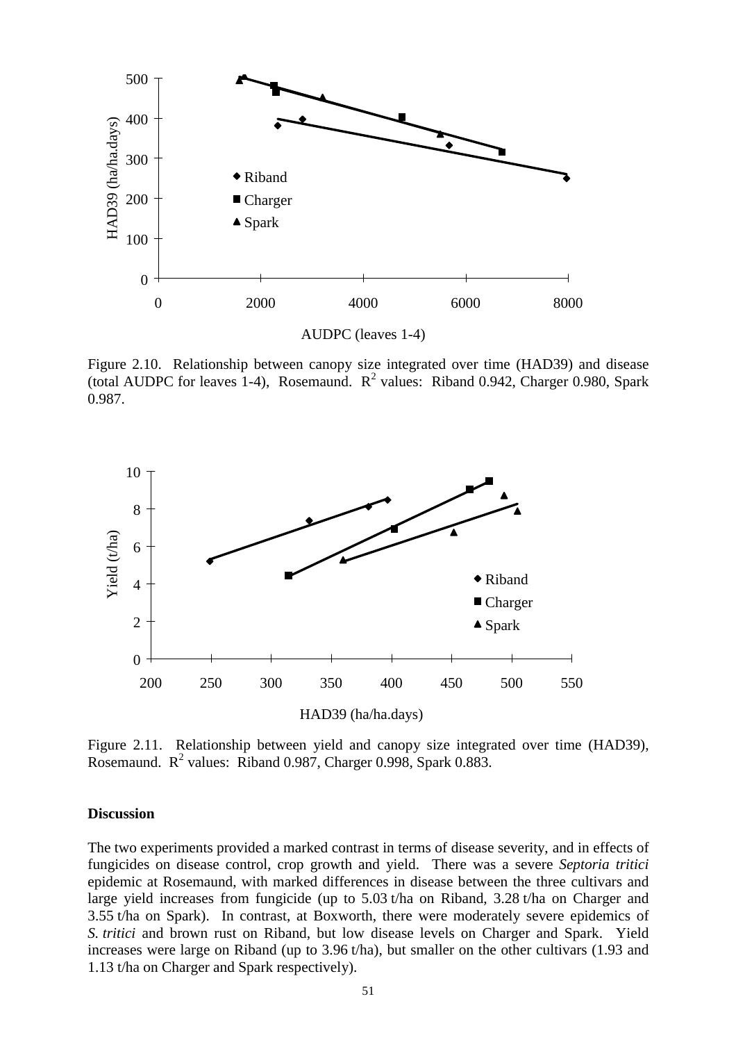Figure 2.10. Relationship between canopy size integrated over time (HAD39) and disease (total AUDPC for leaves 1-4), Rosemaund. $R^2$ values: Riband 0.942, Charger 0.980, Spark 0.987.

Figure 2.11. Relationship between yield and canopy size integrated over time (HAD39), Rosemaund. $R^2$ values: Riband 0.987, Charger 0.998, Spark 0.883.

**Discussion**

The two experiments provided a marked contrast in terms of disease severity, and in effects of fungicides on disease control, crop growth and yield. There was a severe *Septoria tritici* epidemic at Rosemaund, with marked differences in disease between the three cultivars and large yield increases from fungicide (up to 5.03 t/ha on Riband, 3.28 t/ha on Charger and 3.55 t/ha on Spark). In contrast, at Boxworth, there were moderately severe epidemics of *S. tritici* and brown rust on Riband, but low disease levels on Charger and Spark. Yield increases were large on Riband (up to 3.96 t/ha), but smaller on the other cultivars (1.93 and 1.13 t/ha on Charger and Spark respectively).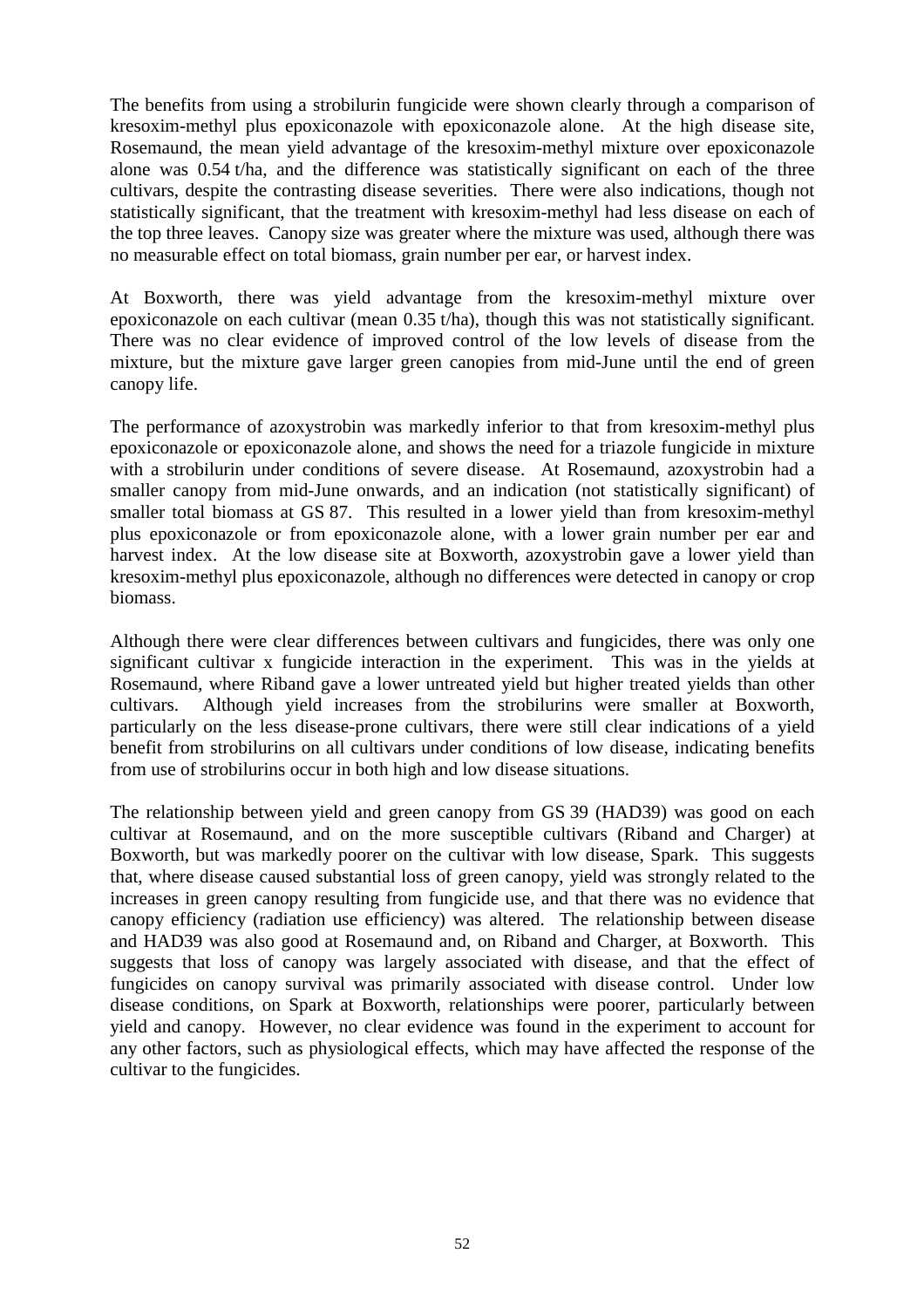The benefits from using a strobilurin fungicide were shown clearly through a comparison of kresoxim-methyl plus epoxiconazole with epoxiconazole alone. At the high disease site, Rosemaund, the mean yield advantage of the kresoxim-methyl mixture over epoxiconazole alone was 0.54 t/ha, and the difference was statistically significant on each of the three cultivars, despite the contrasting disease severities. There were also indications, though not statistically significant, that the treatment with kresoxim-methyl had less disease on each of the top three leaves. Canopy size was greater where the mixture was used, although there was no measurable effect on total biomass, grain number per ear, or harvest index.

At Boxworth, there was yield advantage from the kresoxim-methyl mixture over epoxiconazole on each cultivar (mean 0.35 t/ha), though this was not statistically significant. There was no clear evidence of improved control of the low levels of disease from the mixture, but the mixture gave larger green canopies from mid-June until the end of green canopy life.

The performance of azoxystrobin was markedly inferior to that from kresoxim-methyl plus epoxiconazole or epoxiconazole alone, and shows the need for a triazole fungicide in mixture with a strobilurin under conditions of severe disease. At Rosemaund, azoxystrobin had a smaller canopy from mid-June onwards, and an indication (not statistically significant) of smaller total biomass at GS 87. This resulted in a lower yield than from kresoxim-methyl plus epoxiconazole or from epoxiconazole alone, with a lower grain number per ear and harvest index. At the low disease site at Boxworth, azoxystrobin gave a lower yield than kresoxim-methyl plus epoxiconazole, although no differences were detected in canopy or crop biomass.

Although there were clear differences between cultivars and fungicides, there was only one significant cultivar x fungicide interaction in the experiment. This was in the yields at Rosemaund, where Riband gave a lower untreated yield but higher treated yields than other cultivars. Although yield increases from the strobilurins were smaller at Boxworth, particularly on the less disease-prone cultivars, there were still clear indications of a yield benefit from strobilurins on all cultivars under conditions of low disease, indicating benefits from use of strobilurins occur in both high and low disease situations.

The relationship between yield and green canopy from GS 39 (HAD39) was good on each cultivar at Rosemaund, and on the more susceptible cultivars (Riband and Charger) at Boxworth, but was markedly poorer on the cultivar with low disease, Spark. This suggests that, where disease caused substantial loss of green canopy, yield was strongly related to the increases in green canopy resulting from fungicide use, and that there was no evidence that canopy efficiency (radiation use efficiency) was altered. The relationship between disease and HAD39 was also good at Rosemaund and, on Riband and Charger, at Boxworth. This suggests that loss of canopy was largely associated with disease, and that the effect of fungicides on canopy survival was primarily associated with disease control. Under low disease conditions, on Spark at Boxworth, relationships were poorer, particularly between yield and canopy. However, no clear evidence was found in the experiment to account for any other factors, such as physiological effects, which may have affected the response of the cultivar to the fungicides.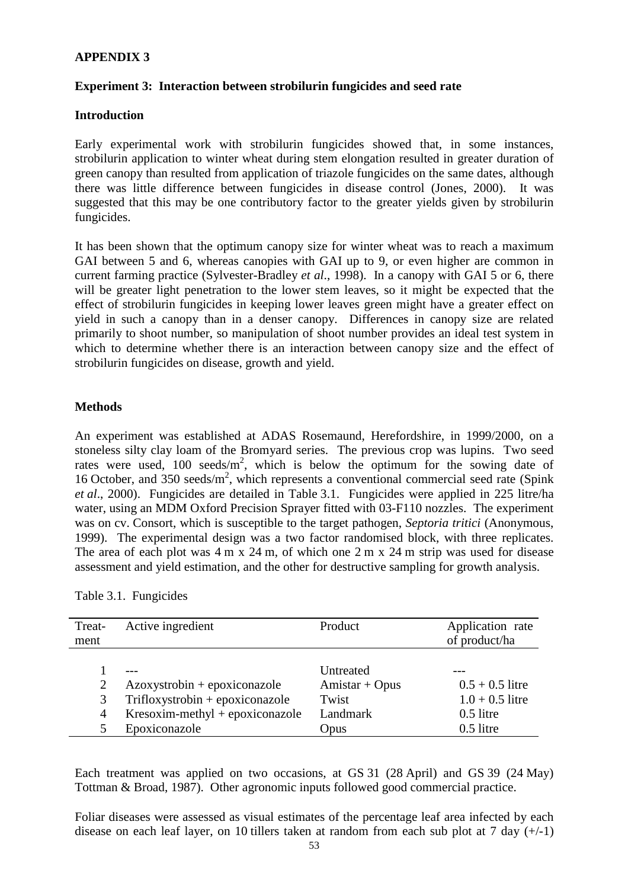## APPENDIX 3

### Experiment 3: Interaction between strobilurin fungicides and seed rate

### Introduction

Early experimental work with strobilurin fungicides showed that, in some instances, strobilurin application to winter wheat during stem elongation resulted in greater duration of green canopy than resulted from application of triazole fungicides on the same dates, although there was little difference between fungicides in disease control (Jones, 2000). It was suggested that this may be one contributory factor to the greater yields given by strobilurin fungicides.

It has been shown that the optimum canopy size for winter wheat was to reach a maximum GAI between 5 and 6, whereas canopies with GAI up to 9, or even higher are common in current farming practice (Sylvester-Bradley *et al*., 1998). In a canopy with GAI 5 or 6, there will be greater light penetration to the lower stem leaves, so it might be expected that the effect of strobilurin fungicides in keeping lower leaves green might have a greater effect on yield in such a canopy than in a denser canopy. Differences in canopy size are related primarily to shoot number, so manipulation of shoot number provides an ideal test system in which to determine whether there is an interaction between canopy size and the effect of strobilurin fungicides on disease, growth and yield.

### Methods

An experiment was established at ADAS Rosemaund, Herefordshire, in 1999/2000, on a stoneless silty clay loam of the Bromyard series. The previous crop was lupins. Two seed rates were used, 100 seeds/m$^2$, which is below the optimum for the sowing date of 16 October, and 350 seeds/m$^2$, which represents a conventional commercial seed rate (Spink *et al*., 2000). Fungicides are detailed in Table 3.1. Fungicides were applied in 225 litre/ha water, using an MDM Oxford Precision Sprayer fitted with 03-F110 nozzles. The experiment was on cv. Consort, which is susceptible to the target pathogen, *Septoria tritici* (Anonymous, 1999). The experimental design was a two factor randomised block, with three replicates. The area of each plot was 4 m x 24 m, of which one 2 m x 24 m strip was used for disease assessment and yield estimation, and the other for destructive sampling for growth analysis.

Table 3.1. Fungicides

| Treat-ment | Active ingredient | Product | Application rate of product/ha |
|---|---|---|---|
| 1 | --- | Untreated | --- |
| 2 | Azoxystrobin + epoxiconazole | Amistar + Opus | 0.5 + 0.5 litre |
| 3 | Trifloxystrobin + epoxiconazole | Twist | 1.0 + 0.5 litre |
| 4 | Kresoxim-methyl + epoxiconazole | Landmark | 0.5 litre |
| 5 | Epoxiconazole | Opus | 0.5 litre |

Each treatment was applied on two occasions, at GS 31 (28 April) and GS 39 (24 May) Tottman & Broad, 1987). Other agronomic inputs followed good commercial practice.

Foliar diseases were assessed as visual estimates of the percentage leaf area infected by each disease on each leaf layer, on 10 tillers taken at random from each sub plot at 7 day (+/-1)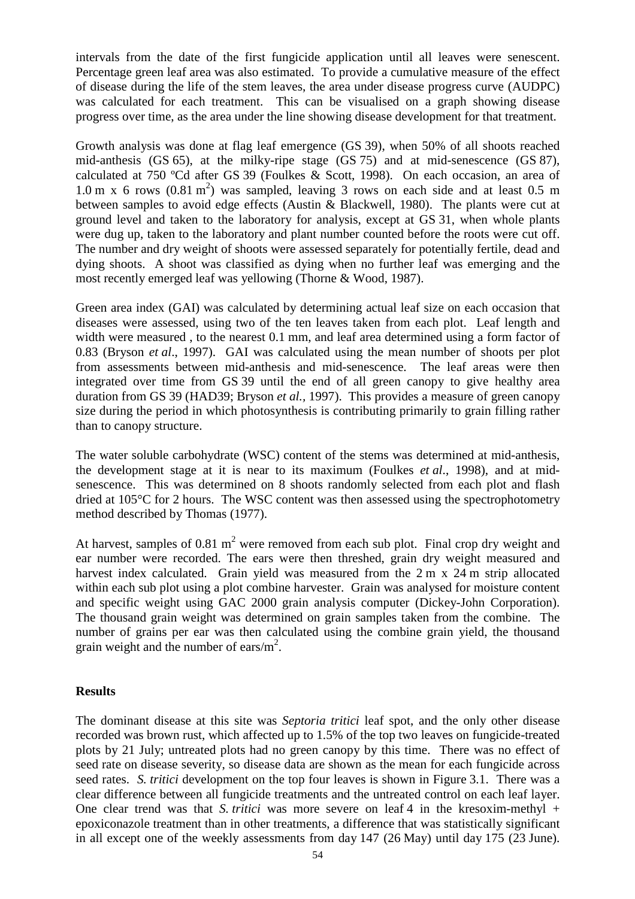intervals from the date of the first fungicide application until all leaves were senescent. Percentage green leaf area was also estimated. To provide a cumulative measure of the effect of disease during the life of the stem leaves, the area under disease progress curve (AUDPC) was calculated for each treatment. This can be visualised on a graph showing disease progress over time, as the area under the line showing disease development for that treatment.

Growth analysis was done at flag leaf emergence (GS 39), when 50% of all shoots reached mid-anthesis (GS 65), at the milky-ripe stage (GS 75) and at mid-senescence (GS 87), calculated at 750 ºCd after GS 39 (Foulkes & Scott, 1998). On each occasion, an area of 1.0 m x 6 rows (0.81 $m^2$) was sampled, leaving 3 rows on each side and at least 0.5 m between samples to avoid edge effects (Austin & Blackwell, 1980). The plants were cut at ground level and taken to the laboratory for analysis, except at GS 31, when whole plants were dug up, taken to the laboratory and plant number counted before the roots were cut off. The number and dry weight of shoots were assessed separately for potentially fertile, dead and dying shoots. A shoot was classified as dying when no further leaf was emerging and the most recently emerged leaf was yellowing (Thorne & Wood, 1987).

Green area index (GAI) was calculated by determining actual leaf size on each occasion that diseases were assessed, using two of the ten leaves taken from each plot. Leaf length and width were measured , to the nearest 0.1 mm, and leaf area determined using a form factor of 0.83 (Bryson *et al*., 1997). GAI was calculated using the mean number of shoots per plot from assessments between mid-anthesis and mid-senescence. The leaf areas were then integrated over time from GS 39 until the end of all green canopy to give healthy area duration from GS 39 (HAD39; Bryson *et al.,* 1997). This provides a measure of green canopy size during the period in which photosynthesis is contributing primarily to grain filling rather than to canopy structure.

The water soluble carbohydrate (WSC) content of the stems was determined at mid-anthesis, the development stage at it is near to its maximum (Foulkes *et al*., 1998), and at mid-senescence. This was determined on 8 shoots randomly selected from each plot and flash dried at 105°C for 2 hours. The WSC content was then assessed using the spectrophotometry method described by Thomas (1977).

At harvest, samples of 0.81 $m^2$ were removed from each sub plot. Final crop dry weight and ear number were recorded. The ears were then threshed, grain dry weight measured and harvest index calculated. Grain yield was measured from the 2 m x 24 m strip allocated within each sub plot using a plot combine harvester. Grain was analysed for moisture content and specific weight using GAC 2000 grain analysis computer (Dickey-John Corporation). The thousand grain weight was determined on grain samples taken from the combine. The number of grains per ear was then calculated using the combine grain yield, the thousand grain weight and the number of ears/$m^2$.

## Results

The dominant disease at this site was *Septoria tritici* leaf spot, and the only other disease recorded was brown rust, which affected up to 1.5% of the top two leaves on fungicide-treated plots by 21 July; untreated plots had no green canopy by this time. There was no effect of seed rate on disease severity, so disease data are shown as the mean for each fungicide across seed rates. *S. tritici* development on the top four leaves is shown in Figure 3.1. There was a clear difference between all fungicide treatments and the untreated control on each leaf layer. One clear trend was that *S. tritici* was more severe on leaf 4 in the kresoxim-methyl + epoxiconazole treatment than in other treatments, a difference that was statistically significant in all except one of the weekly assessments from day 147 (26 May) until day 175 (23 June).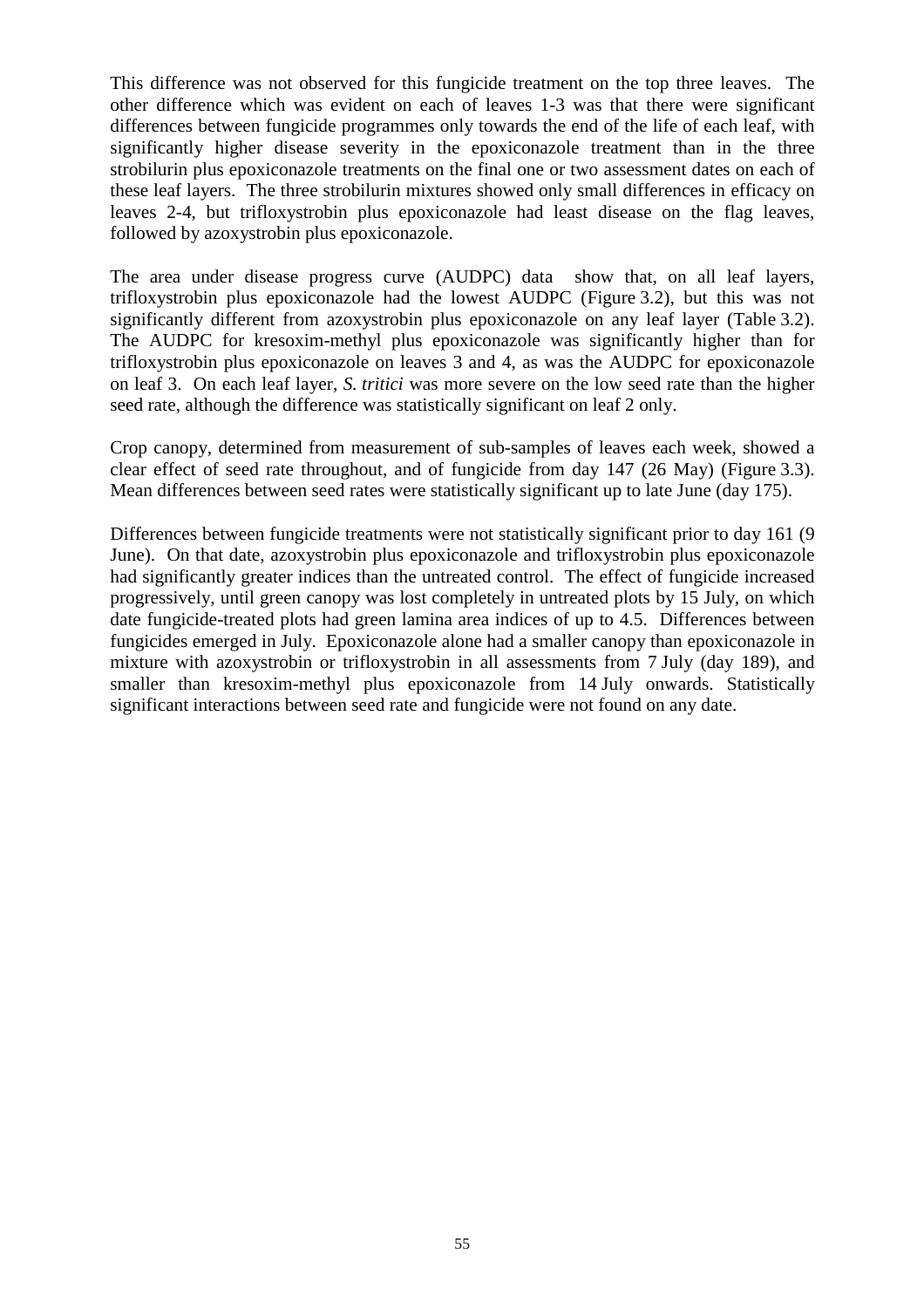This difference was not observed for this fungicide treatment on the top three leaves. The other difference which was evident on each of leaves 1-3 was that there were significant differences between fungicide programmes only towards the end of the life of each leaf, with significantly higher disease severity in the epoxiconazole treatment than in the three strobilurin plus epoxiconazole treatments on the final one or two assessment dates on each of these leaf layers. The three strobilurin mixtures showed only small differences in efficacy on leaves 2-4, but trifloxystrobin plus epoxiconazole had least disease on the flag leaves, followed by azoxystrobin plus epoxiconazole.

The area under disease progress curve (AUDPC) data show that, on all leaf layers, trifloxystrobin plus epoxiconazole had the lowest AUDPC (Figure 3.2), but this was not significantly different from azoxystrobin plus epoxiconazole on any leaf layer (Table 3.2). The AUDPC for kresoxim-methyl plus epoxiconazole was significantly higher than for trifloxystrobin plus epoxiconazole on leaves 3 and 4, as was the AUDPC for epoxiconazole on leaf 3. On each leaf layer, *S. tritici* was more severe on the low seed rate than the higher seed rate, although the difference was statistically significant on leaf 2 only.

Crop canopy, determined from measurement of sub-samples of leaves each week, showed a clear effect of seed rate throughout, and of fungicide from day 147 (26 May) (Figure 3.3). Mean differences between seed rates were statistically significant up to late June (day 175).

Differences between fungicide treatments were not statistically significant prior to day 161 (9 June). On that date, azoxystrobin plus epoxiconazole and trifloxystrobin plus epoxiconazole had significantly greater indices than the untreated control. The effect of fungicide increased progressively, until green canopy was lost completely in untreated plots by 15 July, on which date fungicide-treated plots had green lamina area indices of up to 4.5. Differences between fungicides emerged in July. Epoxiconazole alone had a smaller canopy than epoxiconazole in mixture with azoxystrobin or trifloxystrobin in all assessments from 7 July (day 189), and smaller than kresoxim-methyl plus epoxiconazole from 14 July onwards. Statistically significant interactions between seed rate and fungicide were not found on any date.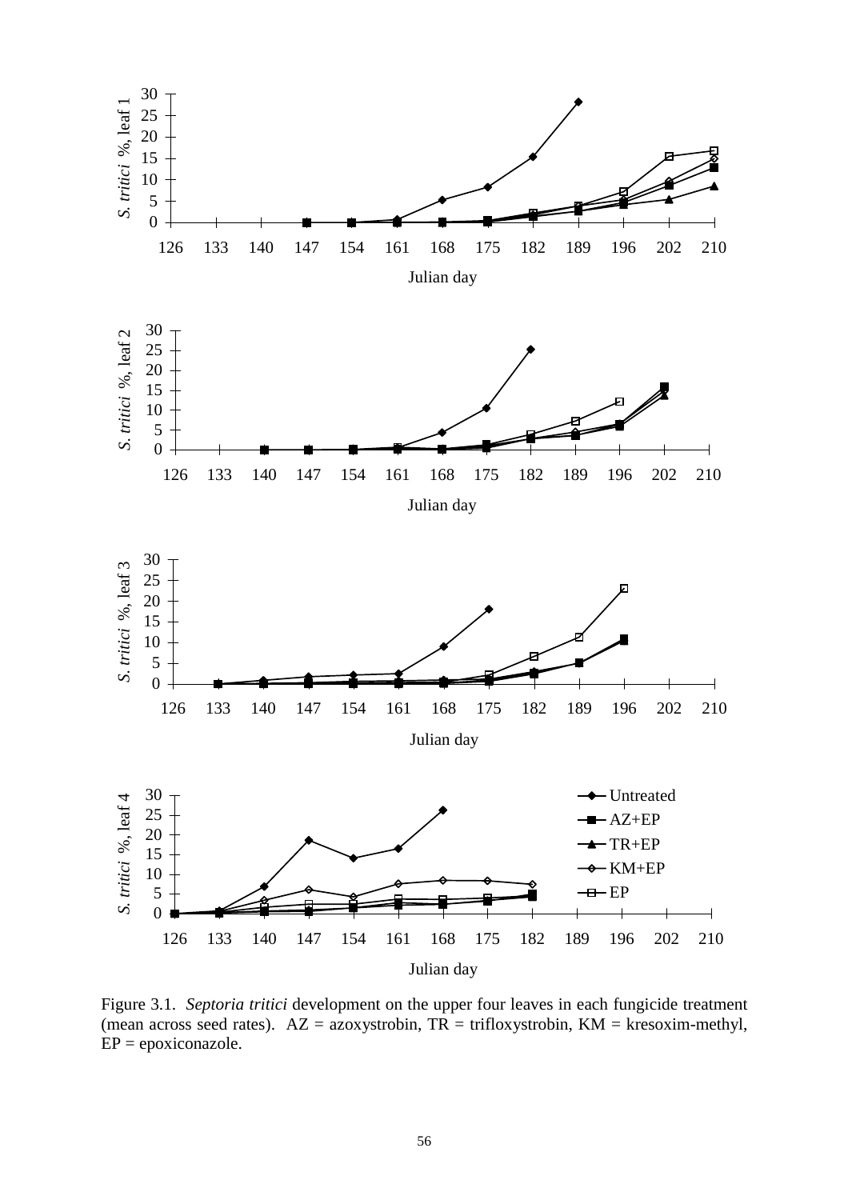Figure 3.1. *Septoria tritici* development on the upper four leaves in each fungicide treatment (mean across seed rates). AZ = azoxystrobin, TR = trifloxystrobin, KM = kresoxim-methyl, EP = epoxiconazole.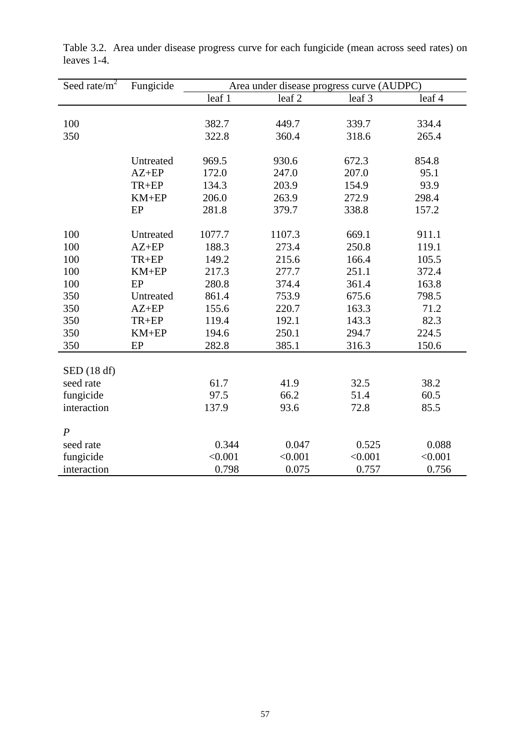Table 3.2. Area under disease progress curve for each fungicide (mean across seed rates) on leaves 1-4.

| Seed rate/m$^2$ | Fungicide | Area under disease progress curve (AUDPC) | | | |
|---|---|---|---|---|---|
| | | leaf 1 | leaf 2 | leaf 3 | leaf 4 |
| 100 | | 382.7 | 449.7 | 339.7 | 334.4 |
| 350 | | 322.8 | 360.4 | 318.6 | 265.4 |
| | Untreated | 969.5 | 930.6 | 672.3 | 854.8 |
| | AZ+EP | 172.0 | 247.0 | 207.0 | 95.1 |
| | TR+EP | 134.3 | 203.9 | 154.9 | 93.9 |
| | KM+EP | 206.0 | 263.9 | 272.9 | 298.4 |
| | EP | 281.8 | 379.7 | 338.8 | 157.2 |
| 100 | Untreated | 1077.7 | 1107.3 | 669.1 | 911.1 |
| 100 | AZ+EP | 188.3 | 273.4 | 250.8 | 119.1 |
| 100 | TR+EP | 149.2 | 215.6 | 166.4 | 105.5 |
| 100 | KM+EP | 217.3 | 277.7 | 251.1 | 372.4 |
| 100 | EP | 280.8 | 374.4 | 361.4 | 163.8 |
| 350 | Untreated | 861.4 | 753.9 | 675.6 | 798.5 |
| 350 | AZ+EP | 155.6 | 220.7 | 163.3 | 71.2 |
| 350 | TR+EP | 119.4 | 192.1 | 143.3 | 82.3 |
| 350 | KM+EP | 194.6 | 250.1 | 294.7 | 224.5 |
| 350 | EP | 282.8 | 385.1 | 316.3 | 150.6 |
| SED (18 df) | | | | | |
| seed rate | | 61.7 | 41.9 | 32.5 | 38.2 |
| fungicide | | 97.5 | 66.2 | 51.4 | 60.5 |
| interaction | | 137.9 | 93.6 | 72.8 | 85.5 |
| *P* | | | | | |
| seed rate | | 0.344 | 0.047 | 0.525 | 0.088 |
| fungicide | | <0.001 | <0.001 | <0.001 | <0.001 |
| interaction | | 0.798 | 0.075 | 0.757 | 0.756 |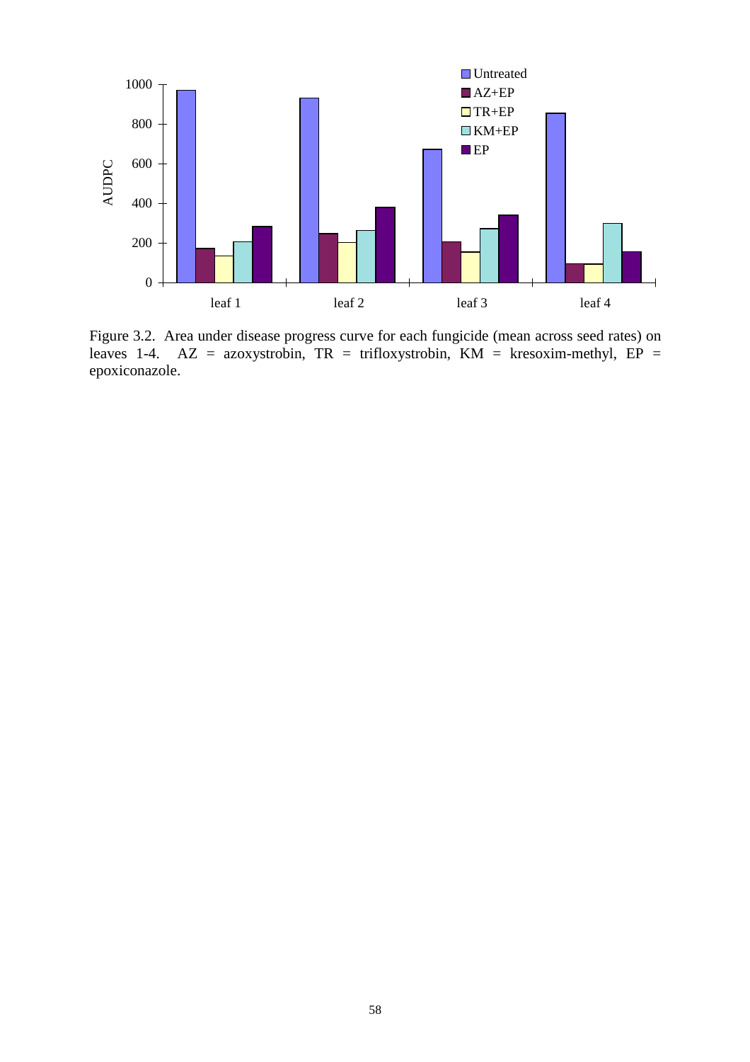Figure 3.2. Area under disease progress curve for each fungicide (mean across seed rates) on leaves 1-4. AZ = azoxystrobin, TR = trifloxystrobin, KM = kresoxim-methyl, EP = epoxiconazole.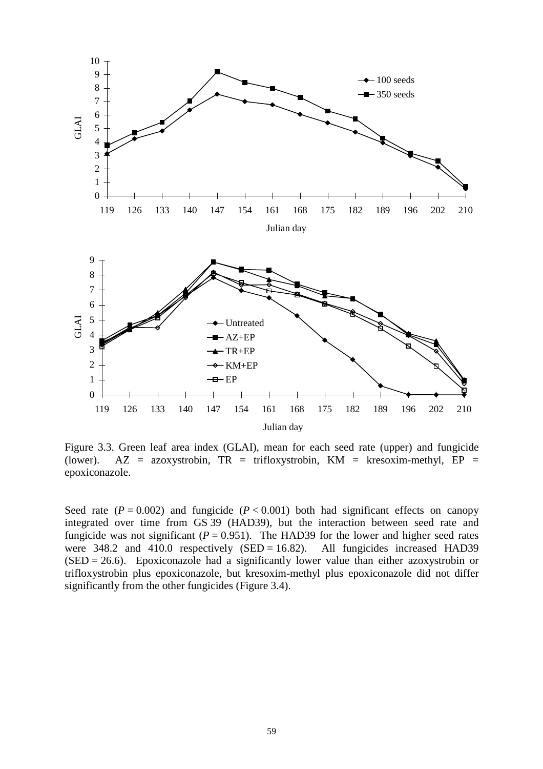Figure 3.3. Green leaf area index (GLAI), mean for each seed rate (upper) and fungicide (lower). AZ = azoxystrobin, TR = trifloxystrobin, KM = kresoxim-methyl, EP = epoxiconazole.

Seed rate ($P = 0.002$) and fungicide ($P < 0.001$) both had significant effects on canopy integrated over time from GS 39 (HAD39), but the interaction between seed rate and fungicide was not significant ($P = 0.951$). The HAD39 for the lower and higher seed rates were 348.2 and 410.0 respectively (SED = 16.82). All fungicides increased HAD39 (SED = 26.6). Epoxiconazole had a significantly lower value than either azoxystrobin or trifloxystrobin plus epoxiconazole, but kresoxim-methyl plus epoxiconazole did not differ significantly from the other fungicides (Figure 3.4).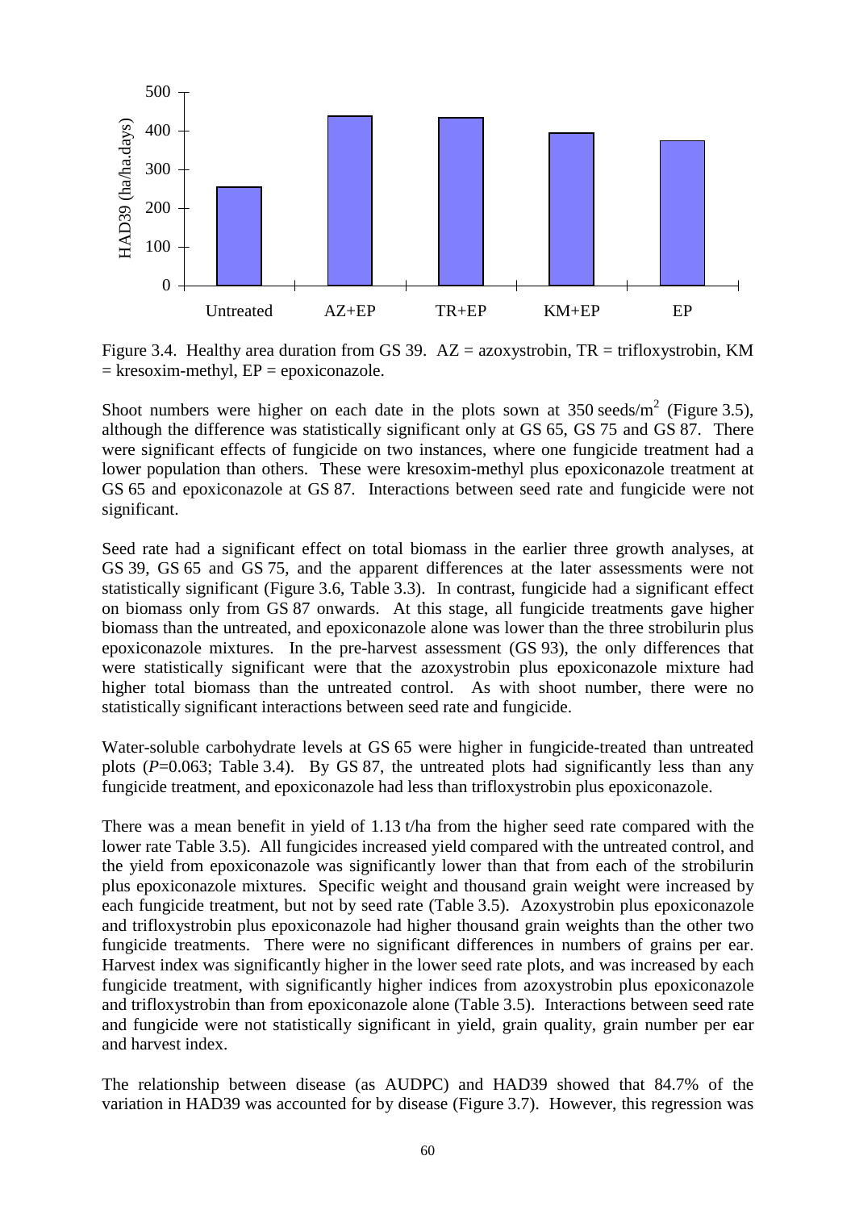Figure 3.4. Healthy area duration from GS 39. AZ = azoxystrobin, TR = trifloxystrobin, KM = kresoxim-methyl, EP = epoxiconazole.

Shoot numbers were higher on each date in the plots sown at 350 seeds/$m^2$ (Figure 3.5), although the difference was statistically significant only at GS 65, GS 75 and GS 87. There were significant effects of fungicide on two instances, where one fungicide treatment had a lower population than others. These were kresoxim-methyl plus epoxiconazole treatment at GS 65 and epoxiconazole at GS 87. Interactions between seed rate and fungicide were not significant.

Seed rate had a significant effect on total biomass in the earlier three growth analyses, at GS 39, GS 65 and GS 75, and the apparent differences at the later assessments were not statistically significant (Figure 3.6, Table 3.3). In contrast, fungicide had a significant effect on biomass only from GS 87 onwards. At this stage, all fungicide treatments gave higher biomass than the untreated, and epoxiconazole alone was lower than the three strobilurin plus epoxiconazole mixtures. In the pre-harvest assessment (GS 93), the only differences that were statistically significant were that the azoxystrobin plus epoxiconazole mixture had higher total biomass than the untreated control. As with shoot number, there were no statistically significant interactions between seed rate and fungicide.

Water-soluble carbohydrate levels at GS 65 were higher in fungicide-treated than untreated plots ($P$=0.063; Table 3.4). By GS 87, the untreated plots had significantly less than any fungicide treatment, and epoxiconazole had less than trifloxystrobin plus epoxiconazole.

There was a mean benefit in yield of 1.13 t/ha from the higher seed rate compared with the lower rate Table 3.5). All fungicides increased yield compared with the untreated control, and the yield from epoxiconazole was significantly lower than that from each of the strobilurin plus epoxiconazole mixtures. Specific weight and thousand grain weight were increased by each fungicide treatment, but not by seed rate (Table 3.5). Azoxystrobin plus epoxiconazole and trifloxystrobin plus epoxiconazole had higher thousand grain weights than the other two fungicide treatments. There were no significant differences in numbers of grains per ear. Harvest index was significantly higher in the lower seed rate plots, and was increased by each fungicide treatment, with significantly higher indices from azoxystrobin plus epoxiconazole and trifloxystrobin than from epoxiconazole alone (Table 3.5). Interactions between seed rate and fungicide were not statistically significant in yield, grain quality, grain number per ear and harvest index.

The relationship between disease (as AUDPC) and HAD39 showed that 84.7% of the variation in HAD39 was accounted for by disease (Figure 3.7). However, this regression was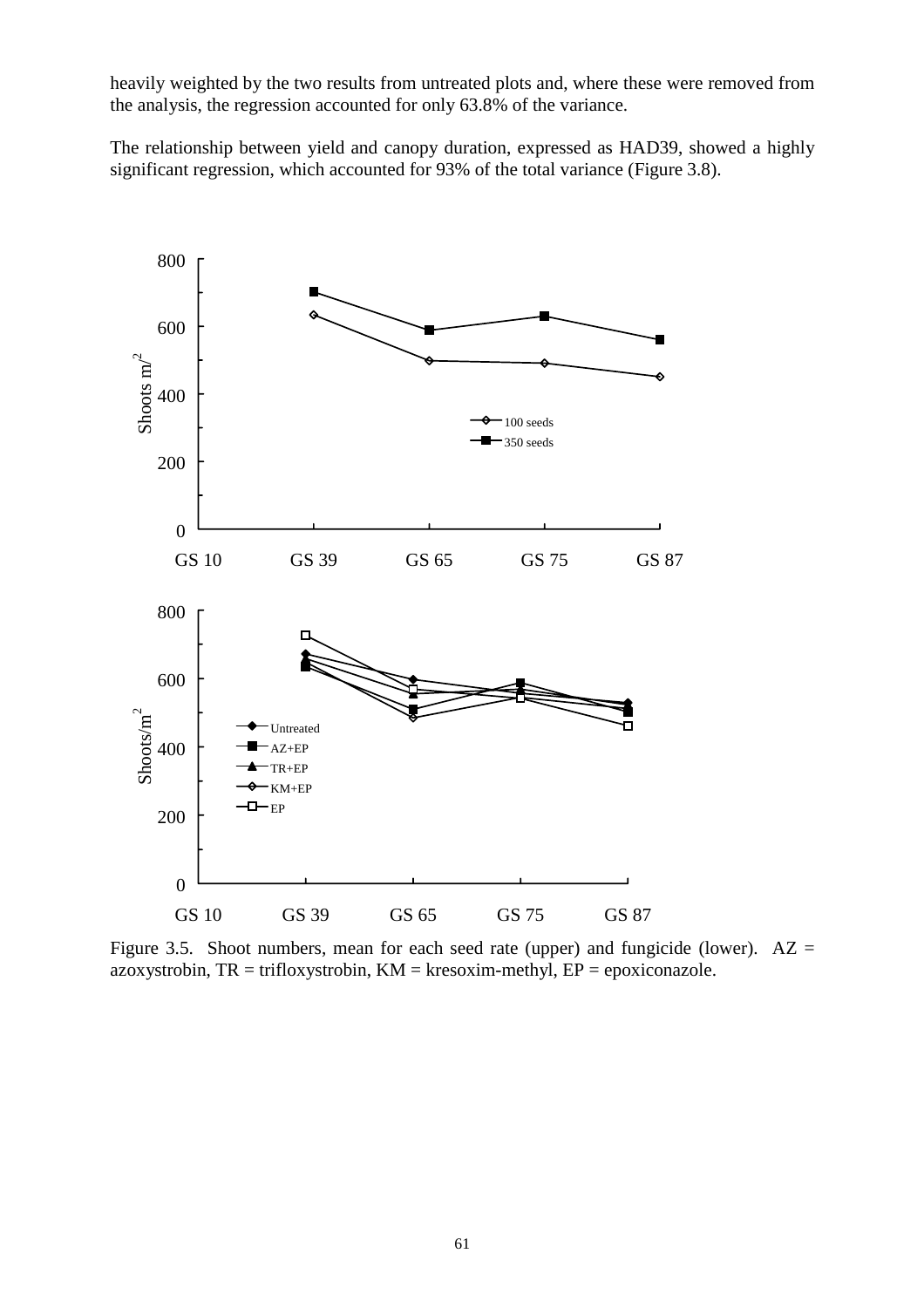heavily weighted by the two results from untreated plots and, where these were removed from the analysis, the regression accounted for only 63.8% of the variance.

The relationship between yield and canopy duration, expressed as HAD39, showed a highly significant regression, which accounted for 93% of the total variance (Figure 3.8).

Figure 3.5. Shoot numbers, mean for each seed rate (upper) and fungicide (lower). AZ = azoxystrobin, TR = trifloxystrobin, KM = kresoxim-methyl, EP = epoxiconazole.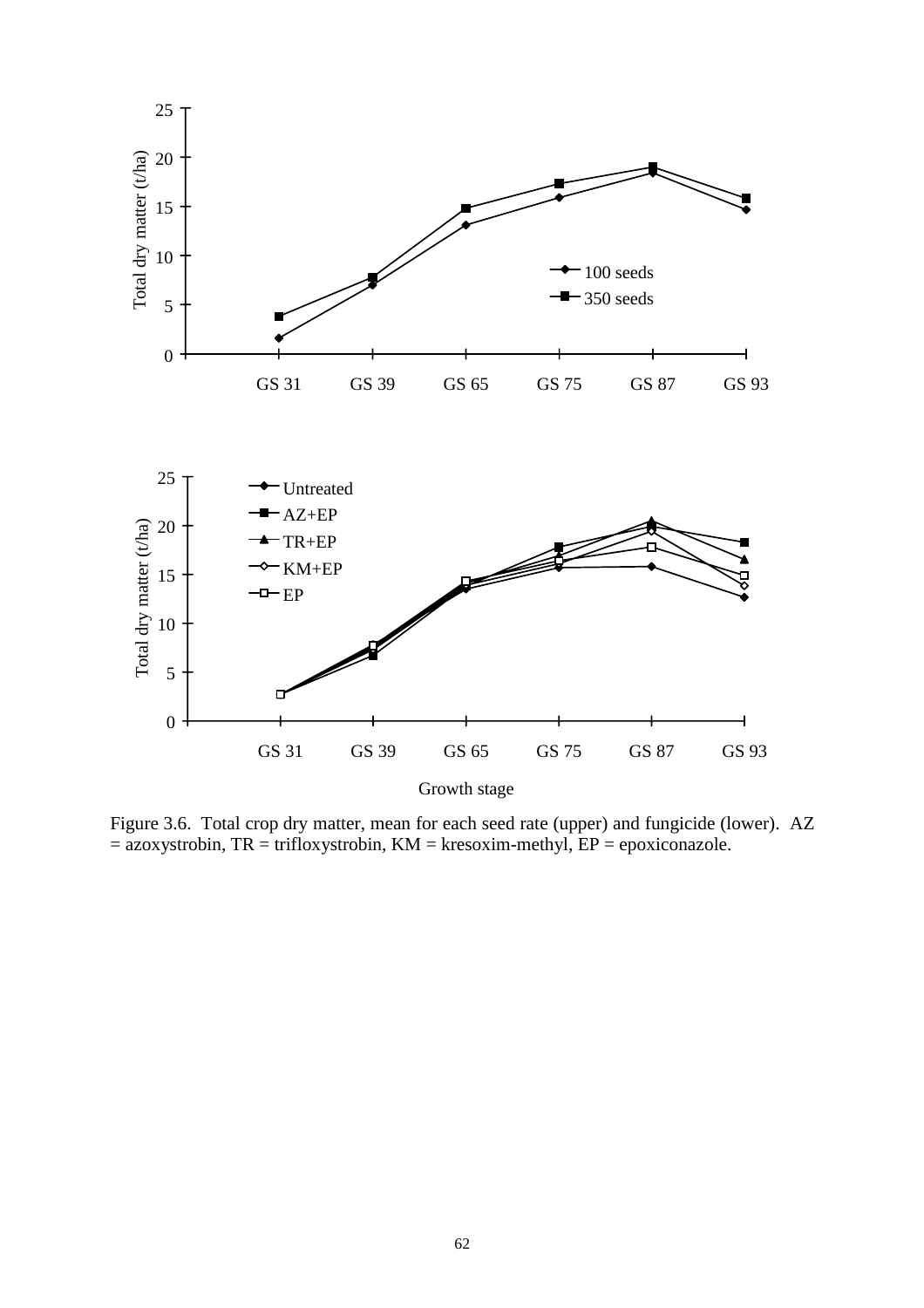Figure 3.6. Total crop dry matter, mean for each seed rate (upper) and fungicide (lower). AZ = azoxystrobin, TR = trifloxystrobin, KM = kresoxim-methyl, EP = epoxiconazole.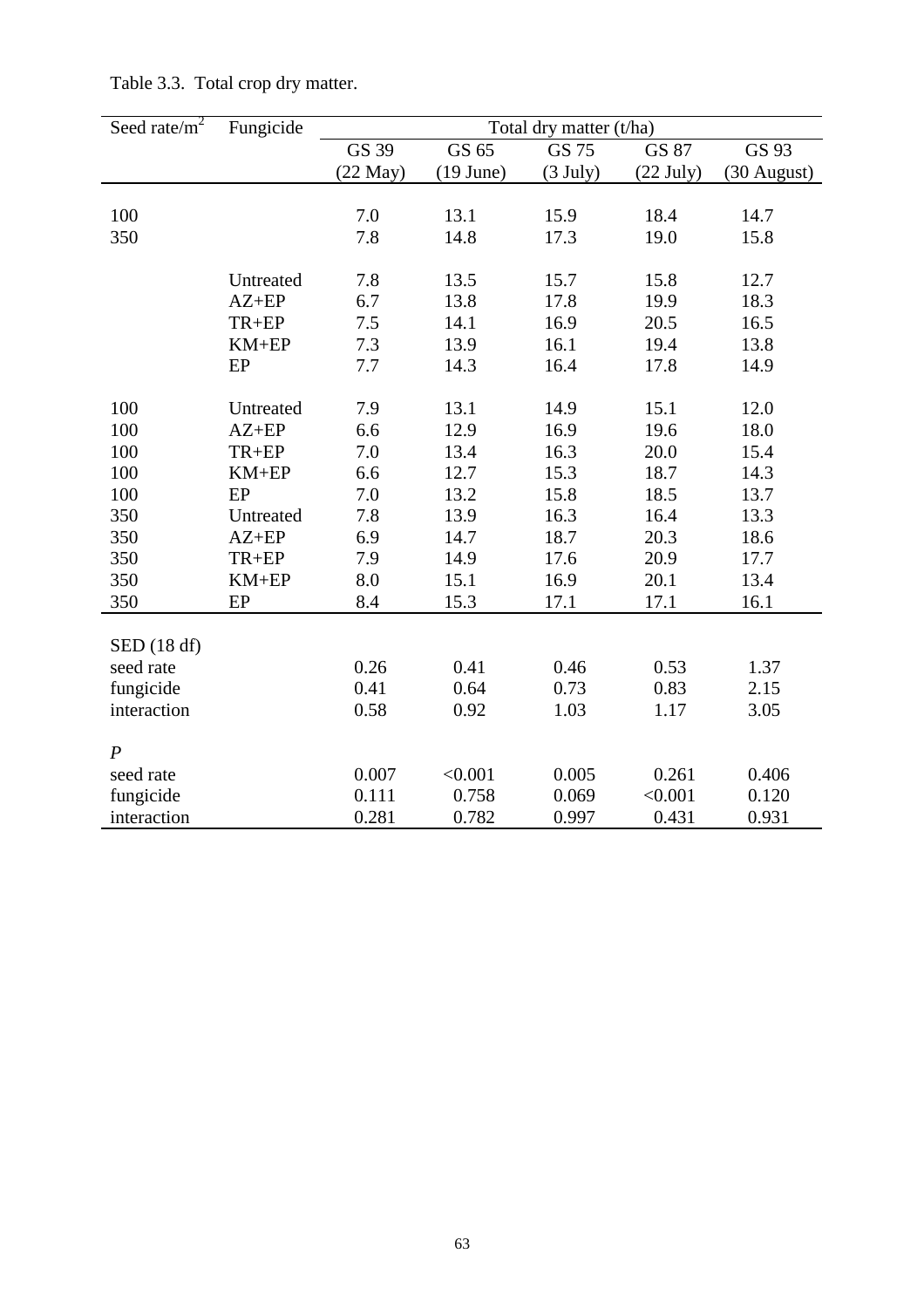Table 3.3. Total crop dry matter.

| Seed rate/m$^2$ | Fungicide | Total dry matter (t/ha) | | | | |
|---|---|---|---|---|---|---|
| | | GS 39 (22 May) | GS 65 (19 June) | GS 75 (3 July) | GS 87 (22 July) | GS 93 (30 August) |
| 100 | | 7.0 | 13.1 | 15.9 | 18.4 | 14.7 |
| 350 | | 7.8 | 14.8 | 17.3 | 19.0 | 15.8 |
| | Untreated | 7.8 | 13.5 | 15.7 | 15.8 | 12.7 |
| | AZ+EP | 6.7 | 13.8 | 17.8 | 19.9 | 18.3 |
| | TR+EP | 7.5 | 14.1 | 16.9 | 20.5 | 16.5 |
| | KM+EP | 7.3 | 13.9 | 16.1 | 19.4 | 13.8 |
| | EP | 7.7 | 14.3 | 16.4 | 17.8 | 14.9 |
| 100 | Untreated | 7.9 | 13.1 | 14.9 | 15.1 | 12.0 |
| 100 | AZ+EP | 6.6 | 12.9 | 16.9 | 19.6 | 18.0 |
| 100 | TR+EP | 7.0 | 13.4 | 16.3 | 20.0 | 15.4 |
| 100 | KM+EP | 6.6 | 12.7 | 15.3 | 18.7 | 14.3 |
| 100 | EP | 7.0 | 13.2 | 15.8 | 18.5 | 13.7 |
| 350 | Untreated | 7.8 | 13.9 | 16.3 | 16.4 | 13.3 |
| 350 | AZ+EP | 6.9 | 14.7 | 18.7 | 20.3 | 18.6 |
| 350 | TR+EP | 7.9 | 14.9 | 17.6 | 20.9 | 17.7 |
| 350 | KM+EP | 8.0 | 15.1 | 16.9 | 20.1 | 13.4 |
| 350 | EP | 8.4 | 15.3 | 17.1 | 17.1 | 16.1 |
| SED (18 df) | | | | | | |
| seed rate | | 0.26 | 0.41 | 0.46 | 0.53 | 1.37 |
| fungicide | | 0.41 | 0.64 | 0.73 | 0.83 | 2.15 |
| interaction | | 0.58 | 0.92 | 1.03 | 1.17 | 3.05 |
| *P* | | | | | | |
| seed rate | | 0.007 | <0.001 | 0.005 | 0.261 | 0.406 |
| fungicide | | 0.111 | 0.758 | 0.069 | <0.001 | 0.120 |
| interaction | | 0.281 | 0.782 | 0.997 | 0.431 | 0.931 |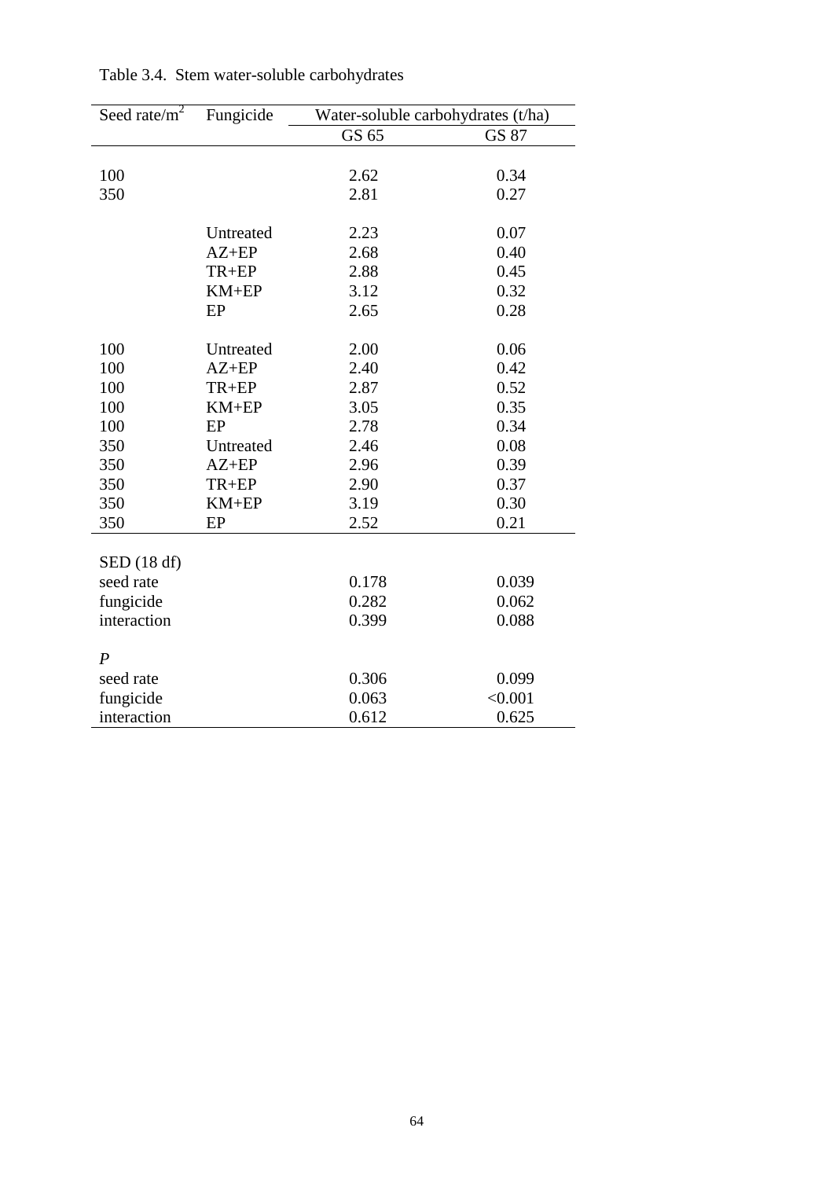Table 3.4. Stem water-soluble carbohydrates

| Seed rate/$m^2$ | Fungicide | Water-soluble carbohydrates (t/ha) | |
|---|---|---|---|
| | | GS 65 | GS 87 |
| 100 | | 2.62 | 0.34 |
| 350 | | 2.81 | 0.27 |
| | Untreated | 2.23 | 0.07 |
| | AZ+EP | 2.68 | 0.40 |
| | TR+EP | 2.88 | 0.45 |
| | KM+EP | 3.12 | 0.32 |
| | EP | 2.65 | 0.28 |
| 100 | Untreated | 2.00 | 0.06 |
| 100 | AZ+EP | 2.40 | 0.42 |
| 100 | TR+EP | 2.87 | 0.52 |
| 100 | KM+EP | 3.05 | 0.35 |
| 100 | EP | 2.78 | 0.34 |
| 350 | Untreated | 2.46 | 0.08 |
| 350 | AZ+EP | 2.96 | 0.39 |
| 350 | TR+EP | 2.90 | 0.37 |
| 350 | KM+EP | 3.19 | 0.30 |
| 350 | EP | 2.52 | 0.21 |
| SED (18 df) | | | |
| seed rate | | 0.178 | 0.039 |
| fungicide | | 0.282 | 0.062 |
| interaction | | 0.399 | 0.088 |
| *P* | | | |
| seed rate | | 0.306 | 0.099 |
| fungicide | | 0.063 | <0.001 |
| interaction | | 0.612 | 0.625 |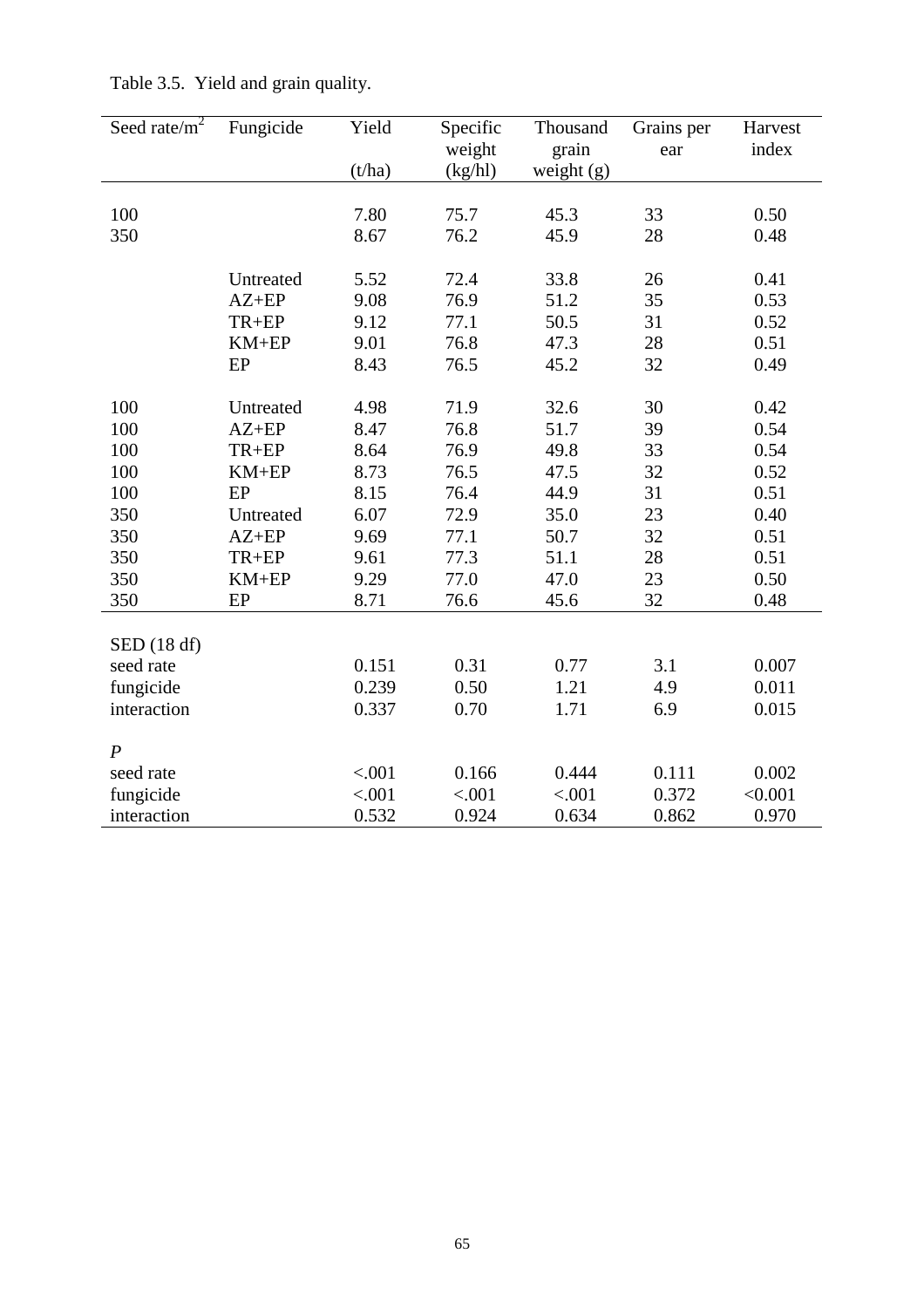Table 3.5. Yield and grain quality.

| Seed rate/m$^2$ | Fungicide | Yield (t/ha) | Specific weight (kg/hl) | Thousand grain weight (g) | Grains per ear | Harvest index |
|---|---|---|---|---|---|---|
| 100 | | 7.80 | 75.7 | 45.3 | 33 | 0.50 |
| 350 | | 8.67 | 76.2 | 45.9 | 28 | 0.48 |
| | Untreated | 5.52 | 72.4 | 33.8 | 26 | 0.41 |
| | AZ+EP | 9.08 | 76.9 | 51.2 | 35 | 0.53 |
| | TR+EP | 9.12 | 77.1 | 50.5 | 31 | 0.52 |
| | KM+EP | 9.01 | 76.8 | 47.3 | 28 | 0.51 |
| | EP | 8.43 | 76.5 | 45.2 | 32 | 0.49 |
| 100 | Untreated | 4.98 | 71.9 | 32.6 | 30 | 0.42 |
| 100 | AZ+EP | 8.47 | 76.8 | 51.7 | 39 | 0.54 |
| 100 | TR+EP | 8.64 | 76.9 | 49.8 | 33 | 0.54 |
| 100 | KM+EP | 8.73 | 76.5 | 47.5 | 32 | 0.52 |
| 100 | EP | 8.15 | 76.4 | 44.9 | 31 | 0.51 |
| 350 | Untreated | 6.07 | 72.9 | 35.0 | 23 | 0.40 |
| 350 | AZ+EP | 9.69 | 77.1 | 50.7 | 32 | 0.51 |
| 350 | TR+EP | 9.61 | 77.3 | 51.1 | 28 | 0.51 |
| 350 | KM+EP | 9.29 | 77.0 | 47.0 | 23 | 0.50 |
| 350 | EP | 8.71 | 76.6 | 45.6 | 32 | 0.48 |
| SED (18 df) | | | | | | |
| seed rate | | 0.151 | 0.31 | 0.77 | 3.1 | 0.007 |
| fungicide | | 0.239 | 0.50 | 1.21 | 4.9 | 0.011 |
| interaction | | 0.337 | 0.70 | 1.71 | 6.9 | 0.015 |
| *P* | | | | | | |
| seed rate | | <.001 | 0.166 | 0.444 | 0.111 | 0.002 |
| fungicide | | <.001 | <.001 | <.001 | 0.372 | <0.001 |
| interaction | | 0.532 | 0.924 | 0.634 | 0.862 | 0.970 |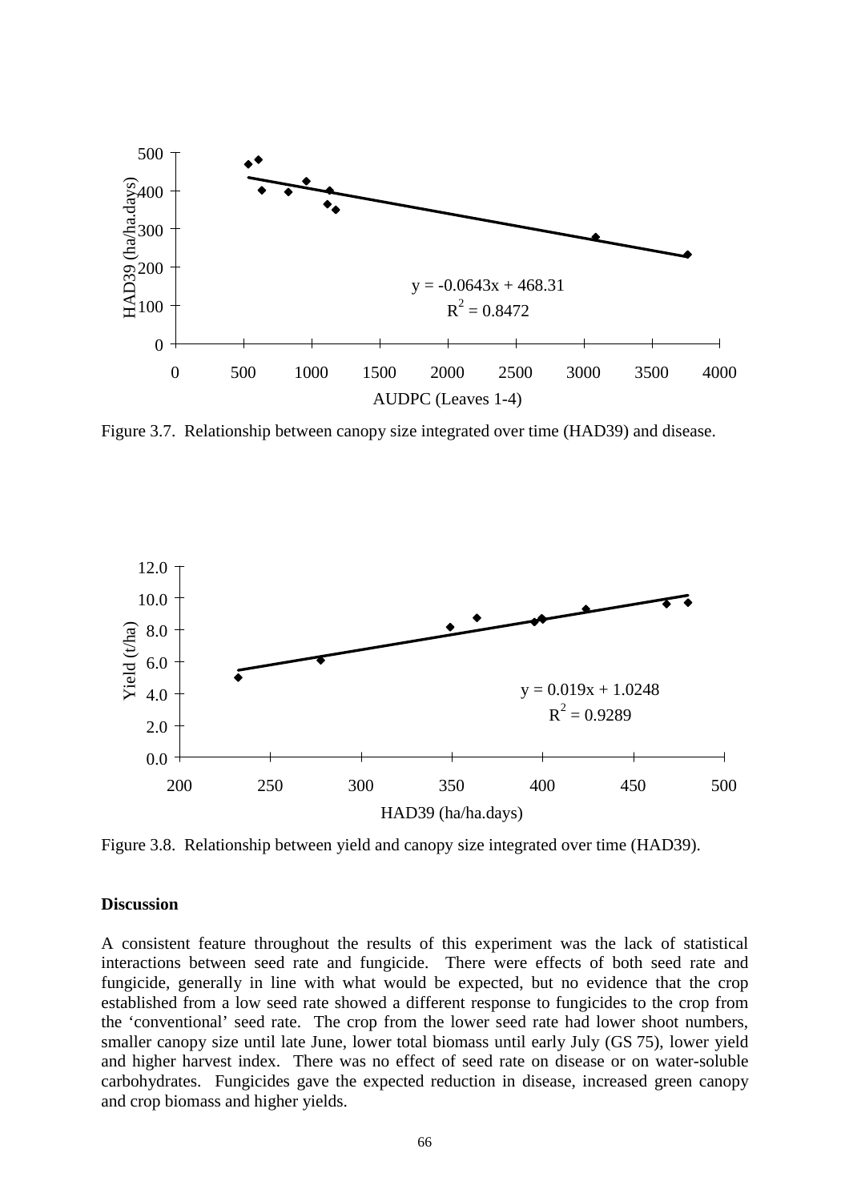Figure 3.7. Relationship between canopy size integrated over time (HAD39) and disease.

Figure 3.8. Relationship between yield and canopy size integrated over time (HAD39).

**Discussion**

A consistent feature throughout the results of this experiment was the lack of statistical interactions between seed rate and fungicide. There were effects of both seed rate and fungicide, generally in line with what would be expected, but no evidence that the crop established from a low seed rate showed a different response to fungicides to the crop from the 'conventional' seed rate. The crop from the lower seed rate had lower shoot numbers, smaller canopy size until late June, lower total biomass until early July (GS 75), lower yield and higher harvest index. There was no effect of seed rate on disease or on water-soluble carbohydrates. Fungicides gave the expected reduction in disease, increased green canopy and crop biomass and higher yields.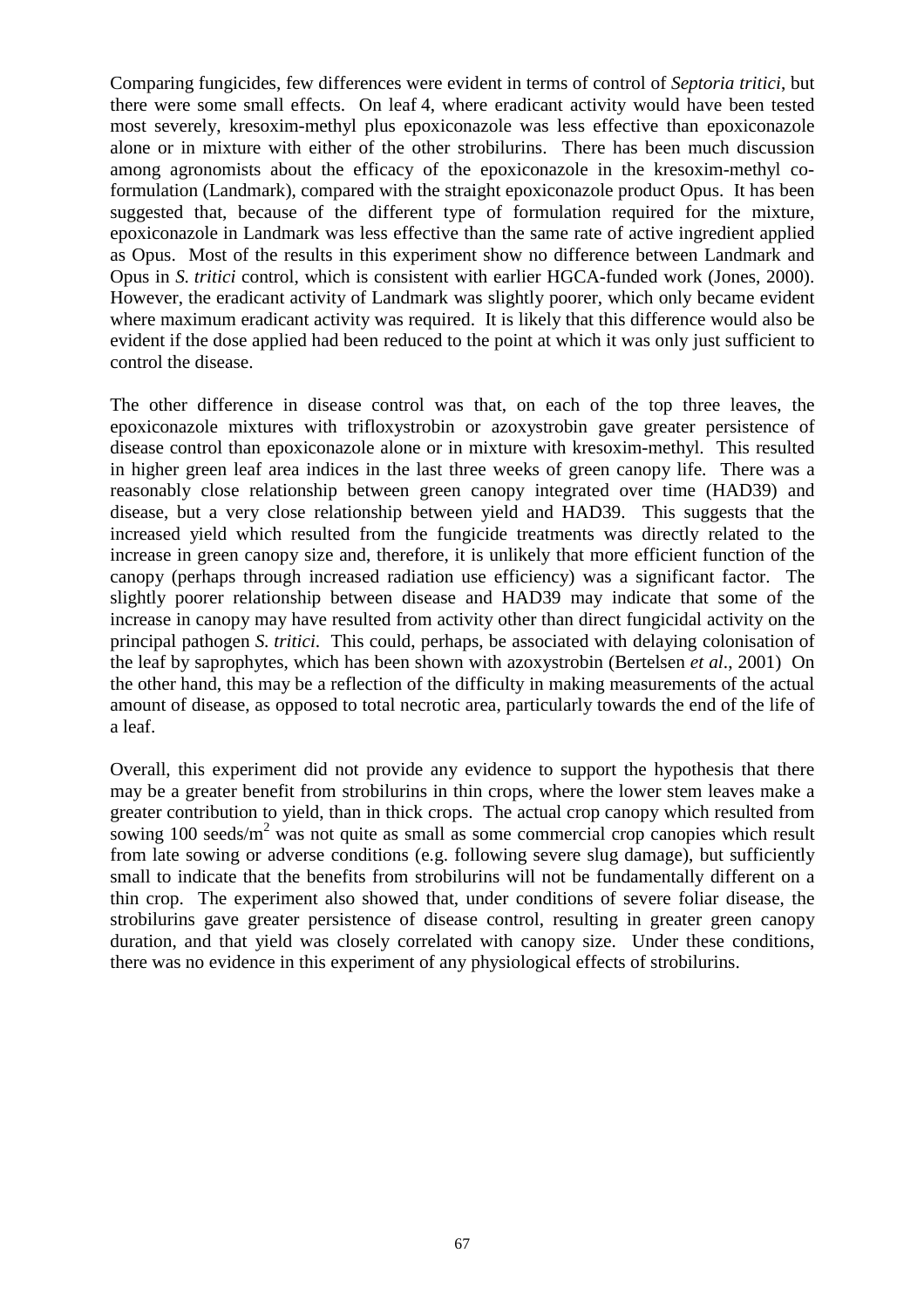Comparing fungicides, few differences were evident in terms of control of *Septoria tritici*, but there were some small effects. On leaf 4, where eradicant activity would have been tested most severely, kresoxim-methyl plus epoxiconazole was less effective than epoxiconazole alone or in mixture with either of the other strobilurins. There has been much discussion among agronomists about the efficacy of the epoxiconazole in the kresoxim-methyl co-formulation (Landmark), compared with the straight epoxiconazole product Opus. It has been suggested that, because of the different type of formulation required for the mixture, epoxiconazole in Landmark was less effective than the same rate of active ingredient applied as Opus. Most of the results in this experiment show no difference between Landmark and Opus in *S. tritici* control, which is consistent with earlier HGCA-funded work (Jones, 2000). However, the eradicant activity of Landmark was slightly poorer, which only became evident where maximum eradicant activity was required. It is likely that this difference would also be evident if the dose applied had been reduced to the point at which it was only just sufficient to control the disease.

The other difference in disease control was that, on each of the top three leaves, the epoxiconazole mixtures with trifloxystrobin or azoxystrobin gave greater persistence of disease control than epoxiconazole alone or in mixture with kresoxim-methyl. This resulted in higher green leaf area indices in the last three weeks of green canopy life. There was a reasonably close relationship between green canopy integrated over time (HAD39) and disease, but a very close relationship between yield and HAD39. This suggests that the increased yield which resulted from the fungicide treatments was directly related to the increase in green canopy size and, therefore, it is unlikely that more efficient function of the canopy (perhaps through increased radiation use efficiency) was a significant factor. The slightly poorer relationship between disease and HAD39 may indicate that some of the increase in canopy may have resulted from activity other than direct fungicidal activity on the principal pathogen *S. tritici*. This could, perhaps, be associated with delaying colonisation of the leaf by saprophytes, which has been shown with azoxystrobin (Bertelsen *et al*., 2001) On the other hand, this may be a reflection of the difficulty in making measurements of the actual amount of disease, as opposed to total necrotic area, particularly towards the end of the life of a leaf.

Overall, this experiment did not provide any evidence to support the hypothesis that there may be a greater benefit from strobilurins in thin crops, where the lower stem leaves make a greater contribution to yield, than in thick crops. The actual crop canopy which resulted from sowing 100 seeds/$m^2$ was not quite as small as some commercial crop canopies which result from late sowing or adverse conditions (e.g. following severe slug damage), but sufficiently small to indicate that the benefits from strobilurins will not be fundamentally different on a thin crop. The experiment also showed that, under conditions of severe foliar disease, the strobilurins gave greater persistence of disease control, resulting in greater green canopy duration, and that yield was closely correlated with canopy size. Under these conditions, there was no evidence in this experiment of any physiological effects of strobilurins.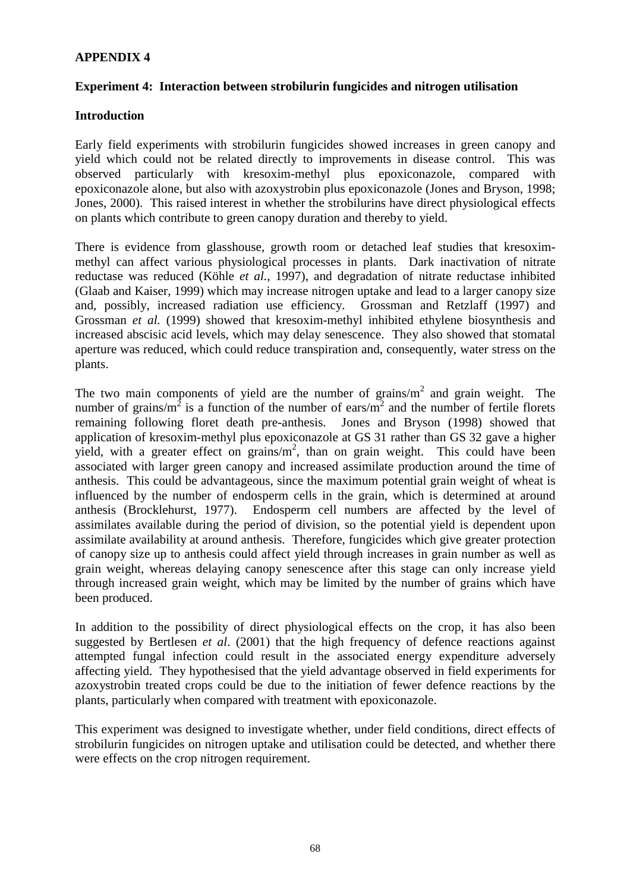# APPENDIX 4

## Experiment 4: Interaction between strobilurin fungicides and nitrogen utilisation

### Introduction

Early field experiments with strobilurin fungicides showed increases in green canopy and yield which could not be related directly to improvements in disease control. This was observed particularly with kresoxim-methyl plus epoxiconazole, compared with epoxiconazole alone, but also with azoxystrobin plus epoxiconazole (Jones and Bryson, 1998; Jones, 2000). This raised interest in whether the strobilurins have direct physiological effects on plants which contribute to green canopy duration and thereby to yield.

There is evidence from glasshouse, growth room or detached leaf studies that kresoxim-methyl can affect various physiological processes in plants. Dark inactivation of nitrate reductase was reduced (Köhle *et al.*, 1997), and degradation of nitrate reductase inhibited (Glaab and Kaiser, 1999) which may increase nitrogen uptake and lead to a larger canopy size and, possibly, increased radiation use efficiency. Grossman and Retzlaff (1997) and Grossman *et al.* (1999) showed that kresoxim-methyl inhibited ethylene biosynthesis and increased abscisic acid levels, which may delay senescence. They also showed that stomatal aperture was reduced, which could reduce transpiration and, consequently, water stress on the plants.

The two main components of yield are the number of grains/m$^2$ and grain weight. The number of grains/m$^2$ is a function of the number of ears/m$^2$ and the number of fertile florets remaining following floret death pre-anthesis. Jones and Bryson (1998) showed that application of kresoxim-methyl plus epoxiconazole at GS 31 rather than GS 32 gave a higher yield, with a greater effect on grains/m$^2$, than on grain weight. This could have been associated with larger green canopy and increased assimilate production around the time of anthesis. This could be advantageous, since the maximum potential grain weight of wheat is influenced by the number of endosperm cells in the grain, which is determined at around anthesis (Brocklehurst, 1977). Endosperm cell numbers are affected by the level of assimilates available during the period of division, so the potential yield is dependent upon assimilate availability at around anthesis. Therefore, fungicides which give greater protection of canopy size up to anthesis could affect yield through increases in grain number as well as grain weight, whereas delaying canopy senescence after this stage can only increase yield through increased grain weight, which may be limited by the number of grains which have been produced.

In addition to the possibility of direct physiological effects on the crop, it has also been suggested by Bertlesen *et al*. (2001) that the high frequency of defence reactions against attempted fungal infection could result in the associated energy expenditure adversely affecting yield. They hypothesised that the yield advantage observed in field experiments for azoxystrobin treated crops could be due to the initiation of fewer defence reactions by the plants, particularly when compared with treatment with epoxiconazole.

This experiment was designed to investigate whether, under field conditions, direct effects of strobilurin fungicides on nitrogen uptake and utilisation could be detected, and whether there were effects on the crop nitrogen requirement.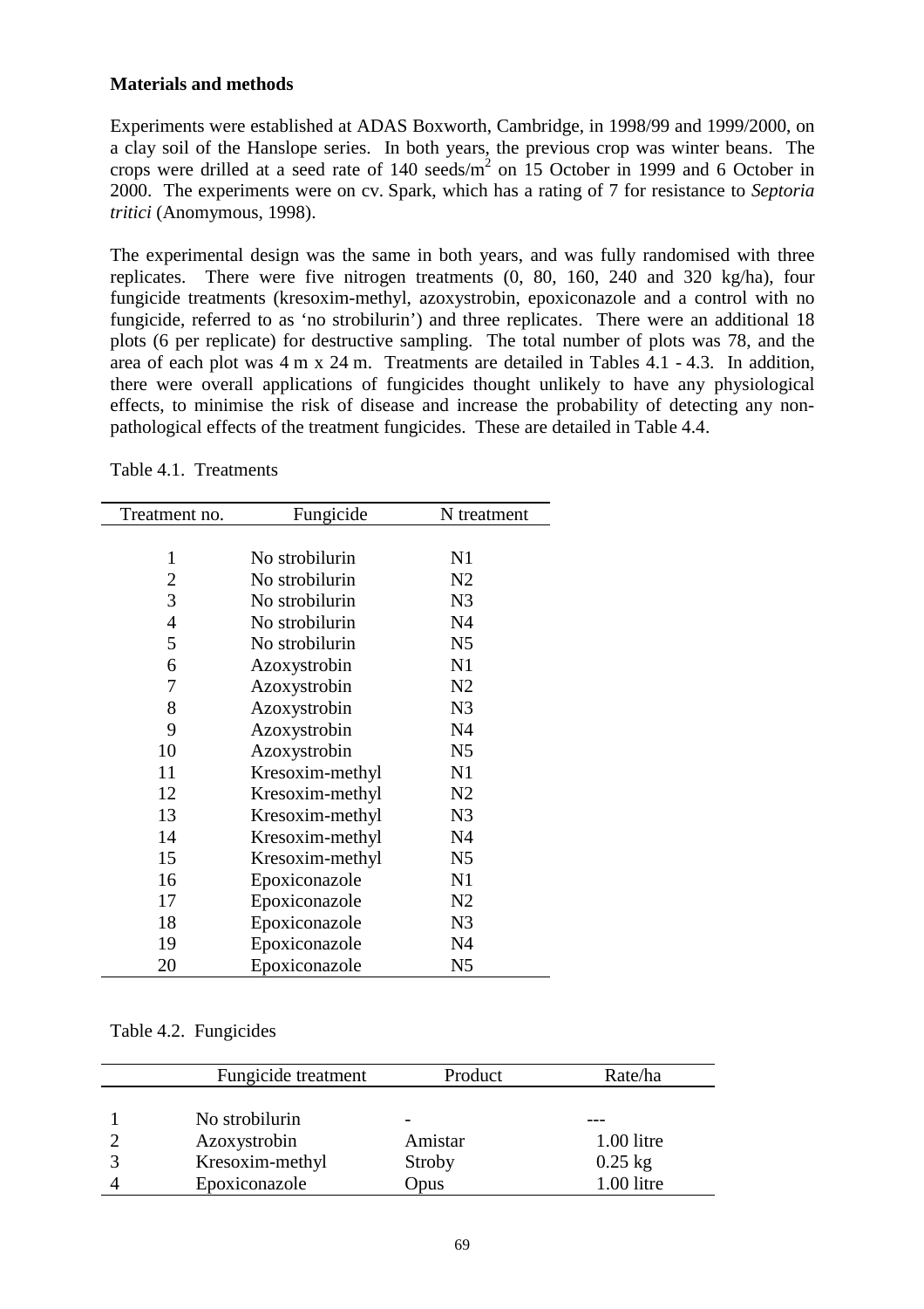**Materials and methods**

Experiments were established at ADAS Boxworth, Cambridge, in 1998/99 and 1999/2000, on a clay soil of the Hanslope series. In both years, the previous crop was winter beans. The crops were drilled at a seed rate of 140 seeds/m$^2$ on 15 October in 1999 and 6 October in 2000. The experiments were on cv. Spark, which has a rating of 7 for resistance to *Septoria tritici* (Anomymous, 1998).

The experimental design was the same in both years, and was fully randomised with three replicates. There were five nitrogen treatments (0, 80, 160, 240 and 320 kg/ha), four fungicide treatments (kresoxim-methyl, azoxystrobin, epoxiconazole and a control with no fungicide, referred to as 'no strobilurin') and three replicates. There were an additional 18 plots (6 per replicate) for destructive sampling. The total number of plots was 78, and the area of each plot was 4 m x 24 m. Treatments are detailed in Tables 4.1 - 4.3. In addition, there were overall applications of fungicides thought unlikely to have any physiological effects, to minimise the risk of disease and increase the probability of detecting any non-pathological effects of the treatment fungicides. These are detailed in Table 4.4.

Table 4.1. Treatments

| Treatment no. | Fungicide | N treatment |
|---|---|---|
| 1 | No strobilurin | N1 |
| 2 | No strobilurin | N2 |
| 3 | No strobilurin | N3 |
| 4 | No strobilurin | N4 |
| 5 | No strobilurin | N5 |
| 6 | Azoxystrobin | N1 |
| 7 | Azoxystrobin | N2 |
| 8 | Azoxystrobin | N3 |
| 9 | Azoxystrobin | N4 |
| 10 | Azoxystrobin | N5 |
| 11 | Kresoxim-methyl | N1 |
| 12 | Kresoxim-methyl | N2 |
| 13 | Kresoxim-methyl | N3 |
| 14 | Kresoxim-methyl | N4 |
| 15 | Kresoxim-methyl | N5 |
| 16 | Epoxiconazole | N1 |
| 17 | Epoxiconazole | N2 |
| 18 | Epoxiconazole | N3 |
| 19 | Epoxiconazole | N4 |
| 20 | Epoxiconazole | N5 |

Table 4.2. Fungicides

| | Fungicide treatment | Product | Rate/ha |
|---|---|---|---|
| 1 | No strobilurin | - | --- |
| 2 | Azoxystrobin | Amistar | 1.00 litre |
| 3 | Kresoxim-methyl | Stroby | 0.25 kg |
| 4 | Epoxiconazole | Opus | 1.00 litre |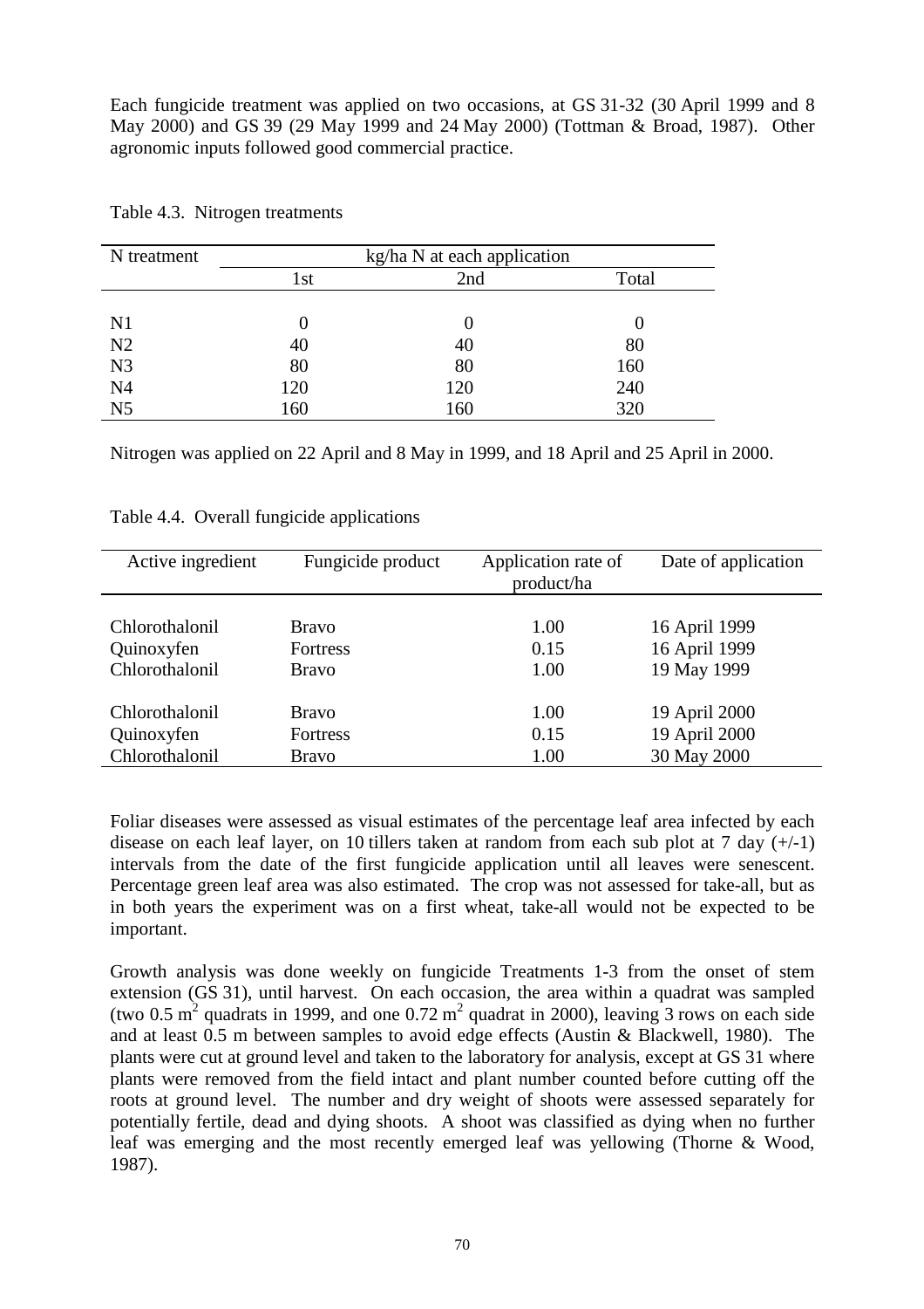Each fungicide treatment was applied on two occasions, at GS 31-32 (30 April 1999 and 8 May 2000) and GS 39 (29 May 1999 and 24 May 2000) (Tottman & Broad, 1987). Other agronomic inputs followed good commercial practice.

Table 4.3. Nitrogen treatments

| N treatment | kg/ha N at each application | | |
|---|---|---|---|
| | 1st | 2nd | Total |
| N1 | 0 | 0 | 0 |
| N2 | 40 | 40 | 80 |
| N3 | 80 | 80 | 160 |
| N4 | 120 | 120 | 240 |
| N5 | 160 | 160 | 320 |

Nitrogen was applied on 22 April and 8 May in 1999, and 18 April and 25 April in 2000.

Table 4.4. Overall fungicide applications

| Active ingredient | Fungicide product | Application rate of product/ha | Date of application |
|---|---|---|---|
| Chlorothalonil | Bravo | 1.00 | 16 April 1999 |
| Quinoxyfen | Fortress | 0.15 | 16 April 1999 |
| Chlorothalonil | Bravo | 1.00 | 19 May 1999 |
| Chlorothalonil | Bravo | 1.00 | 19 April 2000 |
| Quinoxyfen | Fortress | 0.15 | 19 April 2000 |
| Chlorothalonil | Bravo | 1.00 | 30 May 2000 |

Foliar diseases were assessed as visual estimates of the percentage leaf area infected by each disease on each leaf layer, on 10 tillers taken at random from each sub plot at 7 day (+/-1) intervals from the date of the first fungicide application until all leaves were senescent. Percentage green leaf area was also estimated. The crop was not assessed for take-all, but as in both years the experiment was on a first wheat, take-all would not be expected to be important.

Growth analysis was done weekly on fungicide Treatments 1-3 from the onset of stem extension (GS 31), until harvest. On each occasion, the area within a quadrat was sampled (two 0.5 $m^2$ quadrats in 1999, and one 0.72 $m^2$ quadrat in 2000), leaving 3 rows on each side and at least 0.5 m between samples to avoid edge effects (Austin & Blackwell, 1980). The plants were cut at ground level and taken to the laboratory for analysis, except at GS 31 where plants were removed from the field intact and plant number counted before cutting off the roots at ground level. The number and dry weight of shoots were assessed separately for potentially fertile, dead and dying shoots. A shoot was classified as dying when no further leaf was emerging and the most recently emerged leaf was yellowing (Thorne & Wood, 1987).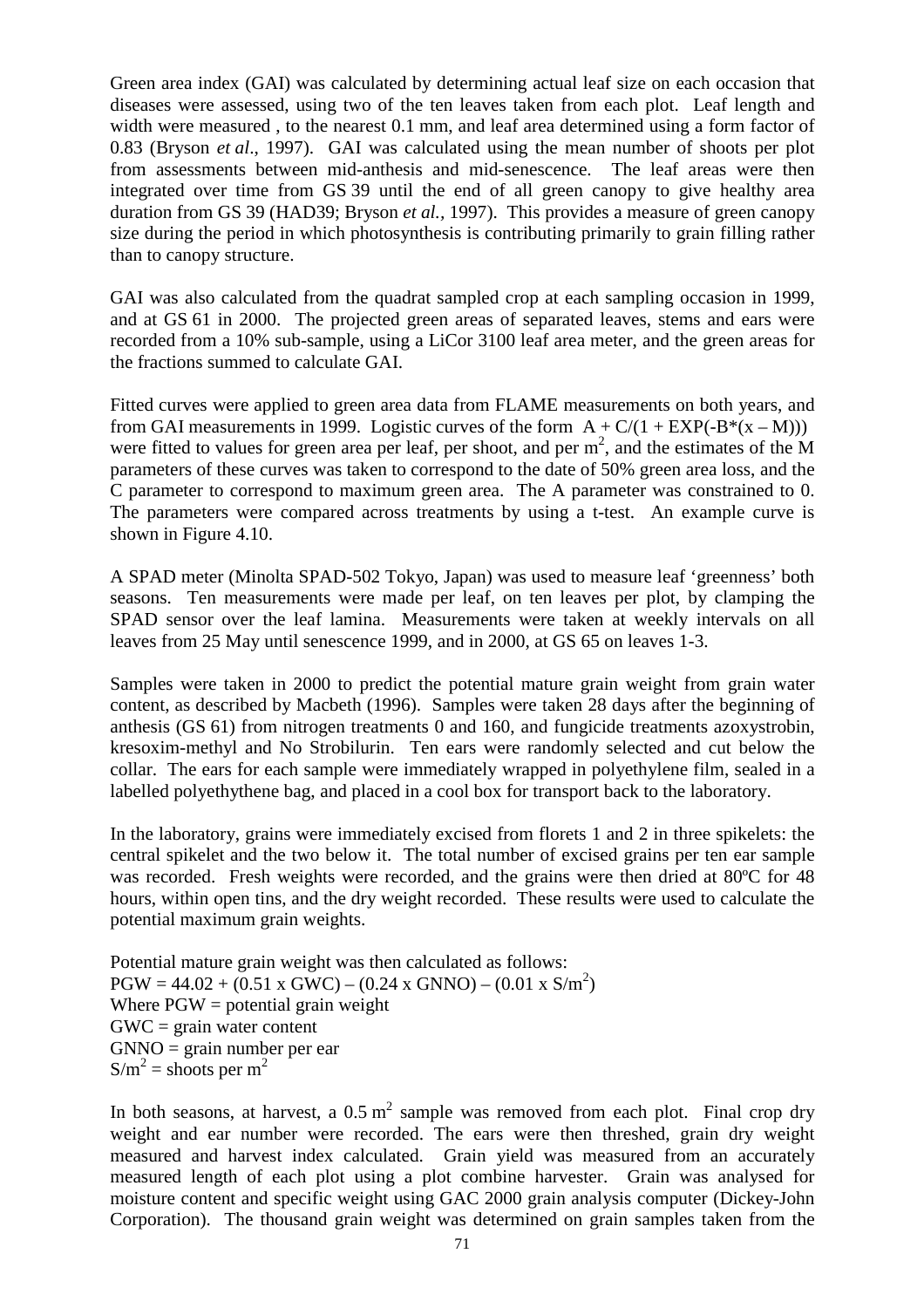Green area index (GAI) was calculated by determining actual leaf size on each occasion that diseases were assessed, using two of the ten leaves taken from each plot. Leaf length and width were measured , to the nearest 0.1 mm, and leaf area determined using a form factor of 0.83 (Bryson *et al*., 1997). GAI was calculated using the mean number of shoots per plot from assessments between mid-anthesis and mid-senescence. The leaf areas were then integrated over time from GS 39 until the end of all green canopy to give healthy area duration from GS 39 (HAD39; Bryson *et al.*, 1997). This provides a measure of green canopy size during the period in which photosynthesis is contributing primarily to grain filling rather than to canopy structure.

GAI was also calculated from the quadrat sampled crop at each sampling occasion in 1999, and at GS 61 in 2000. The projected green areas of separated leaves, stems and ears were recorded from a 10% sub-sample, using a LiCor 3100 leaf area meter, and the green areas for the fractions summed to calculate GAI.

Fitted curves were applied to green area data from FLAME measurements on both years, and from GAI measurements in 1999. Logistic curves of the form $A + C/(1 + EXP(-B^*(x - M)))$ were fitted to values for green area per leaf, per shoot, and per $m^2$, and the estimates of the M parameters of these curves was taken to correspond to the date of 50% green area loss, and the C parameter to correspond to maximum green area. The A parameter was constrained to 0. The parameters were compared across treatments by using a t-test. An example curve is shown in Figure 4.10.

A SPAD meter (Minolta SPAD-502 Tokyo, Japan) was used to measure leaf 'greenness' both seasons. Ten measurements were made per leaf, on ten leaves per plot, by clamping the SPAD sensor over the leaf lamina. Measurements were taken at weekly intervals on all leaves from 25 May until senescence 1999, and in 2000, at GS 65 on leaves 1-3.

Samples were taken in 2000 to predict the potential mature grain weight from grain water content, as described by Macbeth (1996). Samples were taken 28 days after the beginning of anthesis (GS 61) from nitrogen treatments 0 and 160, and fungicide treatments azoxystrobin, kresoxim-methyl and No Strobilurin. Ten ears were randomly selected and cut below the collar. The ears for each sample were immediately wrapped in polyethylene film, sealed in a labelled polyethythene bag, and placed in a cool box for transport back to the laboratory.

In the laboratory, grains were immediately excised from florets 1 and 2 in three spikelets: the central spikelet and the two below it. The total number of excised grains per ten ear sample was recorded. Fresh weights were recorded, and the grains were then dried at 80ºC for 48 hours, within open tins, and the dry weight recorded. These results were used to calculate the potential maximum grain weights.

Potential mature grain weight was then calculated as follows:

$$PGW = 44.02 + (0.51 \times GWC) - (0.24 \times GNNO) - (0.01 \times S/m^2)$$

Where PGW = potential grain weight
GWC = grain water content
GNNO = grain number per ear
$S/m^2$ = shoots per $m^2$

In both seasons, at harvest, a $0.5\ m^2$ sample was removed from each plot. Final crop dry weight and ear number were recorded. The ears were then threshed, grain dry weight measured and harvest index calculated. Grain yield was measured from an accurately measured length of each plot using a plot combine harvester. Grain was analysed for moisture content and specific weight using GAC 2000 grain analysis computer (Dickey-John Corporation). The thousand grain weight was determined on grain samples taken from the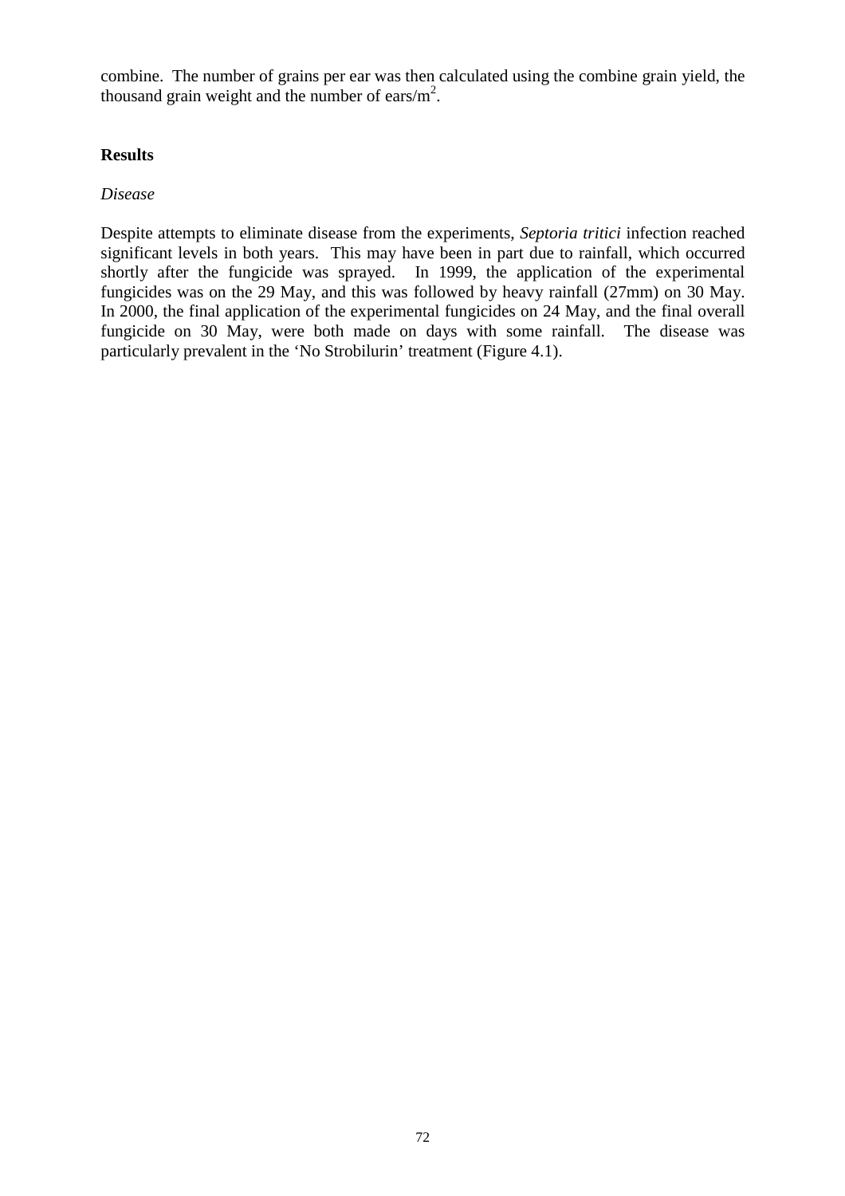combine. The number of grains per ear was then calculated using the combine grain yield, the thousand grain weight and the number of ears/$m^2$.

## Results

*Disease*

Despite attempts to eliminate disease from the experiments, *Septoria tritici* infection reached significant levels in both years. This may have been in part due to rainfall, which occurred shortly after the fungicide was sprayed. In 1999, the application of the experimental fungicides was on the 29 May, and this was followed by heavy rainfall (27mm) on 30 May. In 2000, the final application of the experimental fungicides on 24 May, and the final overall fungicide on 30 May, were both made on days with some rainfall. The disease was particularly prevalent in the 'No Strobilurin' treatment (Figure 4.1).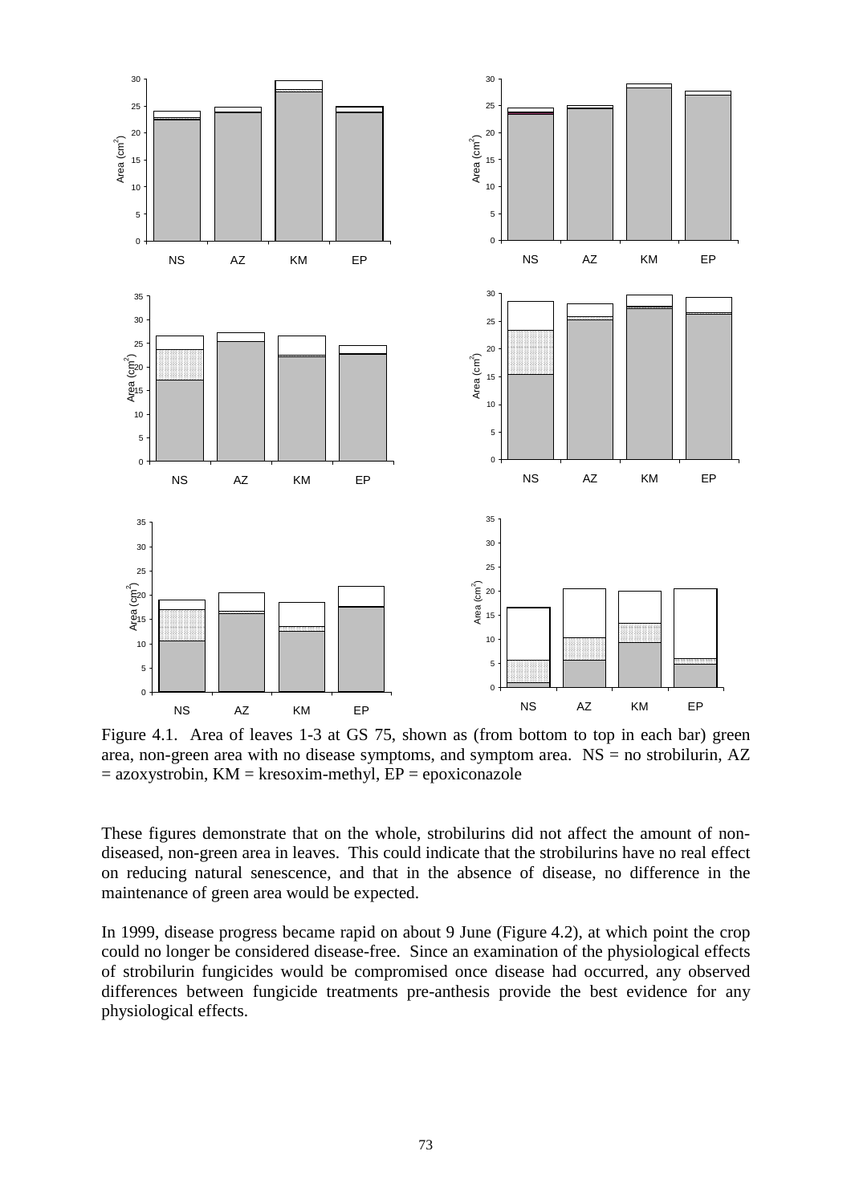Figure 4.1. Area of leaves 1-3 at GS 75, shown as (from bottom to top in each bar) green area, non-green area with no disease symptoms, and symptom area. NS = no strobilurin, AZ = azoxystrobin, KM = kresoxim-methyl, EP = epoxiconazole

These figures demonstrate that on the whole, strobilurins did not affect the amount of non-diseased, non-green area in leaves. This could indicate that the strobilurins have no real effect on reducing natural senescence, and that in the absence of disease, no difference in the maintenance of green area would be expected.

In 1999, disease progress became rapid on about 9 June (Figure 4.2), at which point the crop could no longer be considered disease-free. Since an examination of the physiological effects of strobilurin fungicides would be compromised once disease had occurred, any observed differences between fungicide treatments pre-anthesis provide the best evidence for any physiological effects.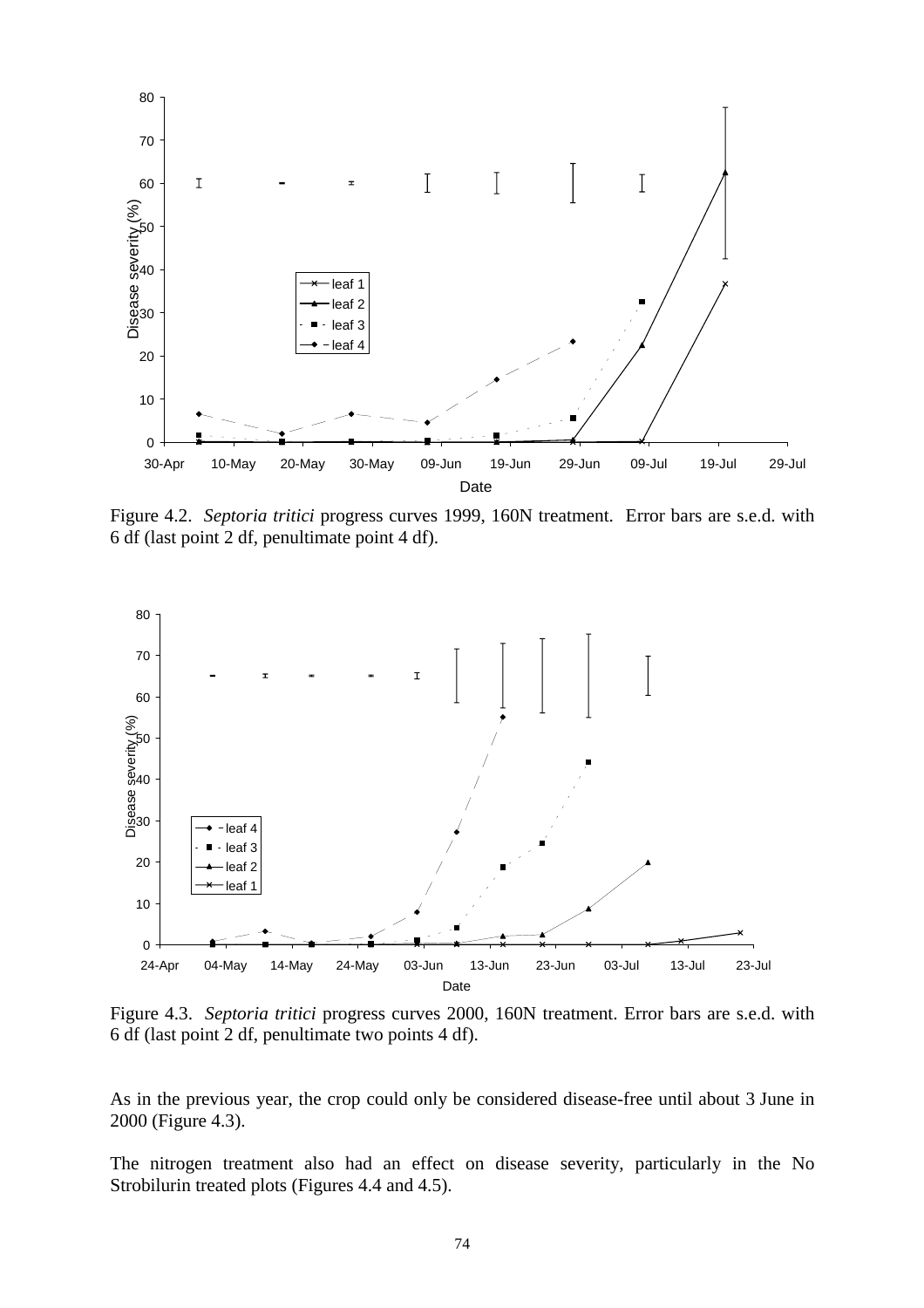Figure 4.2. *Septoria tritici* progress curves 1999, 160N treatment. Error bars are s.e.d. with 6 df (last point 2 df, penultimate point 4 df).

Figure 4.3. *Septoria tritici* progress curves 2000, 160N treatment. Error bars are s.e.d. with 6 df (last point 2 df, penultimate two points 4 df).

As in the previous year, the crop could only be considered disease-free until about 3 June in 2000 (Figure 4.3).

The nitrogen treatment also had an effect on disease severity, particularly in the No Strobilurin treated plots (Figures 4.4 and 4.5).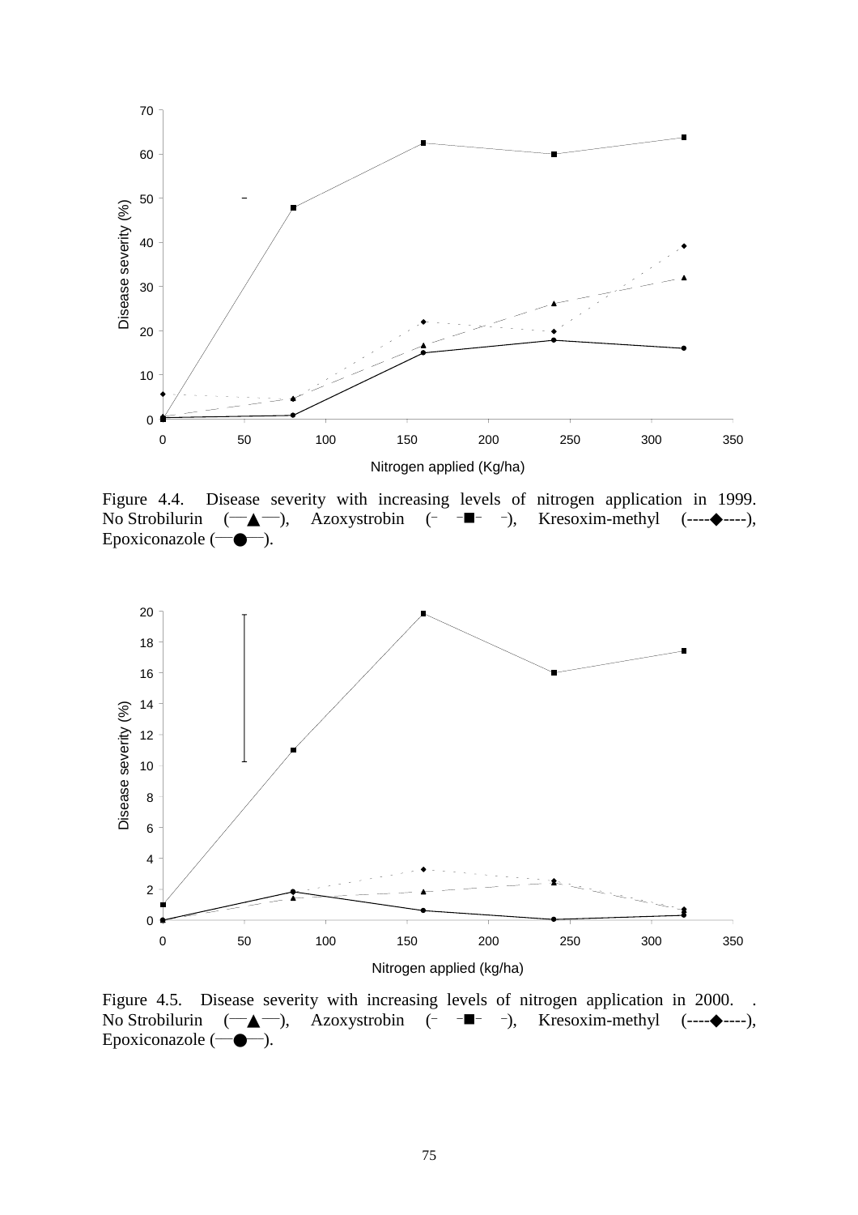Figure 4.4. Disease severity with increasing levels of nitrogen application in 1999. No Strobilurin (—▲—), Azoxystrobin (– –■– –), Kresoxim-methyl (----◆----), Epoxiconazole (—●—).

Figure 4.5. Disease severity with increasing levels of nitrogen application in 2000. . No Strobilurin (—▲—), Azoxystrobin (– –■– –), Kresoxim-methyl (----◆----), Epoxiconazole (—●—).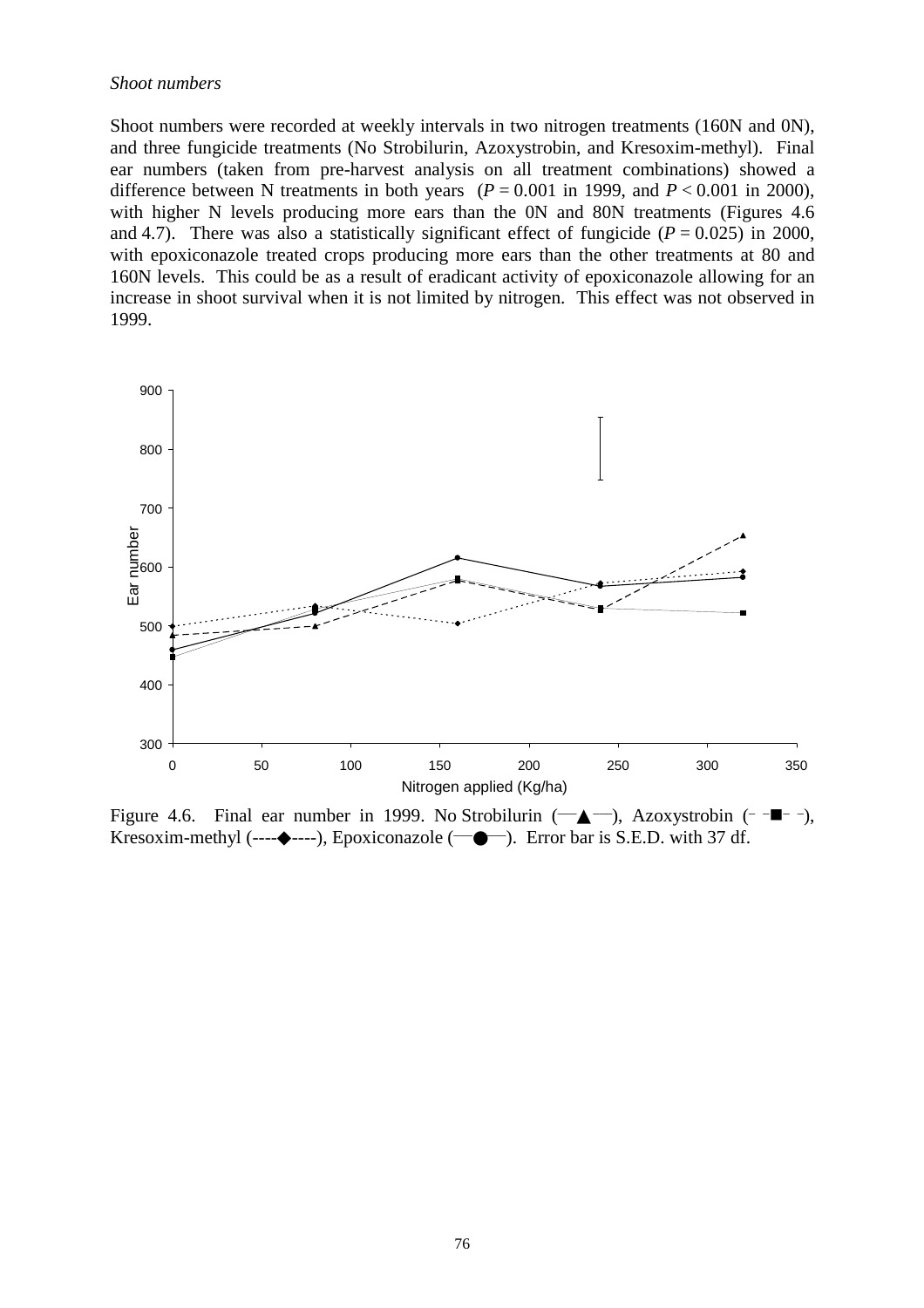*Shoot numbers*

Shoot numbers were recorded at weekly intervals in two nitrogen treatments (160N and 0N), and three fungicide treatments (No Strobilurin, Azoxystrobin, and Kresoxim-methyl). Final ear numbers (taken from pre-harvest analysis on all treatment combinations) showed a difference between N treatments in both years ($P = 0.001$ in 1999, and $P < 0.001$ in 2000), with higher N levels producing more ears than the 0N and 80N treatments (Figures 4.6 and 4.7). There was also a statistically significant effect of fungicide ($P = 0.025$) in 2000, with epoxiconazole treated crops producing more ears than the other treatments at 80 and 160N levels. This could be as a result of eradicant activity of epoxiconazole allowing for an increase in shoot survival when it is not limited by nitrogen. This effect was not observed in 1999.

Figure 4.6. Final ear number in 1999. No Strobilurin (—▲—), Azoxystrobin (– –■– –), Kresoxim-methyl (----◆----), Epoxiconazole (—●—). Error bar is S.E.D. with 37 df.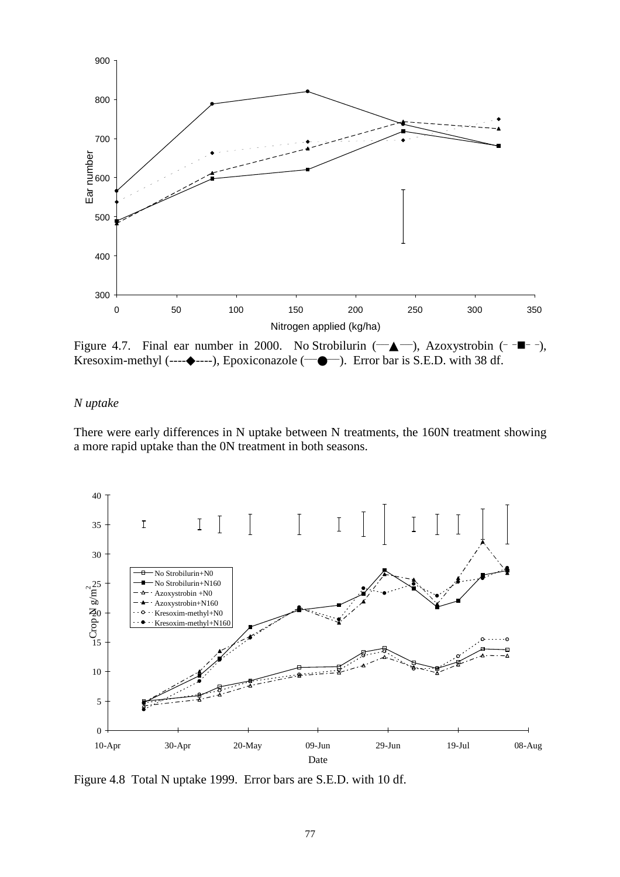Figure 4.7. Final ear number in 2000. No Strobilurin (—▲—), Azoxystrobin (– –■– –), Kresoxim-methyl (----◆----), Epoxiconazole (—●—). Error bar is S.E.D. with 38 df.

*N uptake*

There were early differences in N uptake between N treatments, the 160N treatment showing a more rapid uptake than the 0N treatment in both seasons.

Figure 4.8 Total N uptake 1999. Error bars are S.E.D. with 10 df.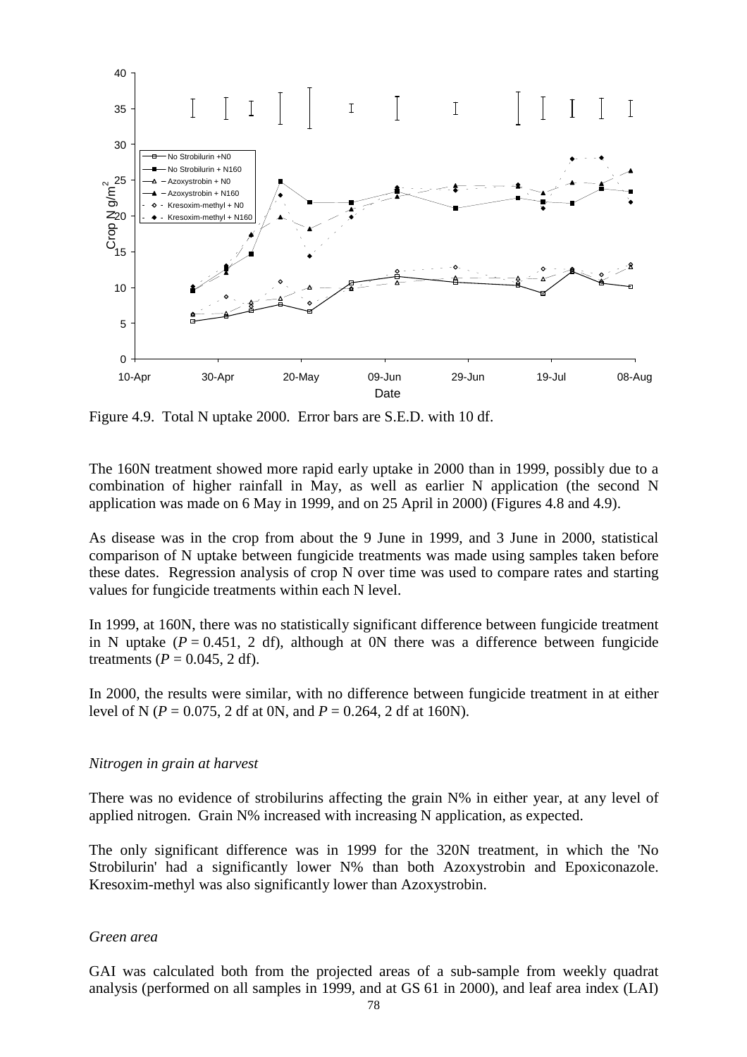Figure 4.9. Total N uptake 2000. Error bars are S.E.D. with 10 df.

The 160N treatment showed more rapid early uptake in 2000 than in 1999, possibly due to a combination of higher rainfall in May, as well as earlier N application (the second N application was made on 6 May in 1999, and on 25 April in 2000) (Figures 4.8 and 4.9).

As disease was in the crop from about the 9 June in 1999, and 3 June in 2000, statistical comparison of N uptake between fungicide treatments was made using samples taken before these dates. Regression analysis of crop N over time was used to compare rates and starting values for fungicide treatments within each N level.

In 1999, at 160N, there was no statistically significant difference between fungicide treatment in N uptake ($P = 0.451$, 2 df), although at 0N there was a difference between fungicide treatments ($P = 0.045$, 2 df).

In 2000, the results were similar, with no difference between fungicide treatment in at either level of N ($P = 0.075$, 2 df at 0N, and $P = 0.264$, 2 df at 160N).

*Nitrogen in grain at harvest*

There was no evidence of strobilurins affecting the grain N% in either year, at any level of applied nitrogen. Grain N% increased with increasing N application, as expected.

The only significant difference was in 1999 for the 320N treatment, in which the 'No Strobilurin' had a significantly lower N% than both Azoxystrobin and Epoxiconazole. Kresoxim-methyl was also significantly lower than Azoxystrobin.

*Green area*

GAI was calculated both from the projected areas of a sub-sample from weekly quadrat analysis (performed on all samples in 1999, and at GS 61 in 2000), and leaf area index (LAI)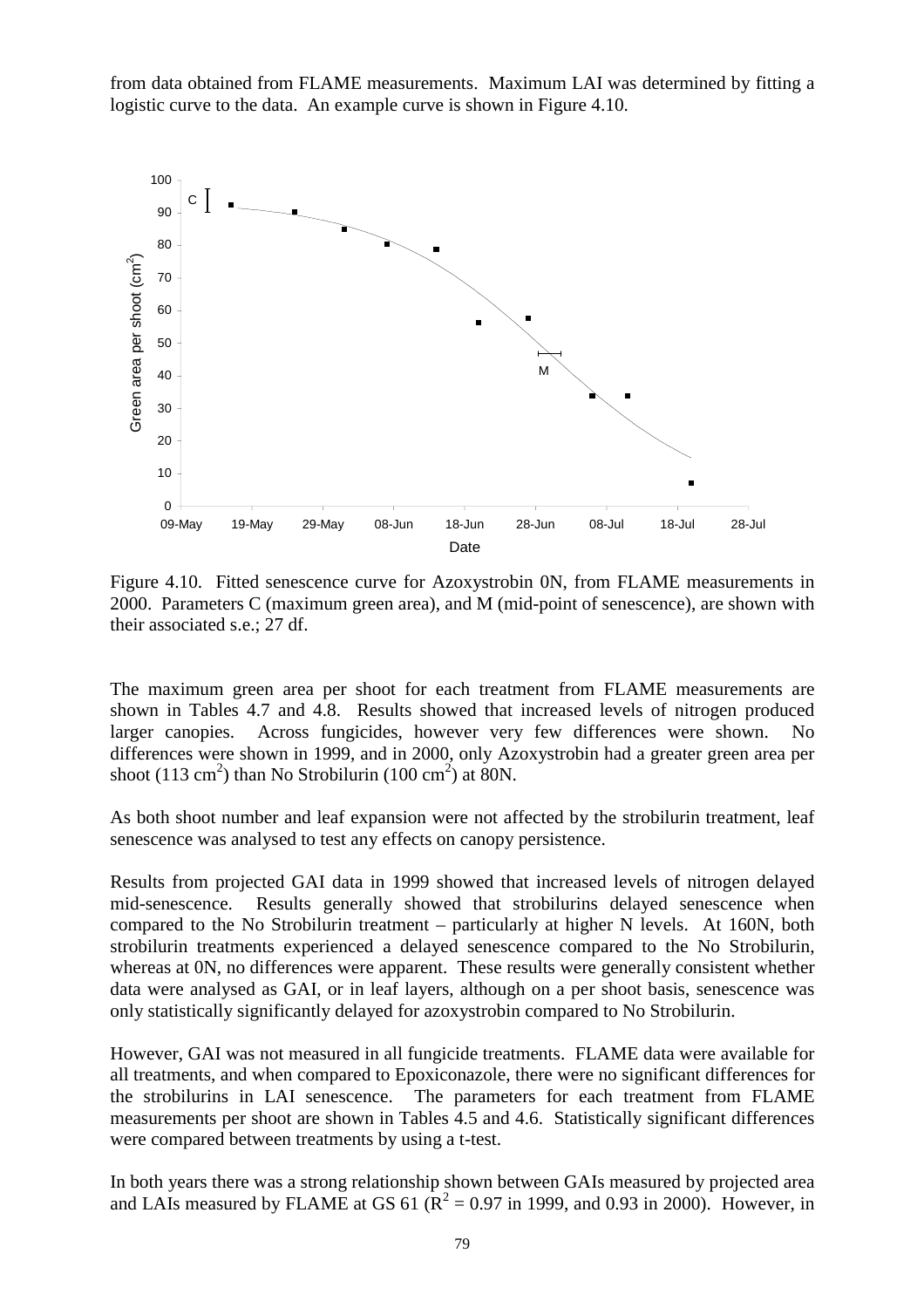from data obtained from FLAME measurements. Maximum LAI was determined by fitting a logistic curve to the data. An example curve is shown in Figure 4.10.

Figure 4.10. Fitted senescence curve for Azoxystrobin 0N, from FLAME measurements in 2000. Parameters C (maximum green area), and M (mid-point of senescence), are shown with their associated s.e.; 27 df.

The maximum green area per shoot for each treatment from FLAME measurements are shown in Tables 4.7 and 4.8. Results showed that increased levels of nitrogen produced larger canopies. Across fungicides, however very few differences were shown. No differences were shown in 1999, and in 2000, only Azoxystrobin had a greater green area per shoot (113 $cm^2$) than No Strobilurin (100 $cm^2$) at 80N.

As both shoot number and leaf expansion were not affected by the strobilurin treatment, leaf senescence was analysed to test any effects on canopy persistence.

Results from projected GAI data in 1999 showed that increased levels of nitrogen delayed mid-senescence. Results generally showed that strobilurins delayed senescence when compared to the No Strobilurin treatment – particularly at higher N levels. At 160N, both strobilurin treatments experienced a delayed senescence compared to the No Strobilurin, whereas at 0N, no differences were apparent. These results were generally consistent whether data were analysed as GAI, or in leaf layers, although on a per shoot basis, senescence was only statistically significantly delayed for azoxystrobin compared to No Strobilurin.

However, GAI was not measured in all fungicide treatments. FLAME data were available for all treatments, and when compared to Epoxiconazole, there were no significant differences for the strobilurins in LAI senescence. The parameters for each treatment from FLAME measurements per shoot are shown in Tables 4.5 and 4.6. Statistically significant differences were compared between treatments by using a t-test.

In both years there was a strong relationship shown between GAIs measured by projected area and LAIs measured by FLAME at GS 61 ($R^2 = 0.97$ in 1999, and 0.93 in 2000). However, in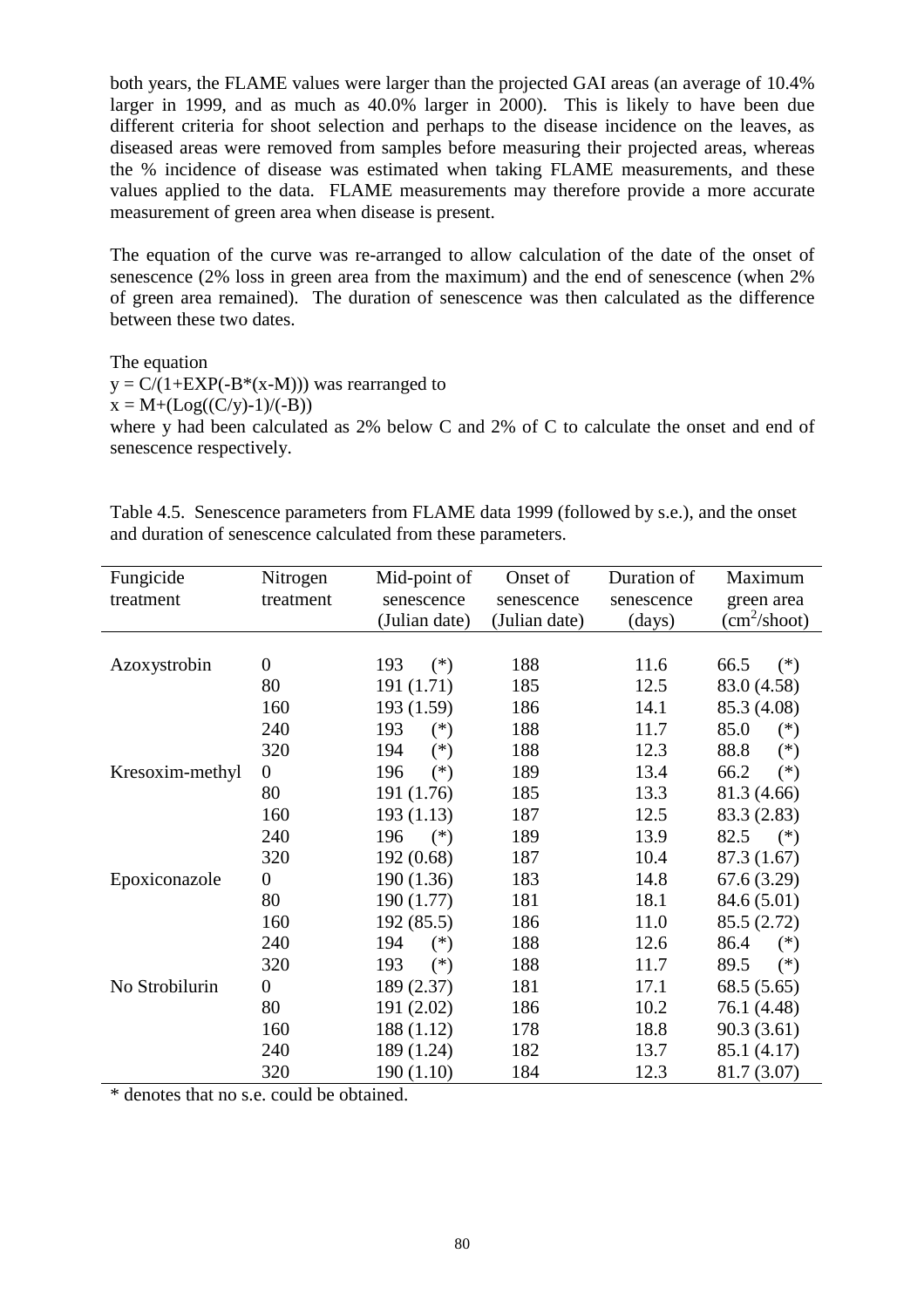both years, the FLAME values were larger than the projected GAI areas (an average of 10.4% larger in 1999, and as much as 40.0% larger in 2000). This is likely to have been due different criteria for shoot selection and perhaps to the disease incidence on the leaves, as diseased areas were removed from samples before measuring their projected areas, whereas the % incidence of disease was estimated when taking FLAME measurements, and these values applied to the data. FLAME measurements may therefore provide a more accurate measurement of green area when disease is present.

The equation of the curve was re-arranged to allow calculation of the date of the onset of senescence (2% loss in green area from the maximum) and the end of senescence (when 2% of green area remained). The duration of senescence was then calculated as the difference between these two dates.

The equation

y = C/(1+EXP(-B*(x-M))) was rearranged to

x = M+(Log((C/y)-1)/(-B))

where y had been calculated as 2% below C and 2% of C to calculate the onset and end of senescence respectively.

Table 4.5. Senescence parameters from FLAME data 1999 (followed by s.e.), and the onset and duration of senescence calculated from these parameters.

| Fungicide treatment | Nitrogen treatment | Mid-point of senescence (Julian date) | Onset of senescence (Julian date) | Duration of senescence (days) | Maximum green area ($cm^2$/shoot) |
|---|---|---|---|---|---|
| Azoxystrobin | 0 | 193 (*) | 188 | 11.6 | 66.5 (*) |
| | 80 | 191 (1.71) | 185 | 12.5 | 83.0 (4.58) |
| | 160 | 193 (1.59) | 186 | 14.1 | 85.3 (4.08) |
| | 240 | 193 (*) | 188 | 11.7 | 85.0 (*) |
| | 320 | 194 (*) | 188 | 12.3 | 88.8 (*) |
| Kresoxim-methyl | 0 | 196 (*) | 189 | 13.4 | 66.2 (*) |
| | 80 | 191 (1.76) | 185 | 13.3 | 81.3 (4.66) |
| | 160 | 193 (1.13) | 187 | 12.5 | 83.3 (2.83) |
| | 240 | 196 (*) | 189 | 13.9 | 82.5 (*) |
| | 320 | 192 (0.68) | 187 | 10.4 | 87.3 (1.67) |
| Epoxiconazole | 0 | 190 (1.36) | 183 | 14.8 | 67.6 (3.29) |
| | 80 | 190 (1.77) | 181 | 18.1 | 84.6 (5.01) |
| | 160 | 192 (85.5) | 186 | 11.0 | 85.5 (2.72) |
| | 240 | 194 (*) | 188 | 12.6 | 86.4 (*) |
| | 320 | 193 (*) | 188 | 11.7 | 89.5 (*) |
| No Strobilurin | 0 | 189 (2.37) | 181 | 17.1 | 68.5 (5.65) |
| | 80 | 191 (2.02) | 186 | 10.2 | 76.1 (4.48) |
| | 160 | 188 (1.12) | 178 | 18.8 | 90.3 (3.61) |
| | 240 | 189 (1.24) | 182 | 13.7 | 85.1 (4.17) |
| | 320 | 190 (1.10) | 184 | 12.3 | 81.7 (3.07) |

* denotes that no s.e. could be obtained.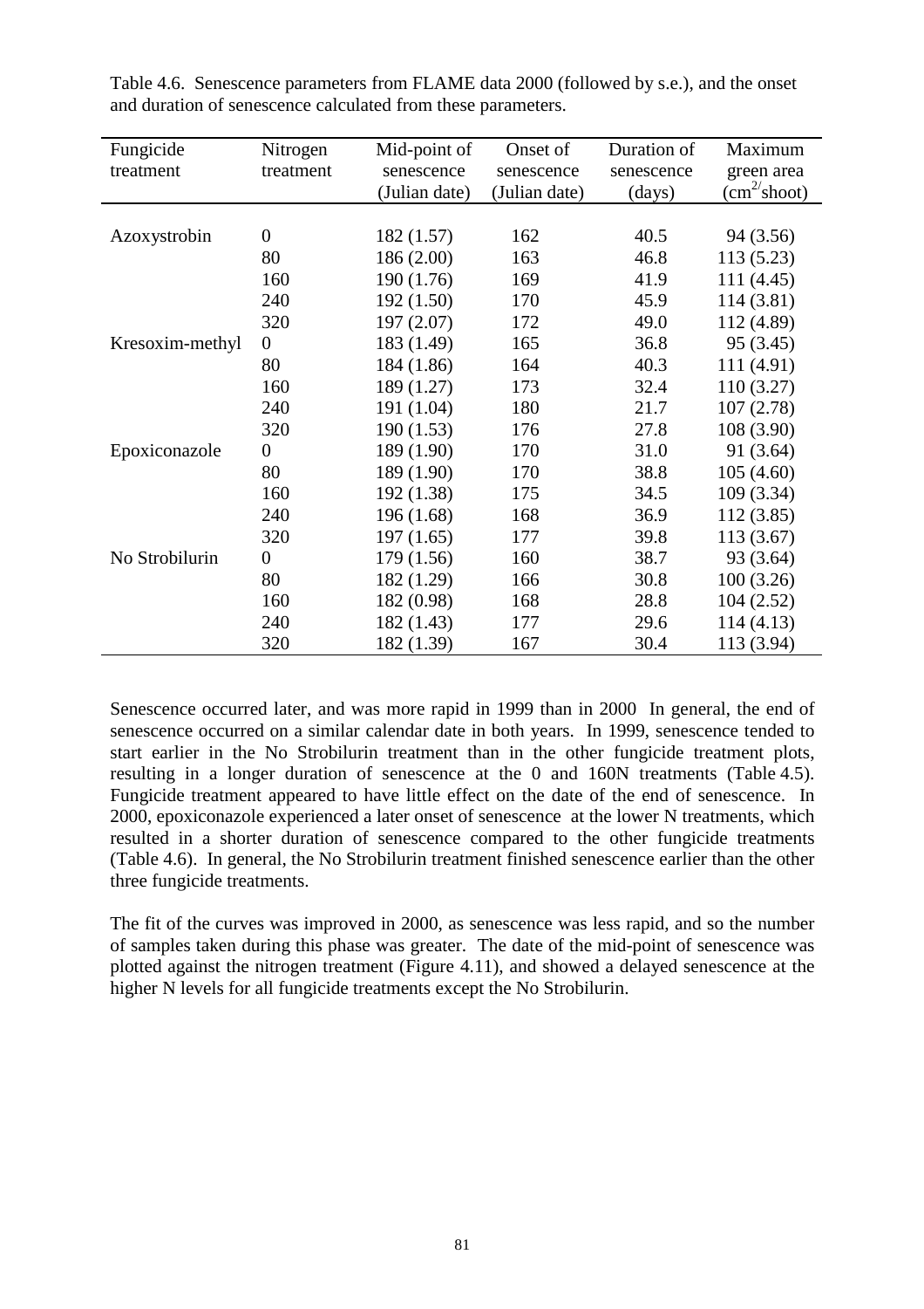Table 4.6. Senescence parameters from FLAME data 2000 (followed by s.e.), and the onset and duration of senescence calculated from these parameters.

| Fungicide treatment | Nitrogen treatment | Mid-point of senescence (Julian date) | Onset of senescence (Julian date) | Duration of senescence (days) | Maximum green area ($cm^2$/shoot) |
|---|---|---|---|---|---|
| Azoxystrobin | 0 | 182 (1.57) | 162 | 40.5 | 94 (3.56) |
| | 80 | 186 (2.00) | 163 | 46.8 | 113 (5.23) |
| | 160 | 190 (1.76) | 169 | 41.9 | 111 (4.45) |
| | 240 | 192 (1.50) | 170 | 45.9 | 114 (3.81) |
| | 320 | 197 (2.07) | 172 | 49.0 | 112 (4.89) |
| Kresoxim-methyl | 0 | 183 (1.49) | 165 | 36.8 | 95 (3.45) |
| | 80 | 184 (1.86) | 164 | 40.3 | 111 (4.91) |
| | 160 | 189 (1.27) | 173 | 32.4 | 110 (3.27) |
| | 240 | 191 (1.04) | 180 | 21.7 | 107 (2.78) |
| | 320 | 190 (1.53) | 176 | 27.8 | 108 (3.90) |
| Epoxiconazole | 0 | 189 (1.90) | 170 | 31.0 | 91 (3.64) |
| | 80 | 189 (1.90) | 170 | 38.8 | 105 (4.60) |
| | 160 | 192 (1.38) | 175 | 34.5 | 109 (3.34) |
| | 240 | 196 (1.68) | 168 | 36.9 | 112 (3.85) |
| | 320 | 197 (1.65) | 177 | 39.8 | 113 (3.67) |
| No Strobilurin | 0 | 179 (1.56) | 160 | 38.7 | 93 (3.64) |
| | 80 | 182 (1.29) | 166 | 30.8 | 100 (3.26) |
| | 160 | 182 (0.98) | 168 | 28.8 | 104 (2.52) |
| | 240 | 182 (1.43) | 177 | 29.6 | 114 (4.13) |
| | 320 | 182 (1.39) | 167 | 30.4 | 113 (3.94) |

Senescence occurred later, and was more rapid in 1999 than in 2000 In general, the end of senescence occurred on a similar calendar date in both years. In 1999, senescence tended to start earlier in the No Strobilurin treatment than in the other fungicide treatment plots, resulting in a longer duration of senescence at the 0 and 160N treatments (Table 4.5). Fungicide treatment appeared to have little effect on the date of the end of senescence. In 2000, epoxiconazole experienced a later onset of senescence at the lower N treatments, which resulted in a shorter duration of senescence compared to the other fungicide treatments (Table 4.6). In general, the No Strobilurin treatment finished senescence earlier than the other three fungicide treatments.

The fit of the curves was improved in 2000, as senescence was less rapid, and so the number of samples taken during this phase was greater. The date of the mid-point of senescence was plotted against the nitrogen treatment (Figure 4.11), and showed a delayed senescence at the higher N levels for all fungicide treatments except the No Strobilurin.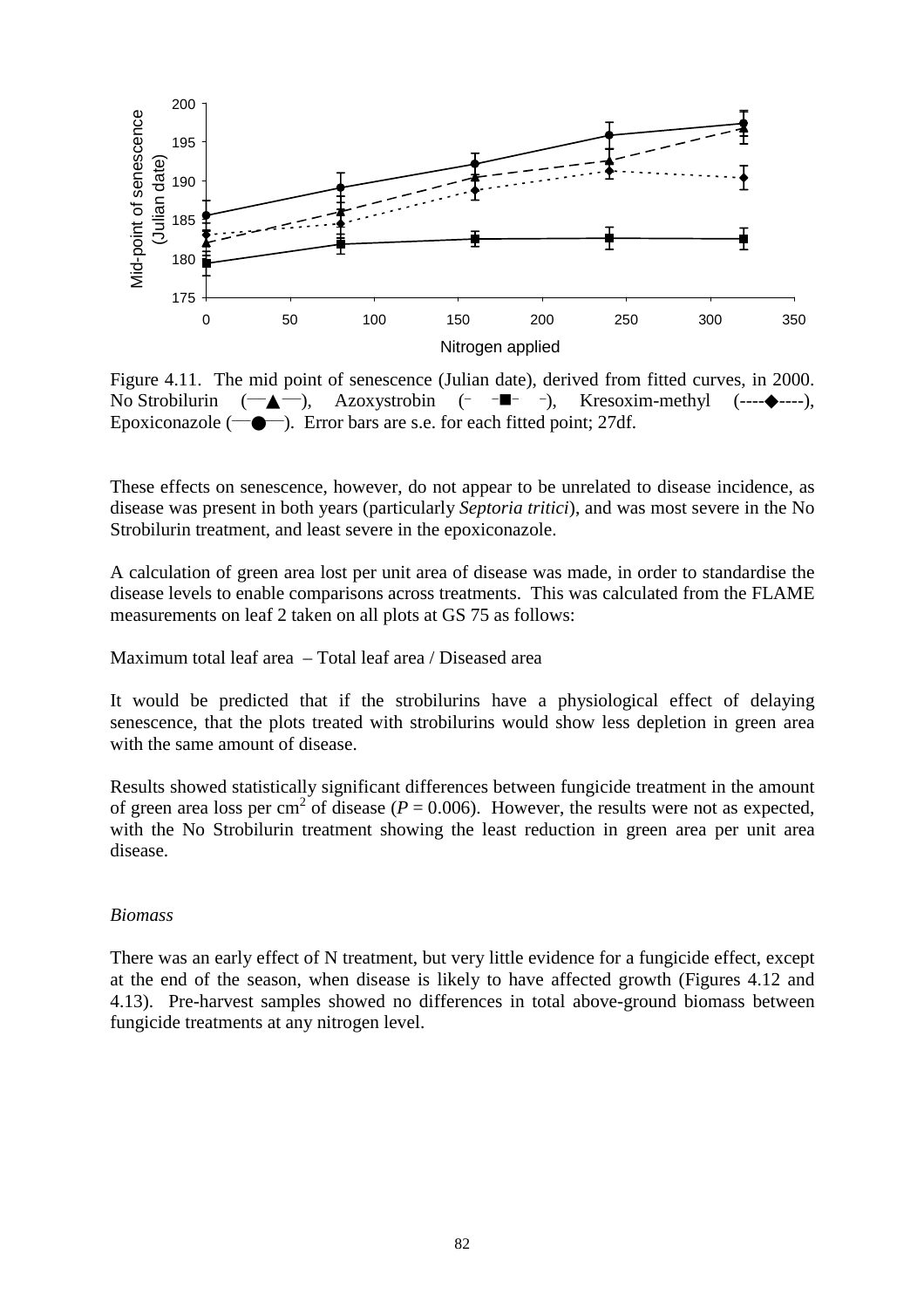Figure 4.11. The mid point of senescence (Julian date), derived from fitted curves, in 2000. No Strobilurin (—▲—), Azoxystrobin (– –■– –), Kresoxim-methyl (----◆----), Epoxiconazole (—●—). Error bars are s.e. for each fitted point; 27df.

These effects on senescence, however, do not appear to be unrelated to disease incidence, as disease was present in both years (particularly *Septoria tritici*), and was most severe in the No Strobilurin treatment, and least severe in the epoxiconazole.

A calculation of green area lost per unit area of disease was made, in order to standardise the disease levels to enable comparisons across treatments. This was calculated from the FLAME measurements on leaf 2 taken on all plots at GS 75 as follows:

Maximum total leaf area – Total leaf area / Diseased area

It would be predicted that if the strobilurins have a physiological effect of delaying senescence, that the plots treated with strobilurins would show less depletion in green area with the same amount of disease.

Results showed statistically significant differences between fungicide treatment in the amount of green area loss per $cm^2$ of disease ($P = 0.006$). However, the results were not as expected, with the No Strobilurin treatment showing the least reduction in green area per unit area disease.

*Biomass*

There was an early effect of N treatment, but very little evidence for a fungicide effect, except at the end of the season, when disease is likely to have affected growth (Figures 4.12 and 4.13). Pre-harvest samples showed no differences in total above-ground biomass between fungicide treatments at any nitrogen level.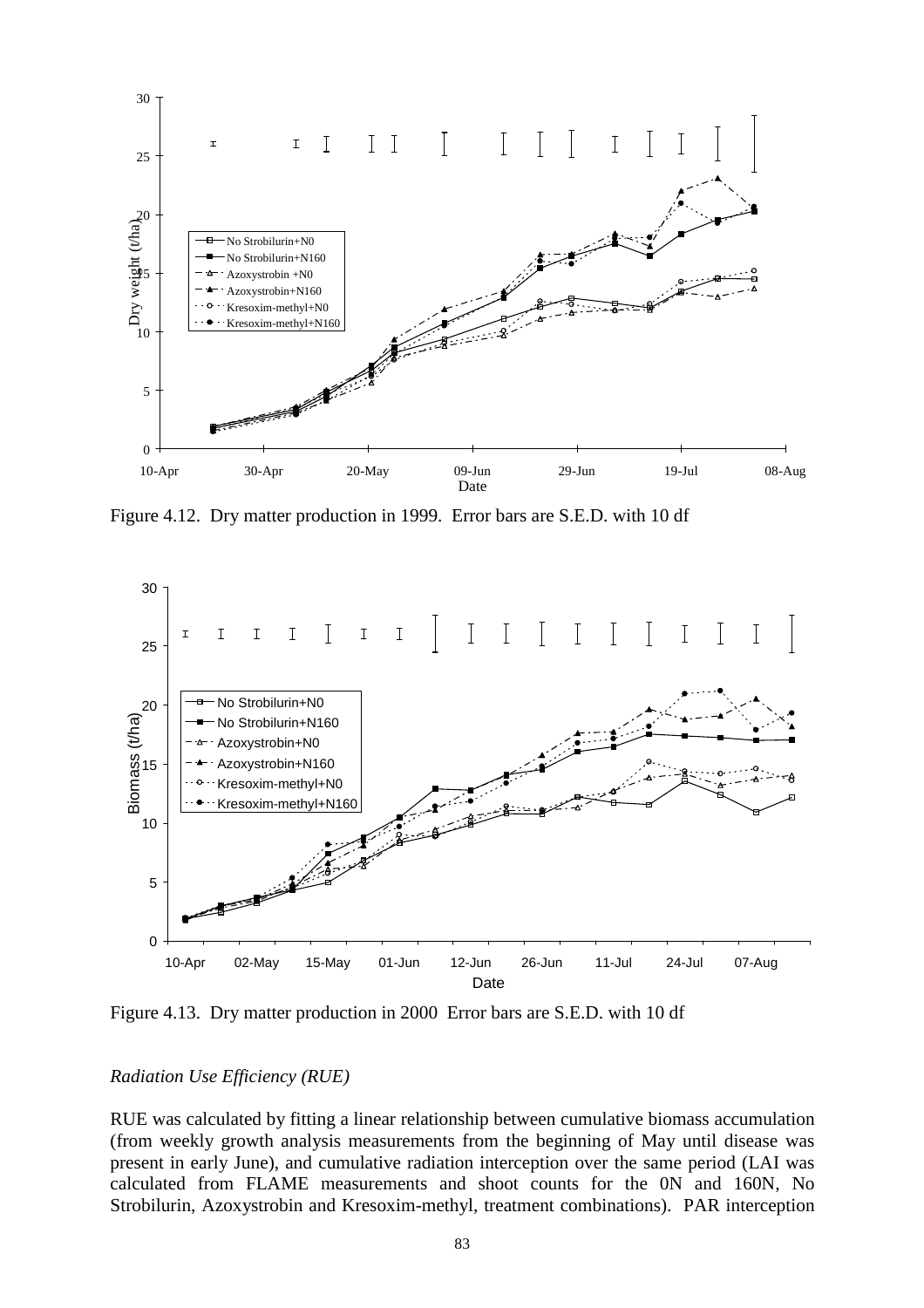Figure 4.12. Dry matter production in 1999. Error bars are S.E.D. with 10 df

Figure 4.13. Dry matter production in 2000 Error bars are S.E.D. with 10 df

*Radiation Use Efficiency (RUE)*

RUE was calculated by fitting a linear relationship between cumulative biomass accumulation (from weekly growth analysis measurements from the beginning of May until disease was present in early June), and cumulative radiation interception over the same period (LAI was calculated from FLAME measurements and shoot counts for the 0N and 160N, No Strobilurin, Azoxystrobin and Kresoxim-methyl, treatment combinations). PAR interception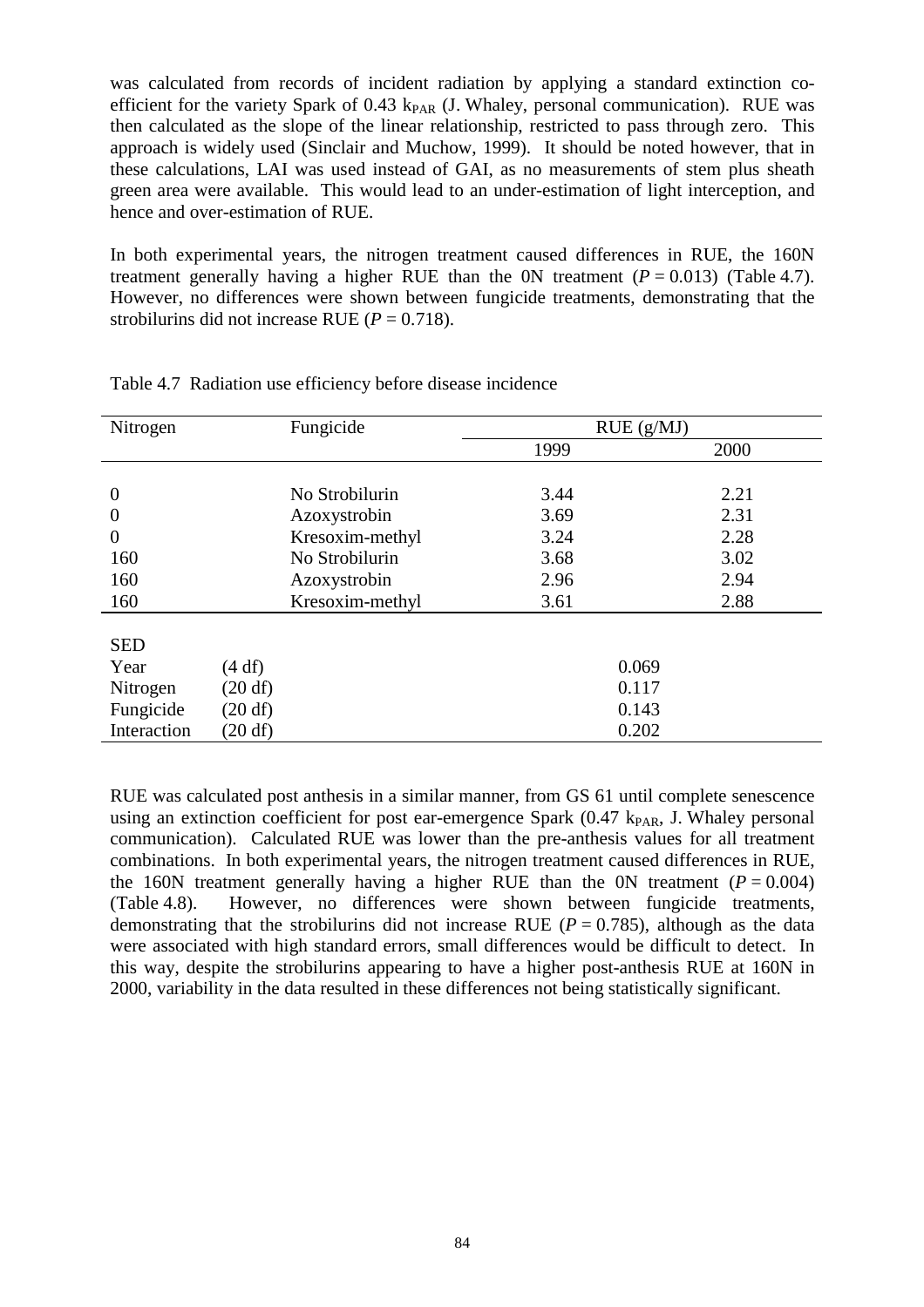was calculated from records of incident radiation by applying a standard extinction co-efficient for the variety Spark of 0.43 $k_{PAR}$ (J. Whaley, personal communication). RUE was then calculated as the slope of the linear relationship, restricted to pass through zero. This approach is widely used (Sinclair and Muchow, 1999). It should be noted however, that in these calculations, LAI was used instead of GAI, as no measurements of stem plus sheath green area were available. This would lead to an under-estimation of light interception, and hence and over-estimation of RUE.

In both experimental years, the nitrogen treatment caused differences in RUE, the 160N treatment generally having a higher RUE than the 0N treatment ($P = 0.013$) (Table 4.7). However, no differences were shown between fungicide treatments, demonstrating that the strobilurins did not increase RUE ($P = 0.718$).

Table 4.7 Radiation use efficiency before disease incidence

| Nitrogen | | Fungicide | RUE (g/MJ) | |
|---|---|---|---|---|
| | | | 1999 | 2000 |
| 0 | | No Strobilurin | 3.44 | 2.21 |
| 0 | | Azoxystrobin | 3.69 | 2.31 |
| 0 | | Kresoxim-methyl | 3.24 | 2.28 |
| 160 | | No Strobilurin | 3.68 | 3.02 |
| 160 | | Azoxystrobin | 2.96 | 2.94 |
| 160 | | Kresoxim-methyl | 3.61 | 2.88 |
| SED | | | | |
| Year | (4 df) | | 0.069 | |
| Nitrogen | (20 df) | | 0.117 | |
| Fungicide | (20 df) | | 0.143 | |
| Interaction | (20 df) | | 0.202 | |

RUE was calculated post anthesis in a similar manner, from GS 61 until complete senescence using an extinction coefficient for post ear-emergence Spark (0.47 $k_{PAR}$, J. Whaley personal communication). Calculated RUE was lower than the pre-anthesis values for all treatment combinations. In both experimental years, the nitrogen treatment caused differences in RUE, the 160N treatment generally having a higher RUE than the 0N treatment ($P = 0.004$) (Table 4.8). However, no differences were shown between fungicide treatments, demonstrating that the strobilurins did not increase RUE ($P = 0.785$), although as the data were associated with high standard errors, small differences would be difficult to detect. In this way, despite the strobilurins appearing to have a higher post-anthesis RUE at 160N in 2000, variability in the data resulted in these differences not being statistically significant.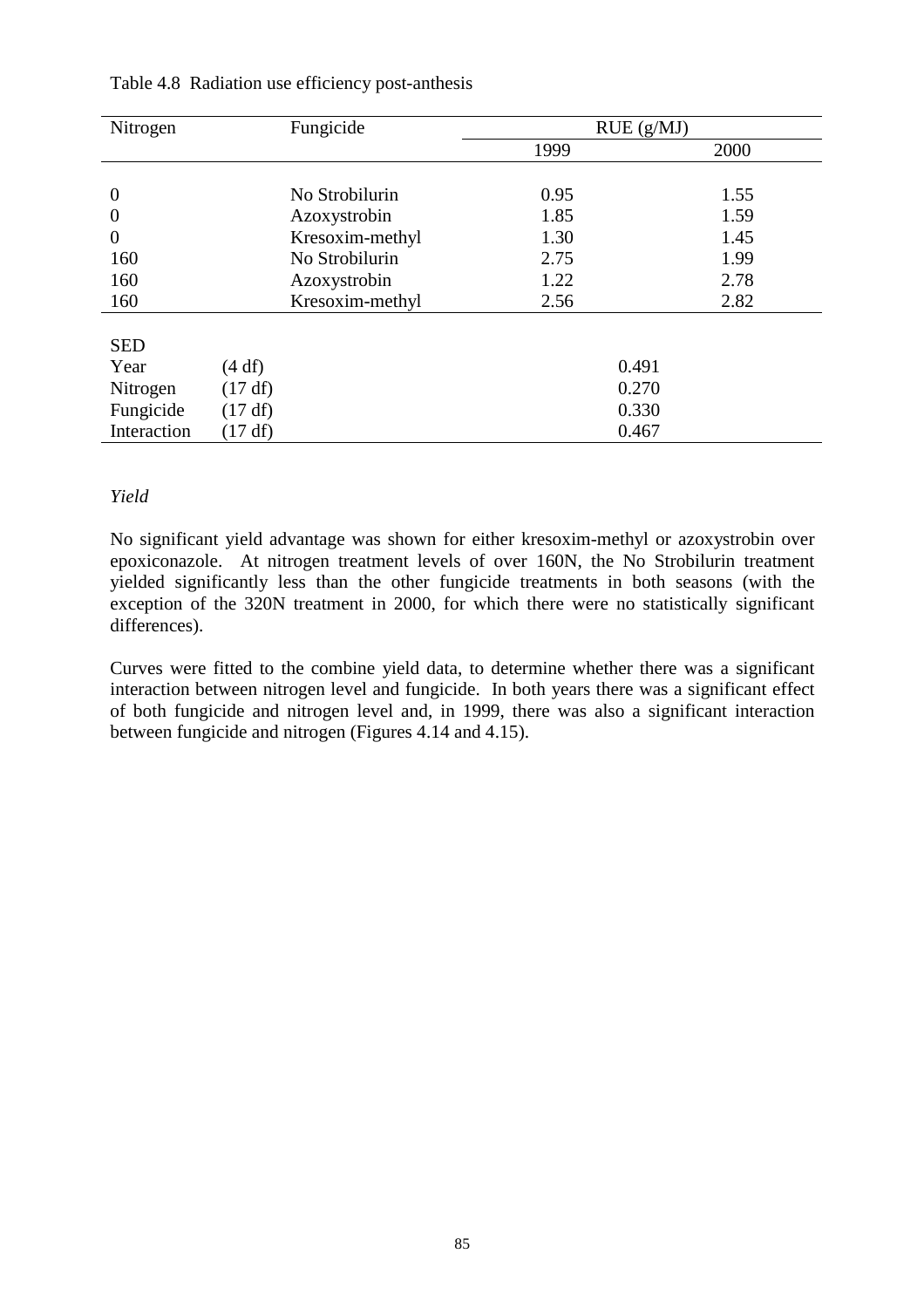Table 4.8 Radiation use efficiency post-anthesis

| Nitrogen | | Fungicide | RUE (g/MJ) | |
|---|---|---|---|---|
| | | | 1999 | 2000 |
| 0 | | No Strobilurin | 0.95 | 1.55 |
| 0 | | Azoxystrobin | 1.85 | 1.59 |
| 0 | | Kresoxim-methyl | 1.30 | 1.45 |
| 160 | | No Strobilurin | 2.75 | 1.99 |
| 160 | | Azoxystrobin | 1.22 | 2.78 |
| 160 | | Kresoxim-methyl | 2.56 | 2.82 |
| SED | | | | |
| Year | (4 df) | | 0.491 | |
| Nitrogen | (17 df) | | 0.270 | |
| Fungicide | (17 df) | | 0.330 | |
| Interaction | (17 df) | | 0.467 | |

*Yield*

No significant yield advantage was shown for either kresoxim-methyl or azoxystrobin over epoxiconazole. At nitrogen treatment levels of over 160N, the No Strobilurin treatment yielded significantly less than the other fungicide treatments in both seasons (with the exception of the 320N treatment in 2000, for which there were no statistically significant differences).

Curves were fitted to the combine yield data, to determine whether there was a significant interaction between nitrogen level and fungicide. In both years there was a significant effect of both fungicide and nitrogen level and, in 1999, there was also a significant interaction between fungicide and nitrogen (Figures 4.14 and 4.15).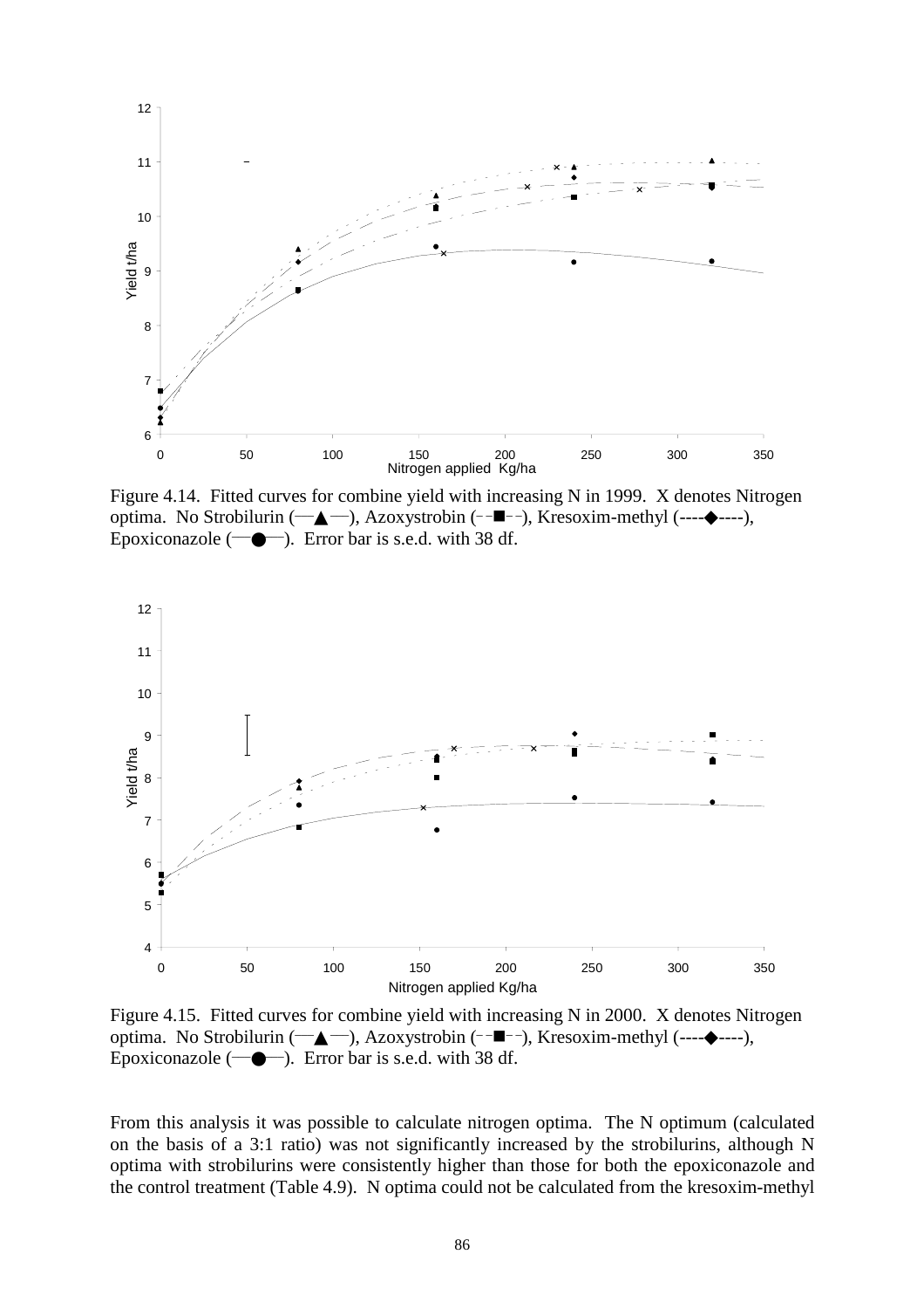Figure 4.14. Fitted curves for combine yield with increasing N in 1999. X denotes Nitrogen optima. No Strobilurin (—▲—), Azoxystrobin (- -■- -), Kresoxim-methyl (----◆----), Epoxiconazole (—●—). Error bar is s.e.d. with 38 df.

Figure 4.15. Fitted curves for combine yield with increasing N in 2000. X denotes Nitrogen optima. No Strobilurin (—▲—), Azoxystrobin (- -■- -), Kresoxim-methyl (----◆----), Epoxiconazole (—●—). Error bar is s.e.d. with 38 df.

From this analysis it was possible to calculate nitrogen optima. The N optimum (calculated on the basis of a 3:1 ratio) was not significantly increased by the strobilurins, although N optima with strobilurins were consistently higher than those for both the epoxiconazole and the control treatment (Table 4.9). N optima could not be calculated from the kresoxim-methyl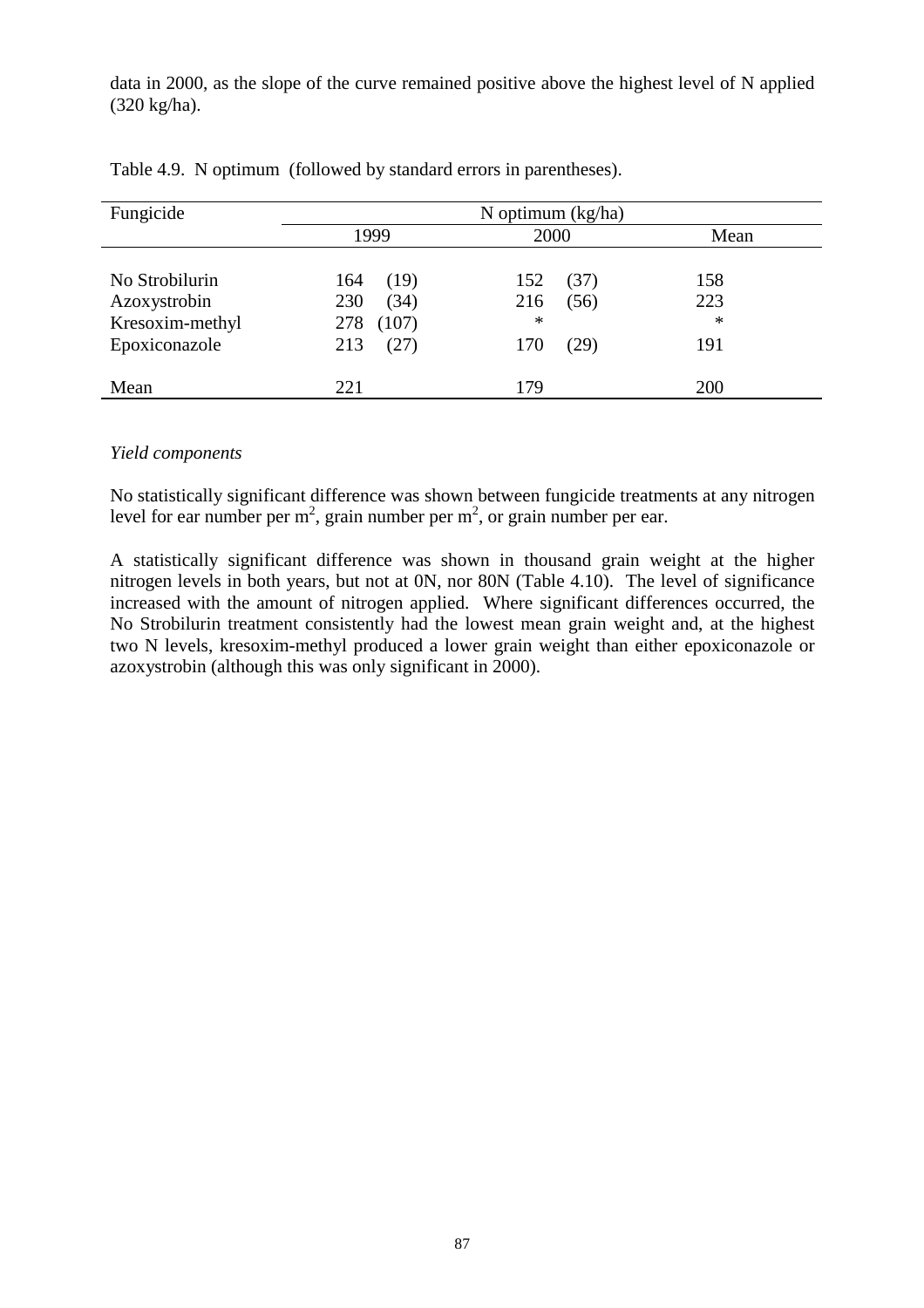data in 2000, as the slope of the curve remained positive above the highest level of N applied (320 kg/ha).

Table 4.9. N optimum (followed by standard errors in parentheses).

| Fungicide | N optimum (kg/ha) | | |
|---|---|---|---|
| | 1999 | 2000 | Mean |
| No Strobilurin | 164 (19) | 152 (37) | 158 |
| Azoxystrobin | 230 (34) | 216 (56) | 223 |
| Kresoxim-methyl | 278 (107) | * | * |
| Epoxiconazole | 213 (27) | 170 (29) | 191 |
| Mean | 221 | 179 | 200 |

*Yield components*

No statistically significant difference was shown between fungicide treatments at any nitrogen level for ear number per $m^2$, grain number per $m^2$, or grain number per ear.

A statistically significant difference was shown in thousand grain weight at the higher nitrogen levels in both years, but not at 0N, nor 80N (Table 4.10). The level of significance increased with the amount of nitrogen applied. Where significant differences occurred, the No Strobilurin treatment consistently had the lowest mean grain weight and, at the highest two N levels, kresoxim-methyl produced a lower grain weight than either epoxiconazole or azoxystrobin (although this was only significant in 2000).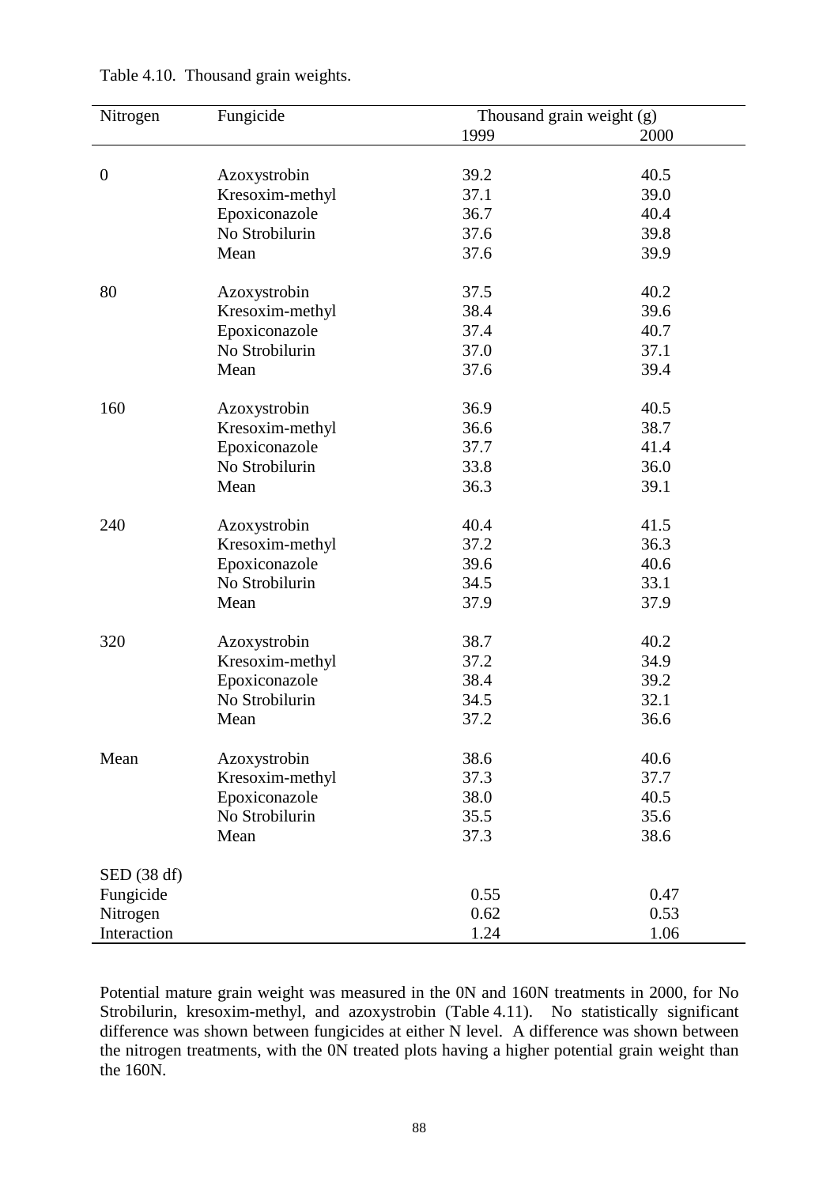Table 4.10. Thousand grain weights.

| Nitrogen | Fungicide | Thousand grain weight (g) | |
|---|---|---|---|
| | | 1999 | 2000 |
| 0 | Azoxystrobin | 39.2 | 40.5 |
| | Kresoxim-methyl | 37.1 | 39.0 |
| | Epoxiconazole | 36.7 | 40.4 |
| | No Strobilurin | 37.6 | 39.8 |
| | Mean | 37.6 | 39.9 |
| 80 | Azoxystrobin | 37.5 | 40.2 |
| | Kresoxim-methyl | 38.4 | 39.6 |
| | Epoxiconazole | 37.4 | 40.7 |
| | No Strobilurin | 37.0 | 37.1 |
| | Mean | 37.6 | 39.4 |
| 160 | Azoxystrobin | 36.9 | 40.5 |
| | Kresoxim-methyl | 36.6 | 38.7 |
| | Epoxiconazole | 37.7 | 41.4 |
| | No Strobilurin | 33.8 | 36.0 |
| | Mean | 36.3 | 39.1 |
| 240 | Azoxystrobin | 40.4 | 41.5 |
| | Kresoxim-methyl | 37.2 | 36.3 |
| | Epoxiconazole | 39.6 | 40.6 |
| | No Strobilurin | 34.5 | 33.1 |
| | Mean | 37.9 | 37.9 |
| 320 | Azoxystrobin | 38.7 | 40.2 |
| | Kresoxim-methyl | 37.2 | 34.9 |
| | Epoxiconazole | 38.4 | 39.2 |
| | No Strobilurin | 34.5 | 32.1 |
| | Mean | 37.2 | 36.6 |
| Mean | Azoxystrobin | 38.6 | 40.6 |
| | Kresoxim-methyl | 37.3 | 37.7 |
| | Epoxiconazole | 38.0 | 40.5 |
| | No Strobilurin | 35.5 | 35.6 |
| | Mean | 37.3 | 38.6 |
| SED (38 df) | | | |
| Fungicide | | 0.55 | 0.47 |
| Nitrogen | | 0.62 | 0.53 |
| Interaction | | 1.24 | 1.06 |

Potential mature grain weight was measured in the 0N and 160N treatments in 2000, for No Strobilurin, kresoxim-methyl, and azoxystrobin (Table 4.11). No statistically significant difference was shown between fungicides at either N level. A difference was shown between the nitrogen treatments, with the 0N treated plots having a higher potential grain weight than the 160N.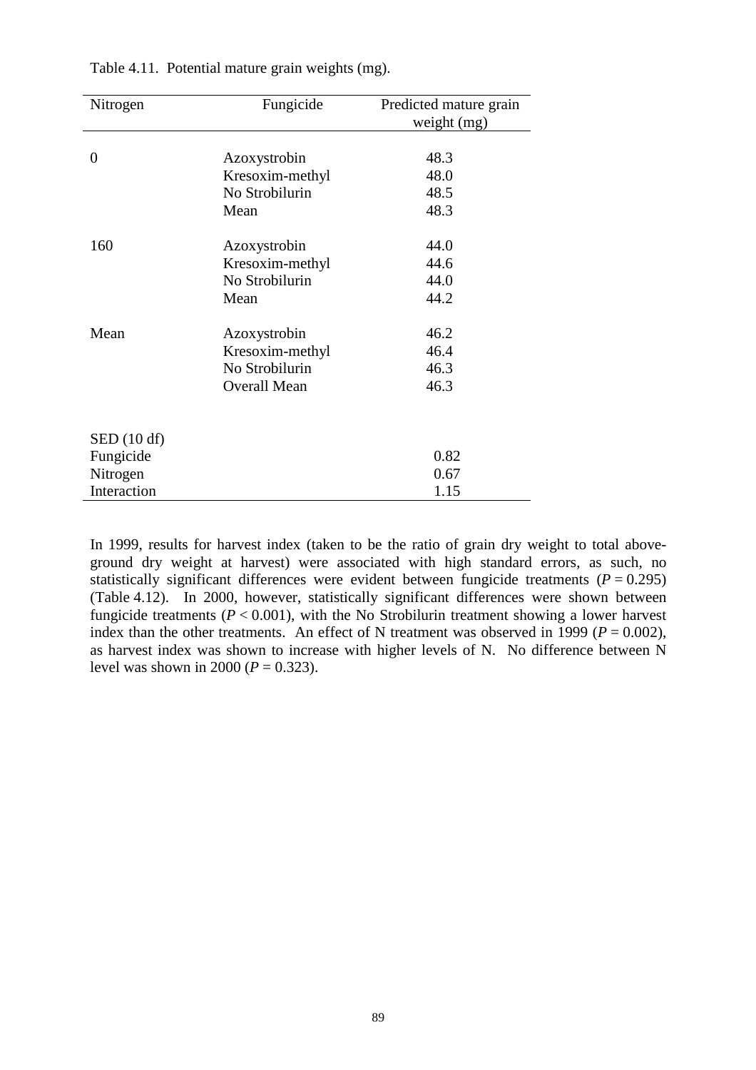Table 4.11. Potential mature grain weights (mg).

| Nitrogen | Fungicide | Predicted mature grain weight (mg) |
|---|---|---|
| 0 | Azoxystrobin | 48.3 |
| | Kresoxim-methyl | 48.0 |
| | No Strobilurin | 48.5 |
| | Mean | 48.3 |
| 160 | Azoxystrobin | 44.0 |
| | Kresoxim-methyl | 44.6 |
| | No Strobilurin | 44.0 |
| | Mean | 44.2 |
| Mean | Azoxystrobin | 46.2 |
| | Kresoxim-methyl | 46.4 |
| | No Strobilurin | 46.3 |
| | Overall Mean | 46.3 |
| SED (10 df) | | |
| Fungicide | | 0.82 |
| Nitrogen | | 0.67 |
| Interaction | | 1.15 |

In 1999, results for harvest index (taken to be the ratio of grain dry weight to total above-ground dry weight at harvest) were associated with high standard errors, as such, no statistically significant differences were evident between fungicide treatments ($P = 0.295$) (Table 4.12). In 2000, however, statistically significant differences were shown between fungicide treatments ($P < 0.001$), with the No Strobilurin treatment showing a lower harvest index than the other treatments. An effect of N treatment was observed in 1999 ($P = 0.002$), as harvest index was shown to increase with higher levels of N. No difference between N level was shown in 2000 ($P = 0.323$).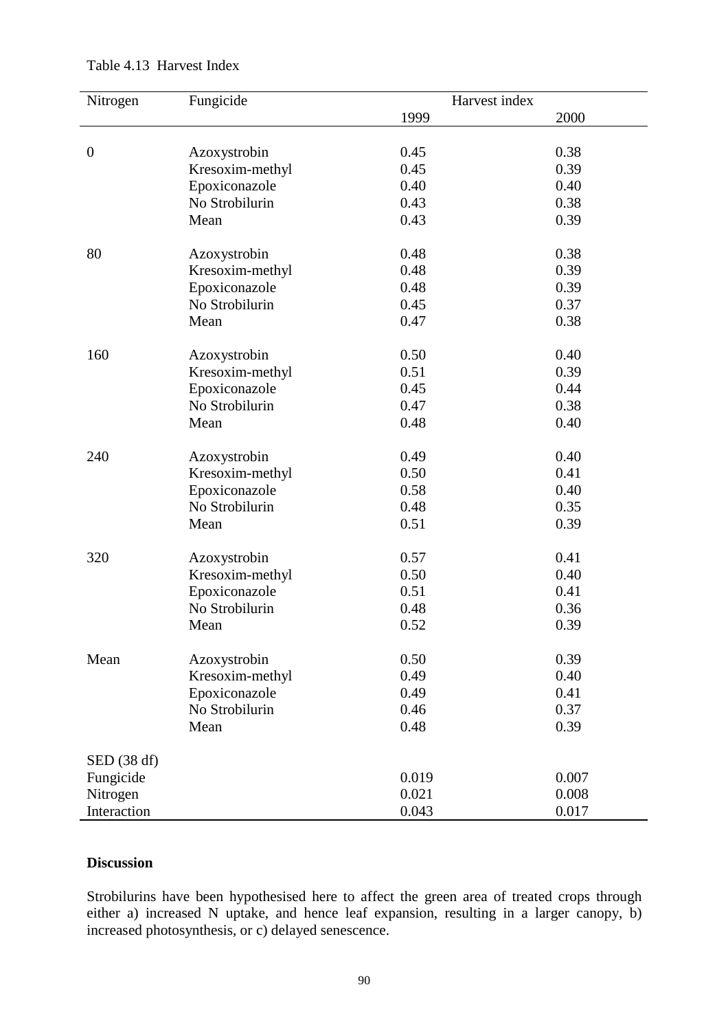Table 4.13 Harvest Index

| Nitrogen | Fungicide | Harvest index | |
|---|---|---|---|
| | | 1999 | 2000 |
| 0 | Azoxystrobin | 0.45 | 0.38 |
| | Kresoxim-methyl | 0.45 | 0.39 |
| | Epoxiconazole | 0.40 | 0.40 |
| | No Strobilurin | 0.43 | 0.38 |
| | Mean | 0.43 | 0.39 |
| 80 | Azoxystrobin | 0.48 | 0.38 |
| | Kresoxim-methyl | 0.48 | 0.39 |
| | Epoxiconazole | 0.48 | 0.39 |
| | No Strobilurin | 0.45 | 0.37 |
| | Mean | 0.47 | 0.38 |
| 160 | Azoxystrobin | 0.50 | 0.40 |
| | Kresoxim-methyl | 0.51 | 0.39 |
| | Epoxiconazole | 0.45 | 0.44 |
| | No Strobilurin | 0.47 | 0.38 |
| | Mean | 0.48 | 0.40 |
| 240 | Azoxystrobin | 0.49 | 0.40 |
| | Kresoxim-methyl | 0.50 | 0.41 |
| | Epoxiconazole | 0.58 | 0.40 |
| | No Strobilurin | 0.48 | 0.35 |
| | Mean | 0.51 | 0.39 |
| 320 | Azoxystrobin | 0.57 | 0.41 |
| | Kresoxim-methyl | 0.50 | 0.40 |
| | Epoxiconazole | 0.51 | 0.41 |
| | No Strobilurin | 0.48 | 0.36 |
| | Mean | 0.52 | 0.39 |
| Mean | Azoxystrobin | 0.50 | 0.39 |
| | Kresoxim-methyl | 0.49 | 0.40 |
| | Epoxiconazole | 0.49 | 0.41 |
| | No Strobilurin | 0.46 | 0.37 |
| | Mean | 0.48 | 0.39 |
| SED (38 df) | | | |
| Fungicide | | 0.019 | 0.007 |
| Nitrogen | | 0.021 | 0.008 |
| Interaction | | 0.043 | 0.017 |

**Discussion**

Strobilurins have been hypothesised here to affect the green area of treated crops through either a) increased N uptake, and hence leaf expansion, resulting in a larger canopy, b) increased photosynthesis, or c) delayed senescence.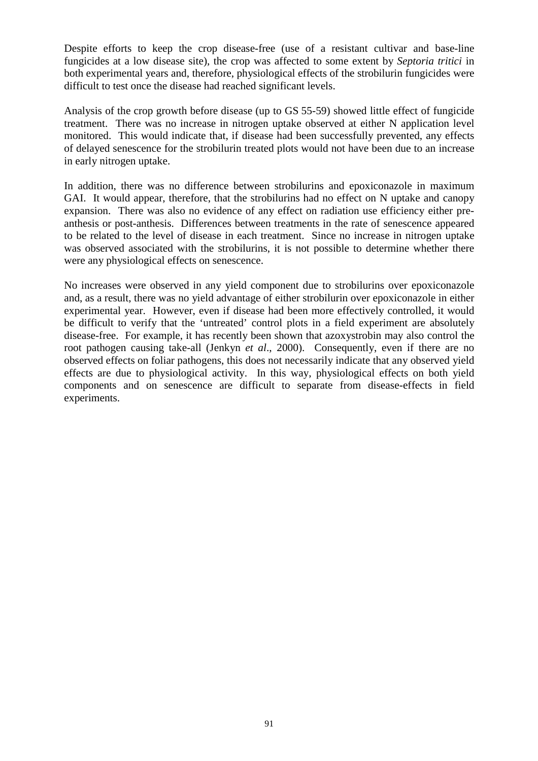Despite efforts to keep the crop disease-free (use of a resistant cultivar and base-line fungicides at a low disease site), the crop was affected to some extent by *Septoria tritici* in both experimental years and, therefore, physiological effects of the strobilurin fungicides were difficult to test once the disease had reached significant levels.

Analysis of the crop growth before disease (up to GS 55-59) showed little effect of fungicide treatment. There was no increase in nitrogen uptake observed at either N application level monitored. This would indicate that, if disease had been successfully prevented, any effects of delayed senescence for the strobilurin treated plots would not have been due to an increase in early nitrogen uptake.

In addition, there was no difference between strobilurins and epoxiconazole in maximum GAI. It would appear, therefore, that the strobilurins had no effect on N uptake and canopy expansion. There was also no evidence of any effect on radiation use efficiency either pre-anthesis or post-anthesis. Differences between treatments in the rate of senescence appeared to be related to the level of disease in each treatment. Since no increase in nitrogen uptake was observed associated with the strobilurins, it is not possible to determine whether there were any physiological effects on senescence.

No increases were observed in any yield component due to strobilurins over epoxiconazole and, as a result, there was no yield advantage of either strobilurin over epoxiconazole in either experimental year. However, even if disease had been more effectively controlled, it would be difficult to verify that the 'untreated' control plots in a field experiment are absolutely disease-free. For example, it has recently been shown that azoxystrobin may also control the root pathogen causing take-all (Jenkyn *et al*., 2000). Consequently, even if there are no observed effects on foliar pathogens, this does not necessarily indicate that any observed yield effects are due to physiological activity. In this way, physiological effects on both yield components and on senescence are difficult to separate from disease-effects in field experiments.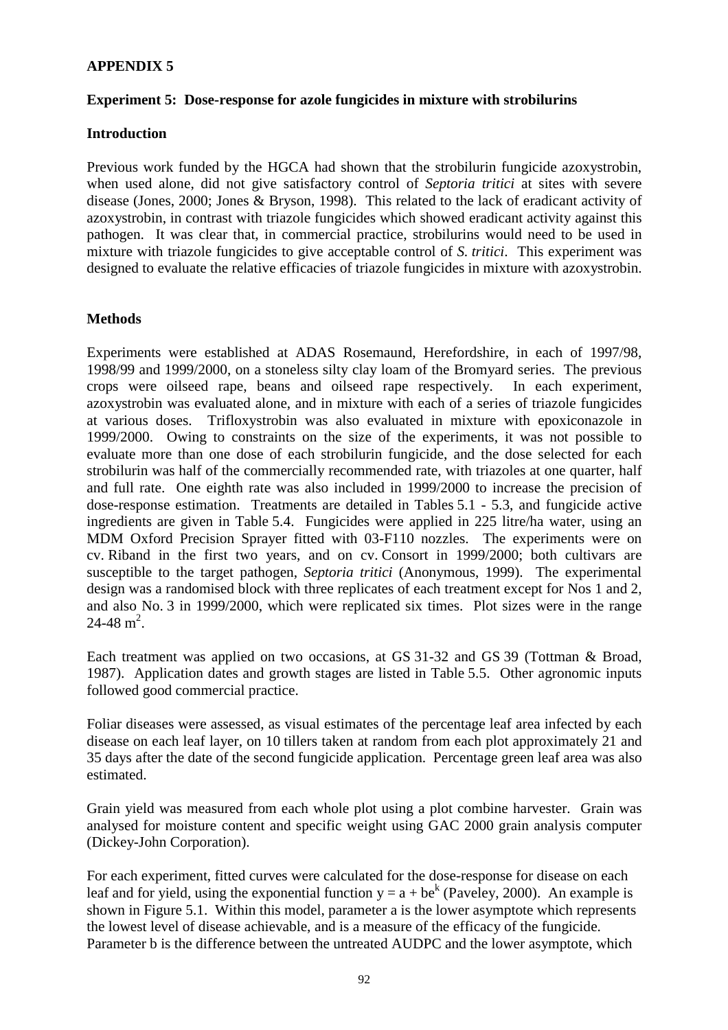# APPENDIX 5

## Experiment 5: Dose-response for azole fungicides in mixture with strobilurins

### Introduction

Previous work funded by the HGCA had shown that the strobilurin fungicide azoxystrobin, when used alone, did not give satisfactory control of *Septoria tritici* at sites with severe disease (Jones, 2000; Jones & Bryson, 1998). This related to the lack of eradicant activity of azoxystrobin, in contrast with triazole fungicides which showed eradicant activity against this pathogen. It was clear that, in commercial practice, strobilurins would need to be used in mixture with triazole fungicides to give acceptable control of *S. tritici*. This experiment was designed to evaluate the relative efficacies of triazole fungicides in mixture with azoxystrobin.

### Methods

Experiments were established at ADAS Rosemaund, Herefordshire, in each of 1997/98, 1998/99 and 1999/2000, on a stoneless silty clay loam of the Bromyard series. The previous crops were oilseed rape, beans and oilseed rape respectively. In each experiment, azoxystrobin was evaluated alone, and in mixture with each of a series of triazole fungicides at various doses. Trifloxystrobin was also evaluated in mixture with epoxiconazole in 1999/2000. Owing to constraints on the size of the experiments, it was not possible to evaluate more than one dose of each strobilurin fungicide, and the dose selected for each strobilurin was half of the commercially recommended rate, with triazoles at one quarter, half and full rate. One eighth rate was also included in 1999/2000 to increase the precision of dose-response estimation. Treatments are detailed in Tables 5.1 - 5.3, and fungicide active ingredients are given in Table 5.4. Fungicides were applied in 225 litre/ha water, using an MDM Oxford Precision Sprayer fitted with 03-F110 nozzles. The experiments were on cv. Riband in the first two years, and on cv. Consort in 1999/2000; both cultivars are susceptible to the target pathogen, *Septoria tritici* (Anonymous, 1999). The experimental design was a randomised block with three replicates of each treatment except for Nos 1 and 2, and also No. 3 in 1999/2000, which were replicated six times. Plot sizes were in the range 24-48 $m^2$.

Each treatment was applied on two occasions, at GS 31-32 and GS 39 (Tottman & Broad, 1987). Application dates and growth stages are listed in Table 5.5. Other agronomic inputs followed good commercial practice.

Foliar diseases were assessed, as visual estimates of the percentage leaf area infected by each disease on each leaf layer, on 10 tillers taken at random from each plot approximately 21 and 35 days after the date of the second fungicide application. Percentage green leaf area was also estimated.

Grain yield was measured from each whole plot using a plot combine harvester. Grain was analysed for moisture content and specific weight using GAC 2000 grain analysis computer (Dickey-John Corporation).

For each experiment, fitted curves were calculated for the dose-response for disease on each leaf and for yield, using the exponential function $y = a + be^k$ (Paveley, 2000). An example is shown in Figure 5.1. Within this model, parameter a is the lower asymptote which represents the lowest level of disease achievable, and is a measure of the efficacy of the fungicide. Parameter b is the difference between the untreated AUDPC and the lower asymptote, which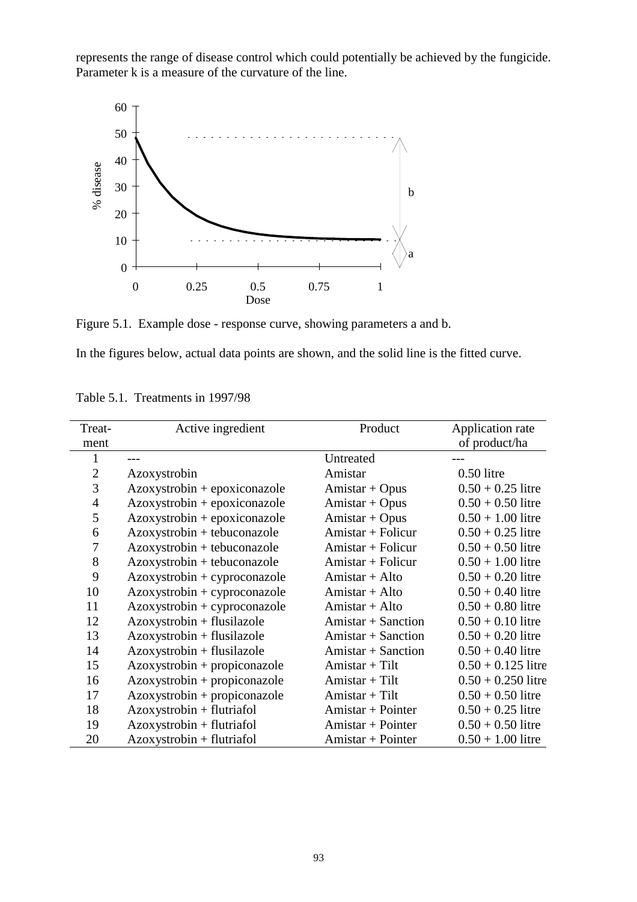represents the range of disease control which could potentially be achieved by the fungicide. Parameter k is a measure of the curvature of the line.

Figure 5.1. Example dose - response curve, showing parameters a and b.

In the figures below, actual data points are shown, and the solid line is the fitted curve.

Table 5.1. Treatments in 1997/98

| Treat-ment | Active ingredient | Product | Application rate of product/ha |
|---|---|---|---|
| 1 | --- | Untreated | --- |
| 2 | Azoxystrobin | Amistar | 0.50 litre |
| 3 | Azoxystrobin + epoxiconazole | Amistar + Opus | 0.50 + 0.25 litre |
| 4 | Azoxystrobin + epoxiconazole | Amistar + Opus | 0.50 + 0.50 litre |
| 5 | Azoxystrobin + epoxiconazole | Amistar + Opus | 0.50 + 1.00 litre |
| 6 | Azoxystrobin + tebuconazole | Amistar + Folicur | 0.50 + 0.25 litre |
| 7 | Azoxystrobin + tebuconazole | Amistar + Folicur | 0.50 + 0.50 litre |
| 8 | Azoxystrobin + tebuconazole | Amistar + Folicur | 0.50 + 1.00 litre |
| 9 | Azoxystrobin + cyproconazole | Amistar + Alto | 0.50 + 0.20 litre |
| 10 | Azoxystrobin + cyproconazole | Amistar + Alto | 0.50 + 0.40 litre |
| 11 | Azoxystrobin + cyproconazole | Amistar + Alto | 0.50 + 0.80 litre |
| 12 | Azoxystrobin + flusilazole | Amistar + Sanction | 0.50 + 0.10 litre |
| 13 | Azoxystrobin + flusilazole | Amistar + Sanction | 0.50 + 0.20 litre |
| 14 | Azoxystrobin + flusilazole | Amistar + Sanction | 0.50 + 0.40 litre |
| 15 | Azoxystrobin + propiconazole | Amistar + Tilt | 0.50 + 0.125 litre |
| 16 | Azoxystrobin + propiconazole | Amistar + Tilt | 0.50 + 0.250 litre |
| 17 | Azoxystrobin + propiconazole | Amistar + Tilt | 0.50 + 0.50 litre |
| 18 | Azoxystrobin + flutriafol | Amistar + Pointer | 0.50 + 0.25 litre |
| 19 | Azoxystrobin + flutriafol | Amistar + Pointer | 0.50 + 0.50 litre |
| 20 | Azoxystrobin + flutriafol | Amistar + Pointer | 0.50 + 1.00 litre |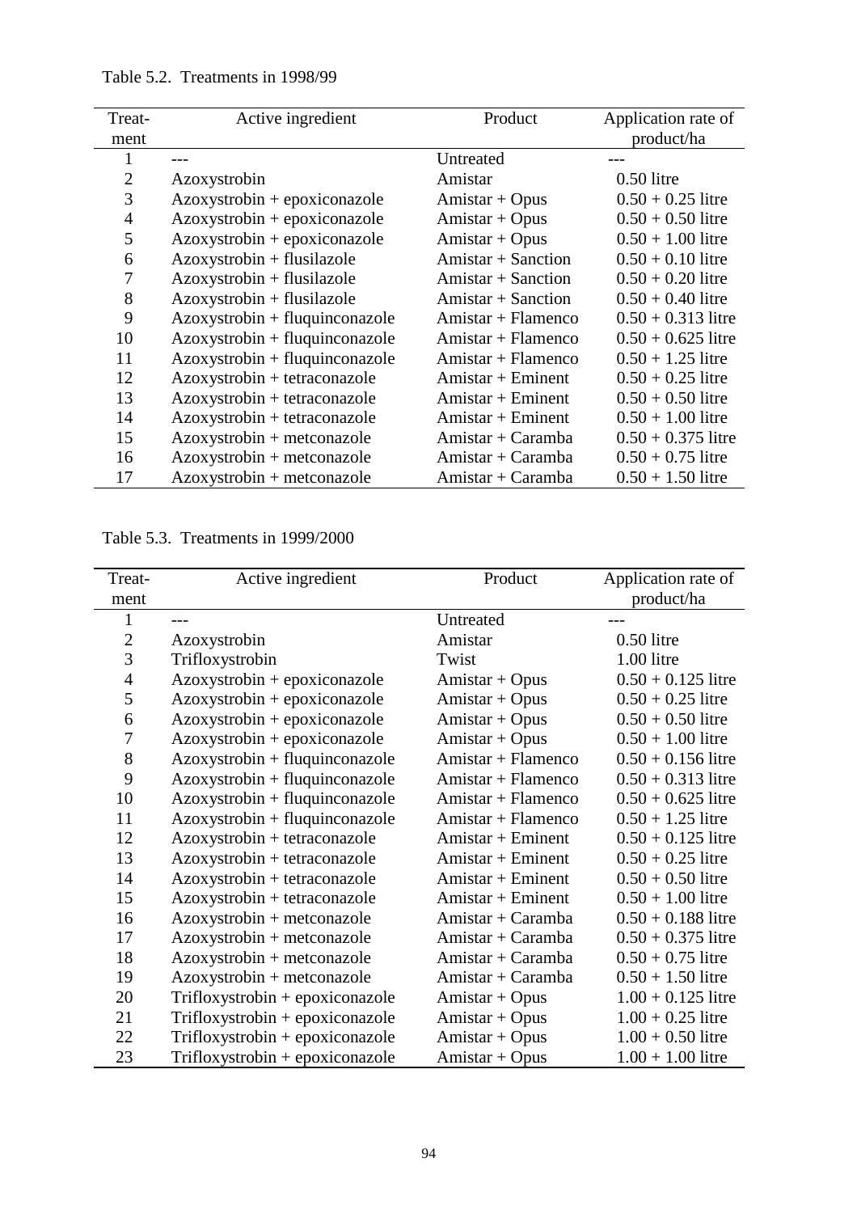Table 5.2. Treatments in 1998/99

| Treat-ment | Active ingredient | Product | Application rate of product/ha |
|---|---|---|---|
| 1 | --- | Untreated | --- |
| 2 | Azoxystrobin | Amistar | 0.50 litre |
| 3 | Azoxystrobin + epoxiconazole | Amistar + Opus | 0.50 + 0.25 litre |
| 4 | Azoxystrobin + epoxiconazole | Amistar + Opus | 0.50 + 0.50 litre |
| 5 | Azoxystrobin + epoxiconazole | Amistar + Opus | 0.50 + 1.00 litre |
| 6 | Azoxystrobin + flusilazole | Amistar + Sanction | 0.50 + 0.10 litre |
| 7 | Azoxystrobin + flusilazole | Amistar + Sanction | 0.50 + 0.20 litre |
| 8 | Azoxystrobin + flusilazole | Amistar + Sanction | 0.50 + 0.40 litre |
| 9 | Azoxystrobin + fluquinconazole | Amistar + Flamenco | 0.50 + 0.313 litre |
| 10 | Azoxystrobin + fluquinconazole | Amistar + Flamenco | 0.50 + 0.625 litre |
| 11 | Azoxystrobin + fluquinconazole | Amistar + Flamenco | 0.50 + 1.25 litre |
| 12 | Azoxystrobin + tetraconazole | Amistar + Eminent | 0.50 + 0.25 litre |
| 13 | Azoxystrobin + tetraconazole | Amistar + Eminent | 0.50 + 0.50 litre |
| 14 | Azoxystrobin + tetraconazole | Amistar + Eminent | 0.50 + 1.00 litre |
| 15 | Azoxystrobin + metconazole | Amistar + Caramba | 0.50 + 0.375 litre |
| 16 | Azoxystrobin + metconazole | Amistar + Caramba | 0.50 + 0.75 litre |
| 17 | Azoxystrobin + metconazole | Amistar + Caramba | 0.50 + 1.50 litre |

Table 5.3. Treatments in 1999/2000

| Treat-ment | Active ingredient | Product | Application rate of product/ha |
|---|---|---|---|
| 1 | --- | Untreated | --- |
| 2 | Azoxystrobin | Amistar | 0.50 litre |
| 3 | Trifloxystrobin | Twist | 1.00 litre |
| 4 | Azoxystrobin + epoxiconazole | Amistar + Opus | 0.50 + 0.125 litre |
| 5 | Azoxystrobin + epoxiconazole | Amistar + Opus | 0.50 + 0.25 litre |
| 6 | Azoxystrobin + epoxiconazole | Amistar + Opus | 0.50 + 0.50 litre |
| 7 | Azoxystrobin + epoxiconazole | Amistar + Opus | 0.50 + 1.00 litre |
| 8 | Azoxystrobin + fluquinconazole | Amistar + Flamenco | 0.50 + 0.156 litre |
| 9 | Azoxystrobin + fluquinconazole | Amistar + Flamenco | 0.50 + 0.313 litre |
| 10 | Azoxystrobin + fluquinconazole | Amistar + Flamenco | 0.50 + 0.625 litre |
| 11 | Azoxystrobin + fluquinconazole | Amistar + Flamenco | 0.50 + 1.25 litre |
| 12 | Azoxystrobin + tetraconazole | Amistar + Eminent | 0.50 + 0.125 litre |
| 13 | Azoxystrobin + tetraconazole | Amistar + Eminent | 0.50 + 0.25 litre |
| 14 | Azoxystrobin + tetraconazole | Amistar + Eminent | 0.50 + 0.50 litre |
| 15 | Azoxystrobin + tetraconazole | Amistar + Eminent | 0.50 + 1.00 litre |
| 16 | Azoxystrobin + metconazole | Amistar + Caramba | 0.50 + 0.188 litre |
| 17 | Azoxystrobin + metconazole | Amistar + Caramba | 0.50 + 0.375 litre |
| 18 | Azoxystrobin + metconazole | Amistar + Caramba | 0.50 + 0.75 litre |
| 19 | Azoxystrobin + metconazole | Amistar + Caramba | 0.50 + 1.50 litre |
| 20 | Trifloxystrobin + epoxiconazole | Amistar + Opus | 1.00 + 0.125 litre |
| 21 | Trifloxystrobin + epoxiconazole | Amistar + Opus | 1.00 + 0.25 litre |
| 22 | Trifloxystrobin + epoxiconazole | Amistar + Opus | 1.00 + 0.50 litre |
| 23 | Trifloxystrobin + epoxiconazole | Amistar + Opus | 1.00 + 1.00 litre |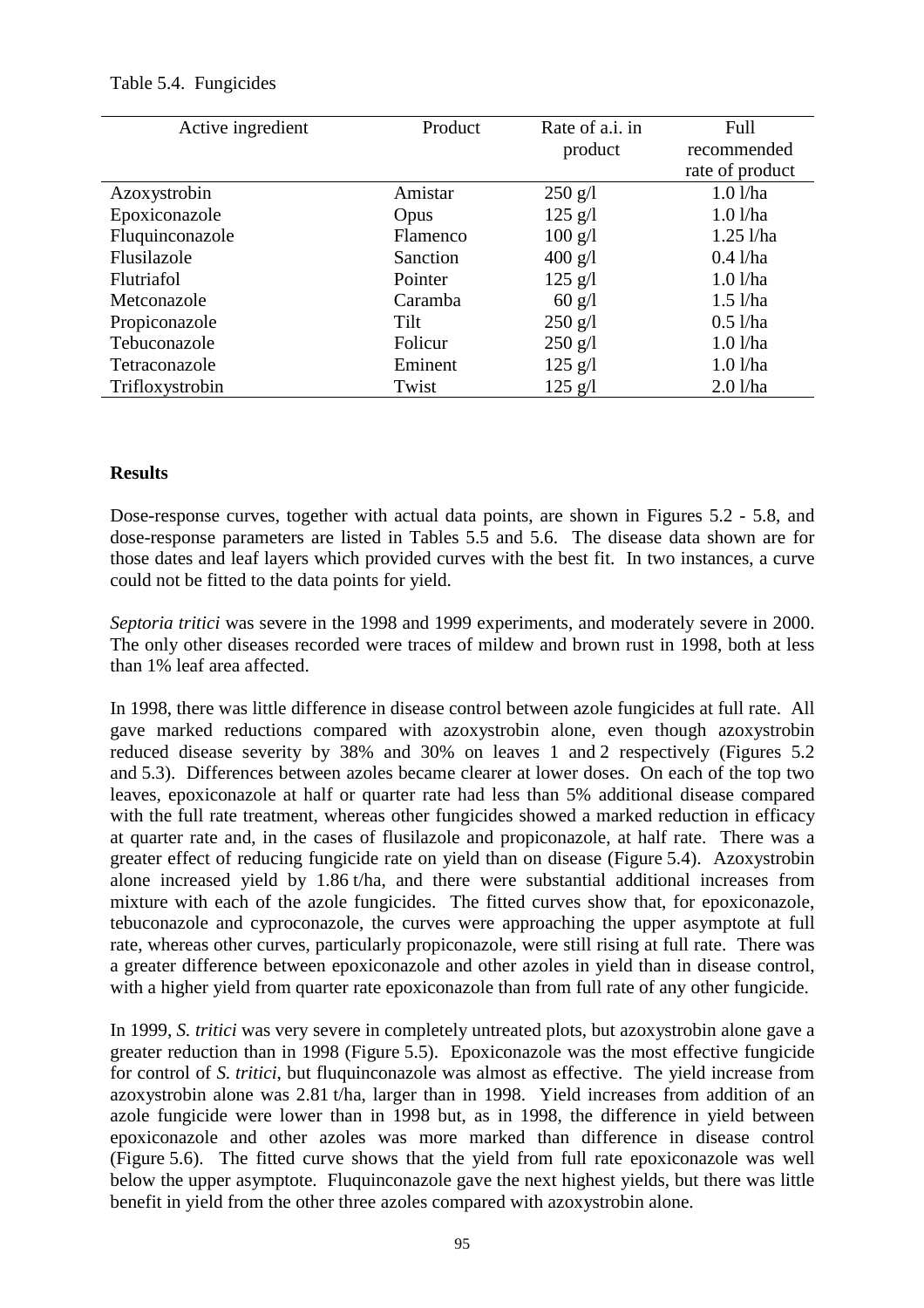Table 5.4. Fungicides

| Active ingredient | Product | Rate of a.i. in product | Full recommended rate of product |
|---|---|---|---|
| Azoxystrobin | Amistar | 250 g/l | 1.0 l/ha |
| Epoxiconazole | Opus | 125 g/l | 1.0 l/ha |
| Fluquinconazole | Flamenco | 100 g/l | 1.25 l/ha |
| Flusilazole | Sanction | 400 g/l | 0.4 l/ha |
| Flutriafol | Pointer | 125 g/l | 1.0 l/ha |
| Metconazole | Caramba | 60 g/l | 1.5 l/ha |
| Propiconazole | Tilt | 250 g/l | 0.5 l/ha |
| Tebuconazole | Folicur | 250 g/l | 1.0 l/ha |
| Tetraconazole | Eminent | 125 g/l | 1.0 l/ha |
| Trifloxystrobin | Twist | 125 g/l | 2.0 l/ha |

**Results**

Dose-response curves, together with actual data points, are shown in Figures 5.2 - 5.8, and dose-response parameters are listed in Tables 5.5 and 5.6. The disease data shown are for those dates and leaf layers which provided curves with the best fit. In two instances, a curve could not be fitted to the data points for yield.

*Septoria tritici* was severe in the 1998 and 1999 experiments, and moderately severe in 2000. The only other diseases recorded were traces of mildew and brown rust in 1998, both at less than 1% leaf area affected.

In 1998, there was little difference in disease control between azole fungicides at full rate. All gave marked reductions compared with azoxystrobin alone, even though azoxystrobin reduced disease severity by 38% and 30% on leaves 1 and 2 respectively (Figures 5.2 and 5.3). Differences between azoles became clearer at lower doses. On each of the top two leaves, epoxiconazole at half or quarter rate had less than 5% additional disease compared with the full rate treatment, whereas other fungicides showed a marked reduction in efficacy at quarter rate and, in the cases of flusilazole and propiconazole, at half rate. There was a greater effect of reducing fungicide rate on yield than on disease (Figure 5.4). Azoxystrobin alone increased yield by 1.86 t/ha, and there were substantial additional increases from mixture with each of the azole fungicides. The fitted curves show that, for epoxiconazole, tebuconazole and cyproconazole, the curves were approaching the upper asymptote at full rate, whereas other curves, particularly propiconazole, were still rising at full rate. There was a greater difference between epoxiconazole and other azoles in yield than in disease control, with a higher yield from quarter rate epoxiconazole than from full rate of any other fungicide.

In 1999, *S. tritici* was very severe in completely untreated plots, but azoxystrobin alone gave a greater reduction than in 1998 (Figure 5.5). Epoxiconazole was the most effective fungicide for control of *S. tritici*, but fluquinconazole was almost as effective. The yield increase from azoxystrobin alone was 2.81 t/ha, larger than in 1998. Yield increases from addition of an azole fungicide were lower than in 1998 but, as in 1998, the difference in yield between epoxiconazole and other azoles was more marked than difference in disease control (Figure 5.6). The fitted curve shows that the yield from full rate epoxiconazole was well below the upper asymptote. Fluquinconazole gave the next highest yields, but there was little benefit in yield from the other three azoles compared with azoxystrobin alone.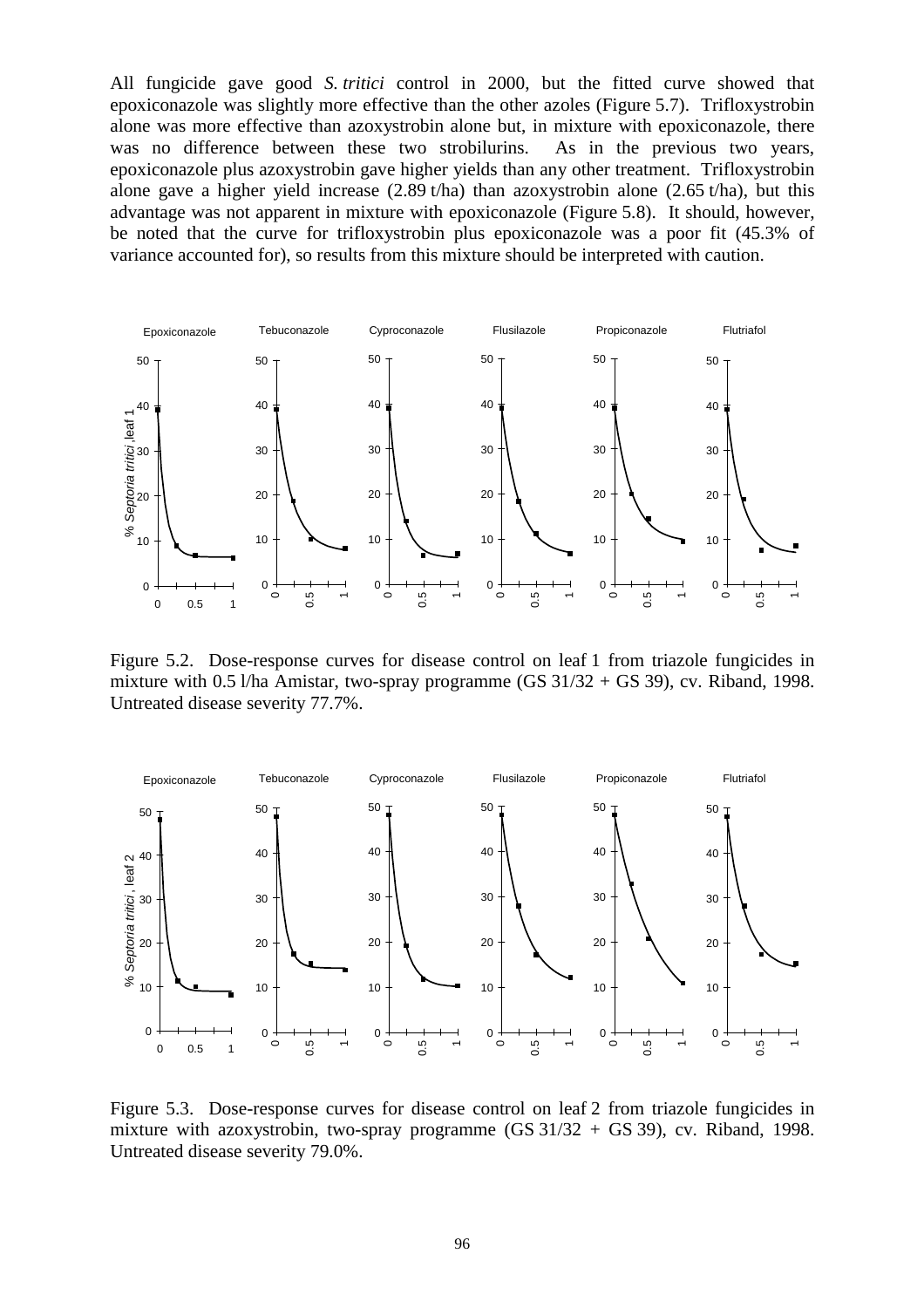All fungicide gave good *S. tritici* control in 2000, but the fitted curve showed that epoxiconazole was slightly more effective than the other azoles (Figure 5.7). Trifloxystrobin alone was more effective than azoxystrobin alone but, in mixture with epoxiconazole, there was no difference between these two strobilurins. As in the previous two years, epoxiconazole plus azoxystrobin gave higher yields than any other treatment. Trifloxystrobin alone gave a higher yield increase (2.89 t/ha) than azoxystrobin alone (2.65 t/ha), but this advantage was not apparent in mixture with epoxiconazole (Figure 5.8). It should, however, be noted that the curve for trifloxystrobin plus epoxiconazole was a poor fit (45.3% of variance accounted for), so results from this mixture should be interpreted with caution.

Figure 5.2. Dose-response curves for disease control on leaf 1 from triazole fungicides in mixture with 0.5 l/ha Amistar, two-spray programme (GS 31/32 + GS 39), cv. Riband, 1998. Untreated disease severity 77.7%.

Figure 5.3. Dose-response curves for disease control on leaf 2 from triazole fungicides in mixture with azoxystrobin, two-spray programme (GS 31/32 + GS 39), cv. Riband, 1998. Untreated disease severity 79.0%.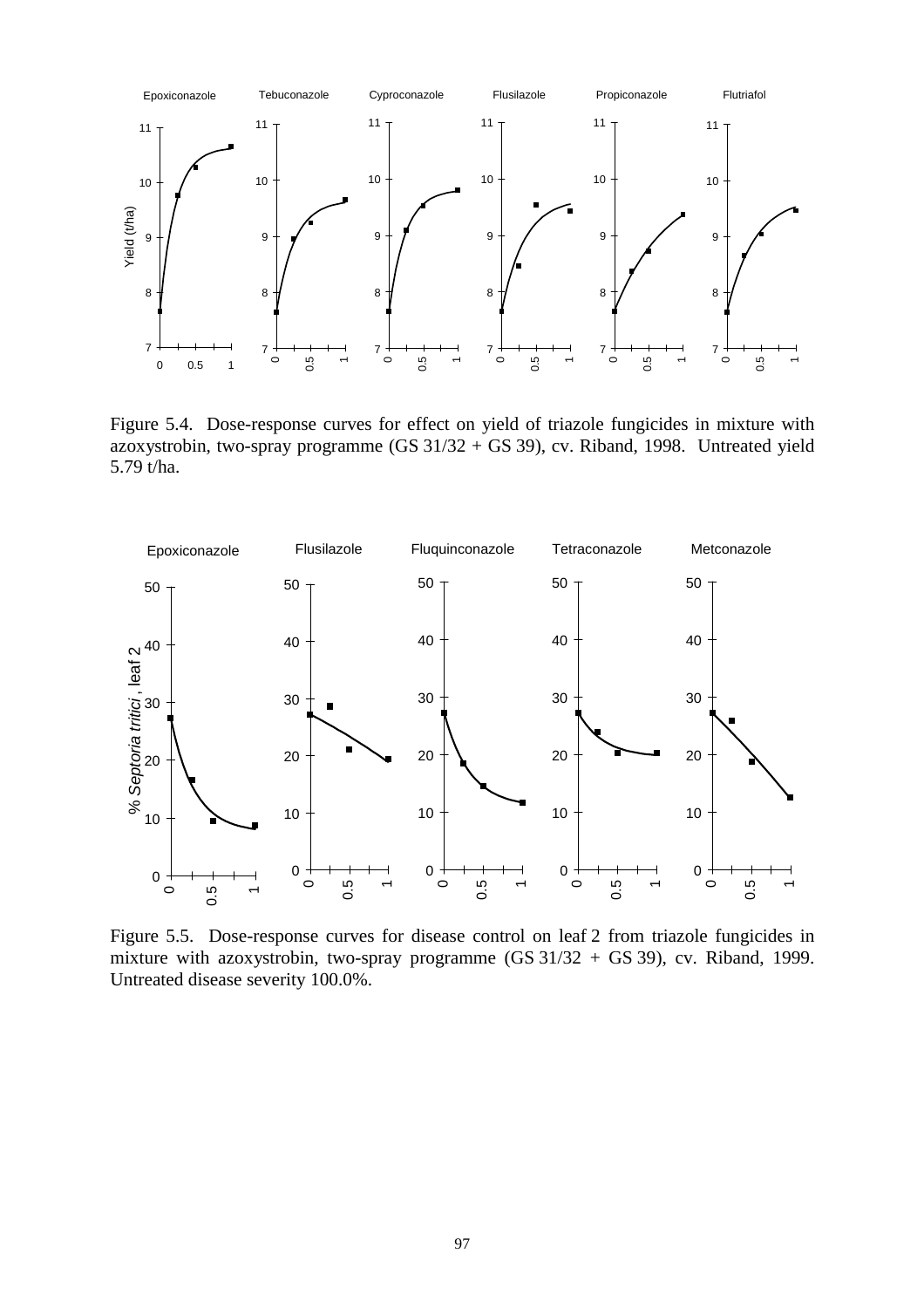Figure 5.4. Dose-response curves for effect on yield of triazole fungicides in mixture with azoxystrobin, two-spray programme (GS 31/32 + GS 39), cv. Riband, 1998. Untreated yield 5.79 t/ha.

Figure 5.5. Dose-response curves for disease control on leaf 2 from triazole fungicides in mixture with azoxystrobin, two-spray programme (GS 31/32 + GS 39), cv. Riband, 1999. Untreated disease severity 100.0%.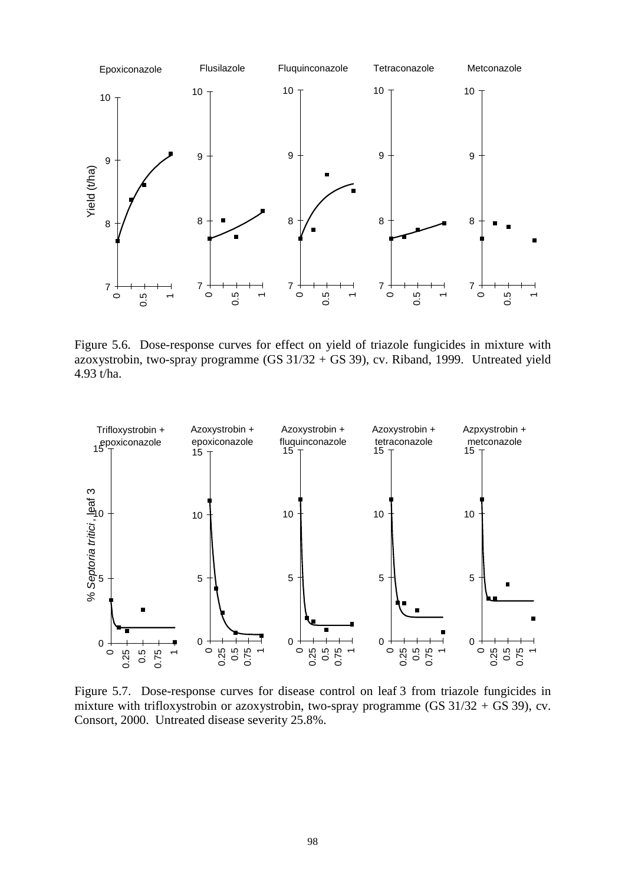Figure 5.6. Dose-response curves for effect on yield of triazole fungicides in mixture with azoxystrobin, two-spray programme (GS 31/32 + GS 39), cv. Riband, 1999. Untreated yield 4.93 t/ha.

Figure 5.7. Dose-response curves for disease control on leaf 3 from triazole fungicides in mixture with trifloxystrobin or azoxystrobin, two-spray programme (GS 31/32 + GS 39), cv. Consort, 2000. Untreated disease severity 25.8%.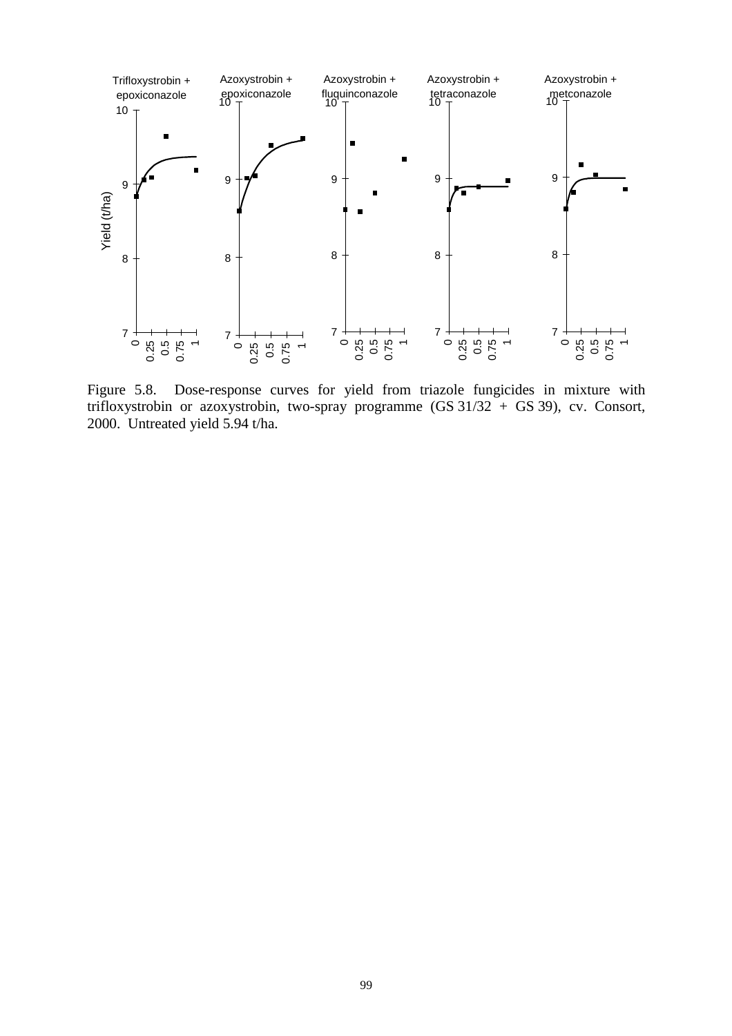Figure 5.8. Dose-response curves for yield from triazole fungicides in mixture with trifloxystrobin or azoxystrobin, two-spray programme (GS 31/32 + GS 39), cv. Consort, 2000. Untreated yield 5.94 t/ha.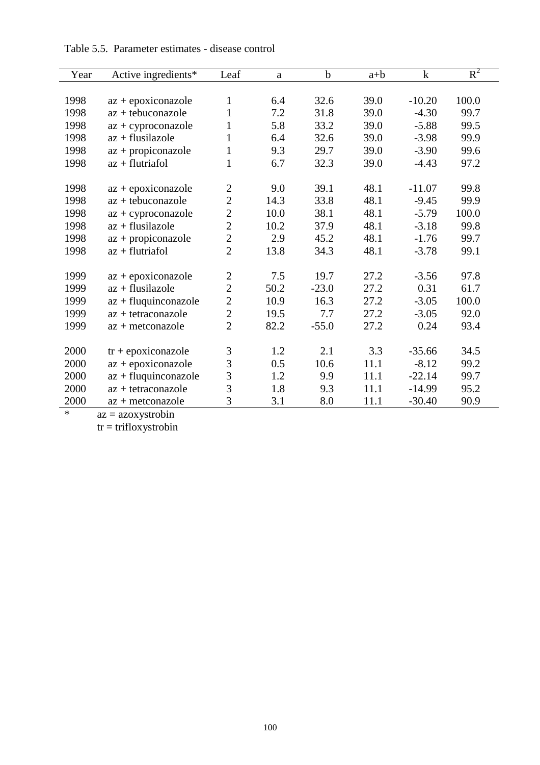Table 5.5. Parameter estimates - disease control

| Year | Active ingredients* | Leaf | a | b | a+b | k | $R^2$ |
|---|---|---|---|---|---|---|---|
| 1998 | az + epoxiconazole | 1 | 6.4 | 32.6 | 39.0 | -10.20 | 100.0 |
| 1998 | az + tebuconazole | 1 | 7.2 | 31.8 | 39.0 | -4.30 | 99.7 |
| 1998 | az + cyproconazole | 1 | 5.8 | 33.2 | 39.0 | -5.88 | 99.5 |
| 1998 | az + flusilazole | 1 | 6.4 | 32.6 | 39.0 | -3.98 | 99.9 |
| 1998 | az + propiconazole | 1 | 9.3 | 29.7 | 39.0 | -3.90 | 99.6 |
| 1998 | az + flutriafol | 1 | 6.7 | 32.3 | 39.0 | -4.43 | 97.2 |
| 1998 | az + epoxiconazole | 2 | 9.0 | 39.1 | 48.1 | -11.07 | 99.8 |
| 1998 | az + tebuconazole | 2 | 14.3 | 33.8 | 48.1 | -9.45 | 99.9 |
| 1998 | az + cyproconazole | 2 | 10.0 | 38.1 | 48.1 | -5.79 | 100.0 |
| 1998 | az + flusilazole | 2 | 10.2 | 37.9 | 48.1 | -3.18 | 99.8 |
| 1998 | az + propiconazole | 2 | 2.9 | 45.2 | 48.1 | -1.76 | 99.7 |
| 1998 | az + flutriafol | 2 | 13.8 | 34.3 | 48.1 | -3.78 | 99.1 |
| 1999 | az + epoxiconazole | 2 | 7.5 | 19.7 | 27.2 | -3.56 | 97.8 |
| 1999 | az + flusilazole | 2 | 50.2 | -23.0 | 27.2 | 0.31 | 61.7 |
| 1999 | az + fluquinconazole | 2 | 10.9 | 16.3 | 27.2 | -3.05 | 100.0 |
| 1999 | az + tetraconazole | 2 | 19.5 | 7.7 | 27.2 | -3.05 | 92.0 |
| 1999 | az + metconazole | 2 | 82.2 | -55.0 | 27.2 | 0.24 | 93.4 |
| 2000 | tr + epoxiconazole | 3 | 1.2 | 2.1 | 3.3 | -35.66 | 34.5 |
| 2000 | az + epoxiconazole | 3 | 0.5 | 10.6 | 11.1 | -8.12 | 99.2 |
| 2000 | az + fluquinconazole | 3 | 1.2 | 9.9 | 11.1 | -22.14 | 99.7 |
| 2000 | az + tetraconazole | 3 | 1.8 | 9.3 | 11.1 | -14.99 | 95.2 |
| 2000 | az + metconazole | 3 | 3.1 | 8.0 | 11.1 | -30.40 | 90.9 |

\* az = azoxystrobin
tr = trifloxystrobin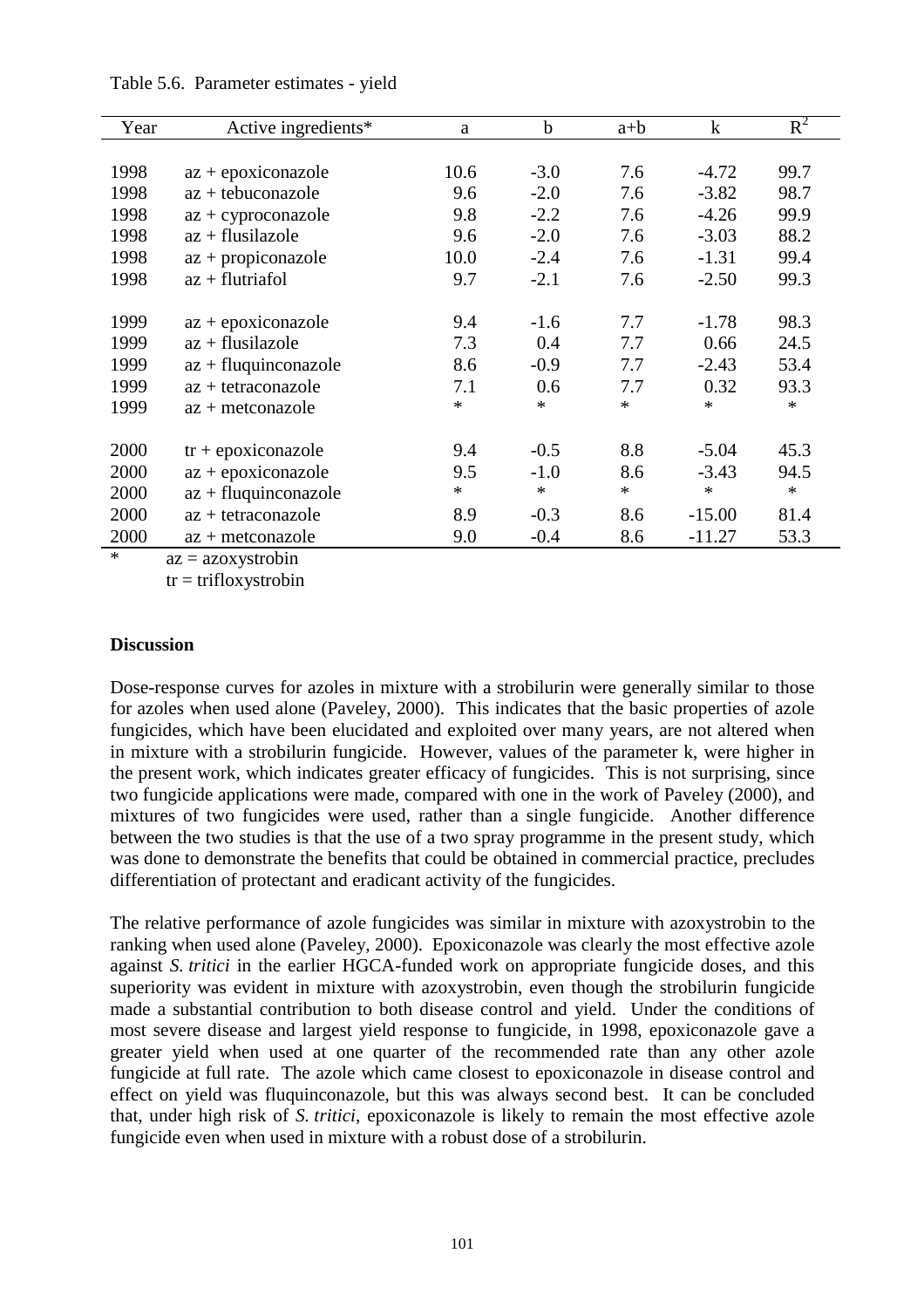Table 5.6. Parameter estimates - yield

| Year | Active ingredients* | a | b | a+b | k | $R^2$ |
|---|---|---|---|---|---|---|
| 1998 | az + epoxiconazole | 10.6 | -3.0 | 7.6 | -4.72 | 99.7 |
| 1998 | az + tebuconazole | 9.6 | -2.0 | 7.6 | -3.82 | 98.7 |
| 1998 | az + cyproconazole | 9.8 | -2.2 | 7.6 | -4.26 | 99.9 |
| 1998 | az + flusilazole | 9.6 | -2.0 | 7.6 | -3.03 | 88.2 |
| 1998 | az + propiconazole | 10.0 | -2.4 | 7.6 | -1.31 | 99.4 |
| 1998 | az + flutriafol | 9.7 | -2.1 | 7.6 | -2.50 | 99.3 |
| 1999 | az + epoxiconazole | 9.4 | -1.6 | 7.7 | -1.78 | 98.3 |
| 1999 | az + flusilazole | 7.3 | 0.4 | 7.7 | 0.66 | 24.5 |
| 1999 | az + fluquinconazole | 8.6 | -0.9 | 7.7 | -2.43 | 53.4 |
| 1999 | az + tetraconazole | 7.1 | 0.6 | 7.7 | 0.32 | 93.3 |
| 1999 | az + metconazole | * | * | * | * | * |
| 2000 | tr + epoxiconazole | 9.4 | -0.5 | 8.8 | -5.04 | 45.3 |
| 2000 | az + epoxiconazole | 9.5 | -1.0 | 8.6 | -3.43 | 94.5 |
| 2000 | az + fluquinconazole | * | * | * | * | * |
| 2000 | az + tetraconazole | 8.9 | -0.3 | 8.6 | -15.00 | 81.4 |
| 2000 | az + metconazole | 9.0 | -0.4 | 8.6 | -11.27 | 53.3 |

\* az = azoxystrobin
tr = trifloxystrobin

**Discussion**

Dose-response curves for azoles in mixture with a strobilurin were generally similar to those for azoles when used alone (Paveley, 2000). This indicates that the basic properties of azole fungicides, which have been elucidated and exploited over many years, are not altered when in mixture with a strobilurin fungicide. However, values of the parameter k, were higher in the present work, which indicates greater efficacy of fungicides. This is not surprising, since two fungicide applications were made, compared with one in the work of Paveley (2000), and mixtures of two fungicides were used, rather than a single fungicide. Another difference between the two studies is that the use of a two spray programme in the present study, which was done to demonstrate the benefits that could be obtained in commercial practice, precludes differentiation of protectant and eradicant activity of the fungicides.

The relative performance of azole fungicides was similar in mixture with azoxystrobin to the ranking when used alone (Paveley, 2000). Epoxiconazole was clearly the most effective azole against *S. tritici* in the earlier HGCA-funded work on appropriate fungicide doses, and this superiority was evident in mixture with azoxystrobin, even though the strobilurin fungicide made a substantial contribution to both disease control and yield. Under the conditions of most severe disease and largest yield response to fungicide, in 1998, epoxiconazole gave a greater yield when used at one quarter of the recommended rate than any other azole fungicide at full rate. The azole which came closest to epoxiconazole in disease control and effect on yield was fluquinconazole, but this was always second best. It can be concluded that, under high risk of *S. tritici*, epoxiconazole is likely to remain the most effective azole fungicide even when used in mixture with a robust dose of a strobilurin.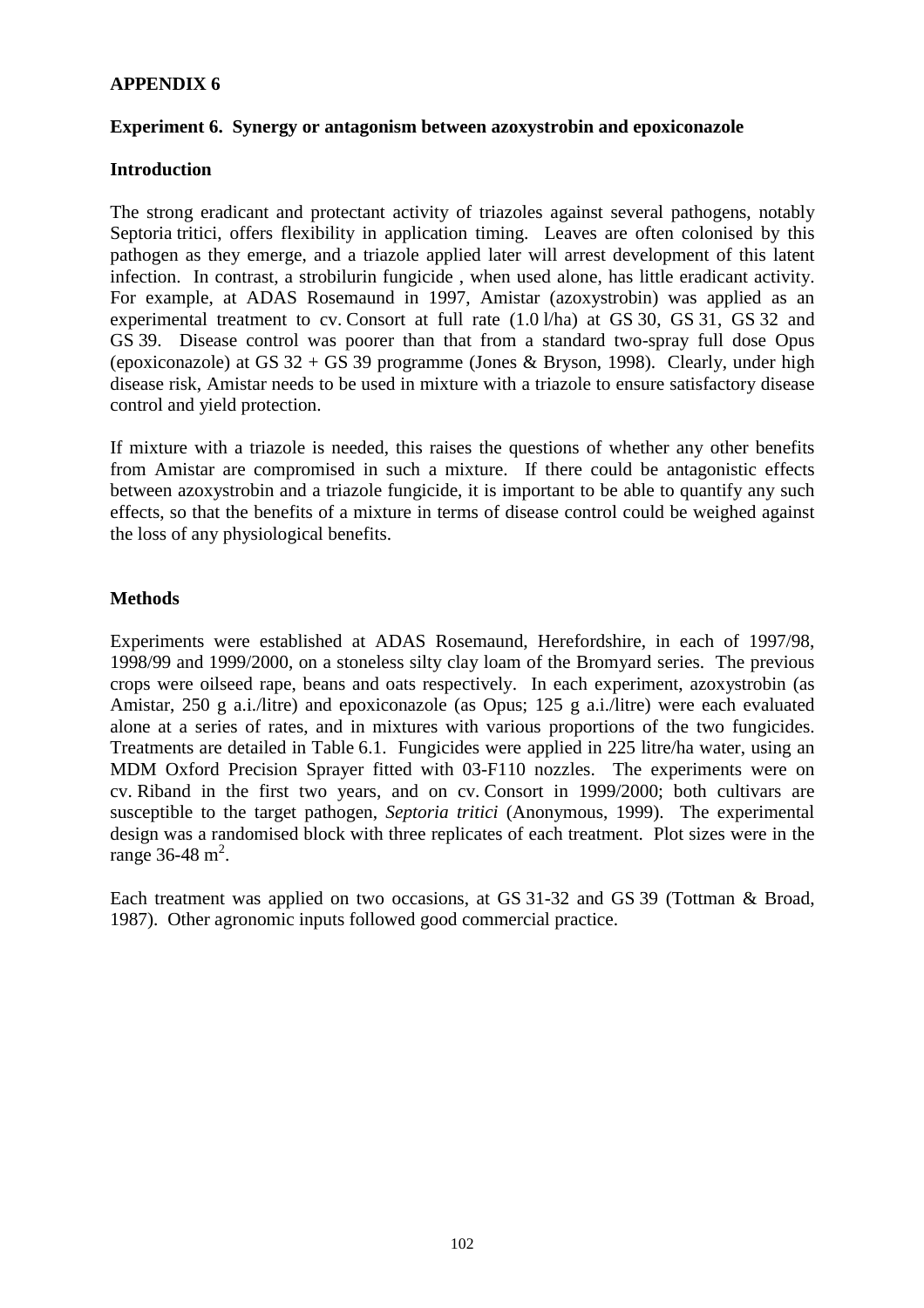## APPENDIX 6

### Experiment 6. Synergy or antagonism between azoxystrobin and epoxiconazole

### Introduction

The strong eradicant and protectant activity of triazoles against several pathogens, notably Septoria tritici, offers flexibility in application timing. Leaves are often colonised by this pathogen as they emerge, and a triazole applied later will arrest development of this latent infection. In contrast, a strobilurin fungicide , when used alone, has little eradicant activity. For example, at ADAS Rosemaund in 1997, Amistar (azoxystrobin) was applied as an experimental treatment to cv. Consort at full rate (1.0 l/ha) at GS 30, GS 31, GS 32 and GS 39. Disease control was poorer than that from a standard two-spray full dose Opus (epoxiconazole) at GS 32 + GS 39 programme (Jones & Bryson, 1998). Clearly, under high disease risk, Amistar needs to be used in mixture with a triazole to ensure satisfactory disease control and yield protection.

If mixture with a triazole is needed, this raises the questions of whether any other benefits from Amistar are compromised in such a mixture. If there could be antagonistic effects between azoxystrobin and a triazole fungicide, it is important to be able to quantify any such effects, so that the benefits of a mixture in terms of disease control could be weighed against the loss of any physiological benefits.

### Methods

Experiments were established at ADAS Rosemaund, Herefordshire, in each of 1997/98, 1998/99 and 1999/2000, on a stoneless silty clay loam of the Bromyard series. The previous crops were oilseed rape, beans and oats respectively. In each experiment, azoxystrobin (as Amistar, 250 g a.i./litre) and epoxiconazole (as Opus; 125 g a.i./litre) were each evaluated alone at a series of rates, and in mixtures with various proportions of the two fungicides. Treatments are detailed in Table 6.1. Fungicides were applied in 225 litre/ha water, using an MDM Oxford Precision Sprayer fitted with 03-F110 nozzles. The experiments were on cv. Riband in the first two years, and on cv. Consort in 1999/2000; both cultivars are susceptible to the target pathogen, *Septoria tritici* (Anonymous, 1999). The experimental design was a randomised block with three replicates of each treatment. Plot sizes were in the range 36-48 $m^2$.

Each treatment was applied on two occasions, at GS 31-32 and GS 39 (Tottman & Broad, 1987). Other agronomic inputs followed good commercial practice.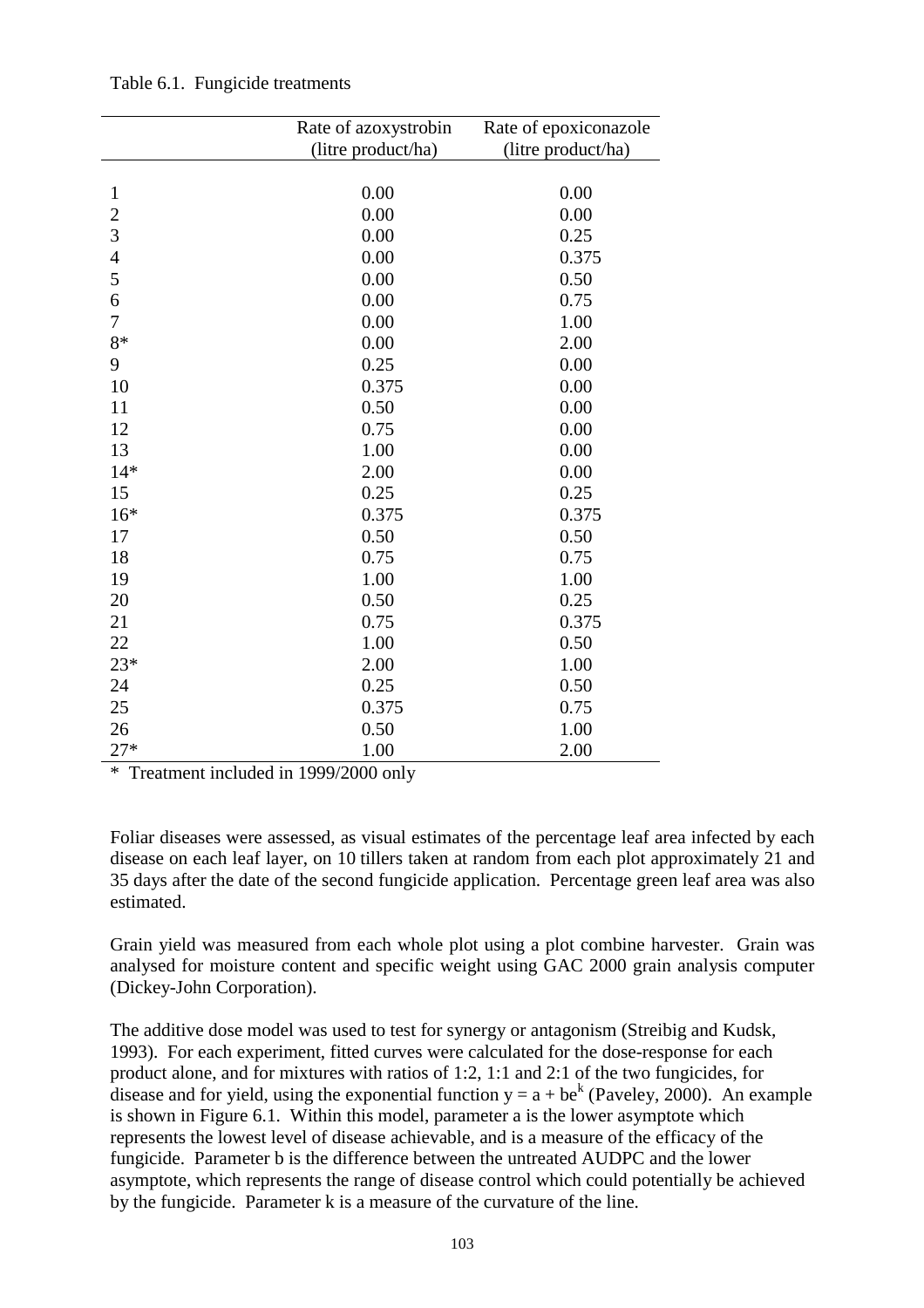Table 6.1. Fungicide treatments

| | Rate of azoxystrobin (litre product/ha) | Rate of epoxiconazole (litre product/ha) |
|---|---|---|
| 1 | 0.00 | 0.00 |
| 2 | 0.00 | 0.00 |
| 3 | 0.00 | 0.25 |
| 4 | 0.00 | 0.375 |
| 5 | 0.00 | 0.50 |
| 6 | 0.00 | 0.75 |
| 7 | 0.00 | 1.00 |
| 8* | 0.00 | 2.00 |
| 9 | 0.25 | 0.00 |
| 10 | 0.375 | 0.00 |
| 11 | 0.50 | 0.00 |
| 12 | 0.75 | 0.00 |
| 13 | 1.00 | 0.00 |
| 14* | 2.00 | 0.00 |
| 15 | 0.25 | 0.25 |
| 16* | 0.375 | 0.375 |
| 17 | 0.50 | 0.50 |
| 18 | 0.75 | 0.75 |
| 19 | 1.00 | 1.00 |
| 20 | 0.50 | 0.25 |
| 21 | 0.75 | 0.375 |
| 22 | 1.00 | 0.50 |
| 23* | 2.00 | 1.00 |
| 24 | 0.25 | 0.50 |
| 25 | 0.375 | 0.75 |
| 26 | 0.50 | 1.00 |
| 27* | 1.00 | 2.00 |

\* Treatment included in 1999/2000 only

Foliar diseases were assessed, as visual estimates of the percentage leaf area infected by each disease on each leaf layer, on 10 tillers taken at random from each plot approximately 21 and 35 days after the date of the second fungicide application. Percentage green leaf area was also estimated.

Grain yield was measured from each whole plot using a plot combine harvester. Grain was analysed for moisture content and specific weight using GAC 2000 grain analysis computer (Dickey-John Corporation).

The additive dose model was used to test for synergy or antagonism (Streibig and Kudsk, 1993). For each experiment, fitted curves were calculated for the dose-response for each product alone, and for mixtures with ratios of 1:2, 1:1 and 2:1 of the two fungicides, for disease and for yield, using the exponential function $y = a + be^k$ (Paveley, 2000). An example is shown in Figure 6.1. Within this model, parameter a is the lower asymptote which represents the lowest level of disease achievable, and is a measure of the efficacy of the fungicide. Parameter b is the difference between the untreated AUDPC and the lower asymptote, which represents the range of disease control which could potentially be achieved by the fungicide. Parameter k is a measure of the curvature of the line.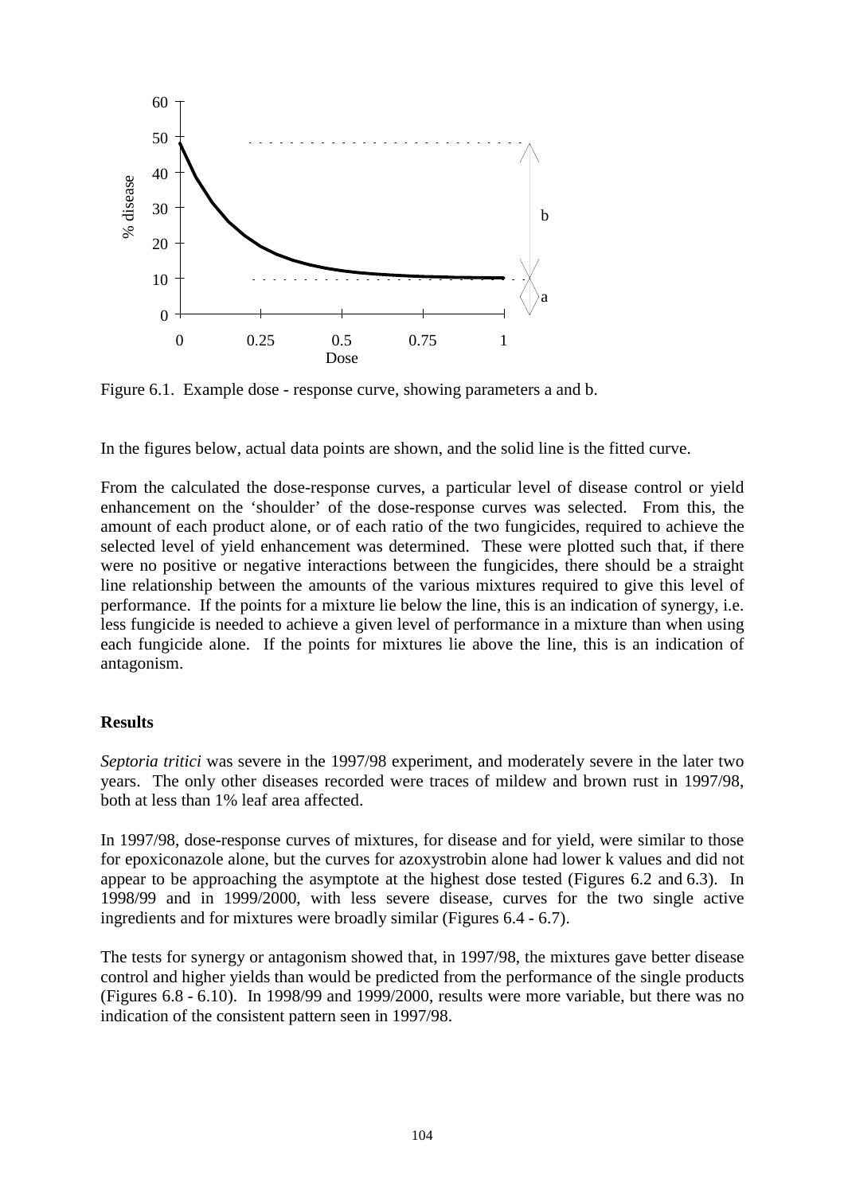Figure 6.1. Example dose - response curve, showing parameters a and b.

In the figures below, actual data points are shown, and the solid line is the fitted curve.

From the calculated the dose-response curves, a particular level of disease control or yield enhancement on the 'shoulder' of the dose-response curves was selected. From this, the amount of each product alone, or of each ratio of the two fungicides, required to achieve the selected level of yield enhancement was determined. These were plotted such that, if there were no positive or negative interactions between the fungicides, there should be a straight line relationship between the amounts of the various mixtures required to give this level of performance. If the points for a mixture lie below the line, this is an indication of synergy, i.e. less fungicide is needed to achieve a given level of performance in a mixture than when using each fungicide alone. If the points for mixtures lie above the line, this is an indication of antagonism.

## Results

*Septoria tritici* was severe in the 1997/98 experiment, and moderately severe in the later two years. The only other diseases recorded were traces of mildew and brown rust in 1997/98, both at less than 1% leaf area affected.

In 1997/98, dose-response curves of mixtures, for disease and for yield, were similar to those for epoxiconazole alone, but the curves for azoxystrobin alone had lower k values and did not appear to be approaching the asymptote at the highest dose tested (Figures 6.2 and 6.3). In 1998/99 and in 1999/2000, with less severe disease, curves for the two single active ingredients and for mixtures were broadly similar (Figures 6.4 - 6.7).

The tests for synergy or antagonism showed that, in 1997/98, the mixtures gave better disease control and higher yields than would be predicted from the performance of the single products (Figures 6.8 - 6.10). In 1998/99 and 1999/2000, results were more variable, but there was no indication of the consistent pattern seen in 1997/98.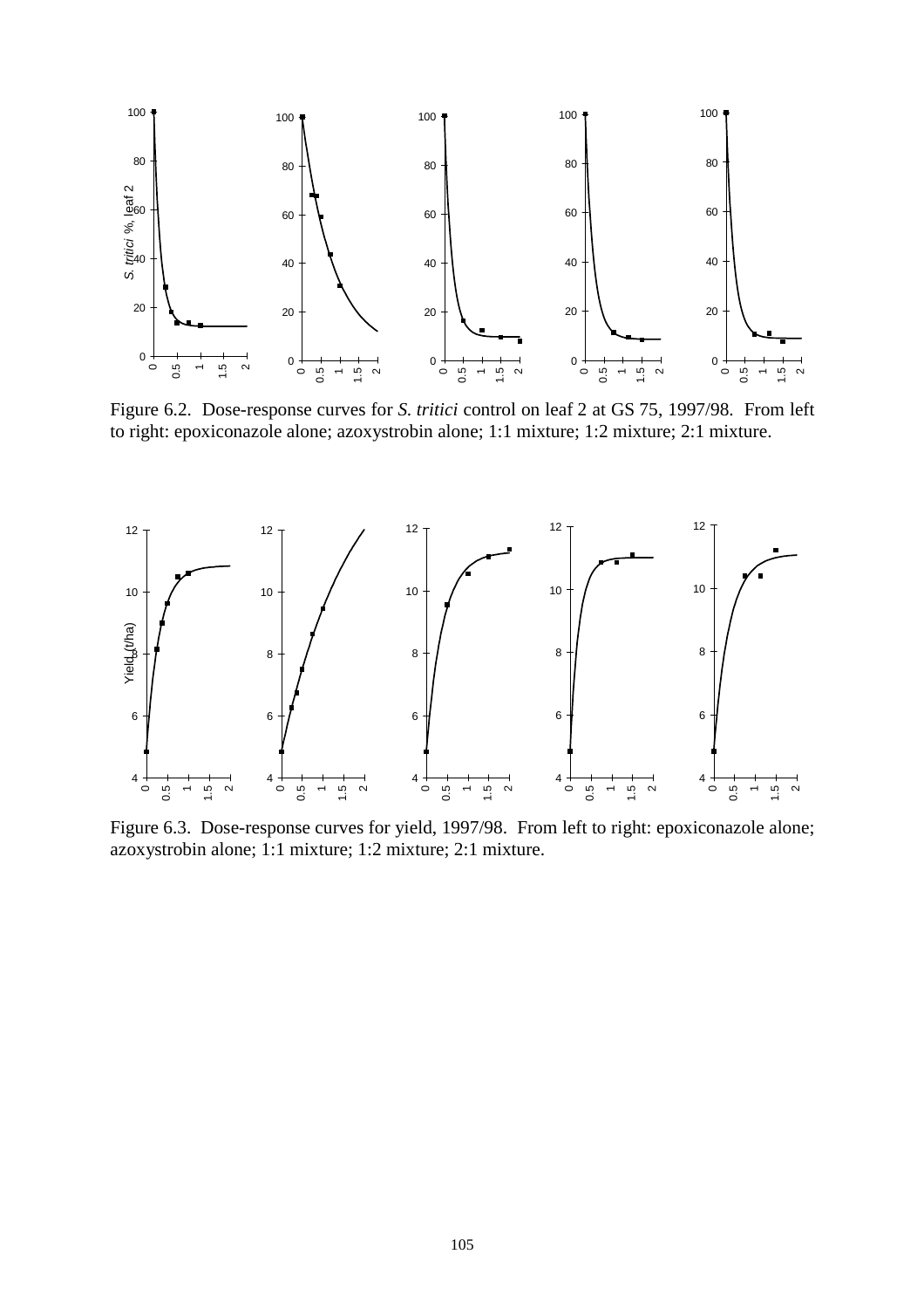Figure 6.2. Dose-response curves for *S. tritici* control on leaf 2 at GS 75, 1997/98. From left to right: epoxiconazole alone; azoxystrobin alone; 1:1 mixture; 1:2 mixture; 2:1 mixture.

Figure 6.3. Dose-response curves for yield, 1997/98. From left to right: epoxiconazole alone; azoxystrobin alone; 1:1 mixture; 1:2 mixture; 2:1 mixture.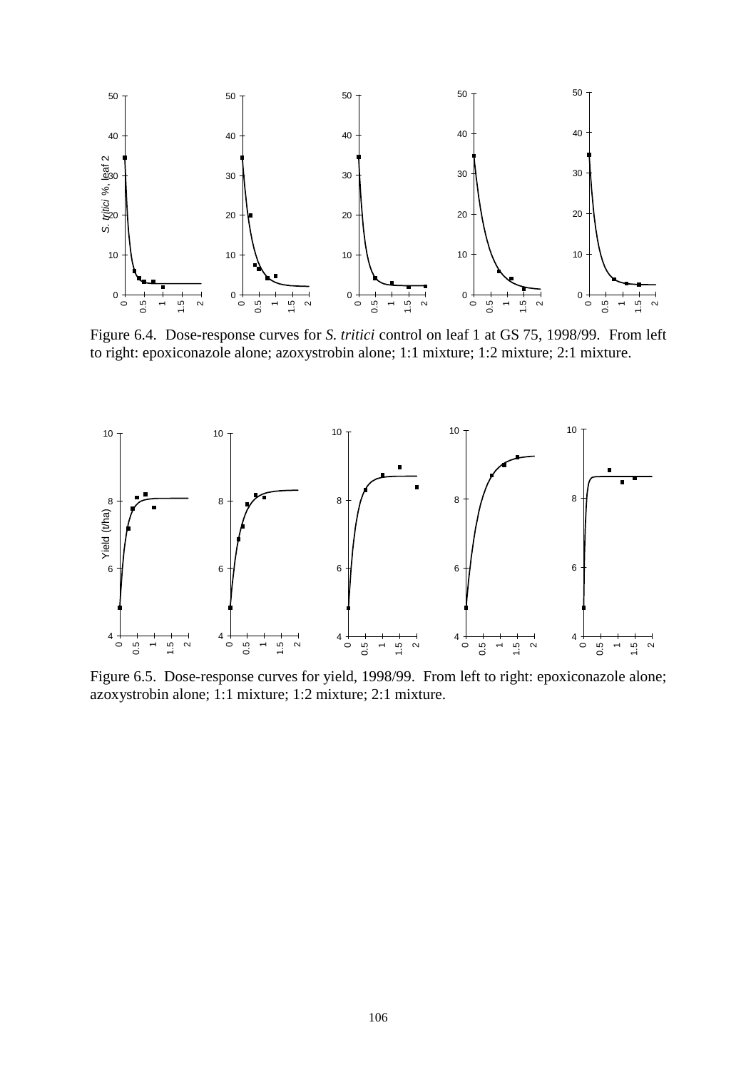Figure 6.4. Dose-response curves for *S. tritici* control on leaf 1 at GS 75, 1998/99. From left to right: epoxiconazole alone; azoxystrobin alone; 1:1 mixture; 1:2 mixture; 2:1 mixture.

Figure 6.5. Dose-response curves for yield, 1998/99. From left to right: epoxiconazole alone; azoxystrobin alone; 1:1 mixture; 1:2 mixture; 2:1 mixture.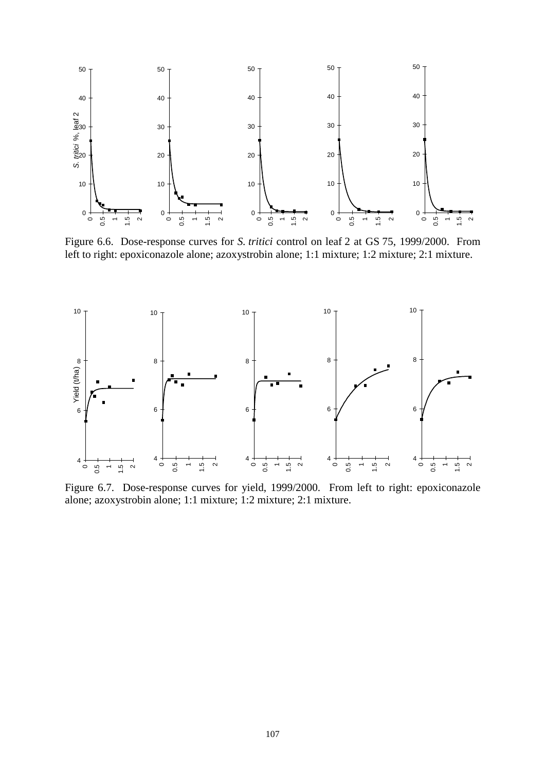Figure 6.6. Dose-response curves for *S. tritici* control on leaf 2 at GS 75, 1999/2000. From left to right: epoxiconazole alone; azoxystrobin alone; 1:1 mixture; 1:2 mixture; 2:1 mixture.

Figure 6.7. Dose-response curves for yield, 1999/2000. From left to right: epoxiconazole alone; azoxystrobin alone; 1:1 mixture; 1:2 mixture; 2:1 mixture.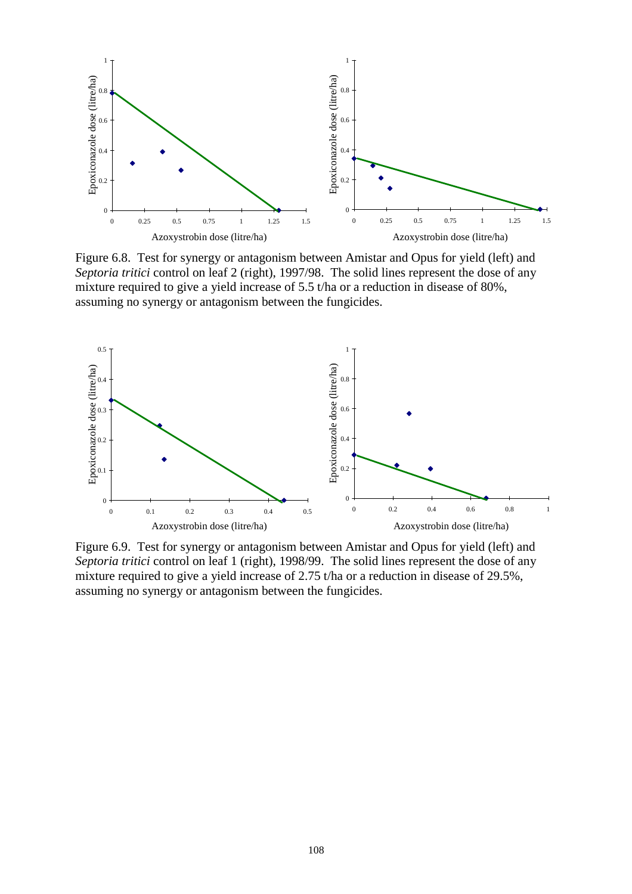Figure 6.8. Test for synergy or antagonism between Amistar and Opus for yield (left) and *Septoria tritici* control on leaf 2 (right), 1997/98. The solid lines represent the dose of any mixture required to give a yield increase of 5.5 t/ha or a reduction in disease of 80%, assuming no synergy or antagonism between the fungicides.

Figure 6.9. Test for synergy or antagonism between Amistar and Opus for yield (left) and *Septoria tritici* control on leaf 1 (right), 1998/99. The solid lines represent the dose of any mixture required to give a yield increase of 2.75 t/ha or a reduction in disease of 29.5%, assuming no synergy or antagonism between the fungicides.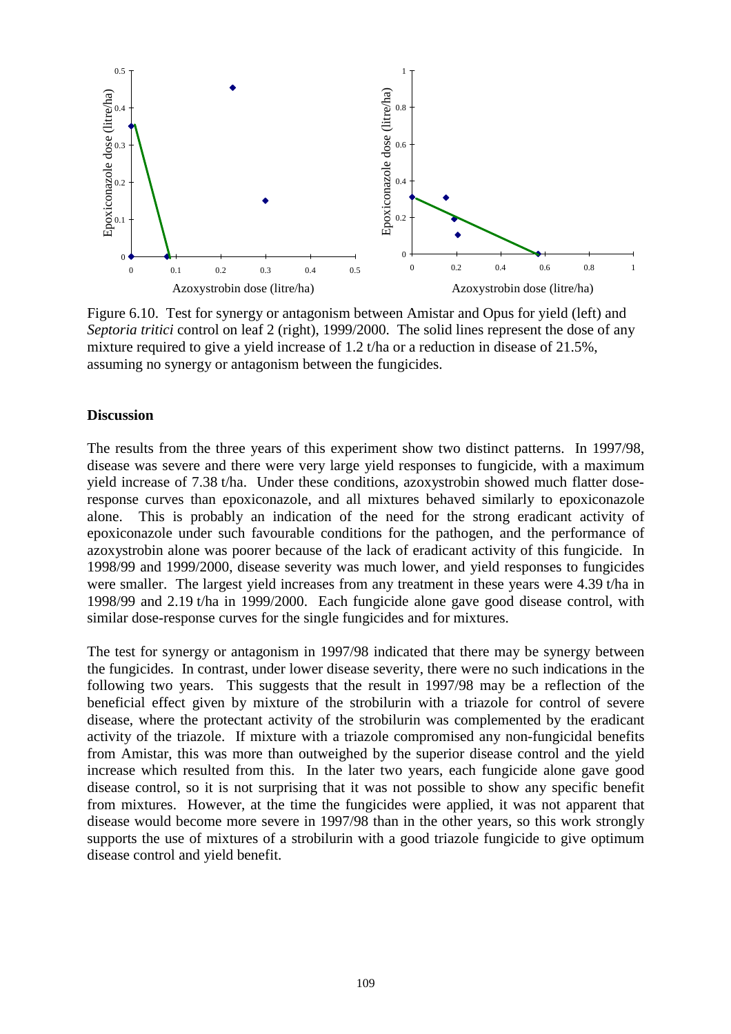Figure 6.10. Test for synergy or antagonism between Amistar and Opus for yield (left) and *Septoria tritici* control on leaf 2 (right), 1999/2000. The solid lines represent the dose of any mixture required to give a yield increase of 1.2 t/ha or a reduction in disease of 21.5%, assuming no synergy or antagonism between the fungicides.

**Discussion**

The results from the three years of this experiment show two distinct patterns. In 1997/98, disease was severe and there were very large yield responses to fungicide, with a maximum yield increase of 7.38 t/ha. Under these conditions, azoxystrobin showed much flatter dose-response curves than epoxiconazole, and all mixtures behaved similarly to epoxiconazole alone. This is probably an indication of the need for the strong eradicant activity of epoxiconazole under such favourable conditions for the pathogen, and the performance of azoxystrobin alone was poorer because of the lack of eradicant activity of this fungicide. In 1998/99 and 1999/2000, disease severity was much lower, and yield responses to fungicides were smaller. The largest yield increases from any treatment in these years were 4.39 t/ha in 1998/99 and 2.19 t/ha in 1999/2000. Each fungicide alone gave good disease control, with similar dose-response curves for the single fungicides and for mixtures.

The test for synergy or antagonism in 1997/98 indicated that there may be synergy between the fungicides. In contrast, under lower disease severity, there were no such indications in the following two years. This suggests that the result in 1997/98 may be a reflection of the beneficial effect given by mixture of the strobilurin with a triazole for control of severe disease, where the protectant activity of the strobilurin was complemented by the eradicant activity of the triazole. If mixture with a triazole compromised any non-fungicidal benefits from Amistar, this was more than outweighed by the superior disease control and the yield increase which resulted from this. In the later two years, each fungicide alone gave good disease control, so it is not surprising that it was not possible to show any specific benefit from mixtures. However, at the time the fungicides were applied, it was not apparent that disease would become more severe in 1997/98 than in the other years, so this work strongly supports the use of mixtures of a strobilurin with a good triazole fungicide to give optimum disease control and yield benefit.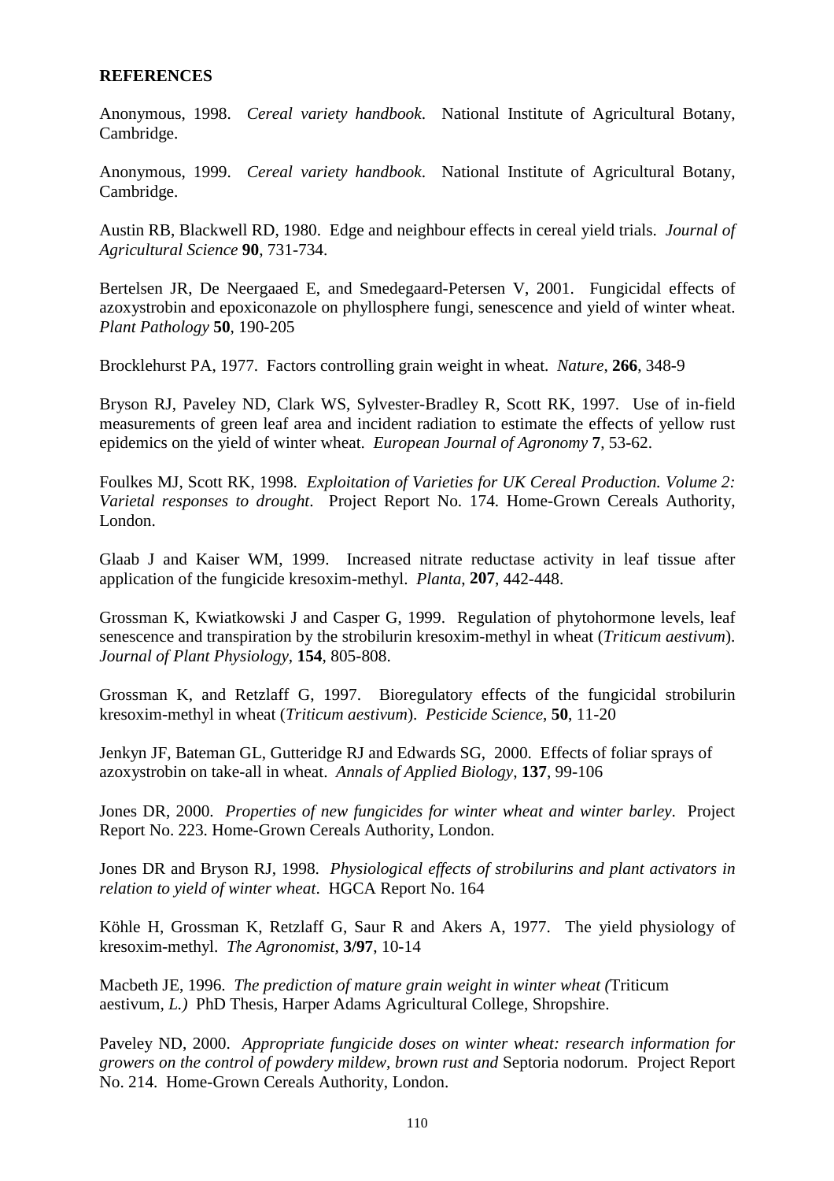## REFERENCES

Anonymous, 1998. *Cereal variety handbook*. National Institute of Agricultural Botany, Cambridge.

Anonymous, 1999. *Cereal variety handbook*. National Institute of Agricultural Botany, Cambridge.

Austin RB, Blackwell RD, 1980. Edge and neighbour effects in cereal yield trials. *Journal of Agricultural Science* **90**, 731-734.

Bertelsen JR, De Neergaaed E, and Smedegaard-Petersen V, 2001. Fungicidal effects of azoxystrobin and epoxiconazole on phyllosphere fungi, senescence and yield of winter wheat. *Plant Pathology* **50**, 190-205

Brocklehurst PA, 1977. Factors controlling grain weight in wheat. *Nature*, **266**, 348-9

Bryson RJ, Paveley ND, Clark WS, Sylvester-Bradley R, Scott RK, 1997. Use of in-field measurements of green leaf area and incident radiation to estimate the effects of yellow rust epidemics on the yield of winter wheat. *European Journal of Agronomy* **7**, 53-62.

Foulkes MJ, Scott RK, 1998. *Exploitation of Varieties for UK Cereal Production. Volume 2: Varietal responses to drought*. Project Report No. 174. Home-Grown Cereals Authority, London.

Glaab J and Kaiser WM, 1999. Increased nitrate reductase activity in leaf tissue after application of the fungicide kresoxim-methyl. *Planta*, **207**, 442-448.

Grossman K, Kwiatkowski J and Casper G, 1999. Regulation of phytohormone levels, leaf senescence and transpiration by the strobilurin kresoxim-methyl in wheat (*Triticum aestivum*). *Journal of Plant Physiology*, **154**, 805-808.

Grossman K, and Retzlaff G, 1997. Bioregulatory effects of the fungicidal strobilurin kresoxim-methyl in wheat (*Triticum aestivum*). *Pesticide Science*, **50**, 11-20

Jenkyn JF, Bateman GL, Gutteridge RJ and Edwards SG, 2000. Effects of foliar sprays of azoxystrobin on take-all in wheat. *Annals of Applied Biology*, **137**, 99-106

Jones DR, 2000. *Properties of new fungicides for winter wheat and winter barley*. Project Report No. 223. Home-Grown Cereals Authority, London.

Jones DR and Bryson RJ, 1998. *Physiological effects of strobilurins and plant activators in relation to yield of winter wheat*. HGCA Report No. 164

Köhle H, Grossman K, Retzlaff G, Saur R and Akers A, 1977. The yield physiology of kresoxim-methyl. *The Agronomist*, **3/97**, 10-14

Macbeth JE, 1996. *The prediction of mature grain weight in winter wheat (*Triticum aestivum*, L.)* PhD Thesis, Harper Adams Agricultural College, Shropshire.

Paveley ND, 2000. *Appropriate fungicide doses on winter wheat: research information for growers on the control of powdery mildew, brown rust and* Septoria nodorum. Project Report No. 214. Home-Grown Cereals Authority, London.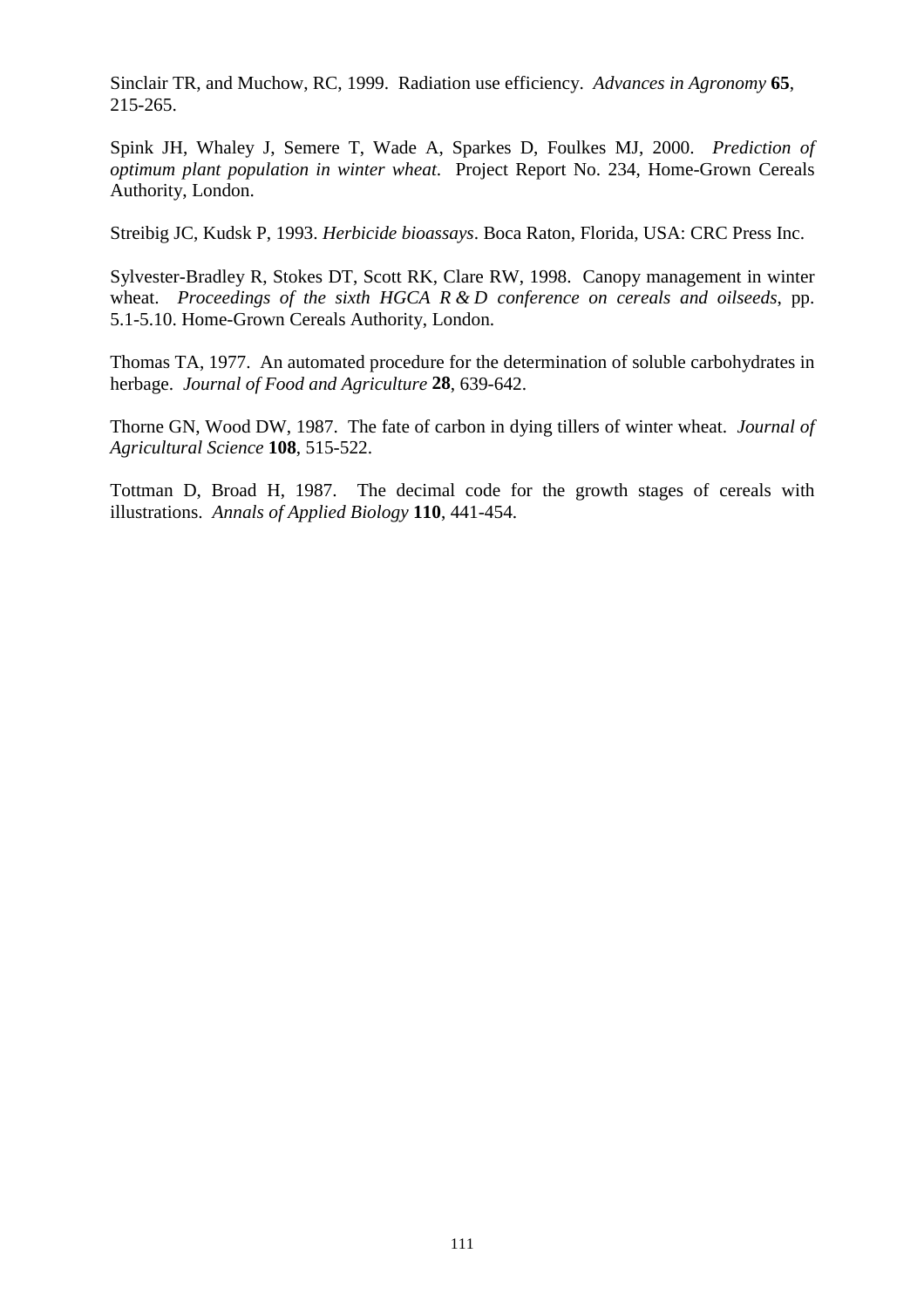Sinclair TR, and Muchow, RC, 1999. Radiation use efficiency. *Advances in Agronomy* **65**, 215-265.

Spink JH, Whaley J, Semere T, Wade A, Sparkes D, Foulkes MJ, 2000. *Prediction of optimum plant population in winter wheat*. Project Report No. 234, Home-Grown Cereals Authority, London.

Streibig JC, Kudsk P, 1993. *Herbicide bioassays*. Boca Raton, Florida, USA: CRC Press Inc.

Sylvester-Bradley R, Stokes DT, Scott RK, Clare RW, 1998. Canopy management in winter wheat. *Proceedings of the sixth HGCA R & D conference on cereals and oilseeds*, pp. 5.1-5.10. Home-Grown Cereals Authority, London.

Thomas TA, 1977. An automated procedure for the determination of soluble carbohydrates in herbage. *Journal of Food and Agriculture* **28**, 639-642.

Thorne GN, Wood DW, 1987. The fate of carbon in dying tillers of winter wheat. *Journal of Agricultural Science* **108**, 515-522.

Tottman D, Broad H, 1987. The decimal code for the growth stages of cereals with illustrations. *Annals of Applied Biology* **110**, 441-454.